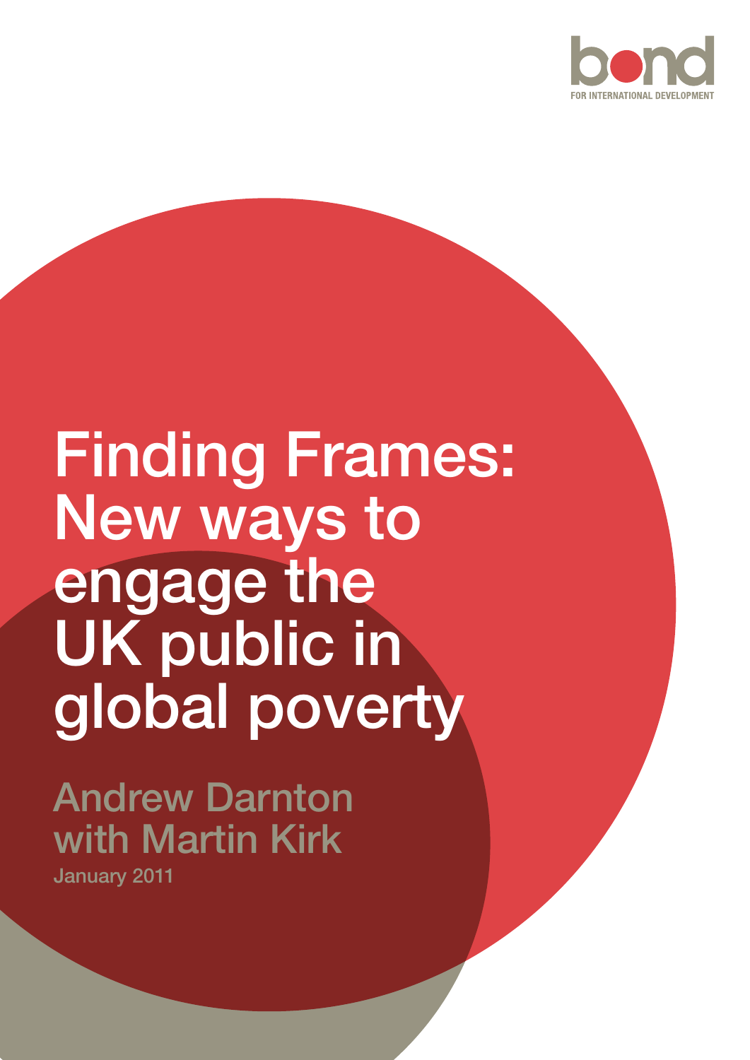bond

FOR INTERNATIONAL DEVELOPMENT

# Finding Frames: New ways to engage the UK public in global poverty

## Andrew Darnton with Martin Kirk

January 2011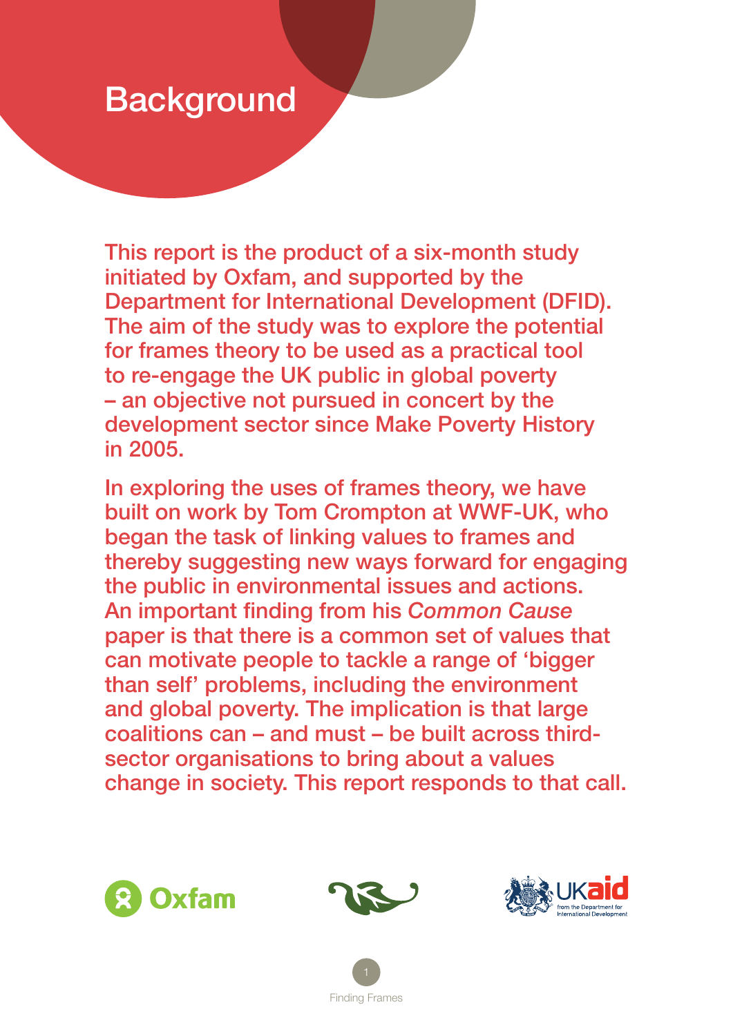# Background

This report is the product of a six-month study initiated by Oxfam, and supported by the Department for International Development (DFID). The aim of the study was to explore the potential for frames theory to be used as a practical tool to re-engage the UK public in global poverty – an objective not pursued in concert by the development sector since Make Poverty History in 2005.

In exploring the uses of frames theory, we have built on work by Tom Crompton at WWF-UK, who began the task of linking values to frames and thereby suggesting new ways forward for engaging the public in environmental issues and actions. An important finding from his *Common Cause* paper is that there is a common set of values that can motivate people to tackle a range of 'bigger than self' problems, including the environment and global poverty. The implication is that large coalitions can – and must – be built across third-sector organisations to bring about a values change in society. This report responds to that call.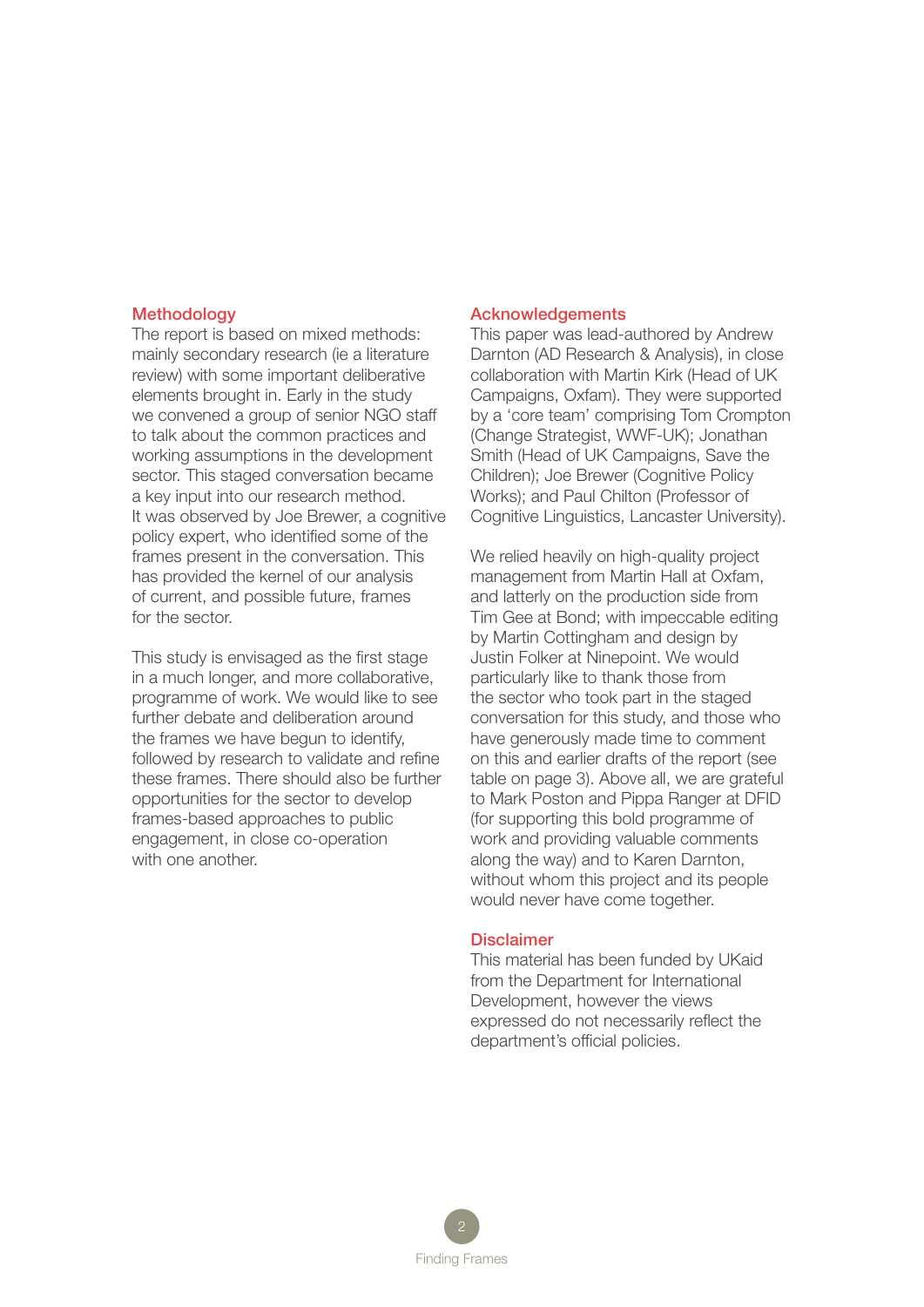## Methodology

The report is based on mixed methods: mainly secondary research (ie a literature review) with some important deliberative elements brought in. Early in the study we convened a group of senior NGO staff to talk about the common practices and working assumptions in the development sector. This staged conversation became a key input into our research method. It was observed by Joe Brewer, a cognitive policy expert, who identified some of the frames present in the conversation. This has provided the kernel of our analysis of current, and possible future, frames for the sector.

This study is envisaged as the first stage in a much longer, and more collaborative, programme of work. We would like to see further debate and deliberation around the frames we have begun to identify, followed by research to validate and refine these frames. There should also be further opportunities for the sector to develop frames-based approaches to public engagement, in close co-operation with one another.

## Acknowledgements

This paper was lead-authored by Andrew Darnton (AD Research & Analysis), in close collaboration with Martin Kirk (Head of UK Campaigns, Oxfam). They were supported by a 'core team' comprising Tom Crompton (Change Strategist, WWF-UK); Jonathan Smith (Head of UK Campaigns, Save the Children); Joe Brewer (Cognitive Policy Works); and Paul Chilton (Professor of Cognitive Linguistics, Lancaster University).

We relied heavily on high-quality project management from Martin Hall at Oxfam, and latterly on the production side from Tim Gee at Bond; with impeccable editing by Martin Cottingham and design by Justin Folker at Ninepoint. We would particularly like to thank those from the sector who took part in the staged conversation for this study, and those who have generously made time to comment on this and earlier drafts of the report (see table on page 3). Above all, we are grateful to Mark Poston and Pippa Ranger at DFID (for supporting this bold programme of work and providing valuable comments along the way) and to Karen Darnton, without whom this project and its people would never have come together.

## Disclaimer

This material has been funded by UKaid from the Department for International Development, however the views expressed do not necessarily reflect the department's official policies.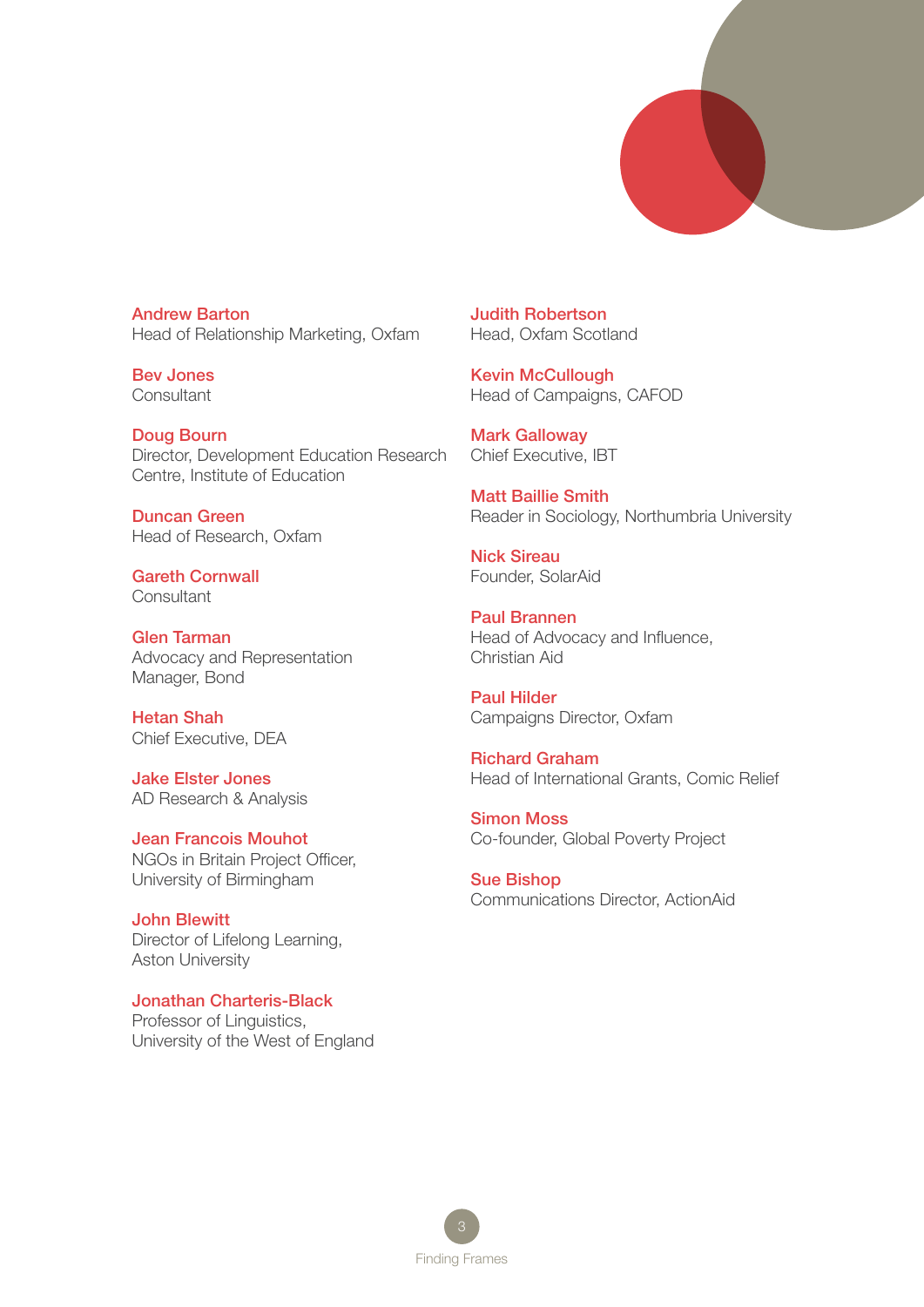**Andrew Barton**
Head of Relationship Marketing, Oxfam

**Bev Jones**
Consultant

**Doug Bourn**
Director, Development Education Research Centre, Institute of Education

**Duncan Green**
Head of Research, Oxfam

**Gareth Cornwall**
Consultant

**Glen Tarman**
Advocacy and Representation Manager, Bond

**Hetan Shah**
Chief Executive, DEA

**Jake Elster Jones**
AD Research & Analysis

**Jean Francois Mouhot**
NGOs in Britain Project Officer, University of Birmingham

**John Blewitt**
Director of Lifelong Learning, Aston University

**Jonathan Charteris-Black**
Professor of Linguistics, University of the West of England

**Judith Robertson**
Head, Oxfam Scotland

**Kevin McCullough**
Head of Campaigns, CAFOD

**Mark Galloway**
Chief Executive, IBT

**Matt Baillie Smith**
Reader in Sociology, Northumbria University

**Nick Sireau**
Founder, SolarAid

**Paul Brannen**
Head of Advocacy and Influence, Christian Aid

**Paul Hilder**
Campaigns Director, Oxfam

**Richard Graham**
Head of International Grants, Comic Relief

**Simon Moss**
Co-founder, Global Poverty Project

**Sue Bishop**
Communications Director, ActionAid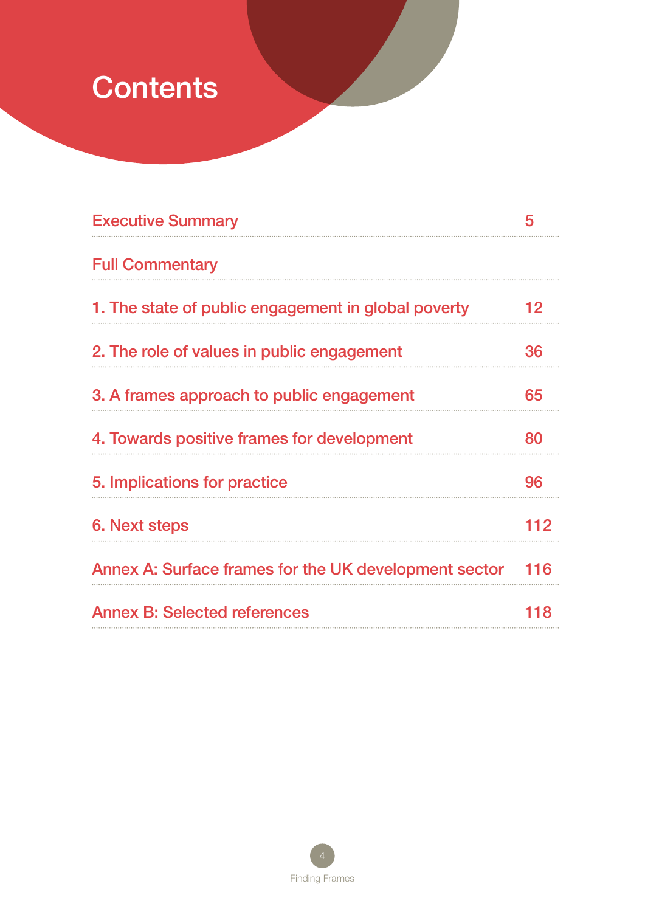# Contents

| | |
|---|---|
| Executive Summary | 5 |
| Full Commentary | |
| 1. The state of public engagement in global poverty | 12 |
| 2. The role of values in public engagement | 36 |
| 3. A frames approach to public engagement | 65 |
| 4. Towards positive frames for development | 80 |
| 5. Implications for practice | 96 |
| 6. Next steps | 112 |
| Annex A: Surface frames for the UK development sector | 116 |
| Annex B: Selected references | 118 |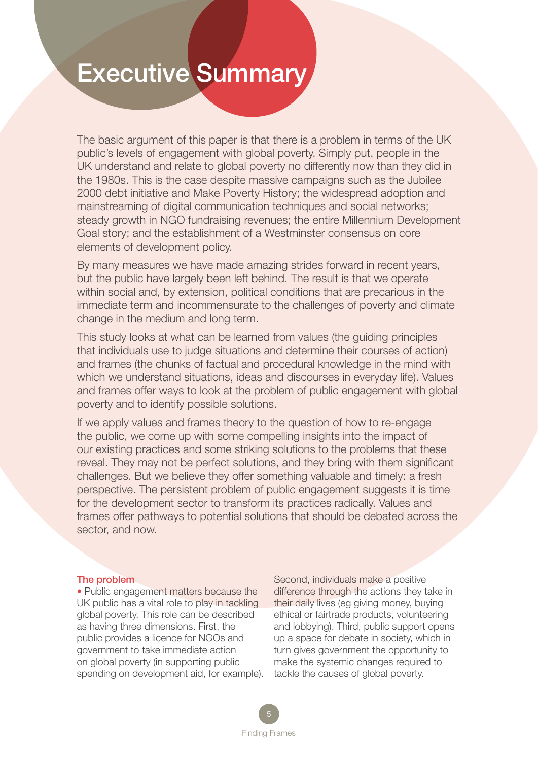# Executive Summary

The basic argument of this paper is that there is a problem in terms of the UK public's levels of engagement with global poverty. Simply put, people in the UK understand and relate to global poverty no differently now than they did in the 1980s. This is the case despite massive campaigns such as the Jubilee 2000 debt initiative and Make Poverty History; the widespread adoption and mainstreaming of digital communication techniques and social networks; steady growth in NGO fundraising revenues; the entire Millennium Development Goal story; and the establishment of a Westminster consensus on core elements of development policy.

By many measures we have made amazing strides forward in recent years, but the public have largely been left behind. The result is that we operate within social and, by extension, political conditions that are precarious in the immediate term and incommensurate to the challenges of poverty and climate change in the medium and long term.

This study looks at what can be learned from values (the guiding principles that individuals use to judge situations and determine their courses of action) and frames (the chunks of factual and procedural knowledge in the mind with which we understand situations, ideas and discourses in everyday life). Values and frames offer ways to look at the problem of public engagement with global poverty and to identify possible solutions.

If we apply values and frames theory to the question of how to re-engage the public, we come up with some compelling insights into the impact of our existing practices and some striking solutions to the problems that these reveal. They may not be perfect solutions, and they bring with them significant challenges. But we believe they offer something valuable and timely: a fresh perspective. The persistent problem of public engagement suggests it is time for the development sector to transform its practices radically. Values and frames offer pathways to potential solutions that should be debated across the sector, and now.

### The problem

- Public engagement matters because the UK public has a vital role to play in tackling global poverty. This role can be described as having three dimensions. First, the public provides a licence for NGOs and government to take immediate action on global poverty (in supporting public spending on development aid, for example). Second, individuals make a positive difference through the actions they take in their daily lives (eg giving money, buying ethical or fairtrade products, volunteering and lobbying). Third, public support opens up a space for debate in society, which in turn gives government the opportunity to make the systemic changes required to tackle the causes of global poverty.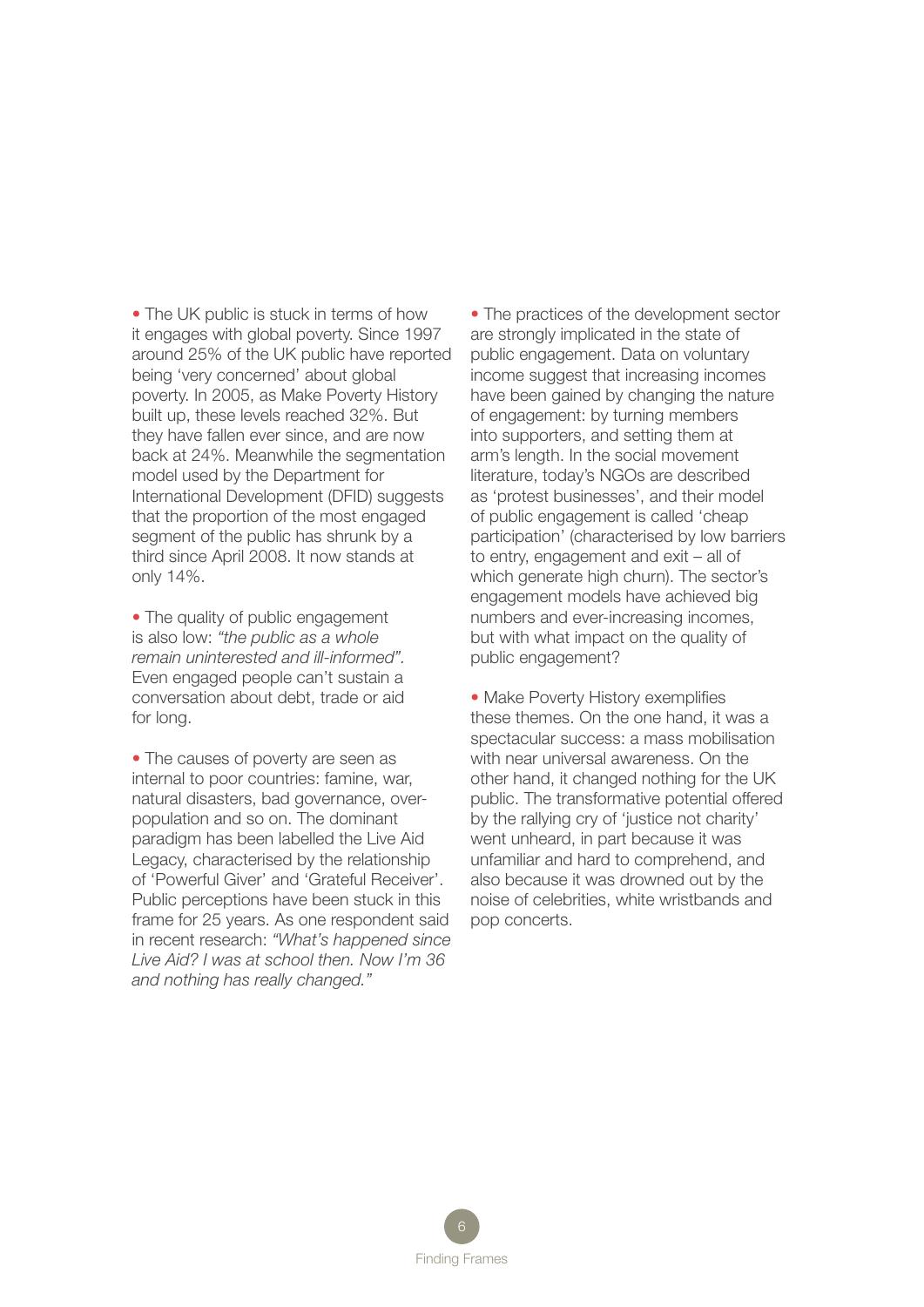- The UK public is stuck in terms of how it engages with global poverty. Since 1997 around 25% of the UK public have reported being 'very concerned' about global poverty. In 2005, as Make Poverty History built up, these levels reached 32%. But they have fallen ever since, and are now back at 24%. Meanwhile the segmentation model used by the Department for International Development (DFID) suggests that the proportion of the most engaged segment of the public has shrunk by a third since April 2008. It now stands at only 14%.

- The quality of public engagement is also low: *"the public as a whole remain uninterested and ill-informed".* Even engaged people can't sustain a conversation about debt, trade or aid for long.

- The causes of poverty are seen as internal to poor countries: famine, war, natural disasters, bad governance, over-population and so on. The dominant paradigm has been labelled the Live Aid Legacy, characterised by the relationship of 'Powerful Giver' and 'Grateful Receiver'. Public perceptions have been stuck in this frame for 25 years. As one respondent said in recent research: *"What's happened since Live Aid? I was at school then. Now I'm 36 and nothing has really changed."*

- The practices of the development sector are strongly implicated in the state of public engagement. Data on voluntary income suggest that increasing incomes have been gained by changing the nature of engagement: by turning members into supporters, and setting them at arm's length. In the social movement literature, today's NGOs are described as 'protest businesses', and their model of public engagement is called 'cheap participation' (characterised by low barriers to entry, engagement and exit – all of which generate high churn). The sector's engagement models have achieved big numbers and ever-increasing incomes, but with what impact on the quality of public engagement?

- Make Poverty History exemplifies these themes. On the one hand, it was a spectacular success: a mass mobilisation with near universal awareness. On the other hand, it changed nothing for the UK public. The transformative potential offered by the rallying cry of 'justice not charity' went unheard, in part because it was unfamiliar and hard to comprehend, and also because it was drowned out by the noise of celebrities, white wristbands and pop concerts.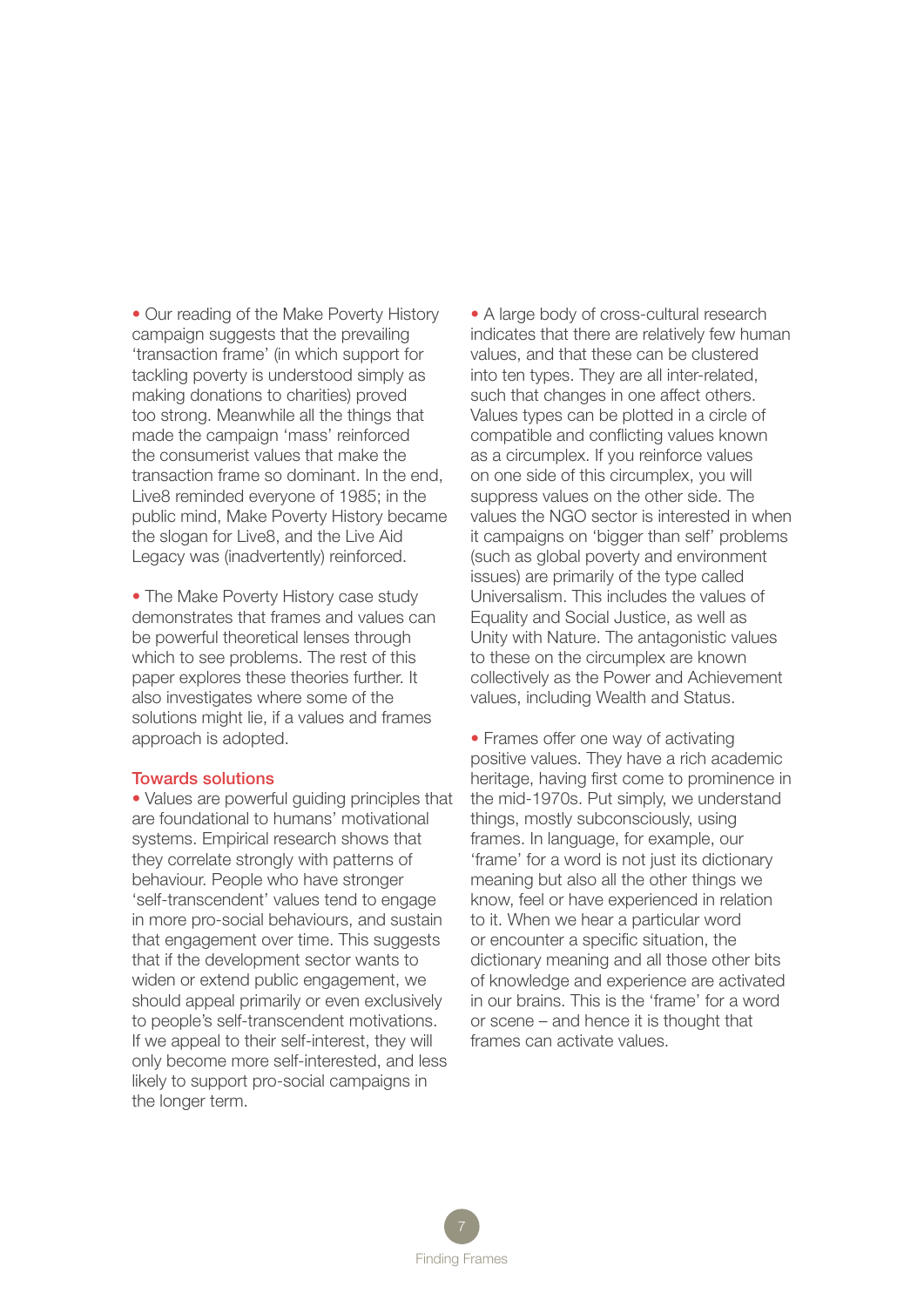- Our reading of the Make Poverty History campaign suggests that the prevailing 'transaction frame' (in which support for tackling poverty is understood simply as making donations to charities) proved too strong. Meanwhile all the things that made the campaign 'mass' reinforced the consumerist values that make the transaction frame so dominant. In the end, Live8 reminded everyone of 1985; in the public mind, Make Poverty History became the slogan for Live8, and the Live Aid Legacy was (inadvertently) reinforced.

- The Make Poverty History case study demonstrates that frames and values can be powerful theoretical lenses through which to see problems. The rest of this paper explores these theories further. It also investigates where some of the solutions might lie, if a values and frames approach is adopted.

## Towards solutions

- Values are powerful guiding principles that are foundational to humans' motivational systems. Empirical research shows that they correlate strongly with patterns of behaviour. People who have stronger 'self-transcendent' values tend to engage in more pro-social behaviours, and sustain that engagement over time. This suggests that if the development sector wants to widen or extend public engagement, we should appeal primarily or even exclusively to people's self-transcendent motivations. If we appeal to their self-interest, they will only become more self-interested, and less likely to support pro-social campaigns in the longer term.

- A large body of cross-cultural research indicates that there are relatively few human values, and that these can be clustered into ten types. They are all inter-related, such that changes in one affect others. Values types can be plotted in a circle of compatible and conflicting values known as a circumplex. If you reinforce values on one side of this circumplex, you will suppress values on the other side. The values the NGO sector is interested in when it campaigns on 'bigger than self' problems (such as global poverty and environment issues) are primarily of the type called Universalism. This includes the values of Equality and Social Justice, as well as Unity with Nature. The antagonistic values to these on the circumplex are known collectively as the Power and Achievement values, including Wealth and Status.

- Frames offer one way of activating positive values. They have a rich academic heritage, having first come to prominence in the mid-1970s. Put simply, we understand things, mostly subconsciously, using frames. In language, for example, our 'frame' for a word is not just its dictionary meaning but also all the other things we know, feel or have experienced in relation to it. When we hear a particular word or encounter a specific situation, the dictionary meaning and all those other bits of knowledge and experience are activated in our brains. This is the 'frame' for a word or scene – and hence it is thought that frames can activate values.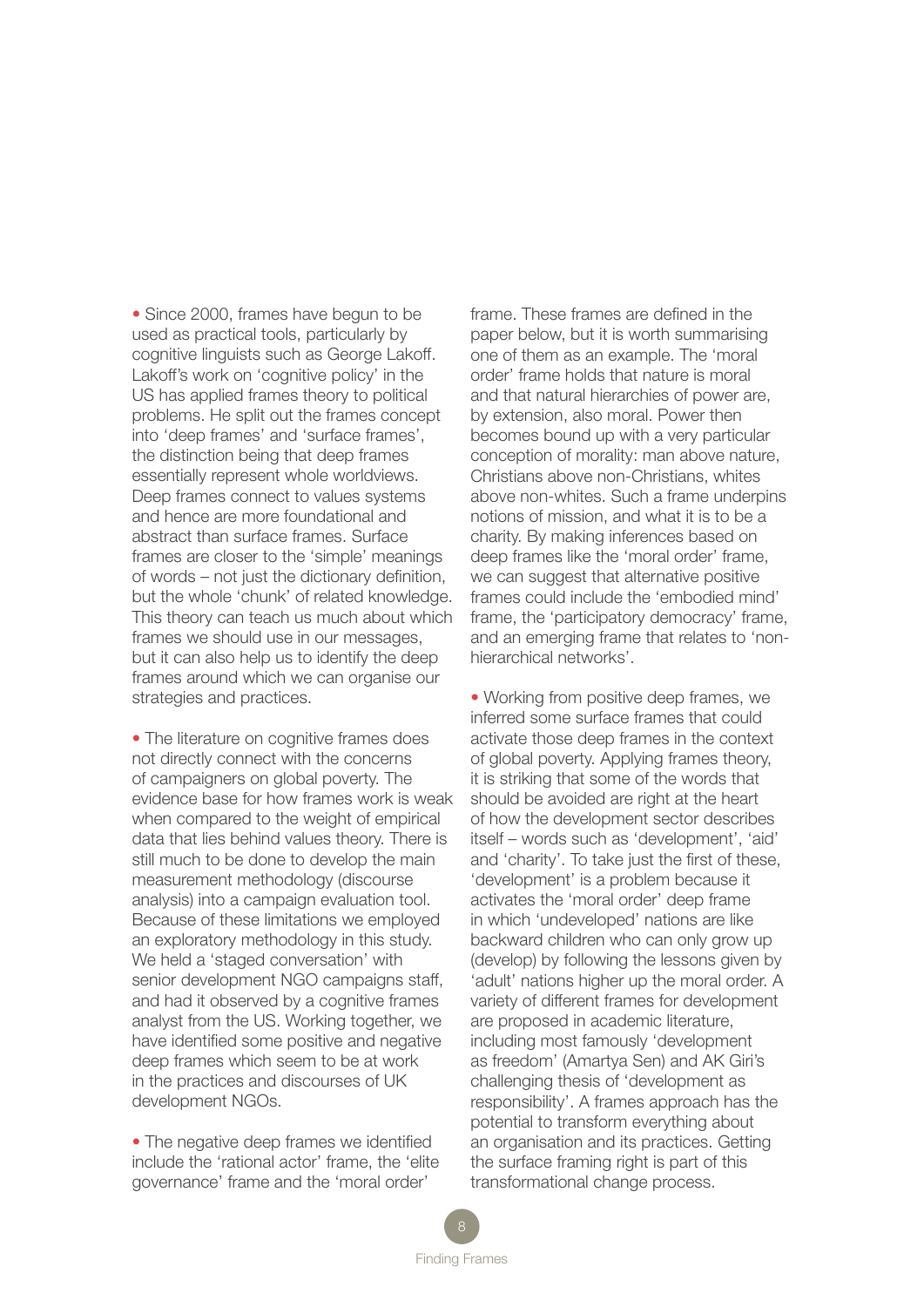- Since 2000, frames have begun to be used as practical tools, particularly by cognitive linguists such as George Lakoff. Lakoff's work on 'cognitive policy' in the US has applied frames theory to political problems. He split out the frames concept into 'deep frames' and 'surface frames', the distinction being that deep frames essentially represent whole worldviews. Deep frames connect to values systems and hence are more foundational and abstract than surface frames. Surface frames are closer to the 'simple' meanings of words – not just the dictionary definition, but the whole 'chunk' of related knowledge. This theory can teach us much about which frames we should use in our messages, but it can also help us to identify the deep frames around which we can organise our strategies and practices.

- The literature on cognitive frames does not directly connect with the concerns of campaigners on global poverty. The evidence base for how frames work is weak when compared to the weight of empirical data that lies behind values theory. There is still much to be done to develop the main measurement methodology (discourse analysis) into a campaign evaluation tool. Because of these limitations we employed an exploratory methodology in this study. We held a 'staged conversation' with senior development NGO campaigns staff, and had it observed by a cognitive frames analyst from the US. Working together, we have identified some positive and negative deep frames which seem to be at work in the practices and discourses of UK development NGOs.

- The negative deep frames we identified include the 'rational actor' frame, the 'elite governance' frame and the 'moral order' frame. These frames are defined in the paper below, but it is worth summarising one of them as an example. The 'moral order' frame holds that nature is moral and that natural hierarchies of power are, by extension, also moral. Power then becomes bound up with a very particular conception of morality: man above nature, Christians above non-Christians, whites above non-whites. Such a frame underpins notions of mission, and what it is to be a charity. By making inferences based on deep frames like the 'moral order' frame, we can suggest that alternative positive frames could include the 'embodied mind' frame, the 'participatory democracy' frame, and an emerging frame that relates to 'non-hierarchical networks'.

- Working from positive deep frames, we inferred some surface frames that could activate those deep frames in the context of global poverty. Applying frames theory, it is striking that some of the words that should be avoided are right at the heart of how the development sector describes itself – words such as 'development', 'aid' and 'charity'. To take just the first of these, 'development' is a problem because it activates the 'moral order' deep frame in which 'undeveloped' nations are like backward children who can only grow up (develop) by following the lessons given by 'adult' nations higher up the moral order. A variety of different frames for development are proposed in academic literature, including most famously 'development as freedom' (Amartya Sen) and AK Giri's challenging thesis of 'development as responsibility'. A frames approach has the potential to transform everything about an organisation and its practices. Getting the surface framing right is part of this transformational change process.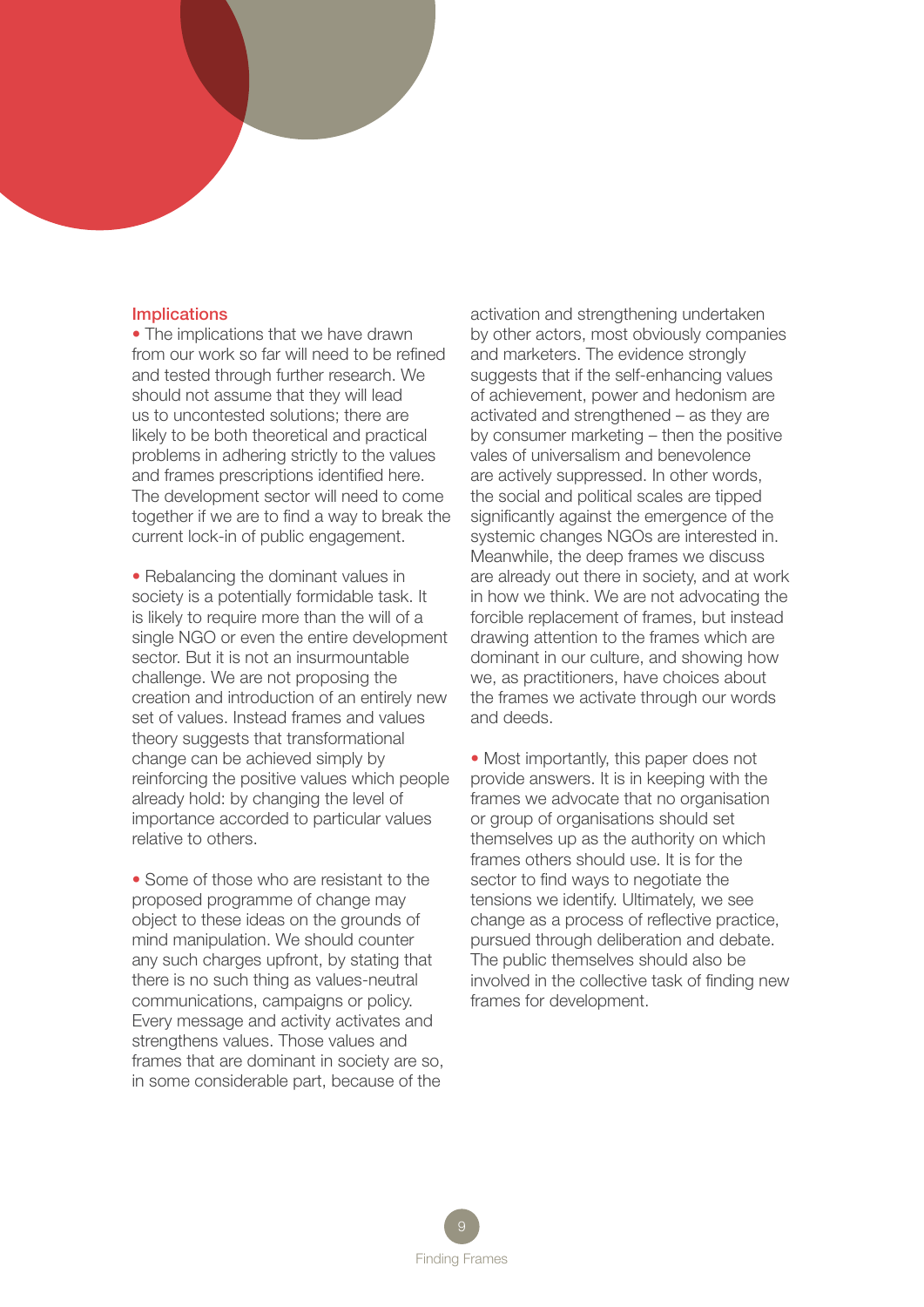## Implications

- The implications that we have drawn from our work so far will need to be refined and tested through further research. We should not assume that they will lead us to uncontested solutions; there are likely to be both theoretical and practical problems in adhering strictly to the values and frames prescriptions identified here. The development sector will need to come together if we are to find a way to break the current lock-in of public engagement.

- Rebalancing the dominant values in society is a potentially formidable task. It is likely to require more than the will of a single NGO or even the entire development sector. But it is not an insurmountable challenge. We are not proposing the creation and introduction of an entirely new set of values. Instead frames and values theory suggests that transformational change can be achieved simply by reinforcing the positive values which people already hold: by changing the level of importance accorded to particular values relative to others.

- Some of those who are resistant to the proposed programme of change may object to these ideas on the grounds of mind manipulation. We should counter any such charges upfront, by stating that there is no such thing as values-neutral communications, campaigns or policy. Every message and activity activates and strengthens values. Those values and frames that are dominant in society are so, in some considerable part, because of the activation and strengthening undertaken by other actors, most obviously companies and marketers. The evidence strongly suggests that if the self-enhancing values of achievement, power and hedonism are activated and strengthened – as they are by consumer marketing – then the positive vales of universalism and benevolence are actively suppressed. In other words, the social and political scales are tipped significantly against the emergence of the systemic changes NGOs are interested in. Meanwhile, the deep frames we discuss are already out there in society, and at work in how we think. We are not advocating the forcible replacement of frames, but instead drawing attention to the frames which are dominant in our culture, and showing how we, as practitioners, have choices about the frames we activate through our words and deeds.

- Most importantly, this paper does not provide answers. It is in keeping with the frames we advocate that no organisation or group of organisations should set themselves up as the authority on which frames others should use. It is for the sector to find ways to negotiate the tensions we identify. Ultimately, we see change as a process of reflective practice, pursued through deliberation and debate. The public themselves should also be involved in the collective task of finding new frames for development.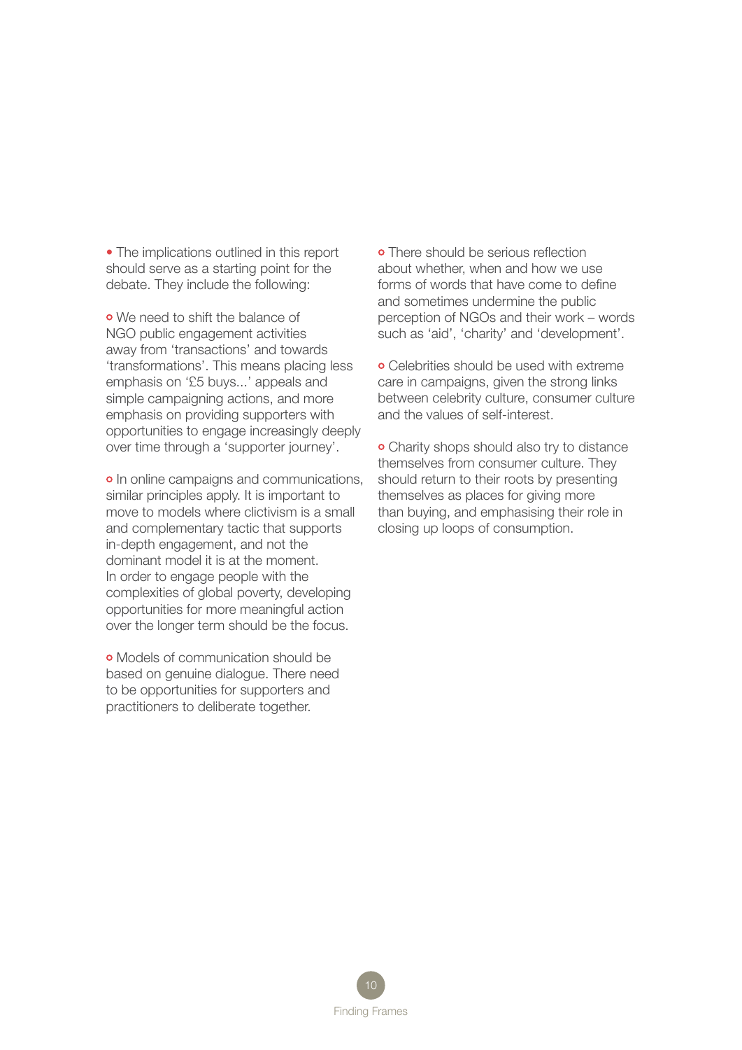- The implications outlined in this report should serve as a starting point for the debate. They include the following:

  - We need to shift the balance of NGO public engagement activities away from 'transactions' and towards 'transformations'. This means placing less emphasis on '£5 buys...' appeals and simple campaigning actions, and more emphasis on providing supporters with opportunities to engage increasingly deeply over time through a 'supporter journey'.

  - In online campaigns and communications, similar principles apply. It is important to move to models where clictivism is a small and complementary tactic that supports in-depth engagement, and not the dominant model it is at the moment. In order to engage people with the complexities of global poverty, developing opportunities for more meaningful action over the longer term should be the focus.

  - Models of communication should be based on genuine dialogue. There need to be opportunities for supporters and practitioners to deliberate together.

  - There should be serious reflection about whether, when and how we use forms of words that have come to define and sometimes undermine the public perception of NGOs and their work – words such as 'aid', 'charity' and 'development'.

  - Celebrities should be used with extreme care in campaigns, given the strong links between celebrity culture, consumer culture and the values of self-interest.

  - Charity shops should also try to distance themselves from consumer culture. They should return to their roots by presenting themselves as places for giving more than buying, and emphasising their role in closing up loops of consumption.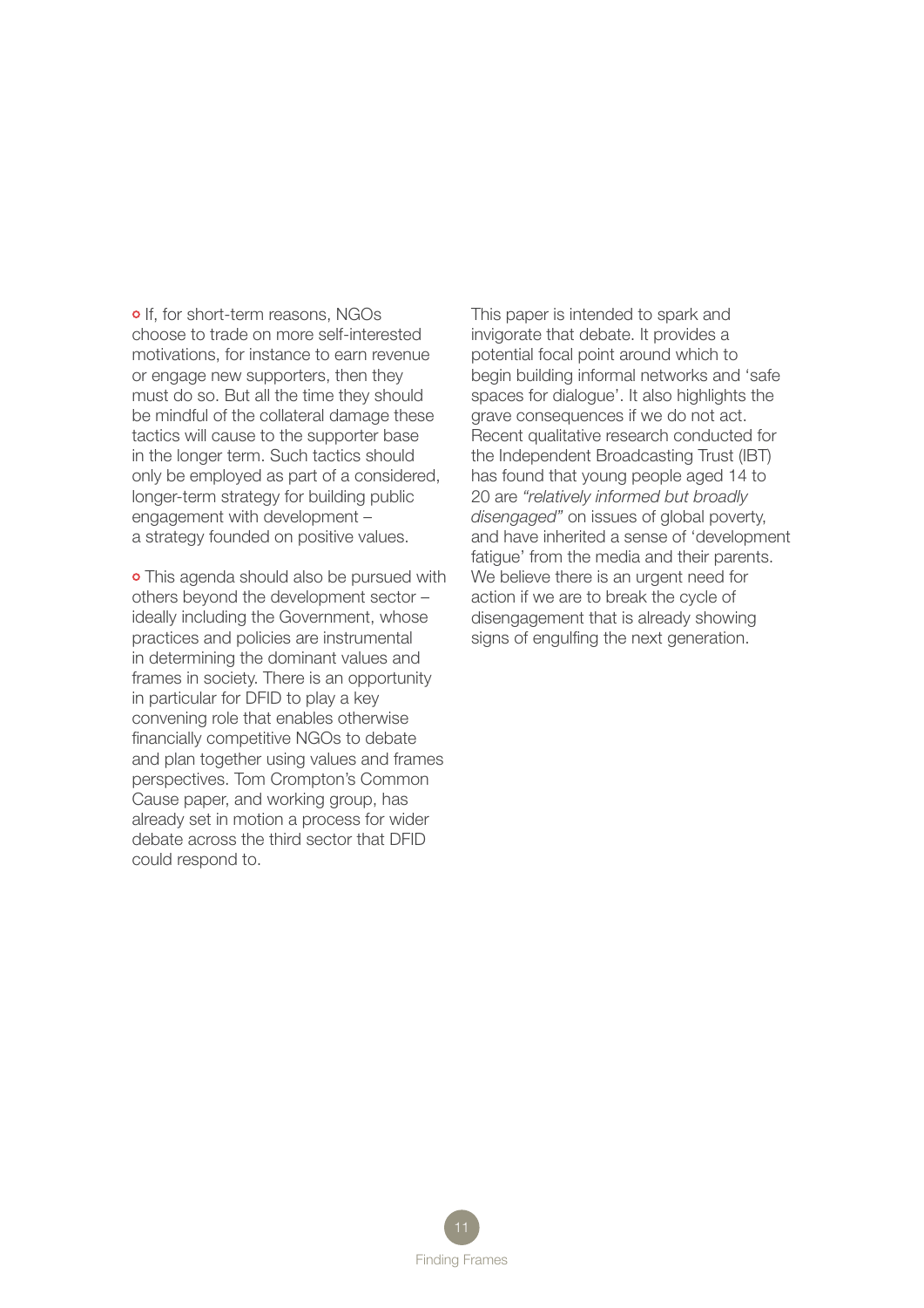- If, for short-term reasons, NGOs choose to trade on more self-interested motivations, for instance to earn revenue or engage new supporters, then they must do so. But all the time they should be mindful of the collateral damage these tactics will cause to the supporter base in the longer term. Such tactics should only be employed as part of a considered, longer-term strategy for building public engagement with development – a strategy founded on positive values.

- This agenda should also be pursued with others beyond the development sector – ideally including the Government, whose practices and policies are instrumental in determining the dominant values and frames in society. There is an opportunity in particular for DFID to play a key convening role that enables otherwise financially competitive NGOs to debate and plan together using values and frames perspectives. Tom Crompton's Common Cause paper, and working group, has already set in motion a process for wider debate across the third sector that DFID could respond to.

This paper is intended to spark and invigorate that debate. It provides a potential focal point around which to begin building informal networks and 'safe spaces for dialogue'. It also highlights the grave consequences if we do not act. Recent qualitative research conducted for the Independent Broadcasting Trust (IBT) has found that young people aged 14 to 20 are *"relatively informed but broadly disengaged"* on issues of global poverty, and have inherited a sense of 'development fatigue' from the media and their parents. We believe there is an urgent need for action if we are to break the cycle of disengagement that is already showing signs of engulfing the next generation.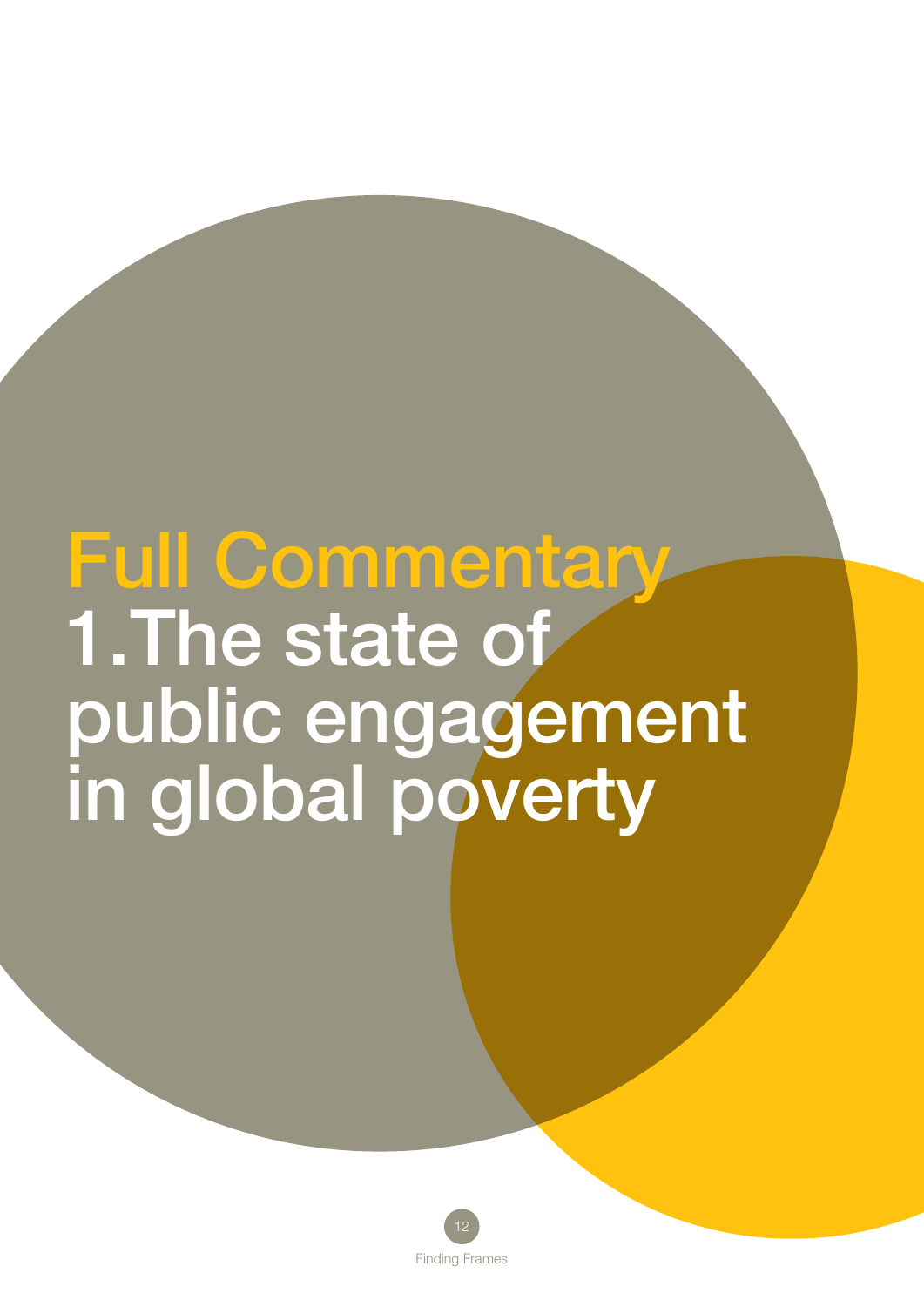# Full Commentary

# 1.The state of public engagement in global poverty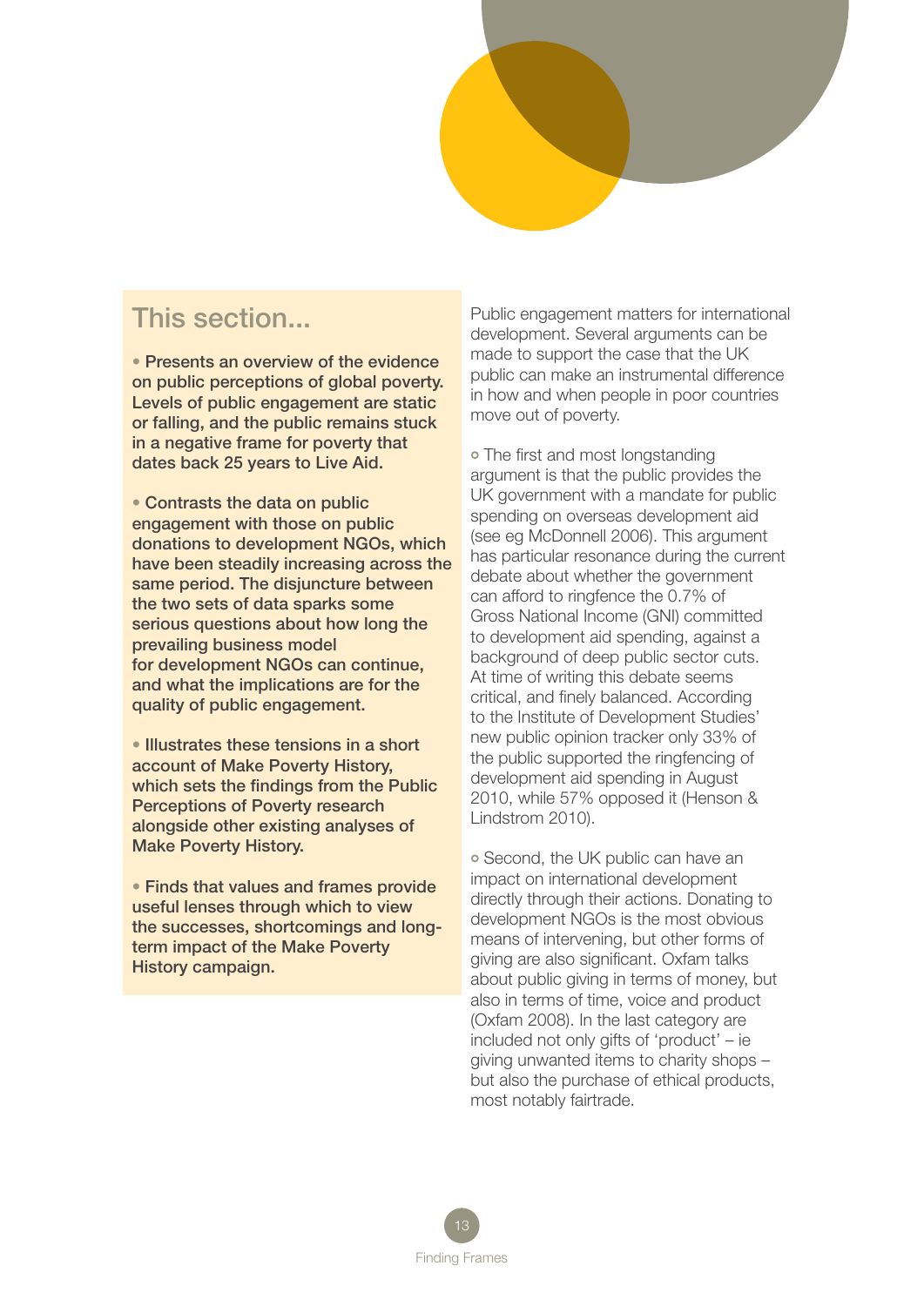## This section...

- **Presents an overview of the evidence on public perceptions of global poverty. Levels of public engagement are static or falling, and the public remains stuck in a negative frame for poverty that dates back 25 years to Live Aid.**

- **Contrasts the data on public engagement with those on public donations to development NGOs, which have been steadily increasing across the same period. The disjuncture between the two sets of data sparks some serious questions about how long the prevailing business model for development NGOs can continue, and what the implications are for the quality of public engagement.**

- **Illustrates these tensions in a short account of Make Poverty History, which sets the findings from the Public Perceptions of Poverty research alongside other existing analyses of Make Poverty History.**

- **Finds that values and frames provide useful lenses through which to view the successes, shortcomings and long-term impact of the Make Poverty History campaign.**

Public engagement matters for international development. Several arguments can be made to support the case that the UK public can make an instrumental difference in how and when people in poor countries move out of poverty.

- The first and most longstanding argument is that the public provides the UK government with a mandate for public spending on overseas development aid (see eg McDonnell 2006). This argument has particular resonance during the current debate about whether the government can afford to ringfence the 0.7% of Gross National Income (GNI) committed to development aid spending, against a background of deep public sector cuts. At time of writing this debate seems critical, and finely balanced. According to the Institute of Development Studies' new public opinion tracker only 33% of the public supported the ringfencing of development aid spending in August 2010, while 57% opposed it (Henson & Lindstrom 2010).

- Second, the UK public can have an impact on international development directly through their actions. Donating to development NGOs is the most obvious means of intervening, but other forms of giving are also significant. Oxfam talks about public giving in terms of money, but also in terms of time, voice and product (Oxfam 2008). In the last category are included not only gifts of 'product' – ie giving unwanted items to charity shops – but also the purchase of ethical products, most notably fairtrade.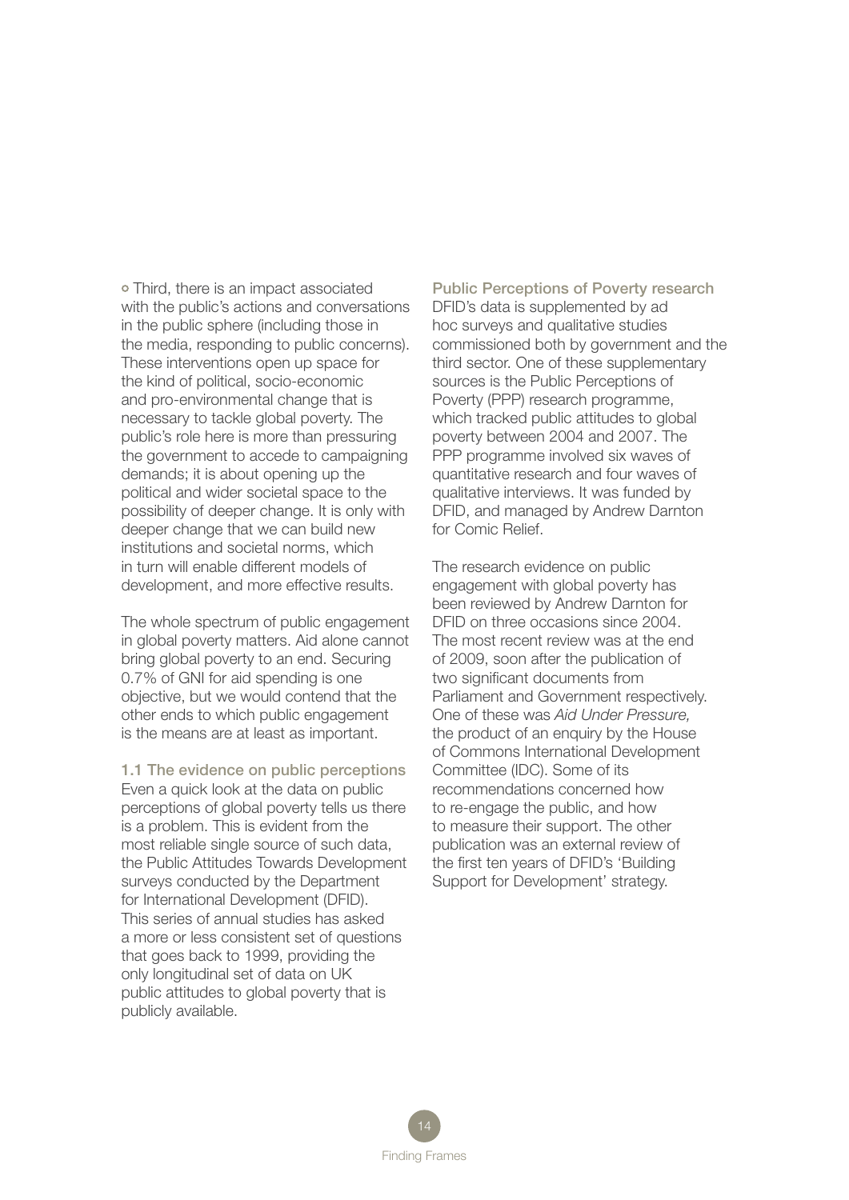- Third, there is an impact associated with the public's actions and conversations in the public sphere (including those in the media, responding to public concerns). These interventions open up space for the kind of political, socio-economic and pro-environmental change that is necessary to tackle global poverty. The public's role here is more than pressuring the government to accede to campaigning demands; it is about opening up the political and wider societal space to the possibility of deeper change. It is only with deeper change that we can build new institutions and societal norms, which in turn will enable different models of development, and more effective results.

The whole spectrum of public engagement in global poverty matters. Aid alone cannot bring global poverty to an end. Securing 0.7% of GNI for aid spending is one objective, but we would contend that the other ends to which public engagement is the means are at least as important.

### 1.1 The evidence on public perceptions

Even a quick look at the data on public perceptions of global poverty tells us there is a problem. This is evident from the most reliable single source of such data, the Public Attitudes Towards Development surveys conducted by the Department for International Development (DFID). This series of annual studies has asked a more or less consistent set of questions that goes back to 1999, providing the only longitudinal set of data on UK public attitudes to global poverty that is publicly available.

#### Public Perceptions of Poverty research

DFID's data is supplemented by ad hoc surveys and qualitative studies commissioned both by government and the third sector. One of these supplementary sources is the Public Perceptions of Poverty (PPP) research programme, which tracked public attitudes to global poverty between 2004 and 2007. The PPP programme involved six waves of quantitative research and four waves of qualitative interviews. It was funded by DFID, and managed by Andrew Darnton for Comic Relief.

The research evidence on public engagement with global poverty has been reviewed by Andrew Darnton for DFID on three occasions since 2004. The most recent review was at the end of 2009, soon after the publication of two significant documents from Parliament and Government respectively. One of these was *Aid Under Pressure,* the product of an enquiry by the House of Commons International Development Committee (IDC). Some of its recommendations concerned how to re-engage the public, and how to measure their support. The other publication was an external review of the first ten years of DFID's 'Building Support for Development' strategy.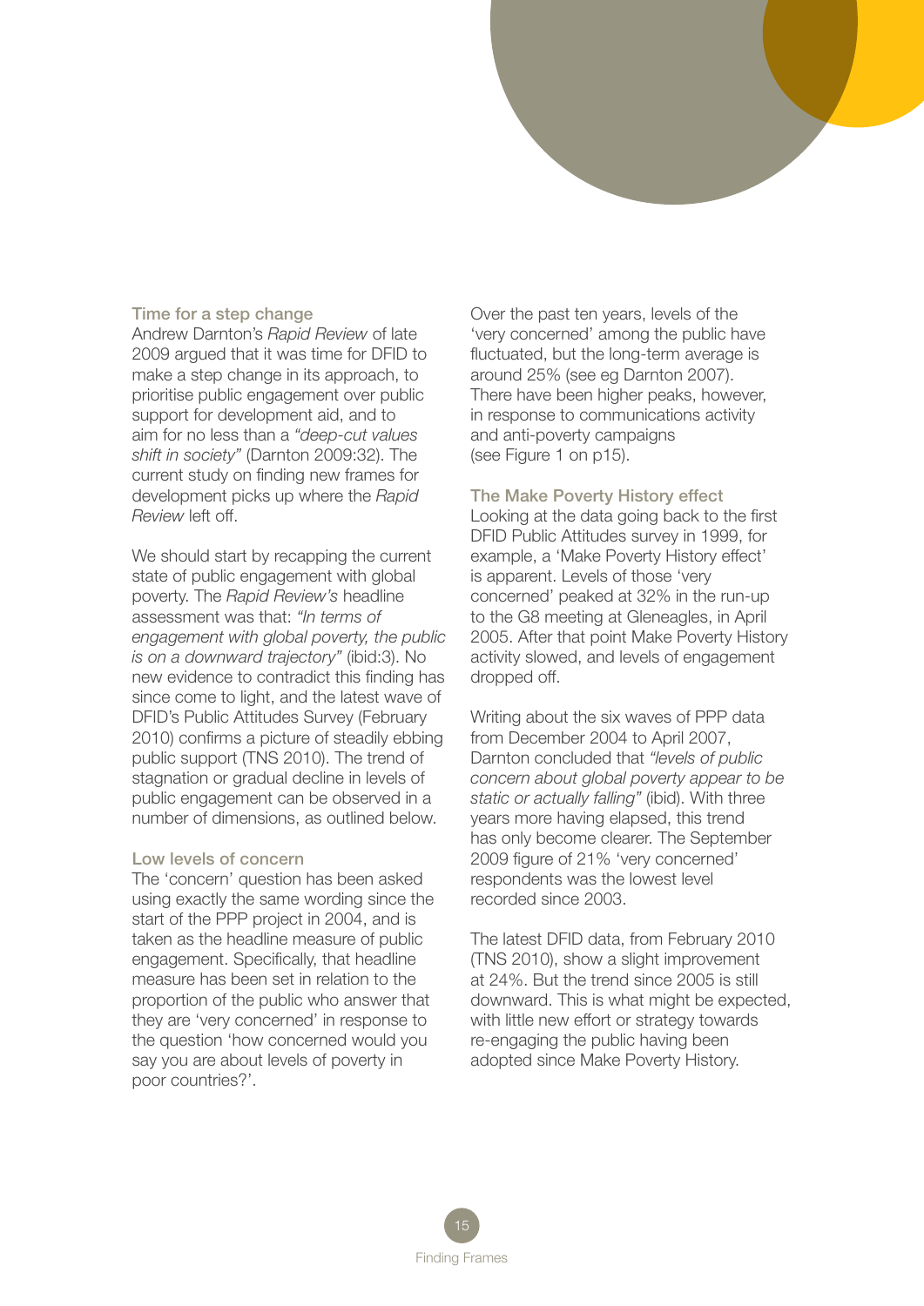### Time for a step change

Andrew Darnton's *Rapid Review* of late 2009 argued that it was time for DFID to make a step change in its approach, to prioritise public engagement over public support for development aid, and to aim for no less than a *"deep-cut values shift in society"* (Darnton 2009:32). The current study on finding new frames for development picks up where the *Rapid Review* left off.

We should start by recapping the current state of public engagement with global poverty. The *Rapid Review's* headline assessment was that: *"In terms of engagement with global poverty, the public is on a downward trajectory"* (ibid:3). No new evidence to contradict this finding has since come to light, and the latest wave of DFID's Public Attitudes Survey (February 2010) confirms a picture of steadily ebbing public support (TNS 2010). The trend of stagnation or gradual decline in levels of public engagement can be observed in a number of dimensions, as outlined below.

### Low levels of concern

The 'concern' question has been asked using exactly the same wording since the start of the PPP project in 2004, and is taken as the headline measure of public engagement. Specifically, that headline measure has been set in relation to the proportion of the public who answer that they are 'very concerned' in response to the question 'how concerned would you say you are about levels of poverty in poor countries?'.

Over the past ten years, levels of the 'very concerned' among the public have fluctuated, but the long-term average is around 25% (see eg Darnton 2007). There have been higher peaks, however, in response to communications activity and anti-poverty campaigns (see Figure 1 on p15).

### The Make Poverty History effect

Looking at the data going back to the first DFID Public Attitudes survey in 1999, for example, a 'Make Poverty History effect' is apparent. Levels of those 'very concerned' peaked at 32% in the run-up to the G8 meeting at Gleneagles, in April 2005. After that point Make Poverty History activity slowed, and levels of engagement dropped off.

Writing about the six waves of PPP data from December 2004 to April 2007, Darnton concluded that *"levels of public concern about global poverty appear to be static or actually falling"* (ibid). With three years more having elapsed, this trend has only become clearer. The September 2009 figure of 21% 'very concerned' respondents was the lowest level recorded since 2003.

The latest DFID data, from February 2010 (TNS 2010), show a slight improvement at 24%. But the trend since 2005 is still downward. This is what might be expected, with little new effort or strategy towards re-engaging the public having been adopted since Make Poverty History.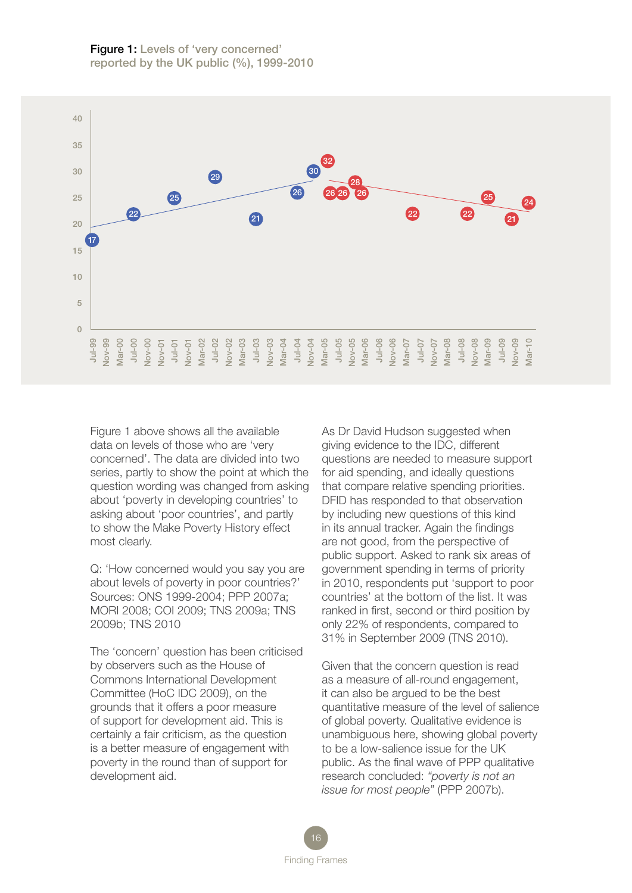**Figure 1:** Levels of 'very concerned' reported by the UK public (%), 1999-2010

Figure 1 above shows all the available data on levels of those who are 'very concerned'. The data are divided into two series, partly to show the point at which the question wording was changed from asking about 'poverty in developing countries' to asking about 'poor countries', and partly to show the Make Poverty History effect most clearly.

Q: 'How concerned would you say you are about levels of poverty in poor countries?' Sources: ONS 1999-2004; PPP 2007a; MORI 2008; COI 2009; TNS 2009a; TNS 2009b; TNS 2010

The 'concern' question has been criticised by observers such as the House of Commons International Development Committee (HoC IDC 2009), on the grounds that it offers a poor measure of support for development aid. This is certainly a fair criticism, as the question is a better measure of engagement with poverty in the round than of support for development aid.

As Dr David Hudson suggested when giving evidence to the IDC, different questions are needed to measure support for aid spending, and ideally questions that compare relative spending priorities. DFID has responded to that observation by including new questions of this kind in its annual tracker. Again the findings are not good, from the perspective of public support. Asked to rank six areas of government spending in terms of priority in 2010, respondents put 'support to poor countries' at the bottom of the list. It was ranked in first, second or third position by only 22% of respondents, compared to 31% in September 2009 (TNS 2010).

Given that the concern question is read as a measure of all-round engagement, it can also be argued to be the best quantitative measure of the level of salience of global poverty. Qualitative evidence is unambiguous here, showing global poverty to be a low-salience issue for the UK public. As the final wave of PPP qualitative research concluded: *"poverty is not an issue for most people"* (PPP 2007b).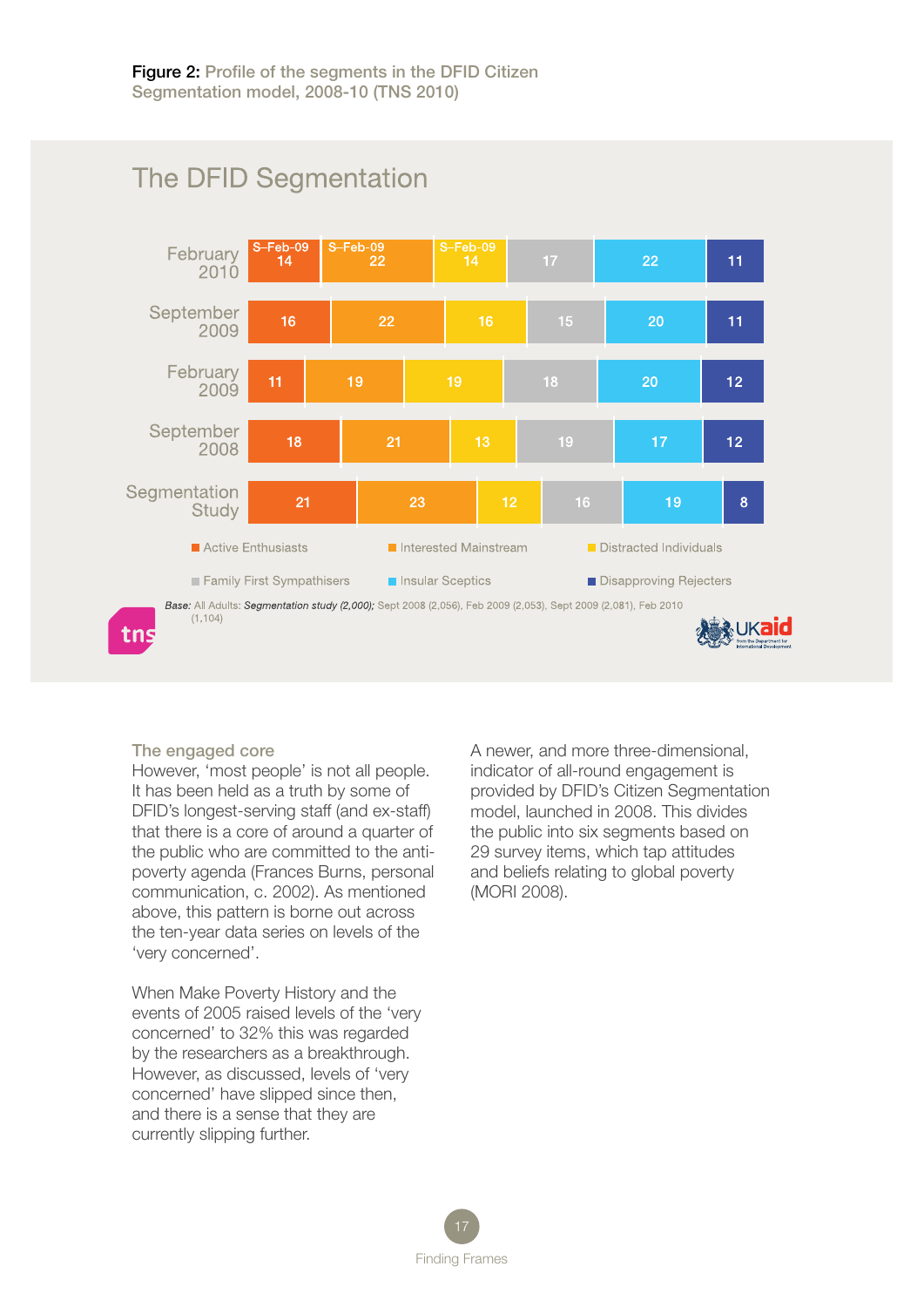**Figure 2:** Profile of the segments in the DFID Citizen Segmentation model, 2008-10 (TNS 2010)

## The DFID Segmentation

| | Active Enthusiasts | Interested Mainstream | Distracted Individuals | Family First Sympathisers | Insular Sceptics | Disapproving Rejecters |
|---|---|---|---|---|---|---|
| February 2010 | 14 (S–Feb-09) | 22 (S–Feb-09) | 14 (S–Feb-09) | 17 | 22 | 11 |
| September 2009 | 16 | 22 | 16 | 15 | 20 | 11 |
| February 2009 | 11 | 19 | 19 | 18 | 20 | 12 |
| September 2008 | 18 | 21 | 13 | 19 | 17 | 12 |
| Segmentation Study | 21 | 23 | 12 | 16 | 19 | 8 |

*Base:* All Adults: *Segmentation study (2,000);* Sept 2008 (2,056), Feb 2009 (2,053), Sept 2009 (2,081), Feb 2010 (1,104)

### The engaged core

However, 'most people' is not all people. It has been held as a truth by some of DFID's longest-serving staff (and ex-staff) that there is a core of around a quarter of the public who are committed to the anti-poverty agenda (Frances Burns, personal communication, c. 2002). As mentioned above, this pattern is borne out across the ten-year data series on levels of the 'very concerned'.

When Make Poverty History and the events of 2005 raised levels of the 'very concerned' to 32% this was regarded by the researchers as a breakthrough. However, as discussed, levels of 'very concerned' have slipped since then, and there is a sense that they are currently slipping further.

A newer, and more three-dimensional, indicator of all-round engagement is provided by DFID's Citizen Segmentation model, launched in 2008. This divides the public into six segments based on 29 survey items, which tap attitudes and beliefs relating to global poverty (MORI 2008).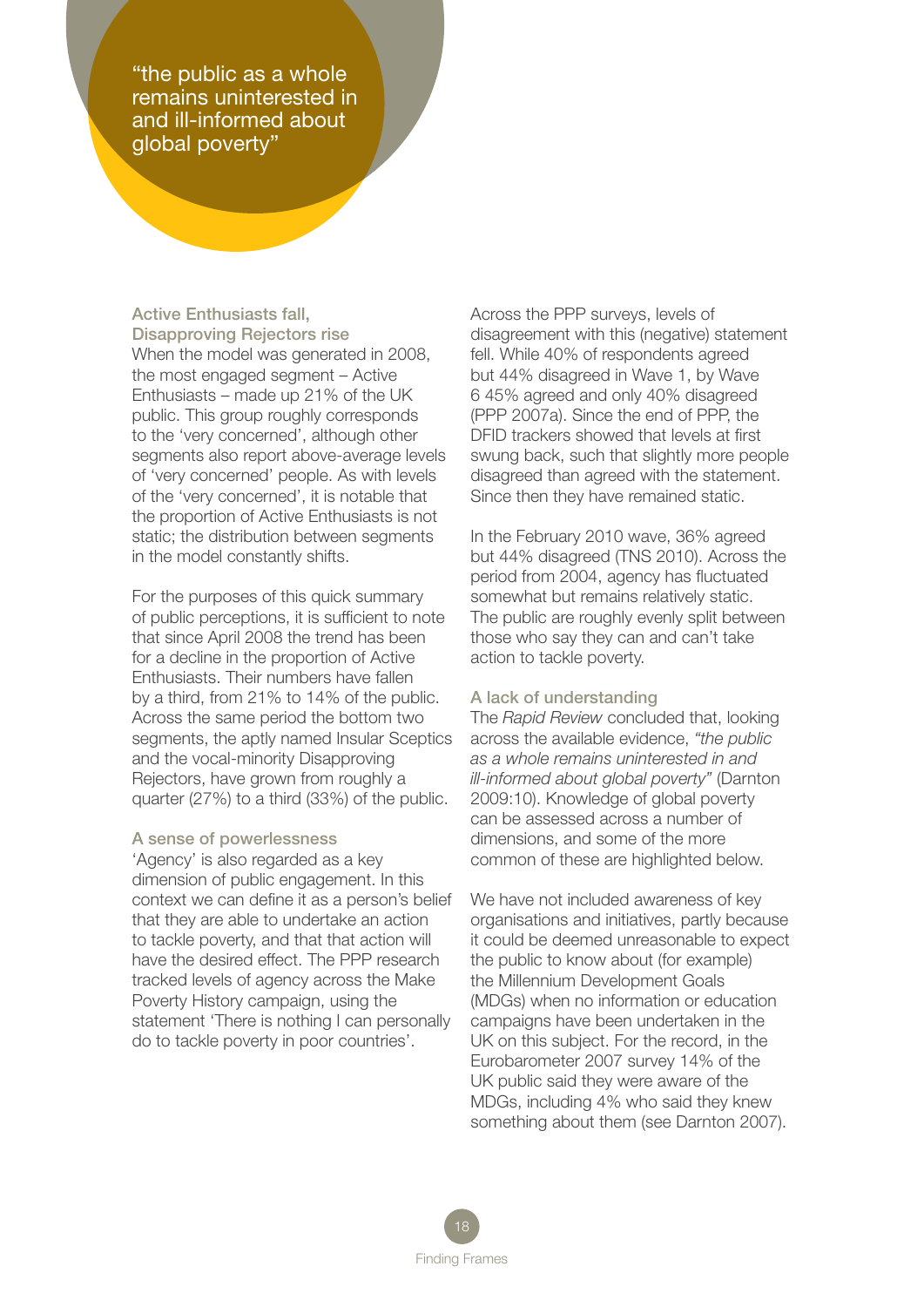> "the public as a whole remains uninterested in and ill-informed about global poverty"

### Active Enthusiasts fall, Disapproving Rejectors rise

When the model was generated in 2008, the most engaged segment – Active Enthusiasts – made up 21% of the UK public. This group roughly corresponds to the 'very concerned', although other segments also report above-average levels of 'very concerned' people. As with levels of the 'very concerned', it is notable that the proportion of Active Enthusiasts is not static; the distribution between segments in the model constantly shifts.

For the purposes of this quick summary of public perceptions, it is sufficient to note that since April 2008 the trend has been for a decline in the proportion of Active Enthusiasts. Their numbers have fallen by a third, from 21% to 14% of the public. Across the same period the bottom two segments, the aptly named Insular Sceptics and the vocal-minority Disapproving Rejectors, have grown from roughly a quarter (27%) to a third (33%) of the public.

### A sense of powerlessness

'Agency' is also regarded as a key dimension of public engagement. In this context we can define it as a person's belief that they are able to undertake an action to tackle poverty, and that that action will have the desired effect. The PPP research tracked levels of agency across the Make Poverty History campaign, using the statement 'There is nothing I can personally do to tackle poverty in poor countries'.

Across the PPP surveys, levels of disagreement with this (negative) statement fell. While 40% of respondents agreed but 44% disagreed in Wave 1, by Wave 6 45% agreed and only 40% disagreed (PPP 2007a). Since the end of PPP, the DFID trackers showed that levels at first swung back, such that slightly more people disagreed than agreed with the statement. Since then they have remained static.

In the February 2010 wave, 36% agreed but 44% disagreed (TNS 2010). Across the period from 2004, agency has fluctuated somewhat but remains relatively static. The public are roughly evenly split between those who say they can and can't take action to tackle poverty.

### A lack of understanding

The *Rapid Review* concluded that, looking across the available evidence, *"the public as a whole remains uninterested in and ill-informed about global poverty"* (Darnton 2009:10). Knowledge of global poverty can be assessed across a number of dimensions, and some of the more common of these are highlighted below.

We have not included awareness of key organisations and initiatives, partly because it could be deemed unreasonable to expect the public to know about (for example) the Millennium Development Goals (MDGs) when no information or education campaigns have been undertaken in the UK on this subject. For the record, in the Eurobarometer 2007 survey 14% of the UK public said they were aware of the MDGs, including 4% who said they knew something about them (see Darnton 2007).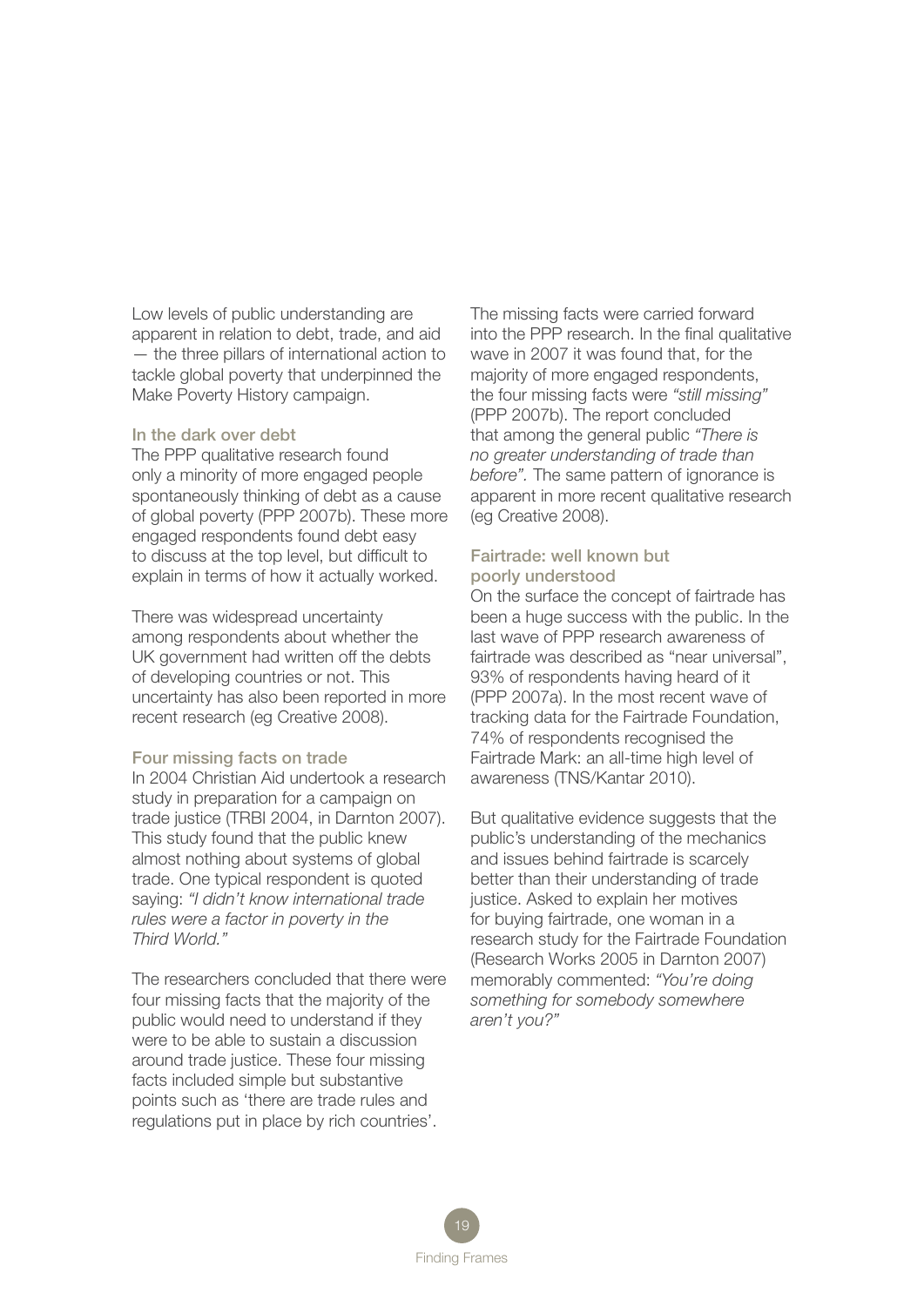Low levels of public understanding are apparent in relation to debt, trade, and aid — the three pillars of international action to tackle global poverty that underpinned the Make Poverty History campaign.

### In the dark over debt

The PPP qualitative research found only a minority of more engaged people spontaneously thinking of debt as a cause of global poverty (PPP 2007b). These more engaged respondents found debt easy to discuss at the top level, but difficult to explain in terms of how it actually worked.

There was widespread uncertainty among respondents about whether the UK government had written off the debts of developing countries or not. This uncertainty has also been reported in more recent research (eg Creative 2008).

### Four missing facts on trade

In 2004 Christian Aid undertook a research study in preparation for a campaign on trade justice (TRBI 2004, in Darnton 2007). This study found that the public knew almost nothing about systems of global trade. One typical respondent is quoted saying: *"I didn't know international trade rules were a factor in poverty in the Third World."*

The researchers concluded that there were four missing facts that the majority of the public would need to understand if they were to be able to sustain a discussion around trade justice. These four missing facts included simple but substantive points such as 'there are trade rules and regulations put in place by rich countries'.

The missing facts were carried forward into the PPP research. In the final qualitative wave in 2007 it was found that, for the majority of more engaged respondents, the four missing facts were *"still missing"* (PPP 2007b). The report concluded that among the general public *"There is no greater understanding of trade than before".* The same pattern of ignorance is apparent in more recent qualitative research (eg Creative 2008).

### Fairtrade: well known but poorly understood

On the surface the concept of fairtrade has been a huge success with the public. In the last wave of PPP research awareness of fairtrade was described as "near universal", 93% of respondents having heard of it (PPP 2007a). In the most recent wave of tracking data for the Fairtrade Foundation, 74% of respondents recognised the Fairtrade Mark: an all-time high level of awareness (TNS/Kantar 2010).

But qualitative evidence suggests that the public's understanding of the mechanics and issues behind fairtrade is scarcely better than their understanding of trade justice. Asked to explain her motives for buying fairtrade, one woman in a research study for the Fairtrade Foundation (Research Works 2005 in Darnton 2007) memorably commented: *"You're doing something for somebody somewhere aren't you?"*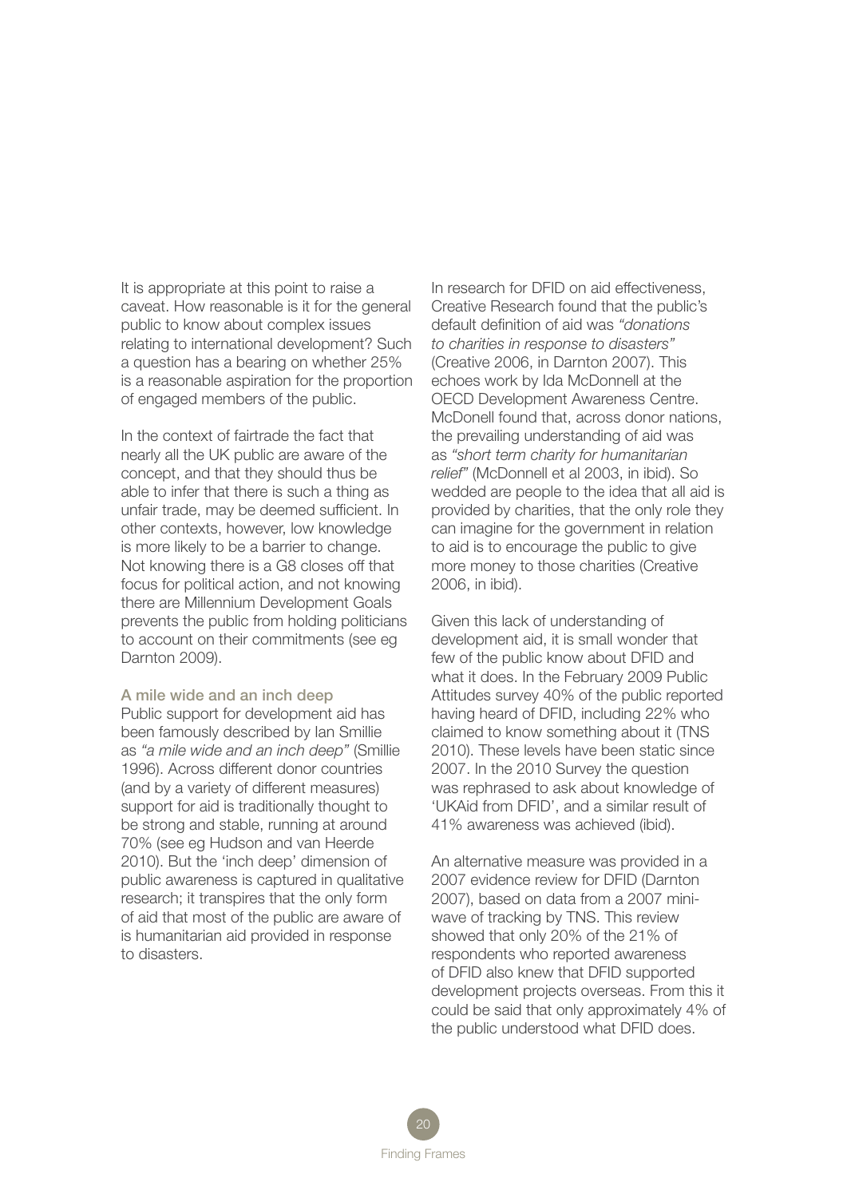It is appropriate at this point to raise a caveat. How reasonable is it for the general public to know about complex issues relating to international development? Such a question has a bearing on whether 25% is a reasonable aspiration for the proportion of engaged members of the public.

In the context of fairtrade the fact that nearly all the UK public are aware of the concept, and that they should thus be able to infer that there is such a thing as unfair trade, may be deemed sufficient. In other contexts, however, low knowledge is more likely to be a barrier to change. Not knowing there is a G8 closes off that focus for political action, and not knowing there are Millennium Development Goals prevents the public from holding politicians to account on their commitments (see eg Darnton 2009).

### A mile wide and an inch deep

Public support for development aid has been famously described by Ian Smillie as *"a mile wide and an inch deep"* (Smillie 1996). Across different donor countries (and by a variety of different measures) support for aid is traditionally thought to be strong and stable, running at around 70% (see eg Hudson and van Heerde 2010). But the 'inch deep' dimension of public awareness is captured in qualitative research; it transpires that the only form of aid that most of the public are aware of is humanitarian aid provided in response to disasters.

In research for DFID on aid effectiveness, Creative Research found that the public's default definition of aid was *"donations to charities in response to disasters"* (Creative 2006, in Darnton 2007). This echoes work by Ida McDonnell at the OECD Development Awareness Centre. McDonell found that, across donor nations, the prevailing understanding of aid was as *"short term charity for humanitarian relief"* (McDonnell et al 2003, in ibid). So wedded are people to the idea that all aid is provided by charities, that the only role they can imagine for the government in relation to aid is to encourage the public to give more money to those charities (Creative 2006, in ibid).

Given this lack of understanding of development aid, it is small wonder that few of the public know about DFID and what it does. In the February 2009 Public Attitudes survey 40% of the public reported having heard of DFID, including 22% who claimed to know something about it (TNS 2010). These levels have been static since 2007. In the 2010 Survey the question was rephrased to ask about knowledge of 'UKAid from DFID', and a similar result of 41% awareness was achieved (ibid).

An alternative measure was provided in a 2007 evidence review for DFID (Darnton 2007), based on data from a 2007 mini-wave of tracking by TNS. This review showed that only 20% of the 21% of respondents who reported awareness of DFID also knew that DFID supported development projects overseas. From this it could be said that only approximately 4% of the public understood what DFID does.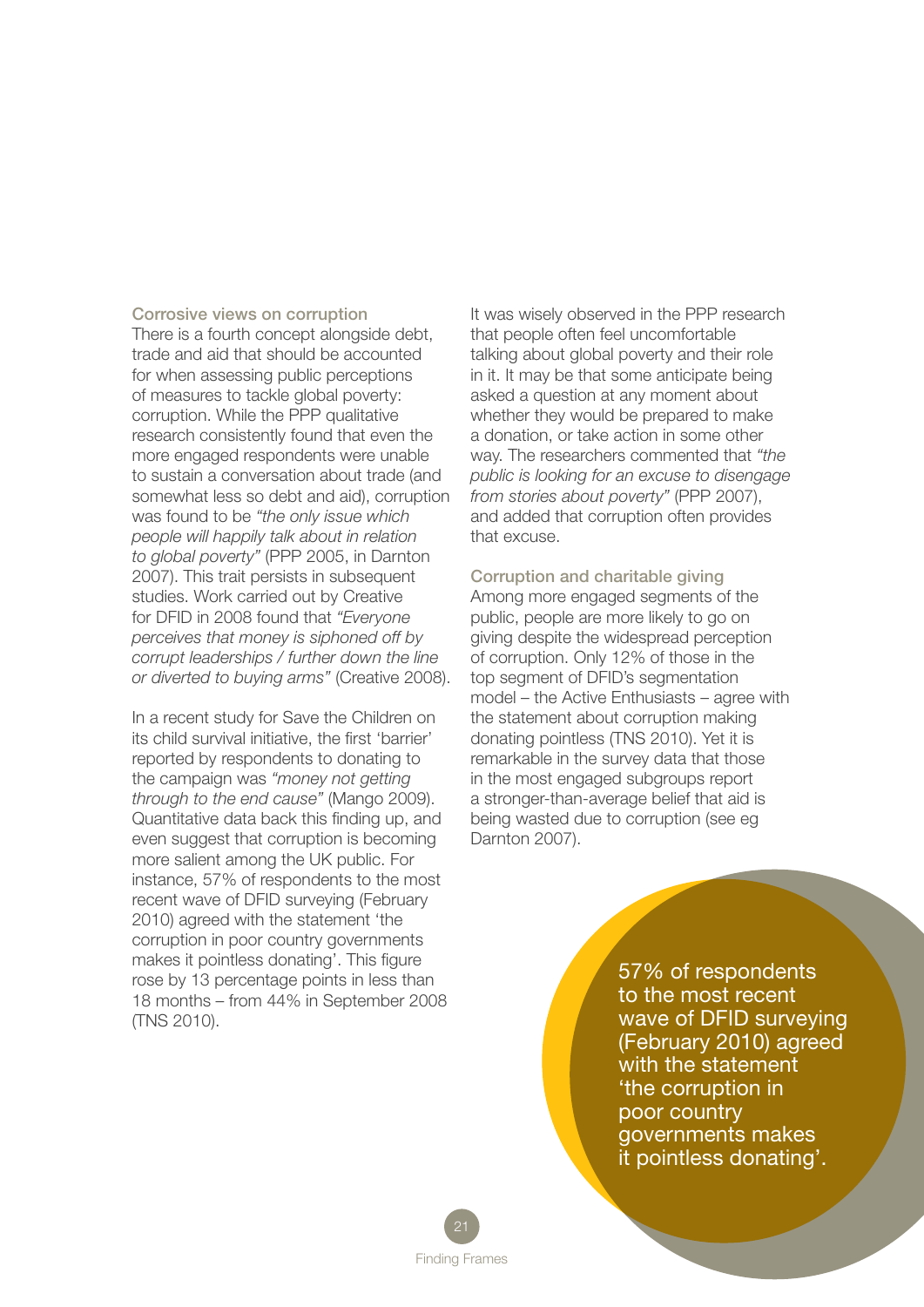### Corrosive views on corruption

There is a fourth concept alongside debt, trade and aid that should be accounted for when assessing public perceptions of measures to tackle global poverty: corruption. While the PPP qualitative research consistently found that even the more engaged respondents were unable to sustain a conversation about trade (and somewhat less so debt and aid), corruption was found to be *"the only issue which people will happily talk about in relation to global poverty"* (PPP 2005, in Darnton 2007). This trait persists in subsequent studies. Work carried out by Creative for DFID in 2008 found that *"Everyone perceives that money is siphoned off by corrupt leaderships / further down the line or diverted to buying arms"* (Creative 2008).

In a recent study for Save the Children on its child survival initiative, the first 'barrier' reported by respondents to donating to the campaign was *"money not getting through to the end cause"* (Mango 2009). Quantitative data back this finding up, and even suggest that corruption is becoming more salient among the UK public. For instance, 57% of respondents to the most recent wave of DFID surveying (February 2010) agreed with the statement 'the corruption in poor country governments makes it pointless donating'. This figure rose by 13 percentage points in less than 18 months – from 44% in September 2008 (TNS 2010).

It was wisely observed in the PPP research that people often feel uncomfortable talking about global poverty and their role in it. It may be that some anticipate being asked a question at any moment about whether they would be prepared to make a donation, or take action in some other way. The researchers commented that *"the public is looking for an excuse to disengage from stories about poverty"* (PPP 2007), and added that corruption often provides that excuse.

### Corruption and charitable giving

Among more engaged segments of the public, people are more likely to go on giving despite the widespread perception of corruption. Only 12% of those in the top segment of DFID's segmentation model – the Active Enthusiasts – agree with the statement about corruption making donating pointless (TNS 2010). Yet it is remarkable in the survey data that those in the most engaged subgroups report a stronger-than-average belief that aid is being wasted due to corruption (see eg Darnton 2007).

57% of respondents to the most recent wave of DFID surveying (February 2010) agreed with the statement 'the corruption in poor country governments makes it pointless donating'.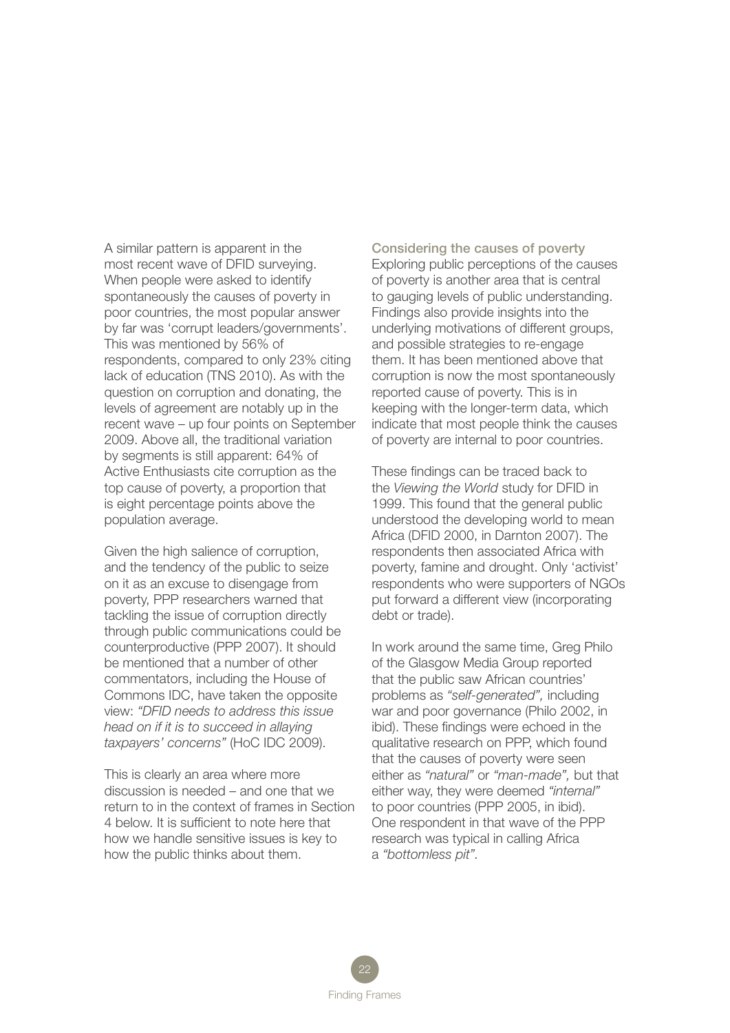A similar pattern is apparent in the most recent wave of DFID surveying. When people were asked to identify spontaneously the causes of poverty in poor countries, the most popular answer by far was 'corrupt leaders/governments'. This was mentioned by 56% of respondents, compared to only 23% citing lack of education (TNS 2010). As with the question on corruption and donating, the levels of agreement are notably up in the recent wave – up four points on September 2009. Above all, the traditional variation by segments is still apparent: 64% of Active Enthusiasts cite corruption as the top cause of poverty, a proportion that is eight percentage points above the population average.

Given the high salience of corruption, and the tendency of the public to seize on it as an excuse to disengage from poverty, PPP researchers warned that tackling the issue of corruption directly through public communications could be counterproductive (PPP 2007). It should be mentioned that a number of other commentators, including the House of Commons IDC, have taken the opposite view: *"DFID needs to address this issue head on if it is to succeed in allaying taxpayers' concerns"* (HoC IDC 2009).

This is clearly an area where more discussion is needed – and one that we return to in the context of frames in Section 4 below. It is sufficient to note here that how we handle sensitive issues is key to how the public thinks about them.

### Considering the causes of poverty

Exploring public perceptions of the causes of poverty is another area that is central to gauging levels of public understanding. Findings also provide insights into the underlying motivations of different groups, and possible strategies to re-engage them. It has been mentioned above that corruption is now the most spontaneously reported cause of poverty. This is in keeping with the longer-term data, which indicate that most people think the causes of poverty are internal to poor countries.

These findings can be traced back to the *Viewing the World* study for DFID in 1999. This found that the general public understood the developing world to mean Africa (DFID 2000, in Darnton 2007). The respondents then associated Africa with poverty, famine and drought. Only 'activist' respondents who were supporters of NGOs put forward a different view (incorporating debt or trade).

In work around the same time, Greg Philo of the Glasgow Media Group reported that the public saw African countries' problems as *"self-generated",* including war and poor governance (Philo 2002, in ibid). These findings were echoed in the qualitative research on PPP, which found that the causes of poverty were seen either as *"natural"* or *"man-made",* but that either way, they were deemed *"internal"* to poor countries (PPP 2005, in ibid). One respondent in that wave of the PPP research was typical in calling Africa a *"bottomless pit".*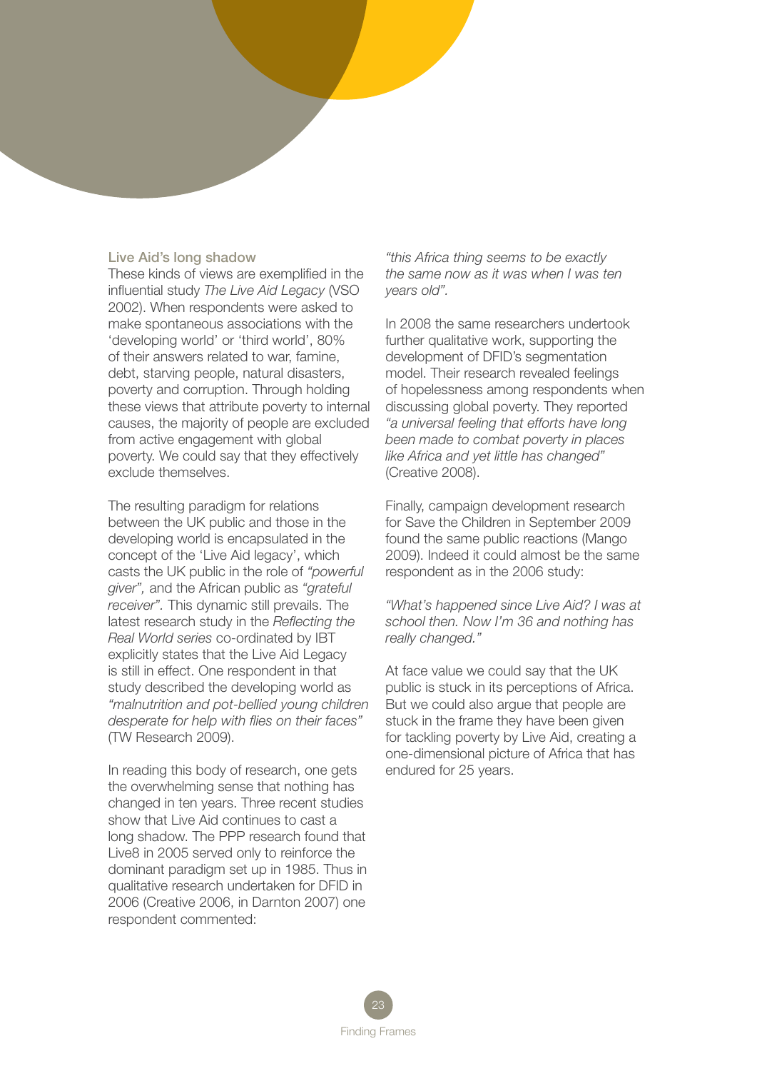### Live Aid's long shadow

These kinds of views are exemplified in the influential study *The Live Aid Legacy* (VSO 2002). When respondents were asked to make spontaneous associations with the 'developing world' or 'third world', 80% of their answers related to war, famine, debt, starving people, natural disasters, poverty and corruption. Through holding these views that attribute poverty to internal causes, the majority of people are excluded from active engagement with global poverty. We could say that they effectively exclude themselves.

The resulting paradigm for relations between the UK public and those in the developing world is encapsulated in the concept of the 'Live Aid legacy', which casts the UK public in the role of *"powerful giver",* and the African public as *"grateful receiver"*. This dynamic still prevails. The latest research study in the *Reflecting the Real World series* co-ordinated by IBT explicitly states that the Live Aid Legacy is still in effect. One respondent in that study described the developing world as *"malnutrition and pot-bellied young children desperate for help with flies on their faces"* (TW Research 2009).

In reading this body of research, one gets the overwhelming sense that nothing has changed in ten years. Three recent studies show that Live Aid continues to cast a long shadow. The PPP research found that Live8 in 2005 served only to reinforce the dominant paradigm set up in 1985. Thus in qualitative research undertaken for DFID in 2006 (Creative 2006, in Darnton 2007) one respondent commented:

*"this Africa thing seems to be exactly the same now as it was when I was ten years old".*

In 2008 the same researchers undertook further qualitative work, supporting the development of DFID's segmentation model. Their research revealed feelings of hopelessness among respondents when discussing global poverty. They reported *"a universal feeling that efforts have long been made to combat poverty in places like Africa and yet little has changed"* (Creative 2008).

Finally, campaign development research for Save the Children in September 2009 found the same public reactions (Mango 2009). Indeed it could almost be the same respondent as in the 2006 study:

*"What's happened since Live Aid? I was at school then. Now I'm 36 and nothing has really changed."*

At face value we could say that the UK public is stuck in its perceptions of Africa. But we could also argue that people are stuck in the frame they have been given for tackling poverty by Live Aid, creating a one-dimensional picture of Africa that has endured for 25 years.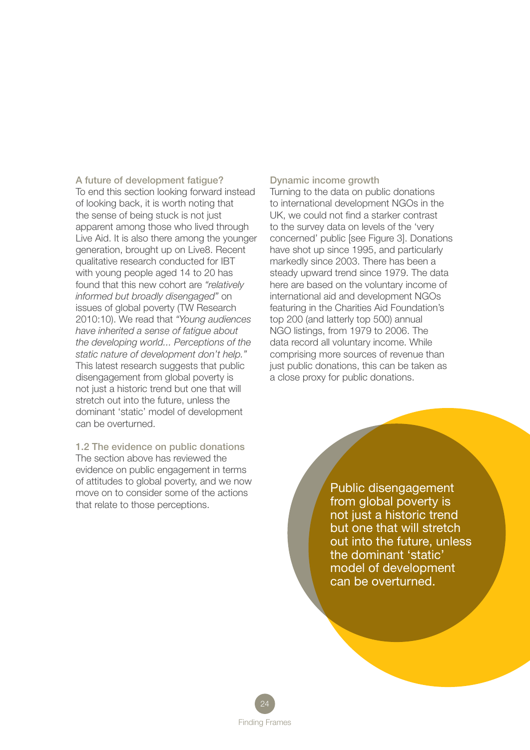### A future of development fatigue?

To end this section looking forward instead of looking back, it is worth noting that the sense of being stuck is not just apparent among those who lived through Live Aid. It is also there among the younger generation, brought up on Live8. Recent qualitative research conducted for IBT with young people aged 14 to 20 has found that this new cohort are *"relatively informed but broadly disengaged"* on issues of global poverty (TW Research 2010:10). We read that *"Young audiences have inherited a sense of fatigue about the developing world... Perceptions of the static nature of development don't help."* This latest research suggests that public disengagement from global poverty is not just a historic trend but one that will stretch out into the future, unless the dominant 'static' model of development can be overturned.

### 1.2 The evidence on public donations

The section above has reviewed the evidence on public engagement in terms of attitudes to global poverty, and we now move on to consider some of the actions that relate to those perceptions.

### Dynamic income growth

Turning to the data on public donations to international development NGOs in the UK, we could not find a starker contrast to the survey data on levels of the 'very concerned' public [see Figure 3]. Donations have shot up since 1995, and particularly markedly since 2003. There has been a steady upward trend since 1979. The data here are based on the voluntary income of international aid and development NGOs featuring in the Charities Aid Foundation's top 200 (and latterly top 500) annual NGO listings, from 1979 to 2006. The data record all voluntary income. While comprising more sources of revenue than just public donations, this can be taken as a close proxy for public donations.

> Public disengagement from global poverty is not just a historic trend but one that will stretch out into the future, unless the dominant 'static' model of development can be overturned.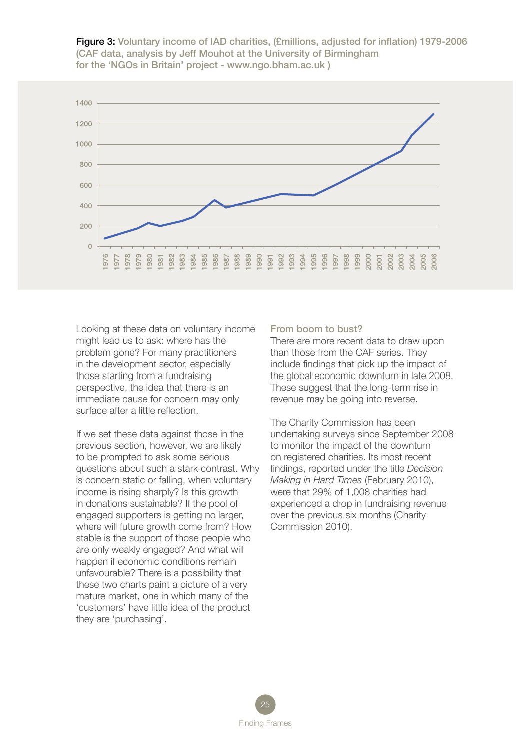**Figure 3:** Voluntary income of IAD charities, (£millions, adjusted for inflation) 1979-2006 (CAF data, analysis by Jeff Mouhot at the University of Birmingham for the 'NGOs in Britain' project - www.ngo.bham.ac.uk )

Looking at these data on voluntary income might lead us to ask: where has the problem gone? For many practitioners in the development sector, especially those starting from a fundraising perspective, the idea that there is an immediate cause for concern may only surface after a little reflection.

If we set these data against those in the previous section, however, we are likely to be prompted to ask some serious questions about such a stark contrast. Why is concern static or falling, when voluntary income is rising sharply? Is this growth in donations sustainable? If the pool of engaged supporters is getting no larger, where will future growth come from? How stable is the support of those people who are only weakly engaged? And what will happen if economic conditions remain unfavourable? There is a possibility that these two charts paint a picture of a very mature market, one in which many of the 'customers' have little idea of the product they are 'purchasing'.

### From boom to bust?

There are more recent data to draw upon than those from the CAF series. They include findings that pick up the impact of the global economic downturn in late 2008. These suggest that the long-term rise in revenue may be going into reverse.

The Charity Commission has been undertaking surveys since September 2008 to monitor the impact of the downturn on registered charities. Its most recent findings, reported under the title *Decision Making in Hard Times* (February 2010), were that 29% of 1,008 charities had experienced a drop in fundraising revenue over the previous six months (Charity Commission 2010).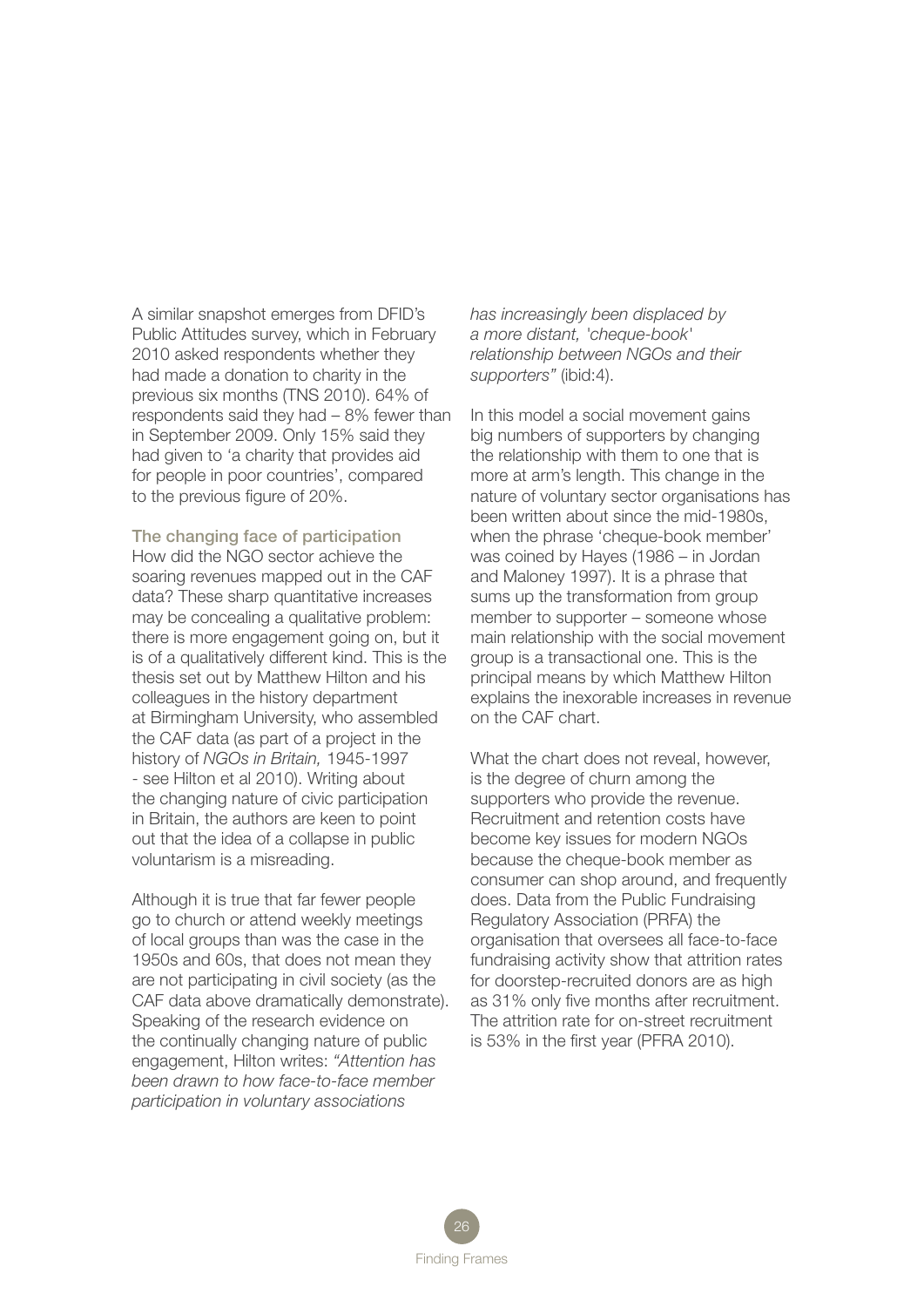A similar snapshot emerges from DFID's Public Attitudes survey, which in February 2010 asked respondents whether they had made a donation to charity in the previous six months (TNS 2010). 64% of respondents said they had – 8% fewer than in September 2009. Only 15% said they had given to 'a charity that provides aid for people in poor countries', compared to the previous figure of 20%.

### The changing face of participation

How did the NGO sector achieve the soaring revenues mapped out in the CAF data? These sharp quantitative increases may be concealing a qualitative problem: there is more engagement going on, but it is of a qualitatively different kind. This is the thesis set out by Matthew Hilton and his colleagues in the history department at Birmingham University, who assembled the CAF data (as part of a project in the history of *NGOs in Britain,* 1945-1997 - see Hilton et al 2010). Writing about the changing nature of civic participation in Britain, the authors are keen to point out that the idea of a collapse in public voluntarism is a misreading.

Although it is true that far fewer people go to church or attend weekly meetings of local groups than was the case in the 1950s and 60s, that does not mean they are not participating in civil society (as the CAF data above dramatically demonstrate). Speaking of the research evidence on the continually changing nature of public engagement, Hilton writes: *"Attention has been drawn to how face-to-face member participation in voluntary associations has increasingly been displaced by a more distant, 'cheque-book' relationship between NGOs and their supporters"* (ibid:4).

In this model a social movement gains big numbers of supporters by changing the relationship with them to one that is more at arm's length. This change in the nature of voluntary sector organisations has been written about since the mid-1980s, when the phrase 'cheque-book member' was coined by Hayes (1986 – in Jordan and Maloney 1997). It is a phrase that sums up the transformation from group member to supporter – someone whose main relationship with the social movement group is a transactional one. This is the principal means by which Matthew Hilton explains the inexorable increases in revenue on the CAF chart.

What the chart does not reveal, however, is the degree of churn among the supporters who provide the revenue. Recruitment and retention costs have become key issues for modern NGOs because the cheque-book member as consumer can shop around, and frequently does. Data from the Public Fundraising Regulatory Association (PRFA) the organisation that oversees all face-to-face fundraising activity show that attrition rates for doorstep-recruited donors are as high as 31% only five months after recruitment. The attrition rate for on-street recruitment is 53% in the first year (PFRA 2010).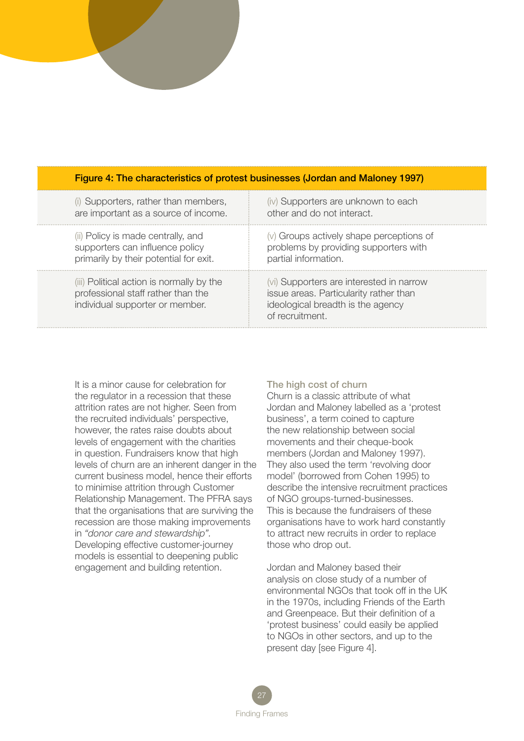**Figure 4: The characteristics of protest businesses (Jordan and Maloney 1997)**

| | |
|---|---|
| (i) Supporters, rather than members, are important as a source of income. | (iv) Supporters are unknown to each other and do not interact. |
| (ii) Policy is made centrally, and supporters can influence policy primarily by their potential for exit. | (v) Groups actively shape perceptions of problems by providing supporters with partial information. |
| (iii) Political action is normally by the professional staff rather than the individual supporter or member. | (vi) Supporters are interested in narrow issue areas. Particularity rather than ideological breadth is the agency of recruitment. |

It is a minor cause for celebration for the regulator in a recession that these attrition rates are not higher. Seen from the recruited individuals' perspective, however, the rates raise doubts about levels of engagement with the charities in question. Fundraisers know that high levels of churn are an inherent danger in the current business model, hence their efforts to minimise attrition through Customer Relationship Management. The PFRA says that the organisations that are surviving the recession are those making improvements in *"donor care and stewardship"*. Developing effective customer-journey models is essential to deepening public engagement and building retention.

### The high cost of churn

Churn is a classic attribute of what Jordan and Maloney labelled as a 'protest business', a term coined to capture the new relationship between social movements and their cheque-book members (Jordan and Maloney 1997). They also used the term 'revolving door model' (borrowed from Cohen 1995) to describe the intensive recruitment practices of NGO groups-turned-businesses. This is because the fundraisers of these organisations have to work hard constantly to attract new recruits in order to replace those who drop out.

Jordan and Maloney based their analysis on close study of a number of environmental NGOs that took off in the UK in the 1970s, including Friends of the Earth and Greenpeace. But their definition of a 'protest business' could easily be applied to NGOs in other sectors, and up to the present day [see Figure 4].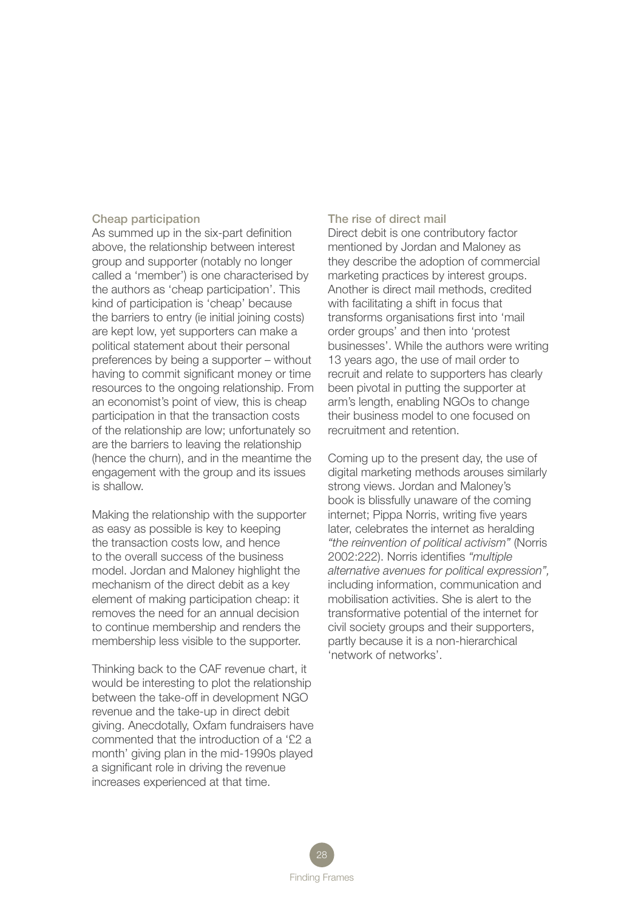### Cheap participation

As summed up in the six-part definition above, the relationship between interest group and supporter (notably no longer called a 'member') is one characterised by the authors as 'cheap participation'. This kind of participation is 'cheap' because the barriers to entry (ie initial joining costs) are kept low, yet supporters can make a political statement about their personal preferences by being a supporter – without having to commit significant money or time resources to the ongoing relationship. From an economist's point of view, this is cheap participation in that the transaction costs of the relationship are low; unfortunately so are the barriers to leaving the relationship (hence the churn), and in the meantime the engagement with the group and its issues is shallow.

Making the relationship with the supporter as easy as possible is key to keeping the transaction costs low, and hence to the overall success of the business model. Jordan and Maloney highlight the mechanism of the direct debit as a key element of making participation cheap: it removes the need for an annual decision to continue membership and renders the membership less visible to the supporter.

Thinking back to the CAF revenue chart, it would be interesting to plot the relationship between the take-off in development NGO revenue and the take-up in direct debit giving. Anecdotally, Oxfam fundraisers have commented that the introduction of a '£2 a month' giving plan in the mid-1990s played a significant role in driving the revenue increases experienced at that time.

### The rise of direct mail

Direct debit is one contributory factor mentioned by Jordan and Maloney as they describe the adoption of commercial marketing practices by interest groups. Another is direct mail methods, credited with facilitating a shift in focus that transforms organisations first into 'mail order groups' and then into 'protest businesses'. While the authors were writing 13 years ago, the use of mail order to recruit and relate to supporters has clearly been pivotal in putting the supporter at arm's length, enabling NGOs to change their business model to one focused on recruitment and retention.

Coming up to the present day, the use of digital marketing methods arouses similarly strong views. Jordan and Maloney's book is blissfully unaware of the coming internet; Pippa Norris, writing five years later, celebrates the internet as heralding *"the reinvention of political activism"* (Norris 2002:222). Norris identifies *"multiple alternative avenues for political expression",* including information, communication and mobilisation activities. She is alert to the transformative potential of the internet for civil society groups and their supporters, partly because it is a non-hierarchical 'network of networks'.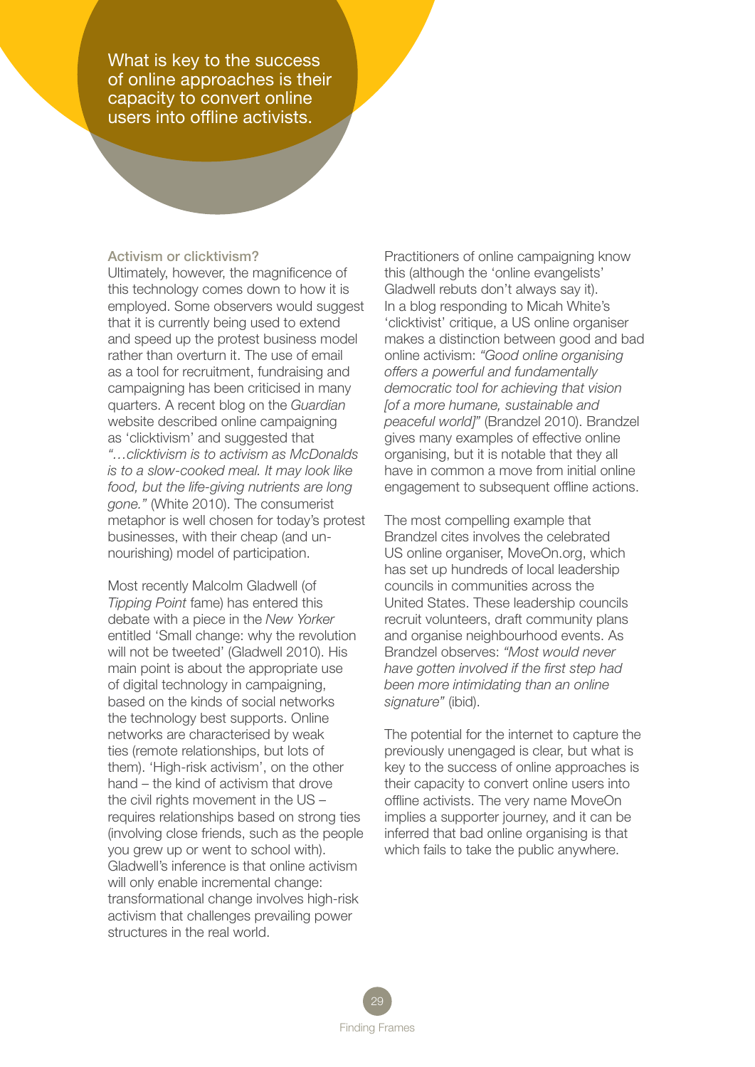What is key to the success of online approaches is their capacity to convert online users into offline activists.

### Activism or clicktivism?

Ultimately, however, the magnificence of this technology comes down to how it is employed. Some observers would suggest that it is currently being used to extend and speed up the protest business model rather than overturn it. The use of email as a tool for recruitment, fundraising and campaigning has been criticised in many quarters. A recent blog on the *Guardian* website described online campaigning as 'clicktivism' and suggested that *"…clicktivism is to activism as McDonalds is to a slow-cooked meal. It may look like food, but the life-giving nutrients are long gone."* (White 2010). The consumerist metaphor is well chosen for today's protest businesses, with their cheap (and un-nourishing) model of participation.

Most recently Malcolm Gladwell (of *Tipping Point* fame) has entered this debate with a piece in the *New Yorker* entitled 'Small change: why the revolution will not be tweeted' (Gladwell 2010). His main point is about the appropriate use of digital technology in campaigning, based on the kinds of social networks the technology best supports. Online networks are characterised by weak ties (remote relationships, but lots of them). 'High-risk activism', on the other hand – the kind of activism that drove the civil rights movement in the US – requires relationships based on strong ties (involving close friends, such as the people you grew up or went to school with). Gladwell's inference is that online activism will only enable incremental change: transformational change involves high-risk activism that challenges prevailing power structures in the real world.

Practitioners of online campaigning know this (although the 'online evangelists' Gladwell rebuts don't always say it). In a blog responding to Micah White's 'clicktivist' critique, a US online organiser makes a distinction between good and bad online activism: *"Good online organising offers a powerful and fundamentally democratic tool for achieving that vision [of a more humane, sustainable and peaceful world]"* (Brandzel 2010). Brandzel gives many examples of effective online organising, but it is notable that they all have in common a move from initial online engagement to subsequent offline actions.

The most compelling example that Brandzel cites involves the celebrated US online organiser, MoveOn.org, which has set up hundreds of local leadership councils in communities across the United States. These leadership councils recruit volunteers, draft community plans and organise neighbourhood events. As Brandzel observes: *"Most would never have gotten involved if the first step had been more intimidating than an online signature"* (ibid).

The potential for the internet to capture the previously unengaged is clear, but what is key to the success of online approaches is their capacity to convert online users into offline activists. The very name MoveOn implies a supporter journey, and it can be inferred that bad online organising is that which fails to take the public anywhere.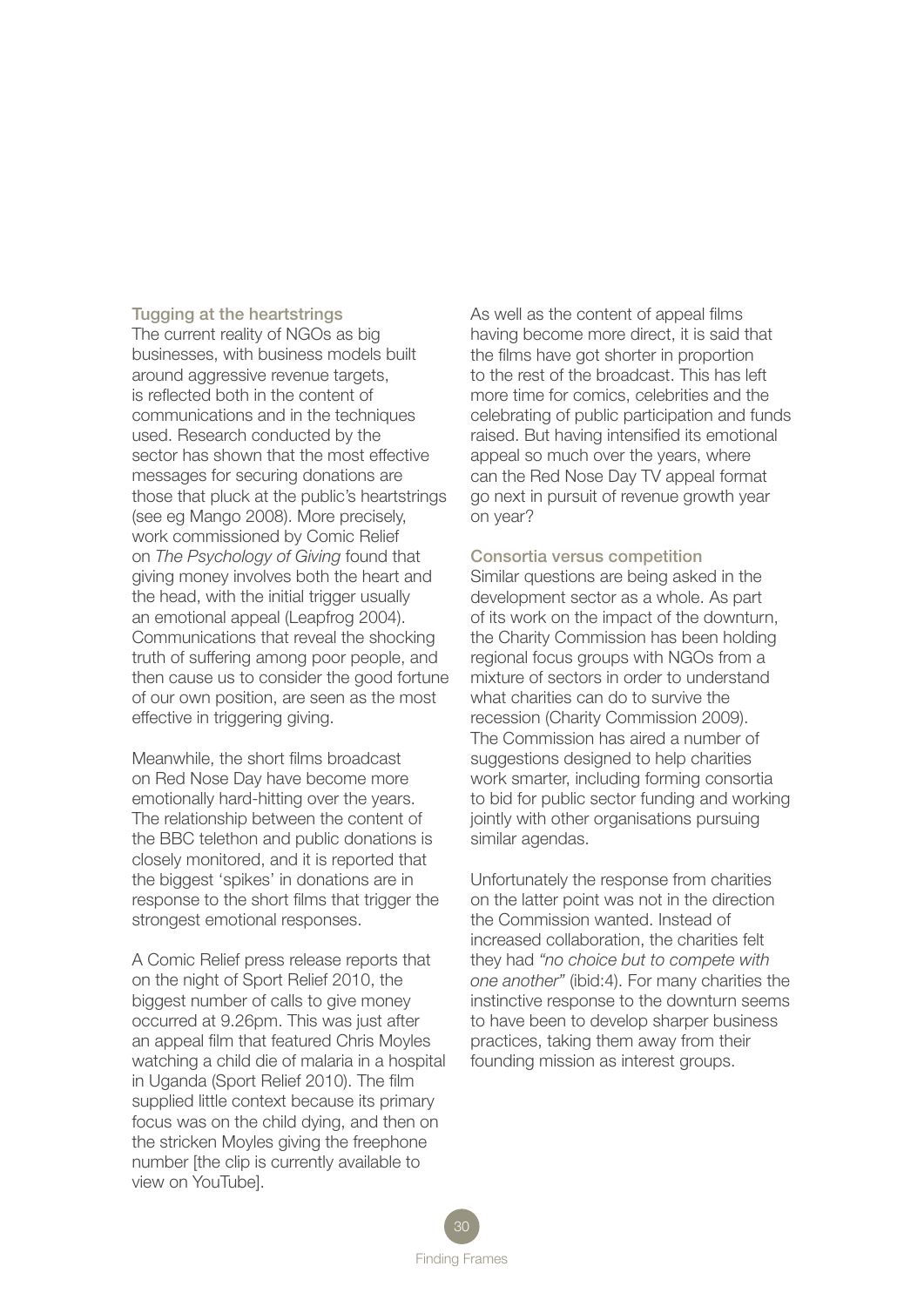### Tugging at the heartstrings

The current reality of NGOs as big businesses, with business models built around aggressive revenue targets, is reflected both in the content of communications and in the techniques used. Research conducted by the sector has shown that the most effective messages for securing donations are those that pluck at the public's heartstrings (see eg Mango 2008). More precisely, work commissioned by Comic Relief on *The Psychology of Giving* found that giving money involves both the heart and the head, with the initial trigger usually an emotional appeal (Leapfrog 2004). Communications that reveal the shocking truth of suffering among poor people, and then cause us to consider the good fortune of our own position, are seen as the most effective in triggering giving.

Meanwhile, the short films broadcast on Red Nose Day have become more emotionally hard-hitting over the years. The relationship between the content of the BBC telethon and public donations is closely monitored, and it is reported that the biggest 'spikes' in donations are in response to the short films that trigger the strongest emotional responses.

A Comic Relief press release reports that on the night of Sport Relief 2010, the biggest number of calls to give money occurred at 9.26pm. This was just after an appeal film that featured Chris Moyles watching a child die of malaria in a hospital in Uganda (Sport Relief 2010). The film supplied little context because its primary focus was on the child dying, and then on the stricken Moyles giving the freephone number [the clip is currently available to view on YouTube].

As well as the content of appeal films having become more direct, it is said that the films have got shorter in proportion to the rest of the broadcast. This has left more time for comics, celebrities and the celebrating of public participation and funds raised. But having intensified its emotional appeal so much over the years, where can the Red Nose Day TV appeal format go next in pursuit of revenue growth year on year?

### Consortia versus competition

Similar questions are being asked in the development sector as a whole. As part of its work on the impact of the downturn, the Charity Commission has been holding regional focus groups with NGOs from a mixture of sectors in order to understand what charities can do to survive the recession (Charity Commission 2009). The Commission has aired a number of suggestions designed to help charities work smarter, including forming consortia to bid for public sector funding and working jointly with other organisations pursuing similar agendas.

Unfortunately the response from charities on the latter point was not in the direction the Commission wanted. Instead of increased collaboration, the charities felt they had *"no choice but to compete with one another"* (ibid:4). For many charities the instinctive response to the downturn seems to have been to develop sharper business practices, taking them away from their founding mission as interest groups.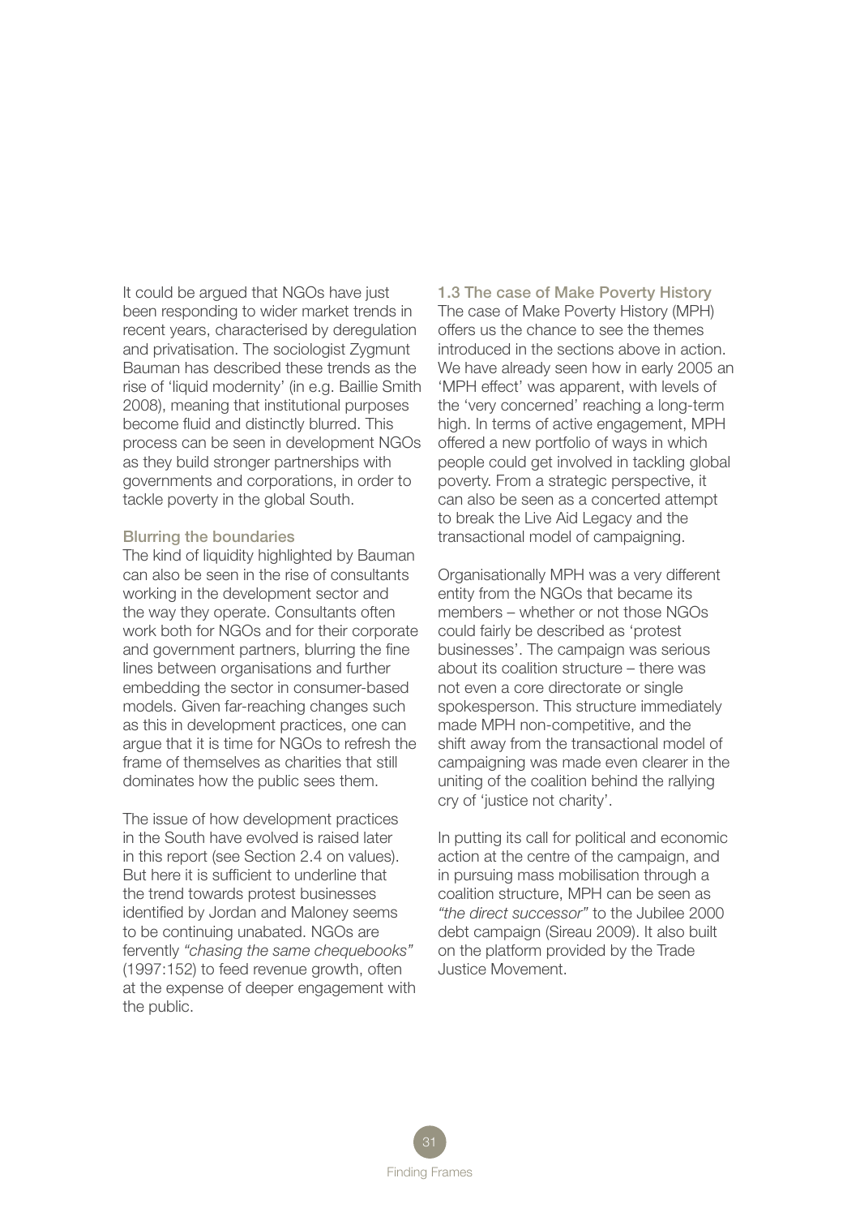It could be argued that NGOs have just been responding to wider market trends in recent years, characterised by deregulation and privatisation. The sociologist Zygmunt Bauman has described these trends as the rise of 'liquid modernity' (in e.g. Baillie Smith 2008), meaning that institutional purposes become fluid and distinctly blurred. This process can be seen in development NGOs as they build stronger partnerships with governments and corporations, in order to tackle poverty in the global South.

### Blurring the boundaries

The kind of liquidity highlighted by Bauman can also be seen in the rise of consultants working in the development sector and the way they operate. Consultants often work both for NGOs and for their corporate and government partners, blurring the fine lines between organisations and further embedding the sector in consumer-based models. Given far-reaching changes such as this in development practices, one can argue that it is time for NGOs to refresh the frame of themselves as charities that still dominates how the public sees them.

The issue of how development practices in the South have evolved is raised later in this report (see Section 2.4 on values). But here it is sufficient to underline that the trend towards protest businesses identified by Jordan and Maloney seems to be continuing unabated. NGOs are fervently *"chasing the same chequebooks"* (1997:152) to feed revenue growth, often at the expense of deeper engagement with the public.

### 1.3 The case of Make Poverty History

The case of Make Poverty History (MPH) offers us the chance to see the themes introduced in the sections above in action. We have already seen how in early 2005 an 'MPH effect' was apparent, with levels of the 'very concerned' reaching a long-term high. In terms of active engagement, MPH offered a new portfolio of ways in which people could get involved in tackling global poverty. From a strategic perspective, it can also be seen as a concerted attempt to break the Live Aid Legacy and the transactional model of campaigning.

Organisationally MPH was a very different entity from the NGOs that became its members – whether or not those NGOs could fairly be described as 'protest businesses'. The campaign was serious about its coalition structure – there was not even a core directorate or single spokesperson. This structure immediately made MPH non-competitive, and the shift away from the transactional model of campaigning was made even clearer in the uniting of the coalition behind the rallying cry of 'justice not charity'.

In putting its call for political and economic action at the centre of the campaign, and in pursuing mass mobilisation through a coalition structure, MPH can be seen as *"the direct successor"* to the Jubilee 2000 debt campaign (Sireau 2009). It also built on the platform provided by the Trade Justice Movement.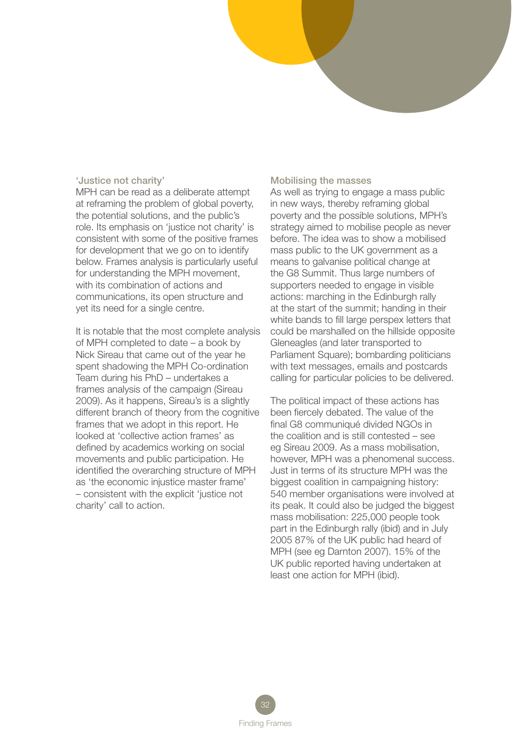### 'Justice not charity'

MPH can be read as a deliberate attempt at reframing the problem of global poverty, the potential solutions, and the public's role. Its emphasis on 'justice not charity' is consistent with some of the positive frames for development that we go on to identify below. Frames analysis is particularly useful for understanding the MPH movement, with its combination of actions and communications, its open structure and yet its need for a single centre.

It is notable that the most complete analysis of MPH completed to date – a book by Nick Sireau that came out of the year he spent shadowing the MPH Co-ordination Team during his PhD – undertakes a frames analysis of the campaign (Sireau 2009). As it happens, Sireau's is a slightly different branch of theory from the cognitive frames that we adopt in this report. He looked at 'collective action frames' as defined by academics working on social movements and public participation. He identified the overarching structure of MPH as 'the economic injustice master frame' – consistent with the explicit 'justice not charity' call to action.

### Mobilising the masses

As well as trying to engage a mass public in new ways, thereby reframing global poverty and the possible solutions, MPH's strategy aimed to mobilise people as never before. The idea was to show a mobilised mass public to the UK government as a means to galvanise political change at the G8 Summit. Thus large numbers of supporters needed to engage in visible actions: marching in the Edinburgh rally at the start of the summit; handing in their white bands to fill large perspex letters that could be marshalled on the hillside opposite Gleneagles (and later transported to Parliament Square); bombarding politicians with text messages, emails and postcards calling for particular policies to be delivered.

The political impact of these actions has been fiercely debated. The value of the final G8 communiqué divided NGOs in the coalition and is still contested – see eg Sireau 2009. As a mass mobilisation, however, MPH was a phenomenal success. Just in terms of its structure MPH was the biggest coalition in campaigning history: 540 member organisations were involved at its peak. It could also be judged the biggest mass mobilisation: 225,000 people took part in the Edinburgh rally (ibid) and in July 2005 87% of the UK public had heard of MPH (see eg Darnton 2007). 15% of the UK public reported having undertaken at least one action for MPH (ibid).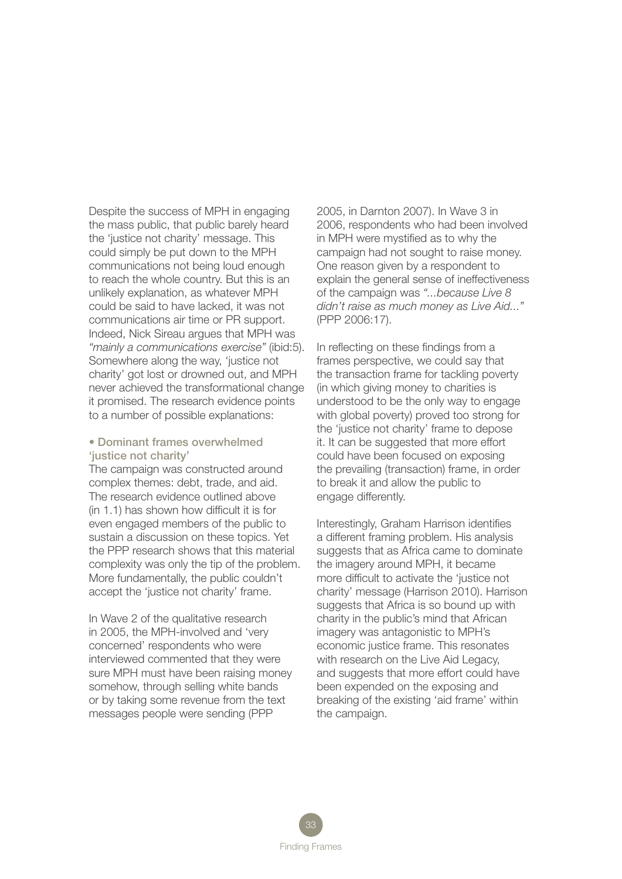Despite the success of MPH in engaging the mass public, that public barely heard the 'justice not charity' message. This could simply be put down to the MPH communications not being loud enough to reach the whole country. But this is an unlikely explanation, as whatever MPH could be said to have lacked, it was not communications air time or PR support. Indeed, Nick Sireau argues that MPH was *"mainly a communications exercise"* (ibid:5). Somewhere along the way, 'justice not charity' got lost or drowned out, and MPH never achieved the transformational change it promised. The research evidence points to a number of possible explanations:

**• Dominant frames overwhelmed 'justice not charity'**

The campaign was constructed around complex themes: debt, trade, and aid. The research evidence outlined above (in 1.1) has shown how difficult it is for even engaged members of the public to sustain a discussion on these topics. Yet the PPP research shows that this material complexity was only the tip of the problem. More fundamentally, the public couldn't accept the 'justice not charity' frame.

In Wave 2 of the qualitative research in 2005, the MPH-involved and 'very concerned' respondents who were interviewed commented that they were sure MPH must have been raising money somehow, through selling white bands or by taking some revenue from the text messages people were sending (PPP 2005, in Darnton 2007). In Wave 3 in 2006, respondents who had been involved in MPH were mystified as to why the campaign had not sought to raise money. One reason given by a respondent to explain the general sense of ineffectiveness of the campaign was *"...because Live 8 didn't raise as much money as Live Aid..."* (PPP 2006:17).

In reflecting on these findings from a frames perspective, we could say that the transaction frame for tackling poverty (in which giving money to charities is understood to be the only way to engage with global poverty) proved too strong for the 'justice not charity' frame to depose it. It can be suggested that more effort could have been focused on exposing the prevailing (transaction) frame, in order to break it and allow the public to engage differently.

Interestingly, Graham Harrison identifies a different framing problem. His analysis suggests that as Africa came to dominate the imagery around MPH, it became more difficult to activate the 'justice not charity' message (Harrison 2010). Harrison suggests that Africa is so bound up with charity in the public's mind that African imagery was antagonistic to MPH's economic justice frame. This resonates with research on the Live Aid Legacy, and suggests that more effort could have been expended on the exposing and breaking of the existing 'aid frame' within the campaign.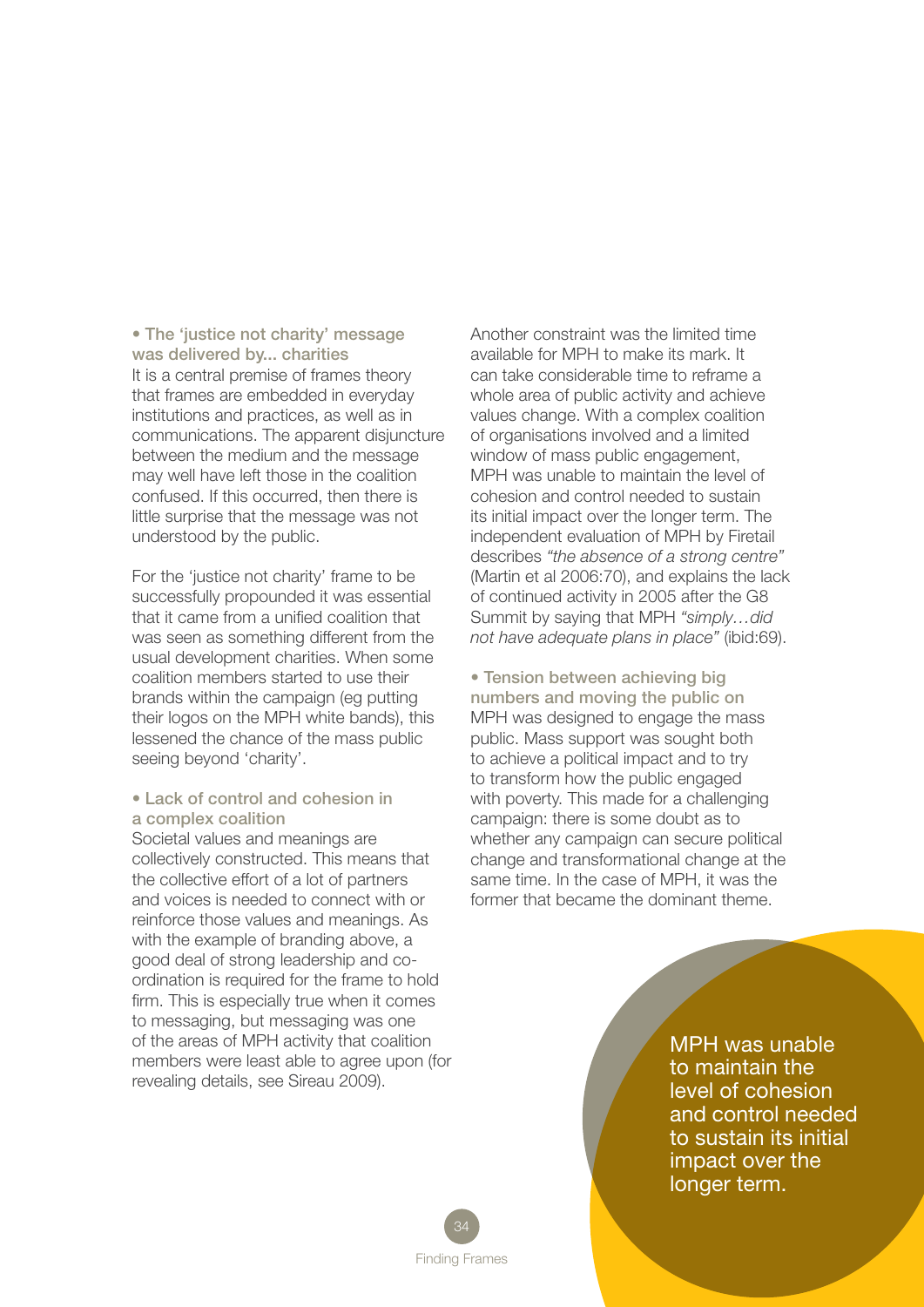**• The 'justice not charity' message was delivered by... charities**

It is a central premise of frames theory that frames are embedded in everyday institutions and practices, as well as in communications. The apparent disjuncture between the medium and the message may well have left those in the coalition confused. If this occurred, then there is little surprise that the message was not understood by the public.

For the 'justice not charity' frame to be successfully propounded it was essential that it came from a unified coalition that was seen as something different from the usual development charities. When some coalition members started to use their brands within the campaign (eg putting their logos on the MPH white bands), this lessened the chance of the mass public seeing beyond 'charity'.

**• Lack of control and cohesion in a complex coalition**

Societal values and meanings are collectively constructed. This means that the collective effort of a lot of partners and voices is needed to connect with or reinforce those values and meanings. As with the example of branding above, a good deal of strong leadership and co-ordination is required for the frame to hold firm. This is especially true when it comes to messaging, but messaging was one of the areas of MPH activity that coalition members were least able to agree upon (for revealing details, see Sireau 2009).

Another constraint was the limited time available for MPH to make its mark. It can take considerable time to reframe a whole area of public activity and achieve values change. With a complex coalition of organisations involved and a limited window of mass public engagement, MPH was unable to maintain the level of cohesion and control needed to sustain its initial impact over the longer term. The independent evaluation of MPH by Firetail describes *"the absence of a strong centre"* (Martin et al 2006:70), and explains the lack of continued activity in 2005 after the G8 Summit by saying that MPH *"simply…did not have adequate plans in place"* (ibid:69).

**• Tension between achieving big numbers and moving the public on**

MPH was designed to engage the mass public. Mass support was sought both to achieve a political impact and to try to transform how the public engaged with poverty. This made for a challenging campaign: there is some doubt as to whether any campaign can secure political change and transformational change at the same time. In the case of MPH, it was the former that became the dominant theme.

MPH was unable to maintain the level of cohesion and control needed to sustain its initial impact over the longer term.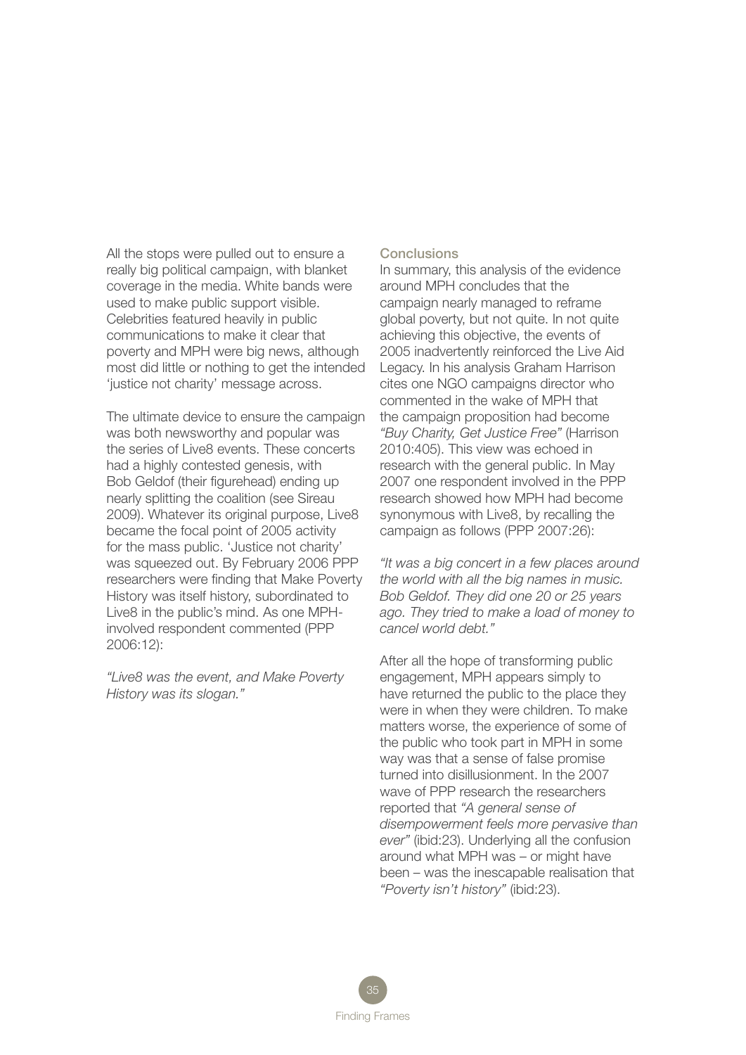All the stops were pulled out to ensure a really big political campaign, with blanket coverage in the media. White bands were used to make public support visible. Celebrities featured heavily in public communications to make it clear that poverty and MPH were big news, although most did little or nothing to get the intended 'justice not charity' message across.

The ultimate device to ensure the campaign was both newsworthy and popular was the series of Live8 events. These concerts had a highly contested genesis, with Bob Geldof (their figurehead) ending up nearly splitting the coalition (see Sireau 2009). Whatever its original purpose, Live8 became the focal point of 2005 activity for the mass public. 'Justice not charity' was squeezed out. By February 2006 PPP researchers were finding that Make Poverty History was itself history, subordinated to Live8 in the public's mind. As one MPH-involved respondent commented (PPP 2006:12):

*"Live8 was the event, and Make Poverty History was its slogan."*

### Conclusions

In summary, this analysis of the evidence around MPH concludes that the campaign nearly managed to reframe global poverty, but not quite. In not quite achieving this objective, the events of 2005 inadvertently reinforced the Live Aid Legacy. In his analysis Graham Harrison cites one NGO campaigns director who commented in the wake of MPH that the campaign proposition had become *"Buy Charity, Get Justice Free"* (Harrison 2010:405). This view was echoed in research with the general public. In May 2007 one respondent involved in the PPP research showed how MPH had become synonymous with Live8, by recalling the campaign as follows (PPP 2007:26):

*"It was a big concert in a few places around the world with all the big names in music. Bob Geldof. They did one 20 or 25 years ago. They tried to make a load of money to cancel world debt."*

After all the hope of transforming public engagement, MPH appears simply to have returned the public to the place they were in when they were children. To make matters worse, the experience of some of the public who took part in MPH in some way was that a sense of false promise turned into disillusionment. In the 2007 wave of PPP research the researchers reported that *"A general sense of disempowerment feels more pervasive than ever"* (ibid:23). Underlying all the confusion around what MPH was – or might have been – was the inescapable realisation that *"Poverty isn't history"* (ibid:23).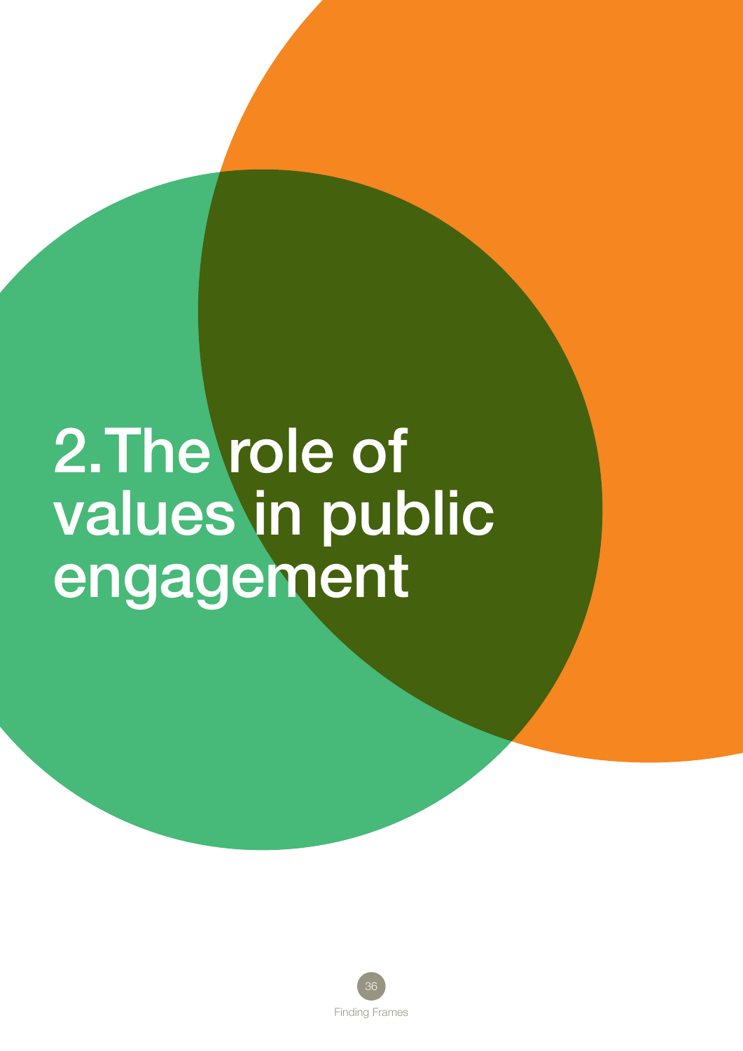# 2. The role of values in public engagement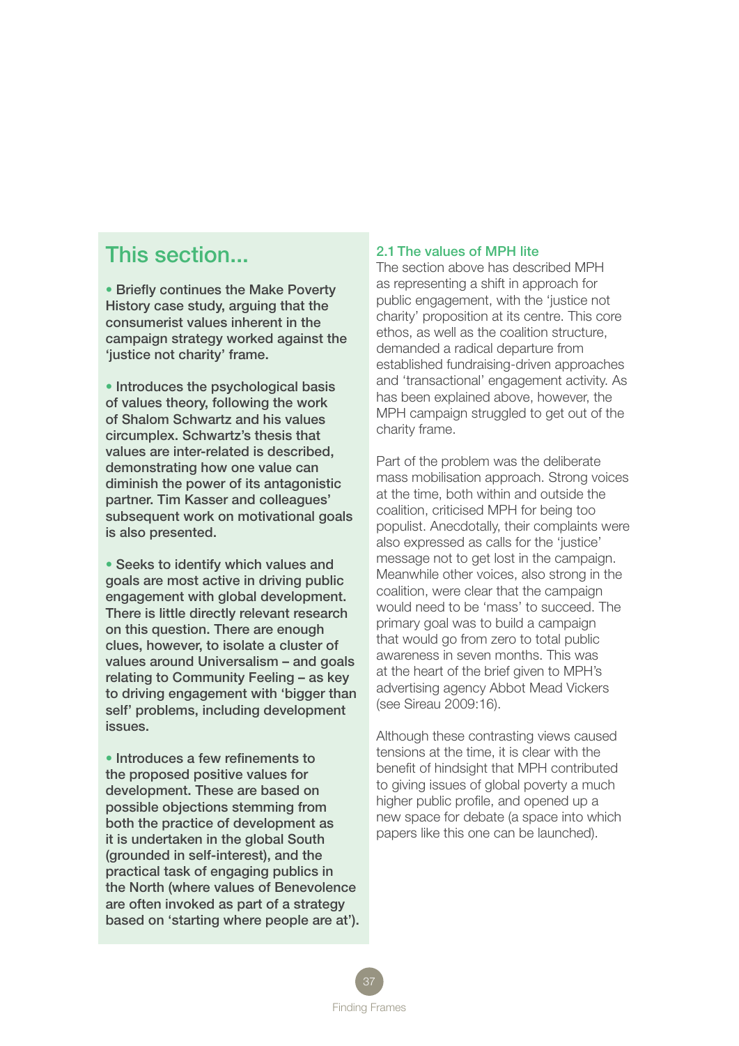## This section...

- Briefly continues the Make Poverty History case study, arguing that the consumerist values inherent in the campaign strategy worked against the 'justice not charity' frame.

- Introduces the psychological basis of values theory, following the work of Shalom Schwartz and his values circumplex. Schwartz's thesis that values are inter-related is described, demonstrating how one value can diminish the power of its antagonistic partner. Tim Kasser and colleagues' subsequent work on motivational goals is also presented.

- Seeks to identify which values and goals are most active in driving public engagement with global development. There is little directly relevant research on this question. There are enough clues, however, to isolate a cluster of values around Universalism – and goals relating to Community Feeling – as key to driving engagement with 'bigger than self' problems, including development issues.

- Introduces a few refinements to the proposed positive values for development. These are based on possible objections stemming from both the practice of development as it is undertaken in the global South (grounded in self-interest), and the practical task of engaging publics in the North (where values of Benevolence are often invoked as part of a strategy based on 'starting where people are at').

### 2.1 The values of MPH lite

The section above has described MPH as representing a shift in approach for public engagement, with the 'justice not charity' proposition at its centre. This core ethos, as well as the coalition structure, demanded a radical departure from established fundraising-driven approaches and 'transactional' engagement activity. As has been explained above, however, the MPH campaign struggled to get out of the charity frame.

Part of the problem was the deliberate mass mobilisation approach. Strong voices at the time, both within and outside the coalition, criticised MPH for being too populist. Anecdotally, their complaints were also expressed as calls for the 'justice' message not to get lost in the campaign. Meanwhile other voices, also strong in the coalition, were clear that the campaign would need to be 'mass' to succeed. The primary goal was to build a campaign that would go from zero to total public awareness in seven months. This was at the heart of the brief given to MPH's advertising agency Abbot Mead Vickers (see Sireau 2009:16).

Although these contrasting views caused tensions at the time, it is clear with the benefit of hindsight that MPH contributed to giving issues of global poverty a much higher public profile, and opened up a new space for debate (a space into which papers like this one can be launched).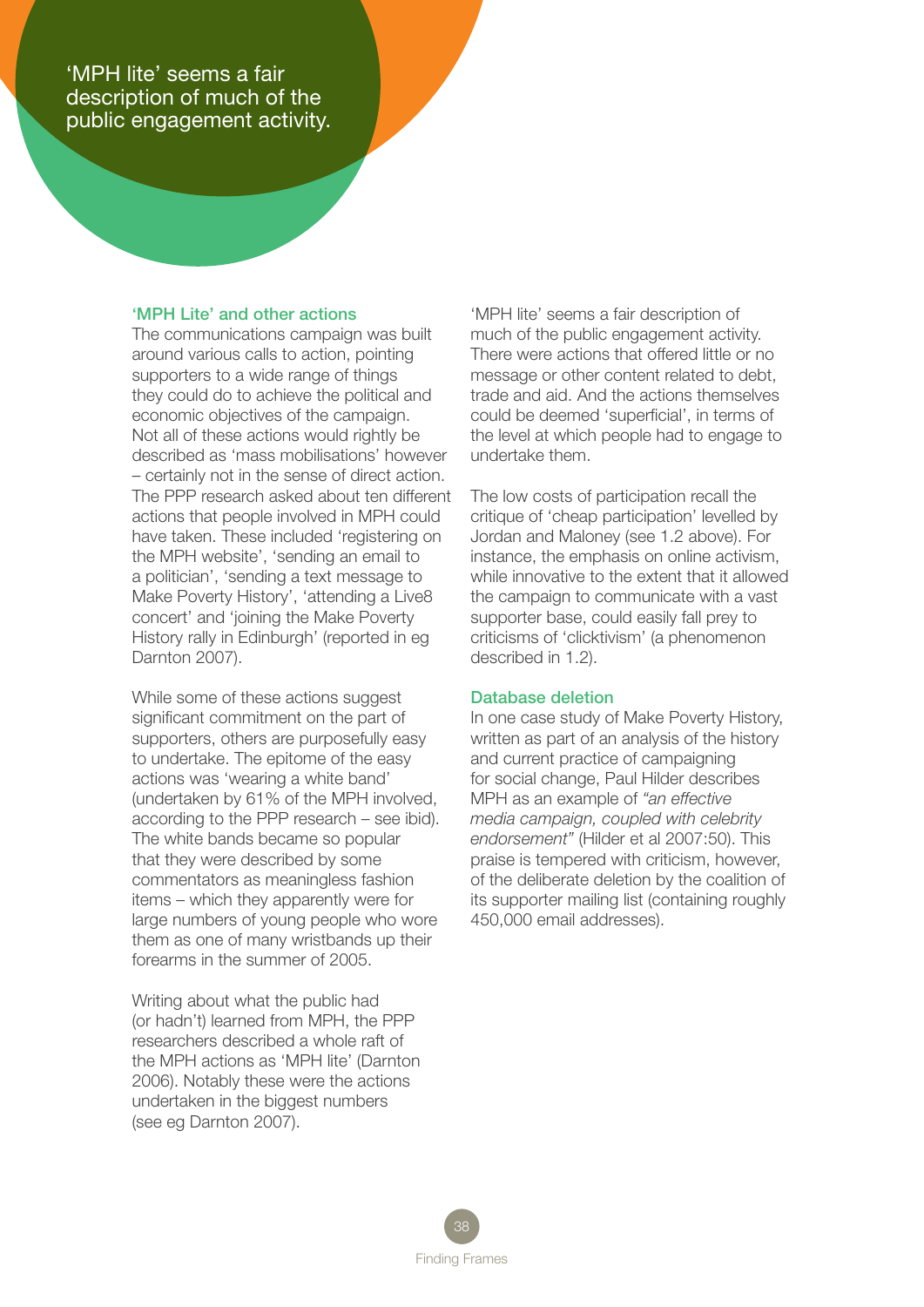'MPH lite' seems a fair description of much of the public engagement activity.

### 'MPH Lite' and other actions

The communications campaign was built around various calls to action, pointing supporters to a wide range of things they could do to achieve the political and economic objectives of the campaign. Not all of these actions would rightly be described as 'mass mobilisations' however – certainly not in the sense of direct action. The PPP research asked about ten different actions that people involved in MPH could have taken. These included 'registering on the MPH website', 'sending an email to a politician', 'sending a text message to Make Poverty History', 'attending a Live8 concert' and 'joining the Make Poverty History rally in Edinburgh' (reported in eg Darnton 2007).

While some of these actions suggest significant commitment on the part of supporters, others are purposefully easy to undertake. The epitome of the easy actions was 'wearing a white band' (undertaken by 61% of the MPH involved, according to the PPP research – see ibid). The white bands became so popular that they were described by some commentators as meaningless fashion items – which they apparently were for large numbers of young people who wore them as one of many wristbands up their forearms in the summer of 2005.

Writing about what the public had (or hadn't) learned from MPH, the PPP researchers described a whole raft of the MPH actions as 'MPH lite' (Darnton 2006). Notably these were the actions undertaken in the biggest numbers (see eg Darnton 2007).

'MPH lite' seems a fair description of much of the public engagement activity. There were actions that offered little or no message or other content related to debt, trade and aid. And the actions themselves could be deemed 'superficial', in terms of the level at which people had to engage to undertake them.

The low costs of participation recall the critique of 'cheap participation' levelled by Jordan and Maloney (see 1.2 above). For instance, the emphasis on online activism, while innovative to the extent that it allowed the campaign to communicate with a vast supporter base, could easily fall prey to criticisms of 'clicktivism' (a phenomenon described in 1.2).

### Database deletion

In one case study of Make Poverty History, written as part of an analysis of the history and current practice of campaigning for social change, Paul Hilder describes MPH as an example of *"an effective media campaign, coupled with celebrity endorsement"* (Hilder et al 2007:50). This praise is tempered with criticism, however, of the deliberate deletion by the coalition of its supporter mailing list (containing roughly 450,000 email addresses).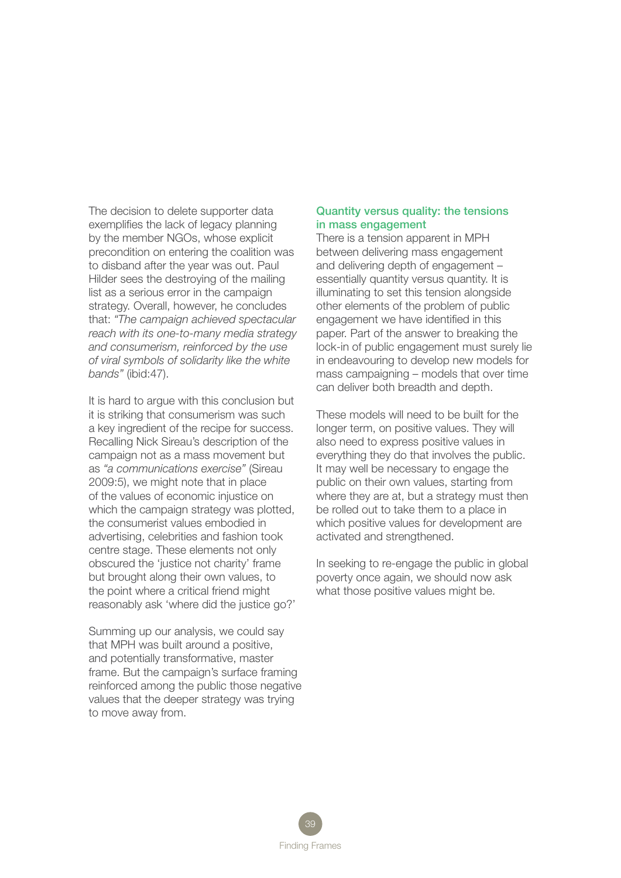The decision to delete supporter data exemplifies the lack of legacy planning by the member NGOs, whose explicit precondition on entering the coalition was to disband after the year was out. Paul Hilder sees the destroying of the mailing list as a serious error in the campaign strategy. Overall, however, he concludes that: *"The campaign achieved spectacular reach with its one-to-many media strategy and consumerism, reinforced by the use of viral symbols of solidarity like the white bands"* (ibid:47).

It is hard to argue with this conclusion but it is striking that consumerism was such a key ingredient of the recipe for success. Recalling Nick Sireau's description of the campaign not as a mass movement but as *"a communications exercise"* (Sireau 2009:5), we might note that in place of the values of economic injustice on which the campaign strategy was plotted, the consumerist values embodied in advertising, celebrities and fashion took centre stage. These elements not only obscured the 'justice not charity' frame but brought along their own values, to the point where a critical friend might reasonably ask 'where did the justice go?'

Summing up our analysis, we could say that MPH was built around a positive, and potentially transformative, master frame. But the campaign's surface framing reinforced among the public those negative values that the deeper strategy was trying to move away from.

## Quantity versus quality: the tensions in mass engagement

There is a tension apparent in MPH between delivering mass engagement and delivering depth of engagement – essentially quantity versus quantity. It is illuminating to set this tension alongside other elements of the problem of public engagement we have identified in this paper. Part of the answer to breaking the lock-in of public engagement must surely lie in endeavouring to develop new models for mass campaigning – models that over time can deliver both breadth and depth.

These models will need to be built for the longer term, on positive values. They will also need to express positive values in everything they do that involves the public. It may well be necessary to engage the public on their own values, starting from where they are at, but a strategy must then be rolled out to take them to a place in which positive values for development are activated and strengthened.

In seeking to re-engage the public in global poverty once again, we should now ask what those positive values might be.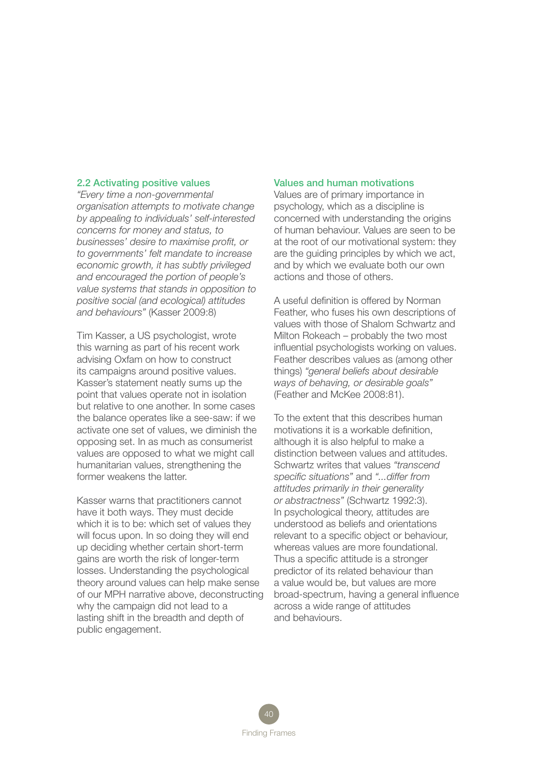## 2.2 Activating positive values

*"Every time a non-governmental organisation attempts to motivate change by appealing to individuals' self-interested concerns for money and status, to businesses' desire to maximise profit, or to governments' felt mandate to increase economic growth, it has subtly privileged and encouraged the portion of people's value systems that stands in opposition to positive social (and ecological) attitudes and behaviours"* (Kasser 2009:8)

Tim Kasser, a US psychologist, wrote this warning as part of his recent work advising Oxfam on how to construct its campaigns around positive values. Kasser's statement neatly sums up the point that values operate not in isolation but relative to one another. In some cases the balance operates like a see-saw: if we activate one set of values, we diminish the opposing set. In as much as consumerist values are opposed to what we might call humanitarian values, strengthening the former weakens the latter.

Kasser warns that practitioners cannot have it both ways. They must decide which it is to be: which set of values they will focus upon. In so doing they will end up deciding whether certain short-term gains are worth the risk of longer-term losses. Understanding the psychological theory around values can help make sense of our MPH narrative above, deconstructing why the campaign did not lead to a lasting shift in the breadth and depth of public engagement.

### Values and human motivations

Values are of primary importance in psychology, which as a discipline is concerned with understanding the origins of human behaviour. Values are seen to be at the root of our motivational system: they are the guiding principles by which we act, and by which we evaluate both our own actions and those of others.

A useful definition is offered by Norman Feather, who fuses his own descriptions of values with those of Shalom Schwartz and Milton Rokeach – probably the two most influential psychologists working on values. Feather describes values as (among other things) *"general beliefs about desirable ways of behaving, or desirable goals"* (Feather and McKee 2008:81).

To the extent that this describes human motivations it is a workable definition, although it is also helpful to make a distinction between values and attitudes. Schwartz writes that values *"transcend specific situations"* and *"...differ from attitudes primarily in their generality or abstractness"* (Schwartz 1992:3). In psychological theory, attitudes are understood as beliefs and orientations relevant to a specific object or behaviour, whereas values are more foundational. Thus a specific attitude is a stronger predictor of its related behaviour than a value would be, but values are more broad-spectrum, having a general influence across a wide range of attitudes and behaviours.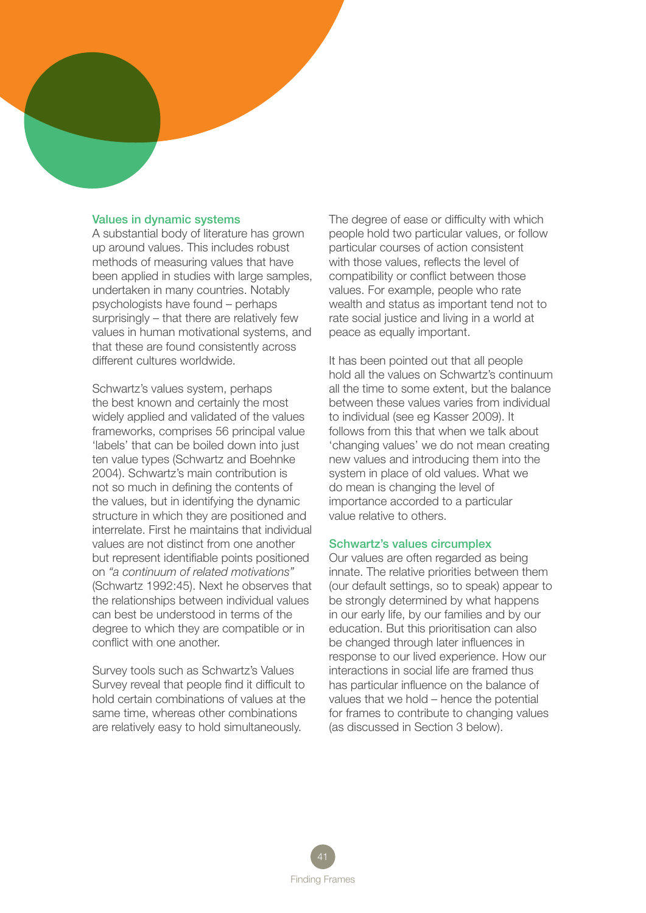### Values in dynamic systems

A substantial body of literature has grown up around values. This includes robust methods of measuring values that have been applied in studies with large samples, undertaken in many countries. Notably psychologists have found – perhaps surprisingly – that there are relatively few values in human motivational systems, and that these are found consistently across different cultures worldwide.

Schwartz's values system, perhaps the best known and certainly the most widely applied and validated of the values frameworks, comprises 56 principal value 'labels' that can be boiled down into just ten value types (Schwartz and Boehnke 2004). Schwartz's main contribution is not so much in defining the contents of the values, but in identifying the dynamic structure in which they are positioned and interrelate. First he maintains that individual values are not distinct from one another but represent identifiable points positioned on *"a continuum of related motivations"* (Schwartz 1992:45). Next he observes that the relationships between individual values can best be understood in terms of the degree to which they are compatible or in conflict with one another.

Survey tools such as Schwartz's Values Survey reveal that people find it difficult to hold certain combinations of values at the same time, whereas other combinations are relatively easy to hold simultaneously. The degree of ease or difficulty with which people hold two particular values, or follow particular courses of action consistent with those values, reflects the level of compatibility or conflict between those values. For example, people who rate wealth and status as important tend not to rate social justice and living in a world at peace as equally important.

It has been pointed out that all people hold all the values on Schwartz's continuum all the time to some extent, but the balance between these values varies from individual to individual (see eg Kasser 2009). It follows from this that when we talk about 'changing values' we do not mean creating new values and introducing them into the system in place of old values. What we do mean is changing the level of importance accorded to a particular value relative to others.

### Schwartz's values circumplex

Our values are often regarded as being innate. The relative priorities between them (our default settings, so to speak) appear to be strongly determined by what happens in our early life, by our families and by our education. But this prioritisation can also be changed through later influences in response to our lived experience. How our interactions in social life are framed thus has particular influence on the balance of values that we hold – hence the potential for frames to contribute to changing values (as discussed in Section 3 below).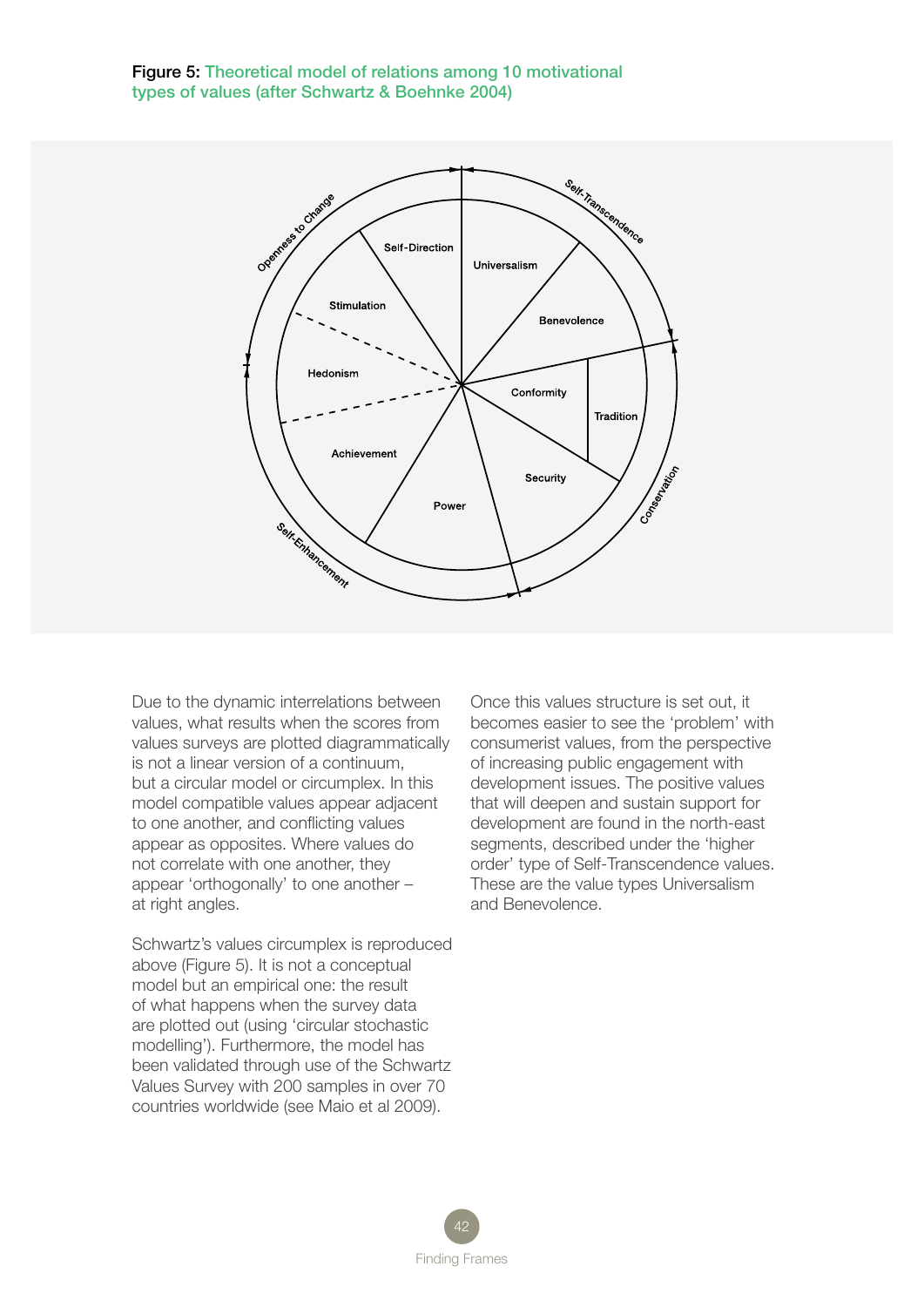**Figure 5:** Theoretical model of relations among 10 motivational types of values (after Schwartz & Boehnke 2004)

Due to the dynamic interrelations between values, what results when the scores from values surveys are plotted diagrammatically is not a linear version of a continuum, but a circular model or circumplex. In this model compatible values appear adjacent to one another, and conflicting values appear as opposites. Where values do not correlate with one another, they appear 'orthogonally' to one another – at right angles.

Schwartz's values circumplex is reproduced above (Figure 5). It is not a conceptual model but an empirical one: the result of what happens when the survey data are plotted out (using 'circular stochastic modelling'). Furthermore, the model has been validated through use of the Schwartz Values Survey with 200 samples in over 70 countries worldwide (see Maio et al 2009).

Once this values structure is set out, it becomes easier to see the 'problem' with consumerist values, from the perspective of increasing public engagement with development issues. The positive values that will deepen and sustain support for development are found in the north-east segments, described under the 'higher order' type of Self-Transcendence values. These are the value types Universalism and Benevolence.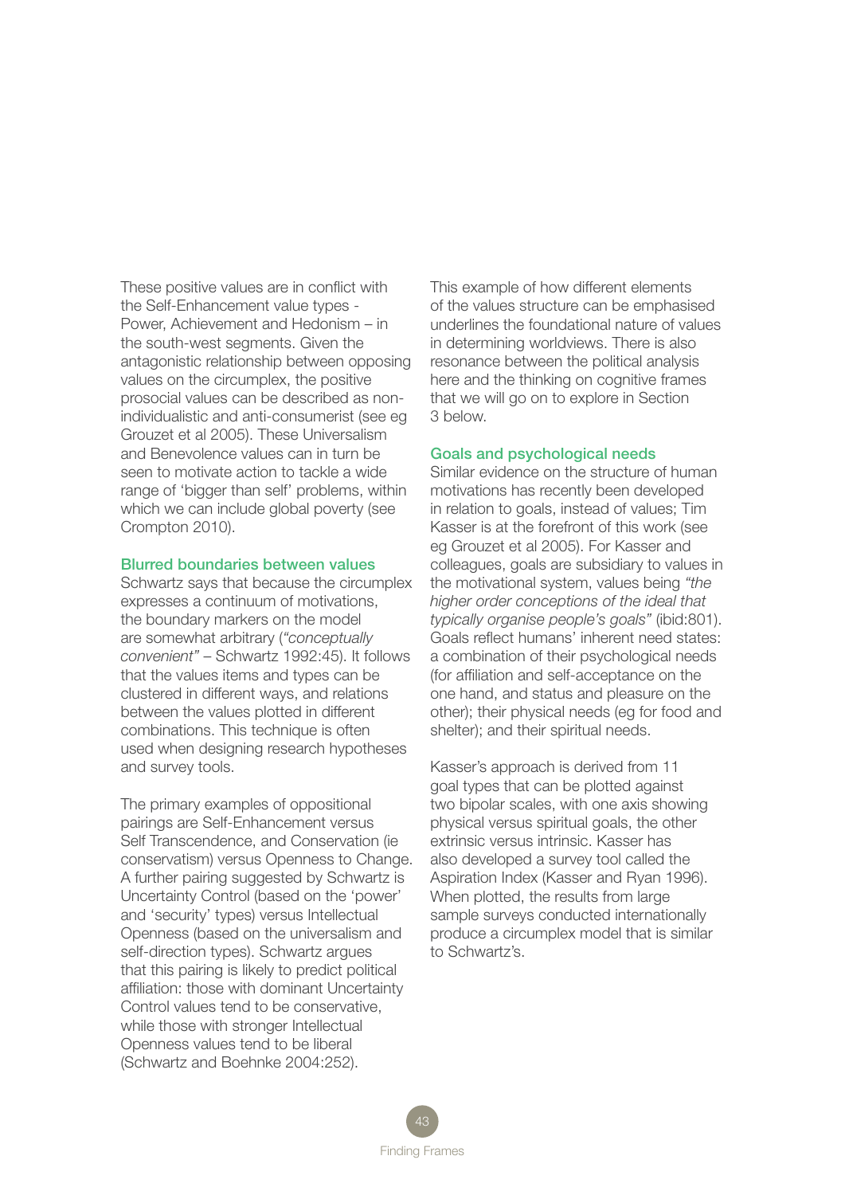These positive values are in conflict with the Self-Enhancement value types - Power, Achievement and Hedonism – in the south-west segments. Given the antagonistic relationship between opposing values on the circumplex, the positive prosocial values can be described as non-individualistic and anti-consumerist (see eg Grouzet et al 2005). These Universalism and Benevolence values can in turn be seen to motivate action to tackle a wide range of 'bigger than self' problems, within which we can include global poverty (see Crompton 2010).

### Blurred boundaries between values

Schwartz says that because the circumplex expresses a continuum of motivations, the boundary markers on the model are somewhat arbitrary (*"conceptually convenient"* – Schwartz 1992:45). It follows that the values items and types can be clustered in different ways, and relations between the values plotted in different combinations. This technique is often used when designing research hypotheses and survey tools.

The primary examples of oppositional pairings are Self-Enhancement versus Self Transcendence, and Conservation (ie conservatism) versus Openness to Change. A further pairing suggested by Schwartz is Uncertainty Control (based on the 'power' and 'security' types) versus Intellectual Openness (based on the universalism and self-direction types). Schwartz argues that this pairing is likely to predict political affiliation: those with dominant Uncertainty Control values tend to be conservative, while those with stronger Intellectual Openness values tend to be liberal (Schwartz and Boehnke 2004:252).

This example of how different elements of the values structure can be emphasised underlines the foundational nature of values in determining worldviews. There is also resonance between the political analysis here and the thinking on cognitive frames that we will go on to explore in Section 3 below.

### Goals and psychological needs

Similar evidence on the structure of human motivations has recently been developed in relation to goals, instead of values; Tim Kasser is at the forefront of this work (see eg Grouzet et al 2005). For Kasser and colleagues, goals are subsidiary to values in the motivational system, values being *"the higher order conceptions of the ideal that typically organise people's goals"* (ibid:801). Goals reflect humans' inherent need states: a combination of their psychological needs (for affiliation and self-acceptance on the one hand, and status and pleasure on the other); their physical needs (eg for food and shelter); and their spiritual needs.

Kasser's approach is derived from 11 goal types that can be plotted against two bipolar scales, with one axis showing physical versus spiritual goals, the other extrinsic versus intrinsic. Kasser has also developed a survey tool called the Aspiration Index (Kasser and Ryan 1996). When plotted, the results from large sample surveys conducted internationally produce a circumplex model that is similar to Schwartz's.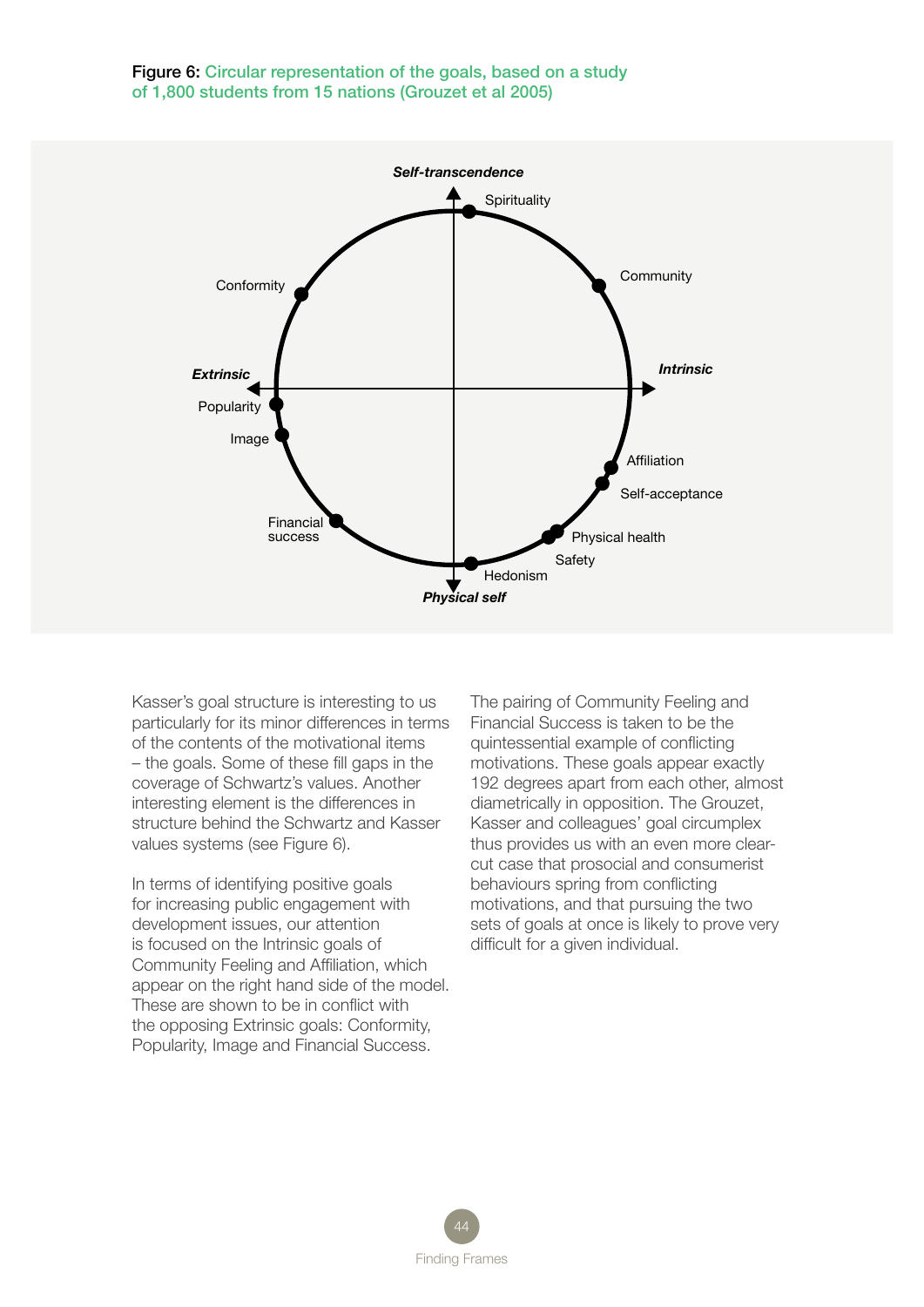**Figure 6:** Circular representation of the goals, based on a study of 1,800 students from 15 nations (Grouzet et al 2005)

*Self-transcendence*

Spirituality

Community

Conformity

*Extrinsic*

*Intrinsic*

Popularity

Image

Affiliation

Self-acceptance

Financial success

Physical health

Safety

Hedonism

*Physical self*

Kasser's goal structure is interesting to us particularly for its minor differences in terms of the contents of the motivational items – the goals. Some of these fill gaps in the coverage of Schwartz's values. Another interesting element is the differences in structure behind the Schwartz and Kasser values systems (see Figure 6).

In terms of identifying positive goals for increasing public engagement with development issues, our attention is focused on the Intrinsic goals of Community Feeling and Affiliation, which appear on the right hand side of the model. These are shown to be in conflict with the opposing Extrinsic goals: Conformity, Popularity, Image and Financial Success.

The pairing of Community Feeling and Financial Success is taken to be the quintessential example of conflicting motivations. These goals appear exactly 192 degrees apart from each other, almost diametrically in opposition. The Grouzet, Kasser and colleagues' goal circumplex thus provides us with an even more clear-cut case that prosocial and consumerist behaviours spring from conflicting motivations, and that pursuing the two sets of goals at once is likely to prove very difficult for a given individual.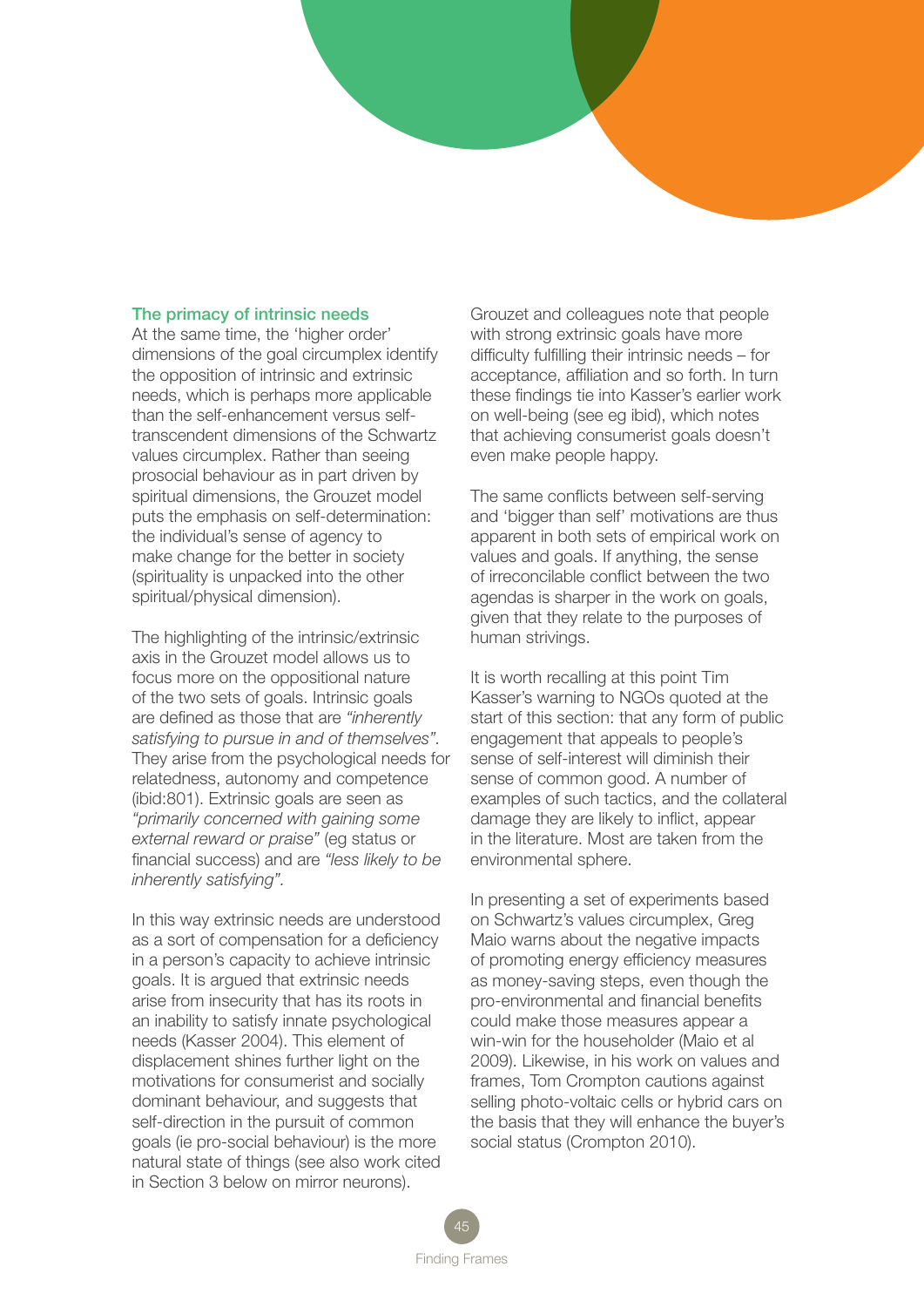### The primacy of intrinsic needs

At the same time, the 'higher order' dimensions of the goal circumplex identify the opposition of intrinsic and extrinsic needs, which is perhaps more applicable than the self-enhancement versus self-transcendent dimensions of the Schwartz values circumplex. Rather than seeing prosocial behaviour as in part driven by spiritual dimensions, the Grouzet model puts the emphasis on self-determination: the individual's sense of agency to make change for the better in society (spirituality is unpacked into the other spiritual/physical dimension).

The highlighting of the intrinsic/extrinsic axis in the Grouzet model allows us to focus more on the oppositional nature of the two sets of goals. Intrinsic goals are defined as those that are *"inherently satisfying to pursue in and of themselves"*. They arise from the psychological needs for relatedness, autonomy and competence (ibid:801). Extrinsic goals are seen as *"primarily concerned with gaining some external reward or praise"* (eg status or financial success) and are *"less likely to be inherently satisfying".*

In this way extrinsic needs are understood as a sort of compensation for a deficiency in a person's capacity to achieve intrinsic goals. It is argued that extrinsic needs arise from insecurity that has its roots in an inability to satisfy innate psychological needs (Kasser 2004). This element of displacement shines further light on the motivations for consumerist and socially dominant behaviour, and suggests that self-direction in the pursuit of common goals (ie pro-social behaviour) is the more natural state of things (see also work cited in Section 3 below on mirror neurons).

Grouzet and colleagues note that people with strong extrinsic goals have more difficulty fulfilling their intrinsic needs – for acceptance, affiliation and so forth. In turn these findings tie into Kasser's earlier work on well-being (see eg ibid), which notes that achieving consumerist goals doesn't even make people happy.

The same conflicts between self-serving and 'bigger than self' motivations are thus apparent in both sets of empirical work on values and goals. If anything, the sense of irreconcilable conflict between the two agendas is sharper in the work on goals, given that they relate to the purposes of human strivings.

It is worth recalling at this point Tim Kasser's warning to NGOs quoted at the start of this section: that any form of public engagement that appeals to people's sense of self-interest will diminish their sense of common good. A number of examples of such tactics, and the collateral damage they are likely to inflict, appear in the literature. Most are taken from the environmental sphere.

In presenting a set of experiments based on Schwartz's values circumplex, Greg Maio warns about the negative impacts of promoting energy efficiency measures as money-saving steps, even though the pro-environmental and financial benefits could make those measures appear a win-win for the householder (Maio et al 2009). Likewise, in his work on values and frames, Tom Crompton cautions against selling photo-voltaic cells or hybrid cars on the basis that they will enhance the buyer's social status (Crompton 2010).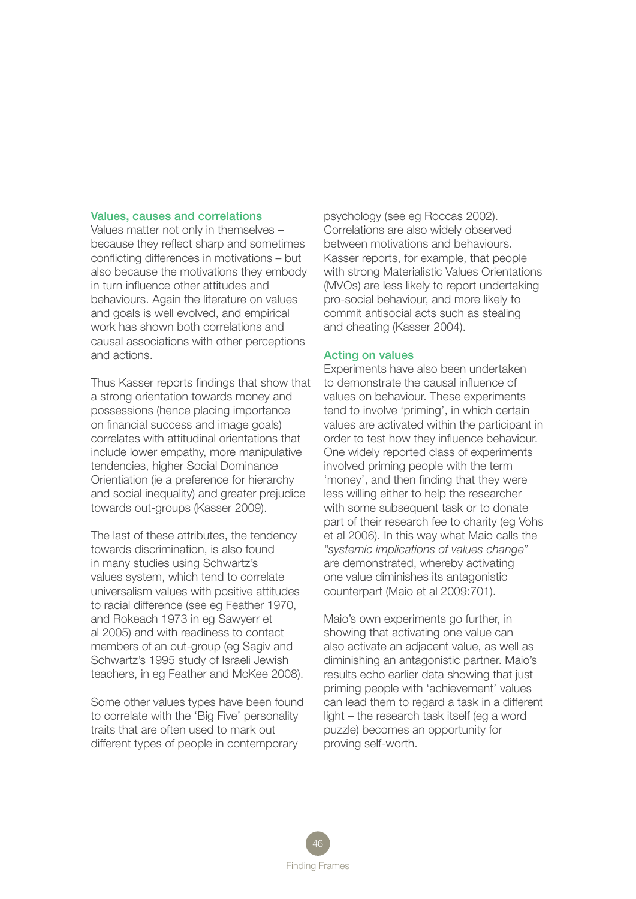### Values, causes and correlations

Values matter not only in themselves – because they reflect sharp and sometimes conflicting differences in motivations – but also because the motivations they embody in turn influence other attitudes and behaviours. Again the literature on values and goals is well evolved, and empirical work has shown both correlations and causal associations with other perceptions and actions.

Thus Kasser reports findings that show that a strong orientation towards money and possessions (hence placing importance on financial success and image goals) correlates with attitudinal orientations that include lower empathy, more manipulative tendencies, higher Social Dominance Orientation (ie a preference for hierarchy and social inequality) and greater prejudice towards out-groups (Kasser 2009).

The last of these attributes, the tendency towards discrimination, is also found in many studies using Schwartz's values system, which tend to correlate universalism values with positive attitudes to racial difference (see eg Feather 1970, and Rokeach 1973 in eg Sawyerr et al 2005) and with readiness to contact members of an out-group (eg Sagiv and Schwartz's 1995 study of Israeli Jewish teachers, in eg Feather and McKee 2008).

Some other values types have been found to correlate with the 'Big Five' personality traits that are often used to mark out different types of people in contemporary psychology (see eg Roccas 2002). Correlations are also widely observed between motivations and behaviours. Kasser reports, for example, that people with strong Materialistic Values Orientations (MVOs) are less likely to report undertaking pro-social behaviour, and more likely to commit antisocial acts such as stealing and cheating (Kasser 2004).

### Acting on values

Experiments have also been undertaken to demonstrate the causal influence of values on behaviour. These experiments tend to involve 'priming', in which certain values are activated within the participant in order to test how they influence behaviour. One widely reported class of experiments involved priming people with the term 'money', and then finding that they were less willing either to help the researcher with some subsequent task or to donate part of their research fee to charity (eg Vohs et al 2006). In this way what Maio calls the *"systemic implications of values change"* are demonstrated, whereby activating one value diminishes its antagonistic counterpart (Maio et al 2009:701).

Maio's own experiments go further, in showing that activating one value can also activate an adjacent value, as well as diminishing an antagonistic partner. Maio's results echo earlier data showing that just priming people with 'achievement' values can lead them to regard a task in a different light – the research task itself (eg a word puzzle) becomes an opportunity for proving self-worth.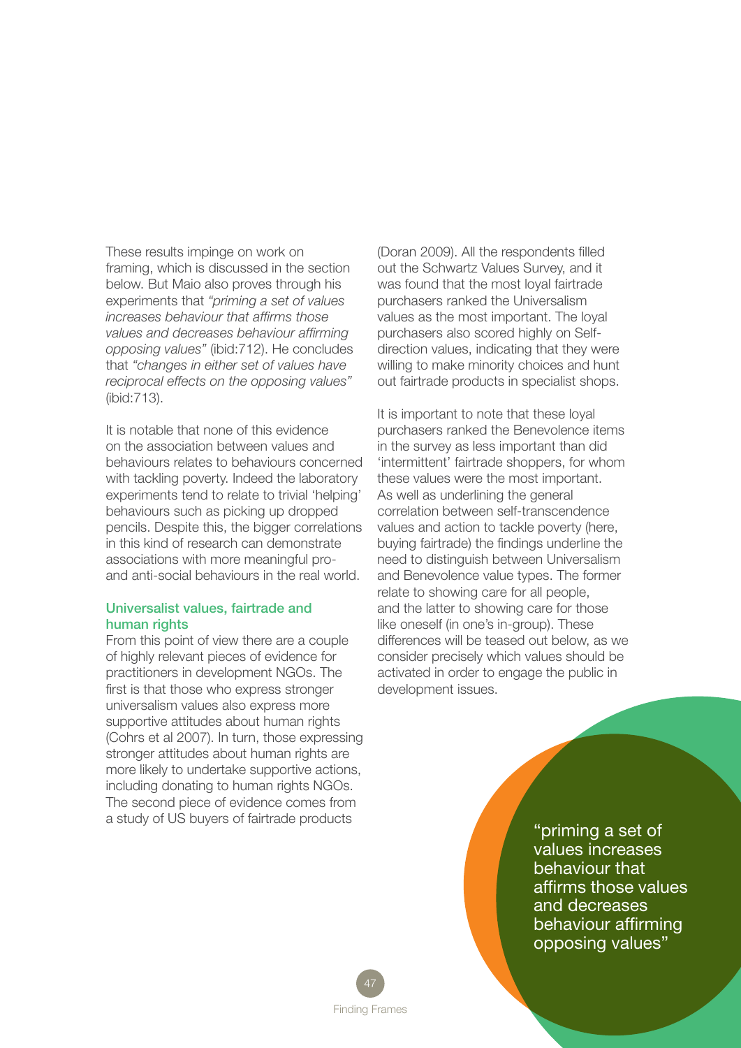These results impinge on work on framing, which is discussed in the section below. But Maio also proves through his experiments that *"priming a set of values increases behaviour that affirms those values and decreases behaviour affirming opposing values"* (ibid:712). He concludes that *"changes in either set of values have reciprocal effects on the opposing values"* (ibid:713).

It is notable that none of this evidence on the association between values and behaviours relates to behaviours concerned with tackling poverty. Indeed the laboratory experiments tend to relate to trivial 'helping' behaviours such as picking up dropped pencils. Despite this, the bigger correlations in this kind of research can demonstrate associations with more meaningful pro- and anti-social behaviours in the real world.

### Universalist values, fairtrade and human rights

From this point of view there are a couple of highly relevant pieces of evidence for practitioners in development NGOs. The first is that those who express stronger universalism values also express more supportive attitudes about human rights (Cohrs et al 2007). In turn, those expressing stronger attitudes about human rights are more likely to undertake supportive actions, including donating to human rights NGOs. The second piece of evidence comes from a study of US buyers of fairtrade products (Doran 2009). All the respondents filled out the Schwartz Values Survey, and it was found that the most loyal fairtrade purchasers ranked the Universalism values as the most important. The loyal purchasers also scored highly on Self-direction values, indicating that they were willing to make minority choices and hunt out fairtrade products in specialist shops.

It is important to note that these loyal purchasers ranked the Benevolence items in the survey as less important than did 'intermittent' fairtrade shoppers, for whom these values were the most important. As well as underlining the general correlation between self-transcendence values and action to tackle poverty (here, buying fairtrade) the findings underline the need to distinguish between Universalism and Benevolence value types. The former relate to showing care for all people, and the latter to showing care for those like oneself (in one's in-group). These differences will be teased out below, as we consider precisely which values should be activated in order to engage the public in development issues.

"priming a set of values increases behaviour that affirms those values and decreases behaviour affirming opposing values"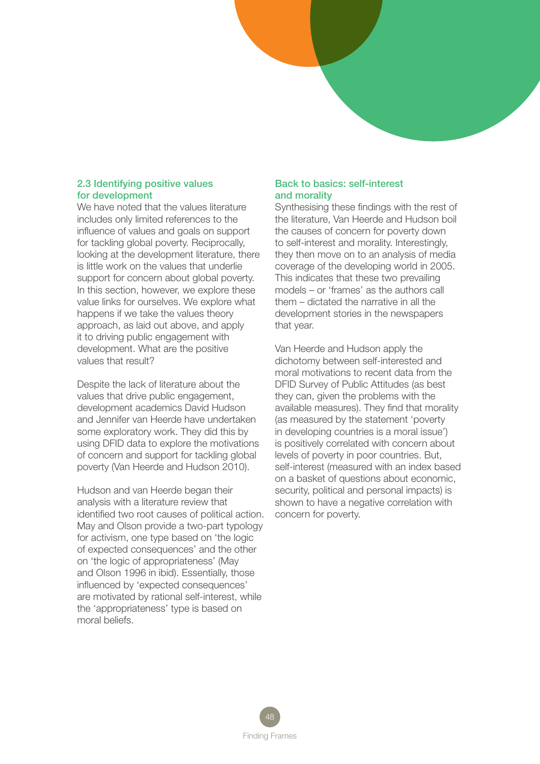## 2.3 Identifying positive values for development

We have noted that the values literature includes only limited references to the influence of values and goals on support for tackling global poverty. Reciprocally, looking at the development literature, there is little work on the values that underlie support for concern about global poverty. In this section, however, we explore these value links for ourselves. We explore what happens if we take the values theory approach, as laid out above, and apply it to driving public engagement with development. What are the positive values that result?

Despite the lack of literature about the values that drive public engagement, development academics David Hudson and Jennifer van Heerde have undertaken some exploratory work. They did this by using DFID data to explore the motivations of concern and support for tackling global poverty (Van Heerde and Hudson 2010).

Hudson and van Heerde began their analysis with a literature review that identified two root causes of political action. May and Olson provide a two-part typology for activism, one type based on 'the logic of expected consequences' and the other on 'the logic of appropriateness' (May and Olson 1996 in ibid). Essentially, those influenced by 'expected consequences' are motivated by rational self-interest, while the 'appropriateness' type is based on moral beliefs.

### Back to basics: self-interest and morality

Synthesising these findings with the rest of the literature, Van Heerde and Hudson boil the causes of concern for poverty down to self-interest and morality. Interestingly, they then move on to an analysis of media coverage of the developing world in 2005. This indicates that these two prevailing models – or 'frames' as the authors call them – dictated the narrative in all the development stories in the newspapers that year.

Van Heerde and Hudson apply the dichotomy between self-interested and moral motivations to recent data from the DFID Survey of Public Attitudes (as best they can, given the problems with the available measures). They find that morality (as measured by the statement 'poverty in developing countries is a moral issue') is positively correlated with concern about levels of poverty in poor countries. But, self-interest (measured with an index based on a basket of questions about economic, security, political and personal impacts) is shown to have a negative correlation with concern for poverty.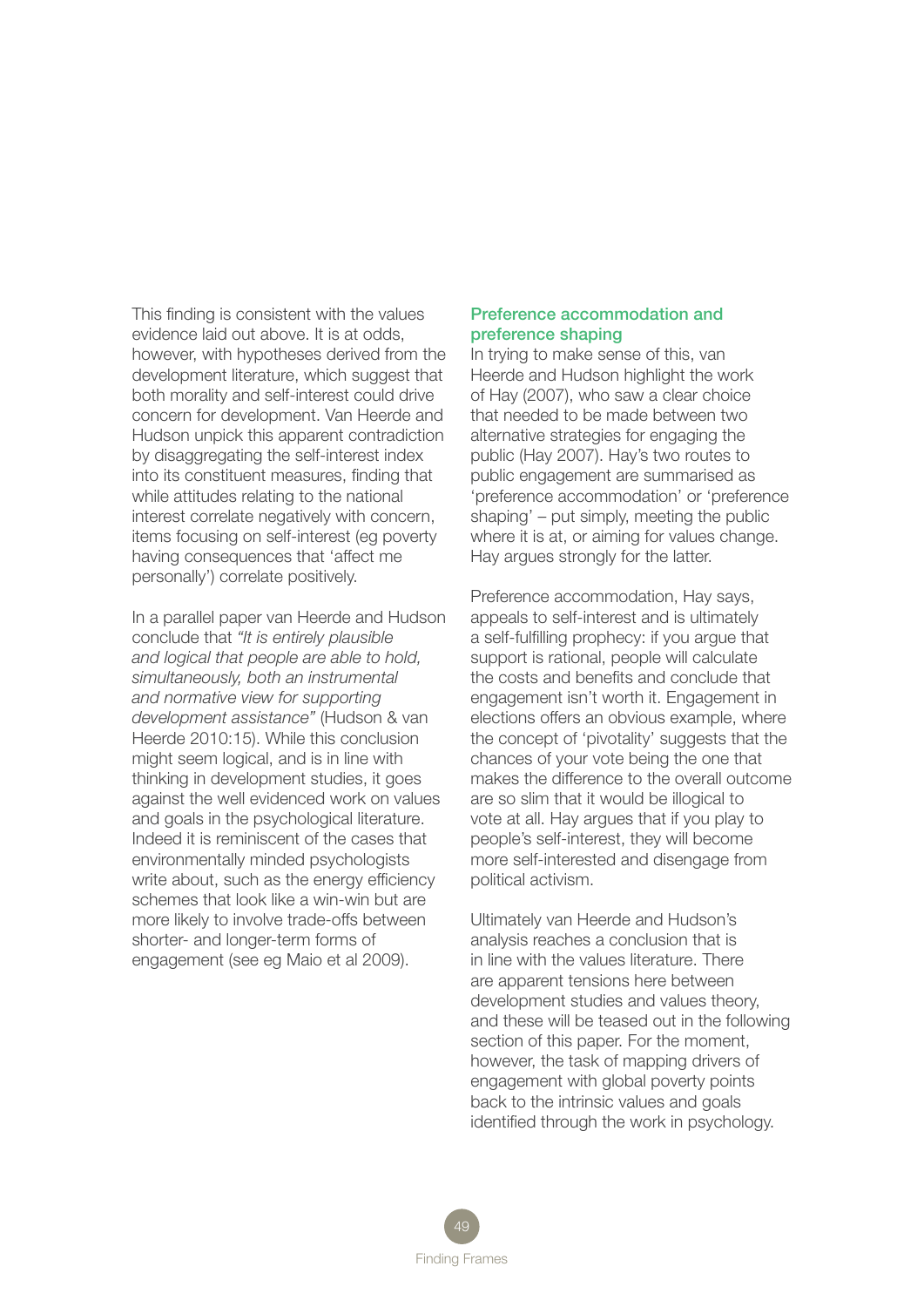This finding is consistent with the values evidence laid out above. It is at odds, however, with hypotheses derived from the development literature, which suggest that both morality and self-interest could drive concern for development. Van Heerde and Hudson unpick this apparent contradiction by disaggregating the self-interest index into its constituent measures, finding that while attitudes relating to the national interest correlate negatively with concern, items focusing on self-interest (eg poverty having consequences that 'affect me personally') correlate positively.

In a parallel paper van Heerde and Hudson conclude that *"It is entirely plausible and logical that people are able to hold, simultaneously, both an instrumental and normative view for supporting development assistance"* (Hudson & van Heerde 2010:15). While this conclusion might seem logical, and is in line with thinking in development studies, it goes against the well evidenced work on values and goals in the psychological literature. Indeed it is reminiscent of the cases that environmentally minded psychologists write about, such as the energy efficiency schemes that look like a win-win but are more likely to involve trade-offs between shorter- and longer-term forms of engagement (see eg Maio et al 2009).

### Preference accommodation and preference shaping

In trying to make sense of this, van Heerde and Hudson highlight the work of Hay (2007), who saw a clear choice that needed to be made between two alternative strategies for engaging the public (Hay 2007). Hay's two routes to public engagement are summarised as 'preference accommodation' or 'preference shaping' – put simply, meeting the public where it is at, or aiming for values change. Hay argues strongly for the latter.

Preference accommodation, Hay says, appeals to self-interest and is ultimately a self-fulfilling prophecy: if you argue that support is rational, people will calculate the costs and benefits and conclude that engagement isn't worth it. Engagement in elections offers an obvious example, where the concept of 'pivotality' suggests that the chances of your vote being the one that makes the difference to the overall outcome are so slim that it would be illogical to vote at all. Hay argues that if you play to people's self-interest, they will become more self-interested and disengage from political activism.

Ultimately van Heerde and Hudson's analysis reaches a conclusion that is in line with the values literature. There are apparent tensions here between development studies and values theory, and these will be teased out in the following section of this paper. For the moment, however, the task of mapping drivers of engagement with global poverty points back to the intrinsic values and goals identified through the work in psychology.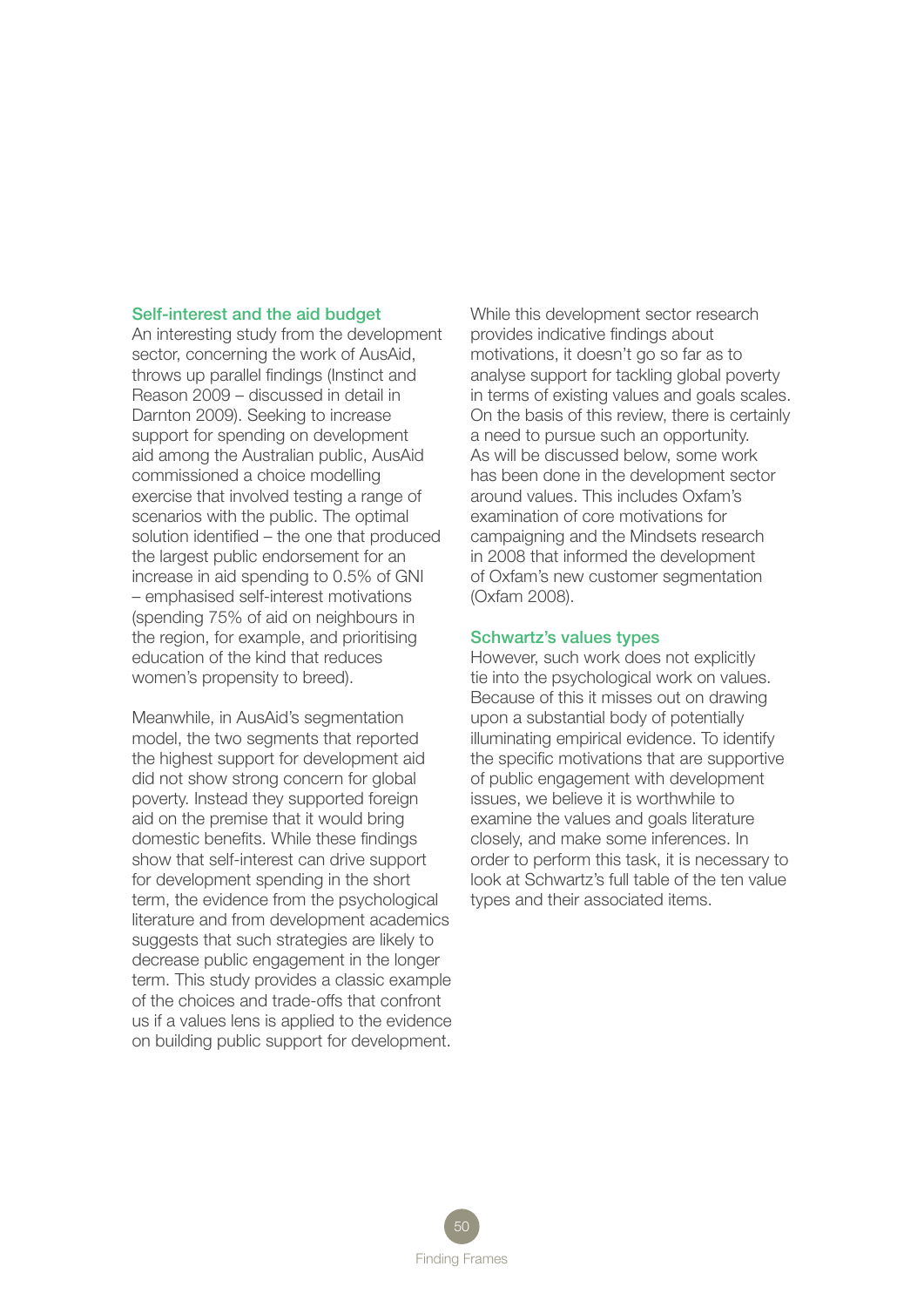### Self-interest and the aid budget

An interesting study from the development sector, concerning the work of AusAid, throws up parallel findings (Instinct and Reason 2009 – discussed in detail in Darnton 2009). Seeking to increase support for spending on development aid among the Australian public, AusAid commissioned a choice modelling exercise that involved testing a range of scenarios with the public. The optimal solution identified – the one that produced the largest public endorsement for an increase in aid spending to 0.5% of GNI – emphasised self-interest motivations (spending 75% of aid on neighbours in the region, for example, and prioritising education of the kind that reduces women's propensity to breed).

Meanwhile, in AusAid's segmentation model, the two segments that reported the highest support for development aid did not show strong concern for global poverty. Instead they supported foreign aid on the premise that it would bring domestic benefits. While these findings show that self-interest can drive support for development spending in the short term, the evidence from the psychological literature and from development academics suggests that such strategies are likely to decrease public engagement in the longer term. This study provides a classic example of the choices and trade-offs that confront us if a values lens is applied to the evidence on building public support for development.

While this development sector research provides indicative findings about motivations, it doesn't go so far as to analyse support for tackling global poverty in terms of existing values and goals scales. On the basis of this review, there is certainly a need to pursue such an opportunity. As will be discussed below, some work has been done in the development sector around values. This includes Oxfam's examination of core motivations for campaigning and the Mindsets research in 2008 that informed the development of Oxfam's new customer segmentation (Oxfam 2008).

### Schwartz's values types

However, such work does not explicitly tie into the psychological work on values. Because of this it misses out on drawing upon a substantial body of potentially illuminating empirical evidence. To identify the specific motivations that are supportive of public engagement with development issues, we believe it is worthwhile to examine the values and goals literature closely, and make some inferences. In order to perform this task, it is necessary to look at Schwartz's full table of the ten value types and their associated items.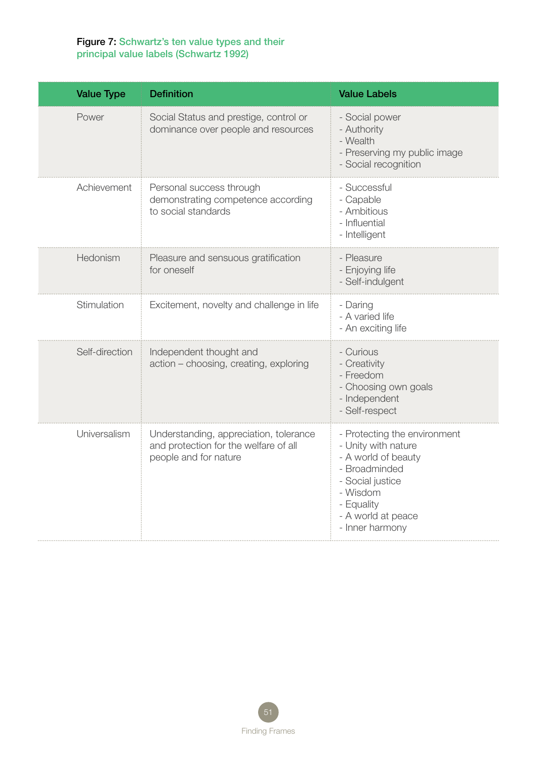**Figure 7:** Schwartz's ten value types and their principal value labels (Schwartz 1992)

| Value Type | Definition | Value Labels |
|---|---|---|
| Power | Social Status and prestige, control or dominance over people and resources | - Social power<br>- Authority<br>- Wealth<br>- Preserving my public image<br>- Social recognition |
| Achievement | Personal success through demonstrating competence according to social standards | - Successful<br>- Capable<br>- Ambitious<br>- Influential<br>- Intelligent |
| Hedonism | Pleasure and sensuous gratification for oneself | - Pleasure<br>- Enjoying life<br>- Self-indulgent |
| Stimulation | Excitement, novelty and challenge in life | - Daring<br>- A varied life<br>- An exciting life |
| Self-direction | Independent thought and action – choosing, creating, exploring | - Curious<br>- Creativity<br>- Freedom<br>- Choosing own goals<br>- Independent<br>- Self-respect |
| Universalism | Understanding, appreciation, tolerance and protection for the welfare of all people and for nature | - Protecting the environment<br>- Unity with nature<br>- A world of beauty<br>- Broadminded<br>- Social justice<br>- Wisdom<br>- Equality<br>- A world at peace<br>- Inner harmony |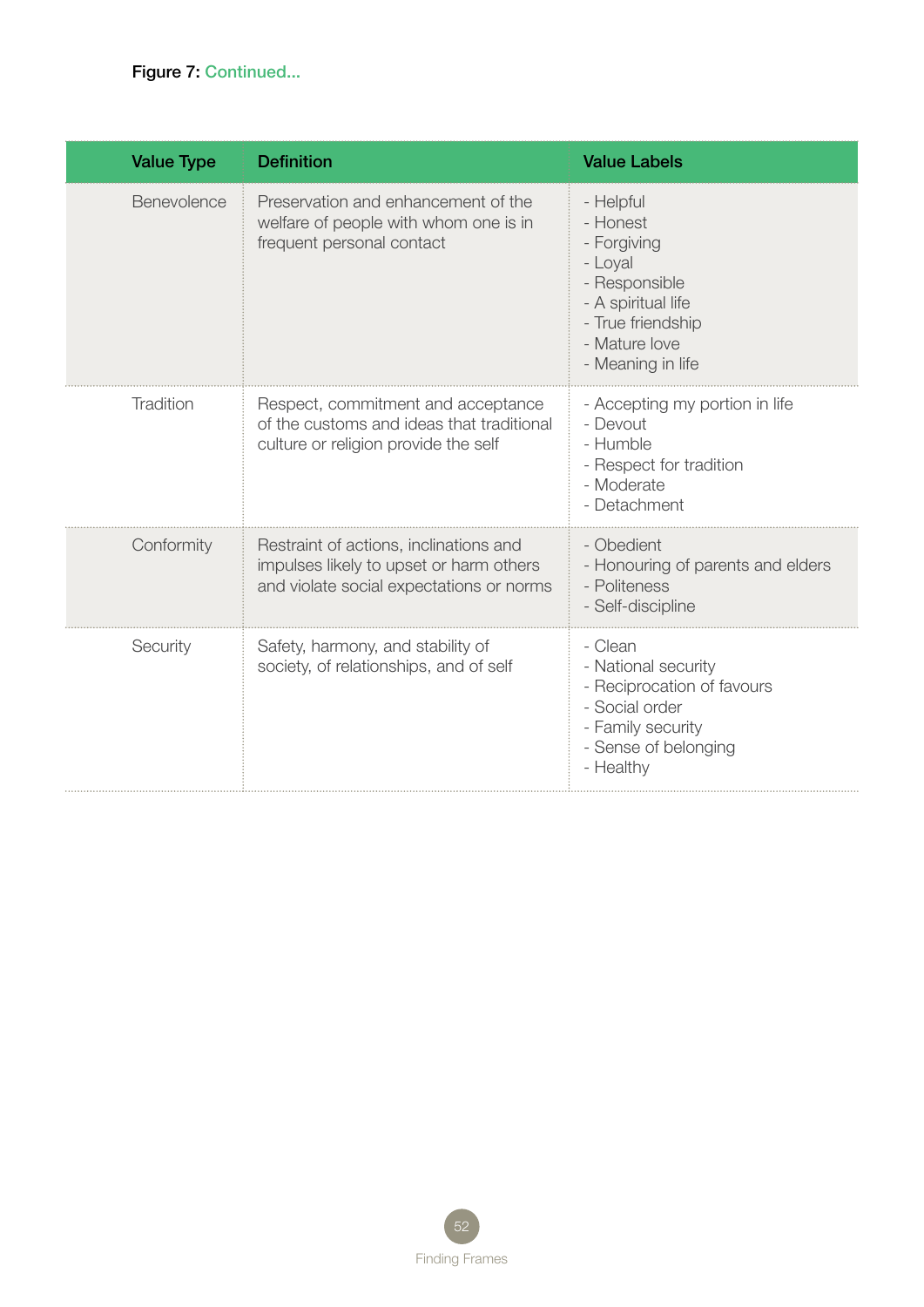**Figure 7:** Continued...

| Value Type | Definition | Value Labels |
| --- | --- | --- |
| Benevolence | Preservation and enhancement of the welfare of people with whom one is in frequent personal contact | - Helpful<br>- Honest<br>- Forgiving<br>- Loyal<br>- Responsible<br>- A spiritual life<br>- True friendship<br>- Mature love<br>- Meaning in life |
| Tradition | Respect, commitment and acceptance of the customs and ideas that traditional culture or religion provide the self | - Accepting my portion in life<br>- Devout<br>- Humble<br>- Respect for tradition<br>- Moderate<br>- Detachment |
| Conformity | Restraint of actions, inclinations and impulses likely to upset or harm others and violate social expectations or norms | - Obedient<br>- Honouring of parents and elders<br>- Politeness<br>- Self-discipline |
| Security | Safety, harmony, and stability of society, of relationships, and of self | - Clean<br>- National security<br>- Reciprocation of favours<br>- Social order<br>- Family security<br>- Sense of belonging<br>- Healthy |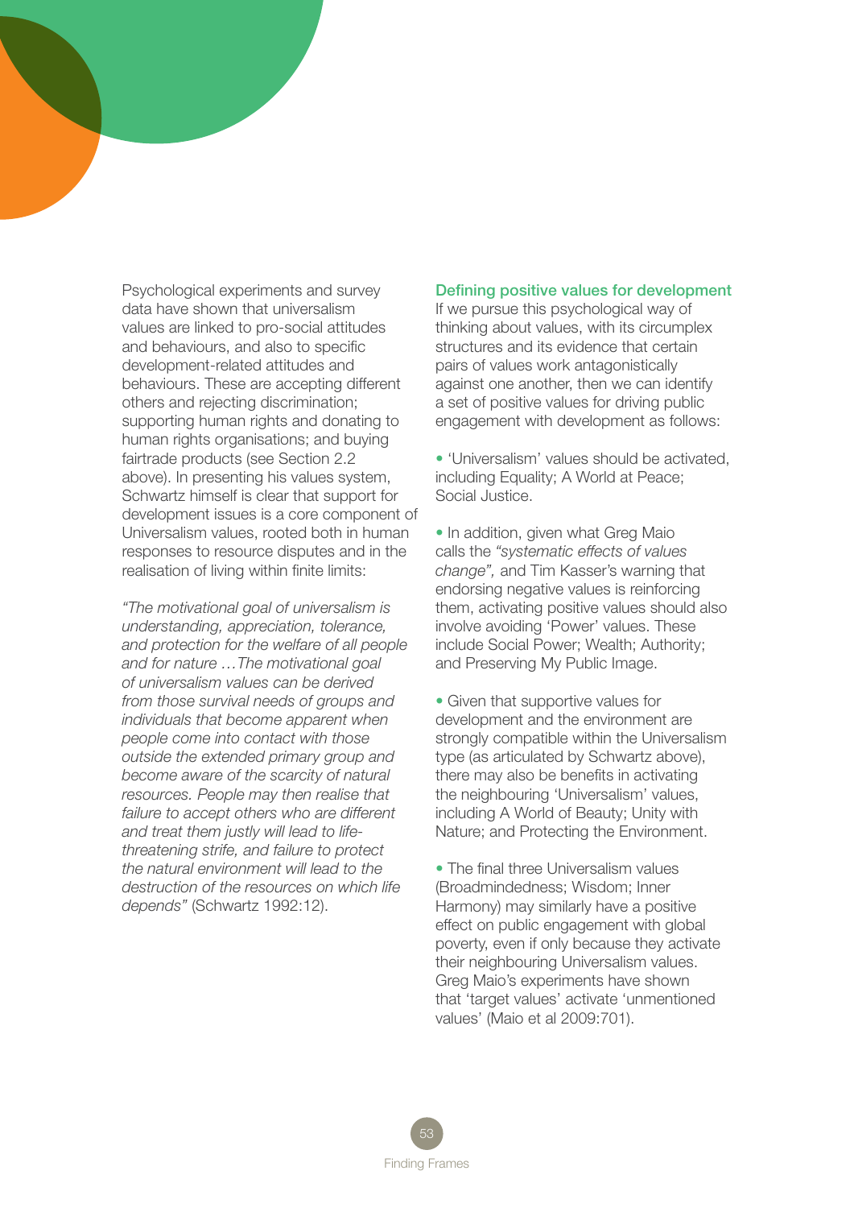Psychological experiments and survey data have shown that universalism values are linked to pro-social attitudes and behaviours, and also to specific development-related attitudes and behaviours. These are accepting different others and rejecting discrimination; supporting human rights and donating to human rights organisations; and buying fairtrade products (see Section 2.2 above). In presenting his values system, Schwartz himself is clear that support for development issues is a core component of Universalism values, rooted both in human responses to resource disputes and in the realisation of living within finite limits:

*"The motivational goal of universalism is understanding, appreciation, tolerance, and protection for the welfare of all people and for nature …The motivational goal of universalism values can be derived from those survival needs of groups and individuals that become apparent when people come into contact with those outside the extended primary group and become aware of the scarcity of natural resources. People may then realise that failure to accept others who are different and treat them justly will lead to life-threatening strife, and failure to protect the natural environment will lead to the destruction of the resources on which life depends"* (Schwartz 1992:12).

## Defining positive values for development

If we pursue this psychological way of thinking about values, with its circumplex structures and its evidence that certain pairs of values work antagonistically against one another, then we can identify a set of positive values for driving public engagement with development as follows:

- 'Universalism' values should be activated, including Equality; A World at Peace; Social Justice.

- In addition, given what Greg Maio calls the *"systematic effects of values change",* and Tim Kasser's warning that endorsing negative values is reinforcing them, activating positive values should also involve avoiding 'Power' values. These include Social Power; Wealth; Authority; and Preserving My Public Image.

- Given that supportive values for development and the environment are strongly compatible within the Universalism type (as articulated by Schwartz above), there may also be benefits in activating the neighbouring 'Universalism' values, including A World of Beauty; Unity with Nature; and Protecting the Environment.

- The final three Universalism values (Broadmindedness; Wisdom; Inner Harmony) may similarly have a positive effect on public engagement with global poverty, even if only because they activate their neighbouring Universalism values. Greg Maio's experiments have shown that 'target values' activate 'unmentioned values' (Maio et al 2009:701).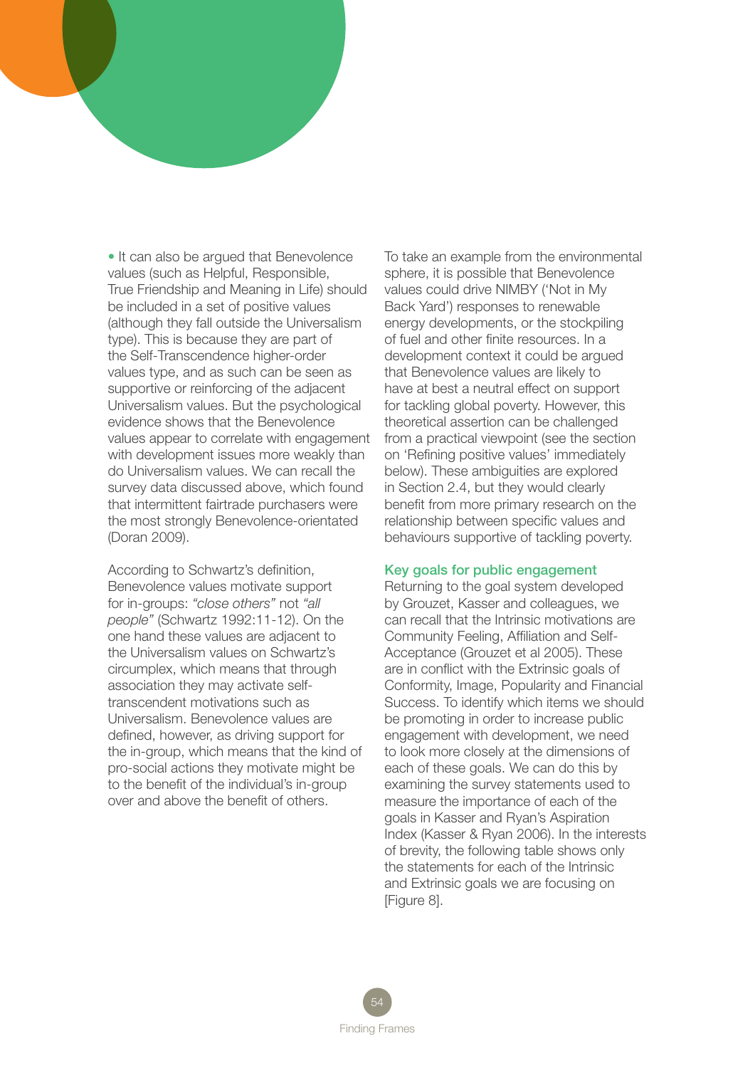- It can also be argued that Benevolence values (such as Helpful, Responsible, True Friendship and Meaning in Life) should be included in a set of positive values (although they fall outside the Universalism type). This is because they are part of the Self-Transcendence higher-order values type, and as such can be seen as supportive or reinforcing of the adjacent Universalism values. But the psychological evidence shows that the Benevolence values appear to correlate with engagement with development issues more weakly than do Universalism values. We can recall the survey data discussed above, which found that intermittent fairtrade purchasers were the most strongly Benevolence-orientated (Doran 2009).

According to Schwartz's definition, Benevolence values motivate support for in-groups: *"close others"* not *"all people"* (Schwartz 1992:11-12). On the one hand these values are adjacent to the Universalism values on Schwartz's circumplex, which means that through association they may activate self-transcendent motivations such as Universalism. Benevolence values are defined, however, as driving support for the in-group, which means that the kind of pro-social actions they motivate might be to the benefit of the individual's in-group over and above the benefit of others.

To take an example from the environmental sphere, it is possible that Benevolence values could drive NIMBY ('Not in My Back Yard') responses to renewable energy developments, or the stockpiling of fuel and other finite resources. In a development context it could be argued that Benevolence values are likely to have at best a neutral effect on support for tackling global poverty. However, this theoretical assertion can be challenged from a practical viewpoint (see the section on 'Refining positive values' immediately below). These ambiguities are explored in Section 2.4, but they would clearly benefit from more primary research on the relationship between specific values and behaviours supportive of tackling poverty.

### Key goals for public engagement

Returning to the goal system developed by Grouzet, Kasser and colleagues, we can recall that the Intrinsic motivations are Community Feeling, Affiliation and Self-Acceptance (Grouzet et al 2005). These are in conflict with the Extrinsic goals of Conformity, Image, Popularity and Financial Success. To identify which items we should be promoting in order to increase public engagement with development, we need to look more closely at the dimensions of each of these goals. We can do this by examining the survey statements used to measure the importance of each of the goals in Kasser and Ryan's Aspiration Index (Kasser & Ryan 2006). In the interests of brevity, the following table shows only the statements for each of the Intrinsic and Extrinsic goals we are focusing on [Figure 8].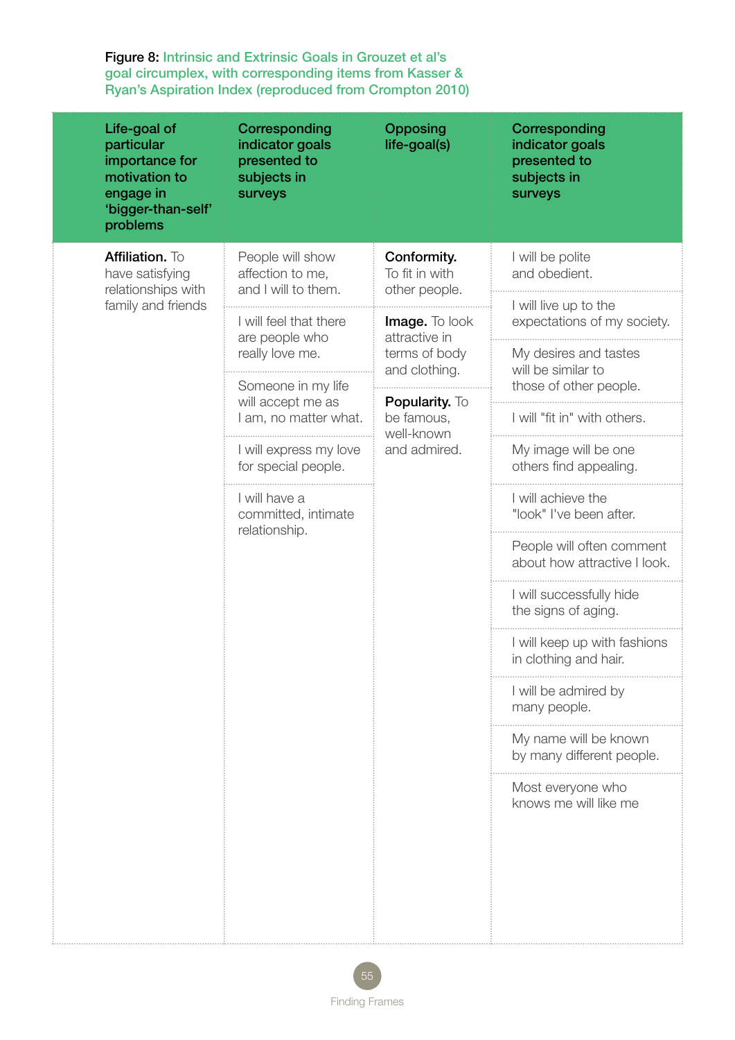**Figure 8:** Intrinsic and Extrinsic Goals in Grouzet et al's goal circumplex, with corresponding items from Kasser & Ryan's Aspiration Index (reproduced from Crompton 2010)

| Life-goal of particular importance for motivation to engage in 'bigger-than-self' problems | Corresponding indicator goals presented to subjects in surveys | Opposing life-goal(s) | Corresponding indicator goals presented to subjects in surveys |
|---|---|---|---|
| **Affiliation.** To have satisfying relationships with family and friends | People will show affection to me, and I will to them. | **Conformity.** To fit in with other people. | I will be polite and obedient. |
| | I will feel that there are people who really love me. | | I will live up to the expectations of my society. |
| | Someone in my life will accept me as I am, no matter what. | | My desires and tastes will be similar to those of other people. |
| | I will express my love for special people. | | I will "fit in" with others. |
| | I will have a committed, intimate relationship. | **Image.** To look attractive in terms of body and clothing. | My image will be one others find appealing. |
| | | | I will achieve the "look" I've been after. |
| | | | People will often comment about how attractive I look. |
| | | | I will successfully hide the signs of aging. |
| | | | I will keep up with fashions in clothing and hair. |
| | | **Popularity.** To be famous, well-known and admired. | I will be admired by many people. |
| | | | My name will be known by many different people. |
| | | | Most everyone who knows me will like me |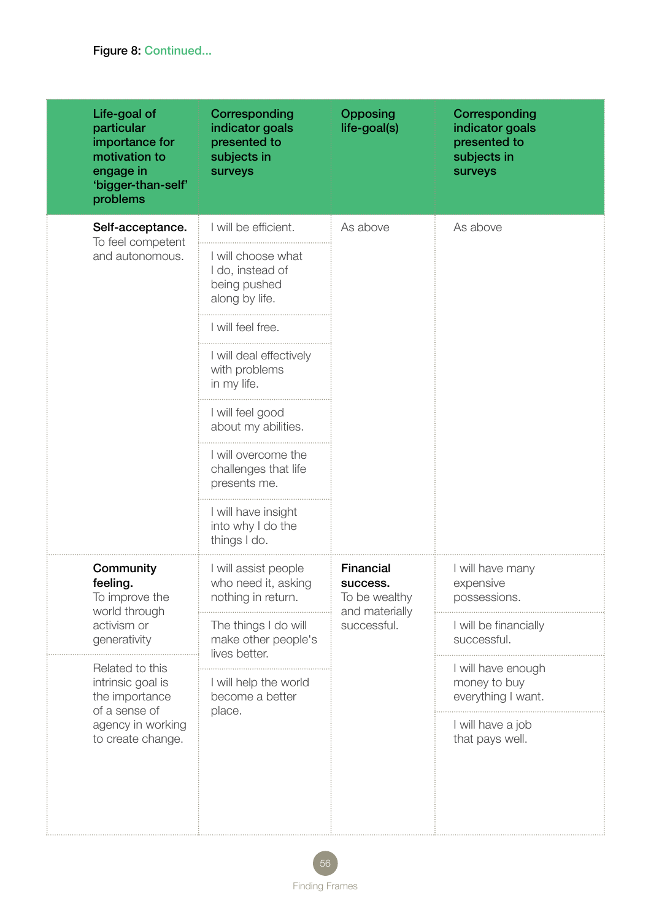Figure 8: Continued...

| Life-goal of particular importance for motivation to engage in 'bigger-than-self' problems | Corresponding indicator goals presented to subjects in surveys | Opposing life-goal(s) | Corresponding indicator goals presented to subjects in surveys |
|---|---|---|---|
| **Self-acceptance.** To feel competent and autonomous. | I will be efficient. | As above | As above |
| | I will choose what I do, instead of being pushed along by life. | | |
| | I will feel free. | | |
| | I will deal effectively with problems in my life. | | |
| | I will feel good about my abilities. | | |
| | I will overcome the challenges that life presents me. | | |
| | I will have insight into why I do the things I do. | | |
| **Community feeling.** To improve the world through activism or generativity | I will assist people who need it, asking nothing in return. | **Financial success.** To be wealthy and materially successful. | I will have many expensive possessions. |
| | The things I do will make other people's lives better. | | I will be financially successful. |
| Related to this intrinsic goal is the importance of a sense of agency in working to create change. | I will help the world become a better place. | | I will have enough money to buy everything I want. |
| | | | I will have a job that pays well. |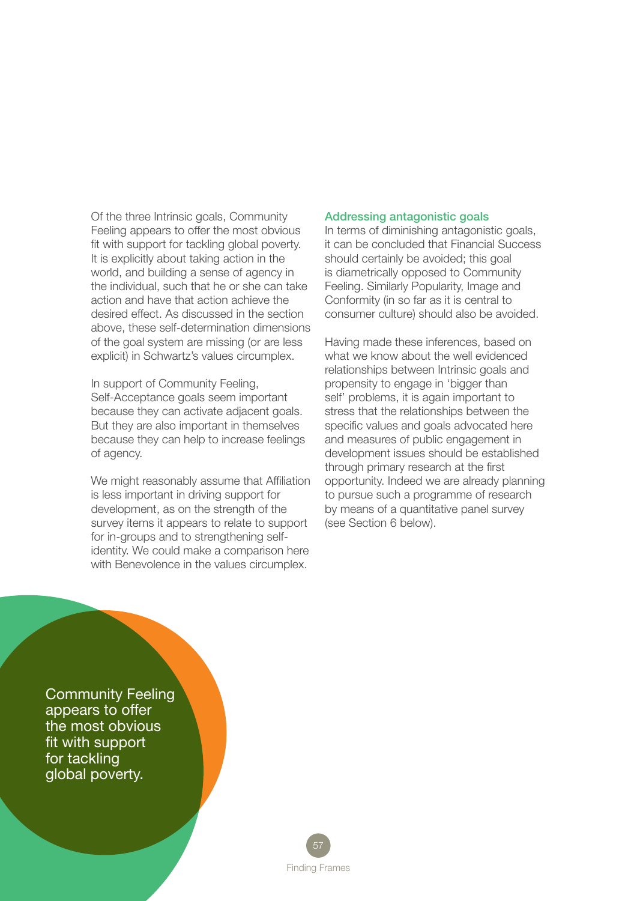Of the three Intrinsic goals, Community Feeling appears to offer the most obvious fit with support for tackling global poverty. It is explicitly about taking action in the world, and building a sense of agency in the individual, such that he or she can take action and have that action achieve the desired effect. As discussed in the section above, these self-determination dimensions of the goal system are missing (or are less explicit) in Schwartz's values circumplex.

In support of Community Feeling, Self-Acceptance goals seem important because they can activate adjacent goals. But they are also important in themselves because they can help to increase feelings of agency.

We might reasonably assume that Affiliation is less important in driving support for development, as on the strength of the survey items it appears to relate to support for in-groups and to strengthening self-identity. We could make a comparison here with Benevolence in the values circumplex.

### Addressing antagonistic goals

In terms of diminishing antagonistic goals, it can be concluded that Financial Success should certainly be avoided; this goal is diametrically opposed to Community Feeling. Similarly Popularity, Image and Conformity (in so far as it is central to consumer culture) should also be avoided.

Having made these inferences, based on what we know about the well evidenced relationships between Intrinsic goals and propensity to engage in 'bigger than self' problems, it is again important to stress that the relationships between the specific values and goals advocated here and measures of public engagement in development issues should be established through primary research at the first opportunity. Indeed we are already planning to pursue such a programme of research by means of a quantitative panel survey (see Section 6 below).

Community Feeling appears to offer the most obvious fit with support for tackling global poverty.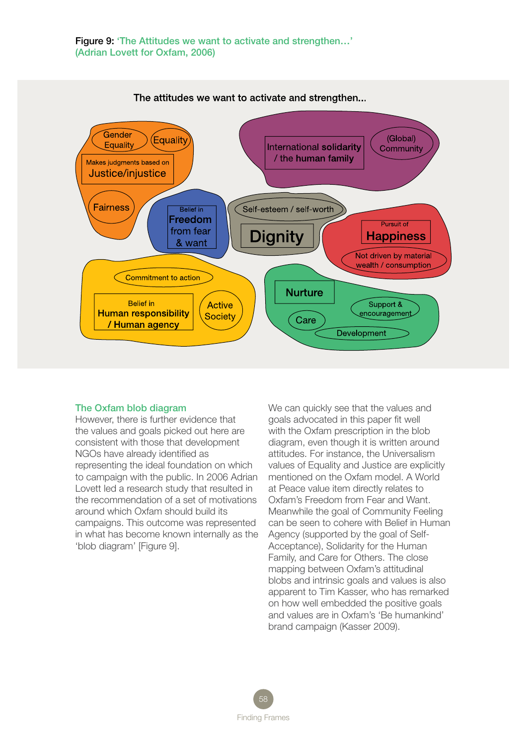**Figure 9:** 'The Attitudes we want to activate and strengthen…' (Adrian Lovett for Oxfam, 2006)

The attitudes we want to activate and strengthen...

Gender Equality
Equality
Makes judgments based on Justice/injustice
Fairness

International solidarity / the human family
(Global) Community

Belief in Freedom from fear & want

Self-esteem / self-worth
Dignity

Pursuit of Happiness
Not driven by material wealth / consumption

Commitment to action
Belief in Human responsibility / Human agency
Active Society

Nurture
Support & encouragement
Care
Development

## The Oxfam blob diagram

However, there is further evidence that the values and goals picked out here are consistent with those that development NGOs have already identified as representing the ideal foundation on which to campaign with the public. In 2006 Adrian Lovett led a research study that resulted in the recommendation of a set of motivations around which Oxfam should build its campaigns. This outcome was represented in what has become known internally as the 'blob diagram' [Figure 9].

We can quickly see that the values and goals advocated in this paper fit well with the Oxfam prescription in the blob diagram, even though it is written around attitudes. For instance, the Universalism values of Equality and Justice are explicitly mentioned on the Oxfam model. A World at Peace value item directly relates to Oxfam's Freedom from Fear and Want. Meanwhile the goal of Community Feeling can be seen to cohere with Belief in Human Agency (supported by the goal of Self-Acceptance), Solidarity for the Human Family, and Care for Others. The close mapping between Oxfam's attitudinal blobs and intrinsic goals and values is also apparent to Tim Kasser, who has remarked on how well embedded the positive goals and values are in Oxfam's 'Be humankind' brand campaign (Kasser 2009).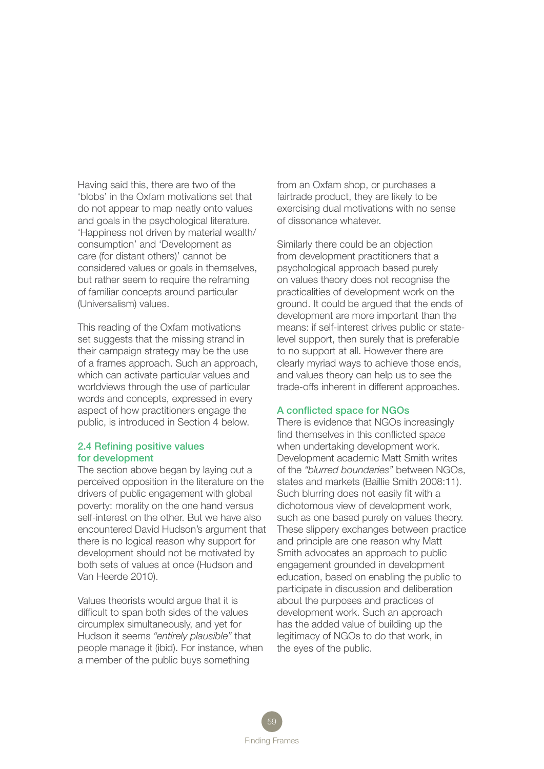Having said this, there are two of the 'blobs' in the Oxfam motivations set that do not appear to map neatly onto values and goals in the psychological literature. 'Happiness not driven by material wealth/consumption' and 'Development as care (for distant others)' cannot be considered values or goals in themselves, but rather seem to require the reframing of familiar concepts around particular (Universalism) values.

This reading of the Oxfam motivations set suggests that the missing strand in their campaign strategy may be the use of a frames approach. Such an approach, which can activate particular values and worldviews through the use of particular words and concepts, expressed in every aspect of how practitioners engage the public, is introduced in Section 4 below.

### 2.4 Refining positive values for development

The section above began by laying out a perceived opposition in the literature on the drivers of public engagement with global poverty: morality on the one hand versus self-interest on the other. But we have also encountered David Hudson's argument that there is no logical reason why support for development should not be motivated by both sets of values at once (Hudson and Van Heerde 2010).

Values theorists would argue that it is difficult to span both sides of the values circumplex simultaneously, and yet for Hudson it seems *"entirely plausible"* that people manage it (ibid). For instance, when a member of the public buys something from an Oxfam shop, or purchases a fairtrade product, they are likely to be exercising dual motivations with no sense of dissonance whatever.

Similarly there could be an objection from development practitioners that a psychological approach based purely on values theory does not recognise the practicalities of development work on the ground. It could be argued that the ends of development are more important than the means: if self-interest drives public or state-level support, then surely that is preferable to no support at all. However there are clearly myriad ways to achieve those ends, and values theory can help us to see the trade-offs inherent in different approaches.

### A conflicted space for NGOs

There is evidence that NGOs increasingly find themselves in this conflicted space when undertaking development work. Development academic Matt Smith writes of the *"blurred boundaries"* between NGOs, states and markets (Baillie Smith 2008:11). Such blurring does not easily fit with a dichotomous view of development work, such as one based purely on values theory. These slippery exchanges between practice and principle are one reason why Matt Smith advocates an approach to public engagement grounded in development education, based on enabling the public to participate in discussion and deliberation about the purposes and practices of development work. Such an approach has the added value of building up the legitimacy of NGOs to do that work, in the eyes of the public.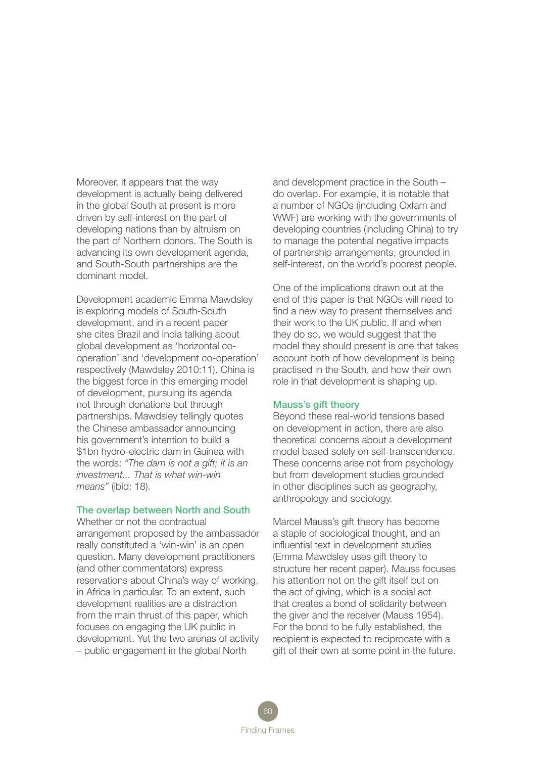Moreover, it appears that the way development is actually being delivered in the global South at present is more driven by self-interest on the part of developing nations than by altruism on the part of Northern donors. The South is advancing its own development agenda, and South-South partnerships are the dominant model.

Development academic Emma Mawdsley is exploring models of South-South development, and in a recent paper she cites Brazil and India talking about global development as 'horizontal co-operation' and 'development co-operation' respectively (Mawdsley 2010:11). China is the biggest force in this emerging model of development, pursuing its agenda not through donations but through partnerships. Mawdsley tellingly quotes the Chinese ambassador announcing his government's intention to build a $1bn hydro-electric dam in Guinea with the words: *"The dam is not a gift; it is an investment... That is what win-win means"* (ibid: 18).

### The overlap between North and South

Whether or not the contractual arrangement proposed by the ambassador really constituted a 'win-win' is an open question. Many development practitioners (and other commentators) express reservations about China's way of working, in Africa in particular. To an extent, such development realities are a distraction from the main thrust of this paper, which focuses on engaging the UK public in development. Yet the two arenas of activity – public engagement in the global North and development practice in the South – do overlap. For example, it is notable that a number of NGOs (including Oxfam and WWF) are working with the governments of developing countries (including China) to try to manage the potential negative impacts of partnership arrangements, grounded in self-interest, on the world's poorest people.

One of the implications drawn out at the end of this paper is that NGOs will need to find a new way to present themselves and their work to the UK public. If and when they do so, we would suggest that the model they should present is one that takes account both of how development is being practised in the South, and how their own role in that development is shaping up.

### Mauss's gift theory

Beyond these real-world tensions based on development in action, there are also theoretical concerns about a development model based solely on self-transcendence. These concerns arise not from psychology but from development studies grounded in other disciplines such as geography, anthropology and sociology.

Marcel Mauss's gift theory has become a staple of sociological thought, and an influential text in development studies (Emma Mawdsley uses gift theory to structure her recent paper). Mauss focuses his attention not on the gift itself but on the act of giving, which is a social act that creates a bond of solidarity between the giver and the receiver (Mauss 1954). For the bond to be fully established, the recipient is expected to reciprocate with a gift of their own at some point in the future.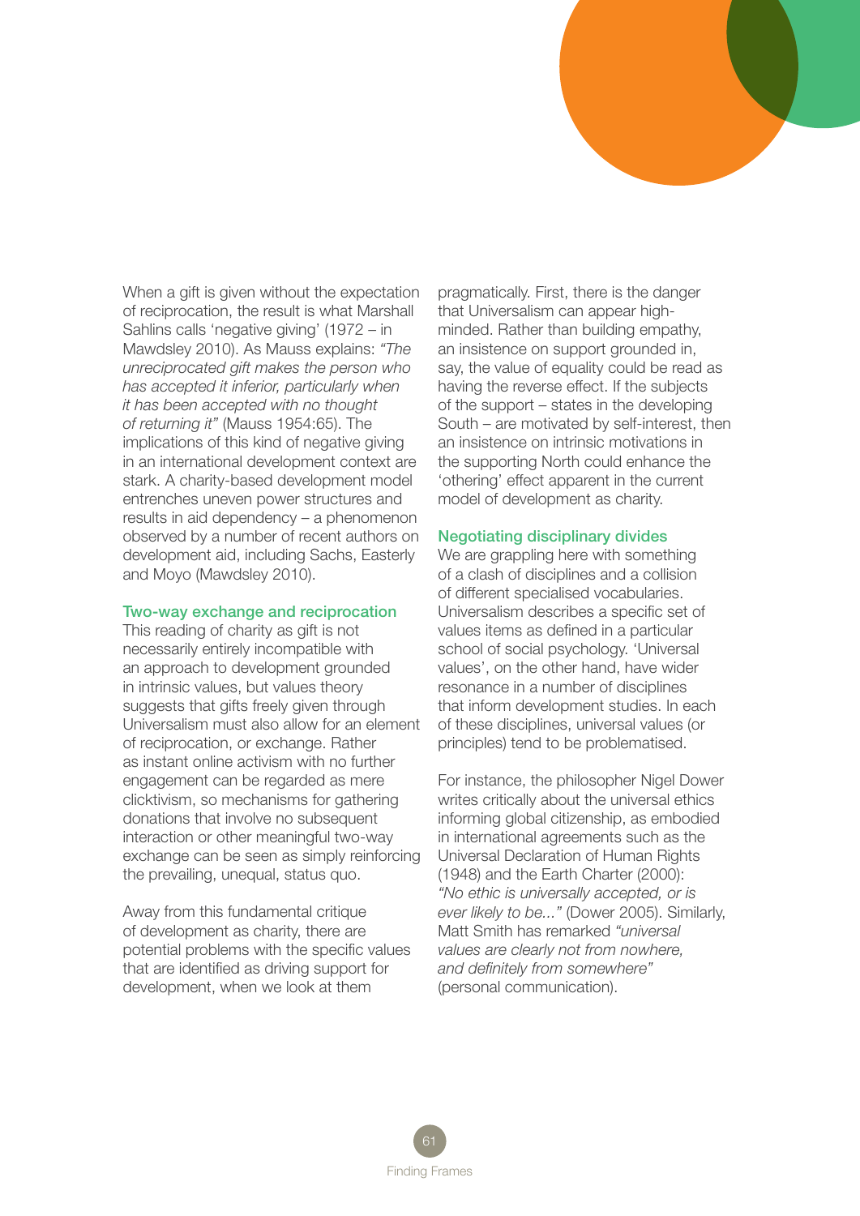When a gift is given without the expectation of reciprocation, the result is what Marshall Sahlins calls 'negative giving' (1972 – in Mawdsley 2010). As Mauss explains: *"The unreciprocated gift makes the person who has accepted it inferior, particularly when it has been accepted with no thought of returning it"* (Mauss 1954:65). The implications of this kind of negative giving in an international development context are stark. A charity-based development model entrenches uneven power structures and results in aid dependency – a phenomenon observed by a number of recent authors on development aid, including Sachs, Easterly and Moyo (Mawdsley 2010).

## Two-way exchange and reciprocation

This reading of charity as gift is not necessarily entirely incompatible with an approach to development grounded in intrinsic values, but values theory suggests that gifts freely given through Universalism must also allow for an element of reciprocation, or exchange. Rather as instant online activism with no further engagement can be regarded as mere clicktivism, so mechanisms for gathering donations that involve no subsequent interaction or other meaningful two-way exchange can be seen as simply reinforcing the prevailing, unequal, status quo.

Away from this fundamental critique of development as charity, there are potential problems with the specific values that are identified as driving support for development, when we look at them pragmatically. First, there is the danger that Universalism can appear high-minded. Rather than building empathy, an insistence on support grounded in, say, the value of equality could be read as having the reverse effect. If the subjects of the support – states in the developing South – are motivated by self-interest, then an insistence on intrinsic motivations in the supporting North could enhance the 'othering' effect apparent in the current model of development as charity.

## Negotiating disciplinary divides

We are grappling here with something of a clash of disciplines and a collision of different specialised vocabularies. Universalism describes a specific set of values items as defined in a particular school of social psychology. 'Universal values', on the other hand, have wider resonance in a number of disciplines that inform development studies. In each of these disciplines, universal values (or principles) tend to be problematised.

For instance, the philosopher Nigel Dower writes critically about the universal ethics informing global citizenship, as embodied in international agreements such as the Universal Declaration of Human Rights (1948) and the Earth Charter (2000): *"No ethic is universally accepted, or is ever likely to be..."* (Dower 2005). Similarly, Matt Smith has remarked *"universal values are clearly not from nowhere, and definitely from somewhere"* (personal communication).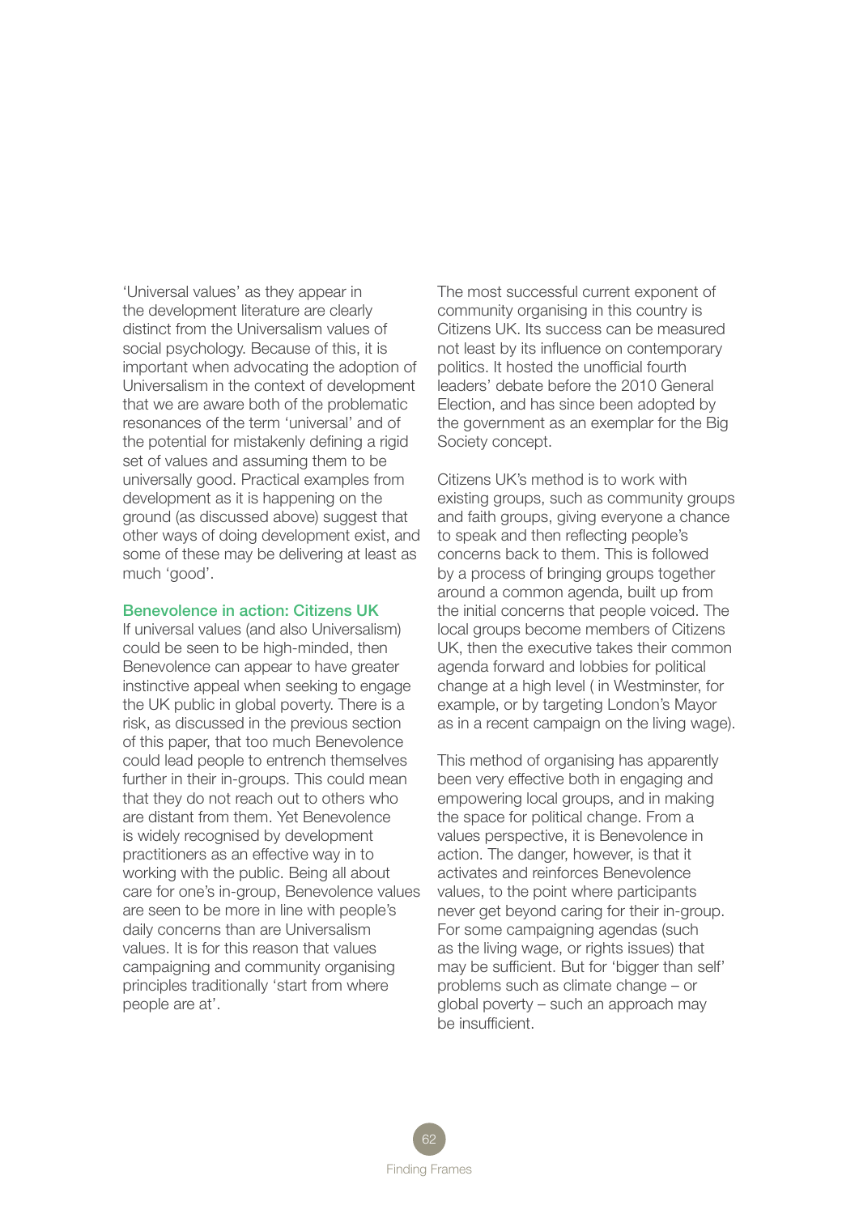'Universal values' as they appear in the development literature are clearly distinct from the Universalism values of social psychology. Because of this, it is important when advocating the adoption of Universalism in the context of development that we are aware both of the problematic resonances of the term 'universal' and of the potential for mistakenly defining a rigid set of values and assuming them to be universally good. Practical examples from development as it is happening on the ground (as discussed above) suggest that other ways of doing development exist, and some of these may be delivering at least as much 'good'.

### Benevolence in action: Citizens UK

If universal values (and also Universalism) could be seen to be high-minded, then Benevolence can appear to have greater instinctive appeal when seeking to engage the UK public in global poverty. There is a risk, as discussed in the previous section of this paper, that too much Benevolence could lead people to entrench themselves further in their in-groups. This could mean that they do not reach out to others who are distant from them. Yet Benevolence is widely recognised by development practitioners as an effective way in to working with the public. Being all about care for one's in-group, Benevolence values are seen to be more in line with people's daily concerns than are Universalism values. It is for this reason that values campaigning and community organising principles traditionally 'start from where people are at'.

The most successful current exponent of community organising in this country is Citizens UK. Its success can be measured not least by its influence on contemporary politics. It hosted the unofficial fourth leaders' debate before the 2010 General Election, and has since been adopted by the government as an exemplar for the Big Society concept.

Citizens UK's method is to work with existing groups, such as community groups and faith groups, giving everyone a chance to speak and then reflecting people's concerns back to them. This is followed by a process of bringing groups together around a common agenda, built up from the initial concerns that people voiced. The local groups become members of Citizens UK, then the executive takes their common agenda forward and lobbies for political change at a high level ( in Westminster, for example, or by targeting London's Mayor as in a recent campaign on the living wage).

This method of organising has apparently been very effective both in engaging and empowering local groups, and in making the space for political change. From a values perspective, it is Benevolence in action. The danger, however, is that it activates and reinforces Benevolence values, to the point where participants never get beyond caring for their in-group. For some campaigning agendas (such as the living wage, or rights issues) that may be sufficient. But for 'bigger than self' problems such as climate change – or global poverty – such an approach may be insufficient.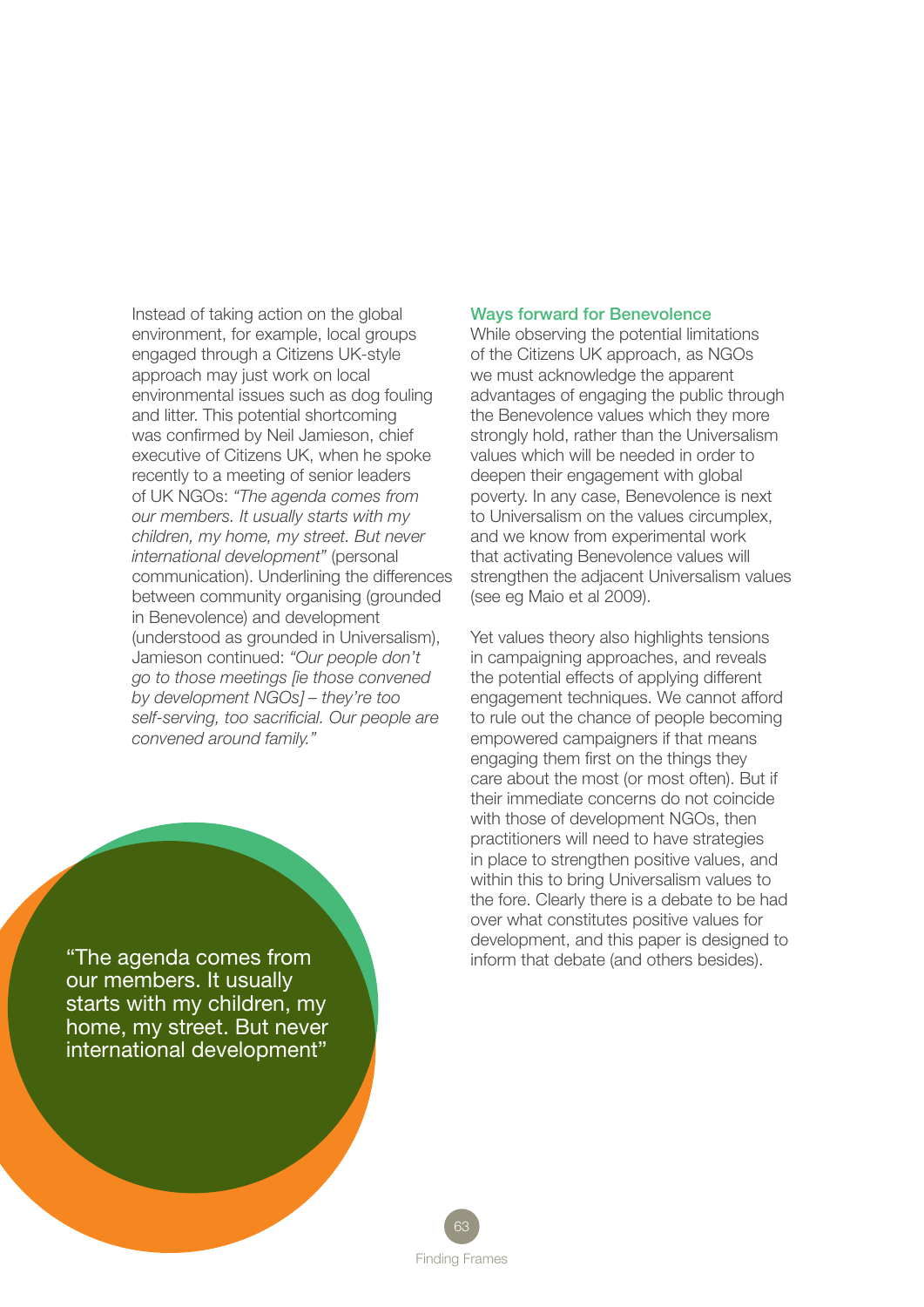Instead of taking action on the global environment, for example, local groups engaged through a Citizens UK-style approach may just work on local environmental issues such as dog fouling and litter. This potential shortcoming was confirmed by Neil Jamieson, chief executive of Citizens UK, when he spoke recently to a meeting of senior leaders of UK NGOs: *"The agenda comes from our members. It usually starts with my children, my home, my street. But never international development"* (personal communication). Underlining the differences between community organising (grounded in Benevolence) and development (understood as grounded in Universalism), Jamieson continued: *"Our people don't go to those meetings [ie those convened by development NGOs] – they're too self-serving, too sacrificial. Our people are convened around family."*

"The agenda comes from our members. It usually starts with my children, my home, my street. But never international development"

### Ways forward for Benevolence

While observing the potential limitations of the Citizens UK approach, as NGOs we must acknowledge the apparent advantages of engaging the public through the Benevolence values which they more strongly hold, rather than the Universalism values which will be needed in order to deepen their engagement with global poverty. In any case, Benevolence is next to Universalism on the values circumplex, and we know from experimental work that activating Benevolence values will strengthen the adjacent Universalism values (see eg Maio et al 2009).

Yet values theory also highlights tensions in campaigning approaches, and reveals the potential effects of applying different engagement techniques. We cannot afford to rule out the chance of people becoming empowered campaigners if that means engaging them first on the things they care about the most (or most often). But if their immediate concerns do not coincide with those of development NGOs, then practitioners will need to have strategies in place to strengthen positive values, and within this to bring Universalism values to the fore. Clearly there is a debate to be had over what constitutes positive values for development, and this paper is designed to inform that debate (and others besides).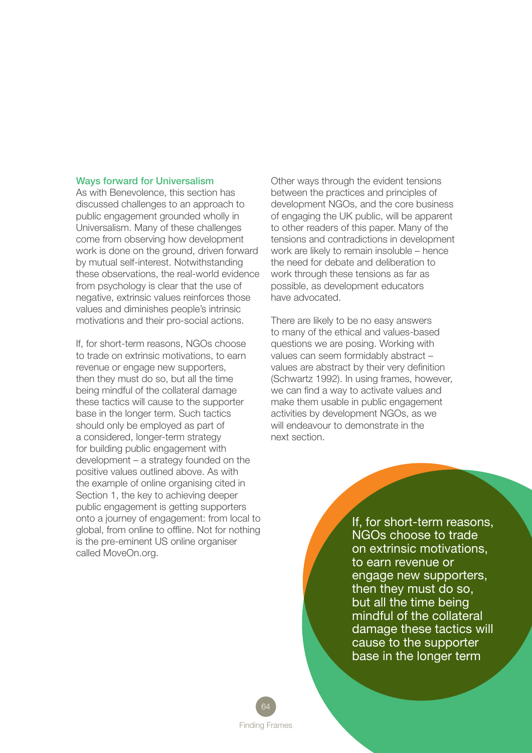### Ways forward for Universalism

As with Benevolence, this section has discussed challenges to an approach to public engagement grounded wholly in Universalism. Many of these challenges come from observing how development work is done on the ground, driven forward by mutual self-interest. Notwithstanding these observations, the real-world evidence from psychology is clear that the use of negative, extrinsic values reinforces those values and diminishes people's intrinsic motivations and their pro-social actions.

If, for short-term reasons, NGOs choose to trade on extrinsic motivations, to earn revenue or engage new supporters, then they must do so, but all the time being mindful of the collateral damage these tactics will cause to the supporter base in the longer term. Such tactics should only be employed as part of a considered, longer-term strategy for building public engagement with development – a strategy founded on the positive values outlined above. As with the example of online organising cited in Section 1, the key to achieving deeper public engagement is getting supporters onto a journey of engagement: from local to global, from online to offline. Not for nothing is the pre-eminent US online organiser called MoveOn.org.

Other ways through the evident tensions between the practices and principles of development NGOs, and the core business of engaging the UK public, will be apparent to other readers of this paper. Many of the tensions and contradictions in development work are likely to remain insoluble – hence the need for debate and deliberation to work through these tensions as far as possible, as development educators have advocated.

There are likely to be no easy answers to many of the ethical and values-based questions we are posing. Working with values can seem formidably abstract – values are abstract by their very definition (Schwartz 1992). In using frames, however, we can find a way to activate values and make them usable in public engagement activities by development NGOs, as we will endeavour to demonstrate in the next section.

> If, for short-term reasons, NGOs choose to trade on extrinsic motivations, to earn revenue or engage new supporters, then they must do so, but all the time being mindful of the collateral damage these tactics will cause to the supporter base in the longer term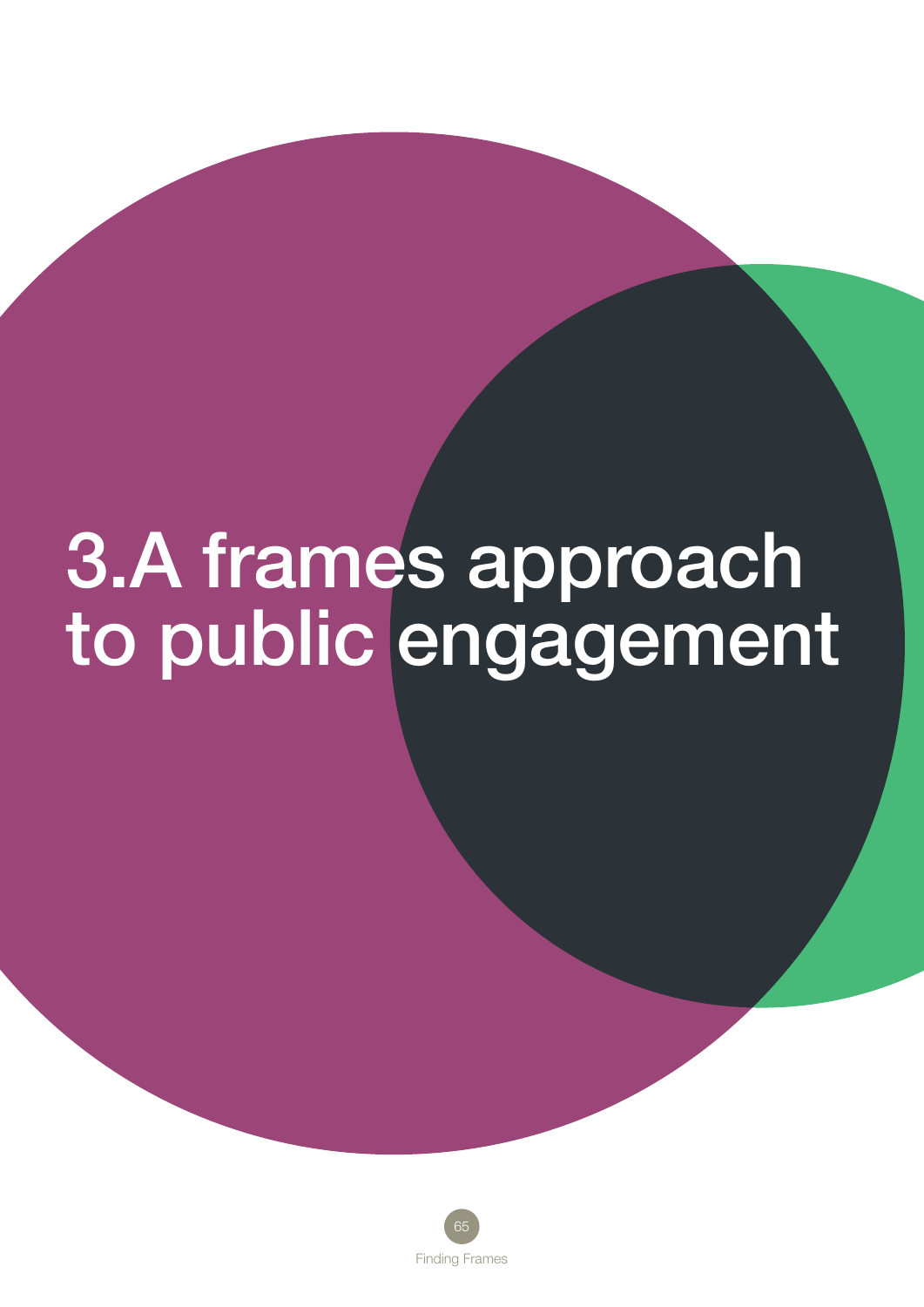# 3.A frames approach to public engagement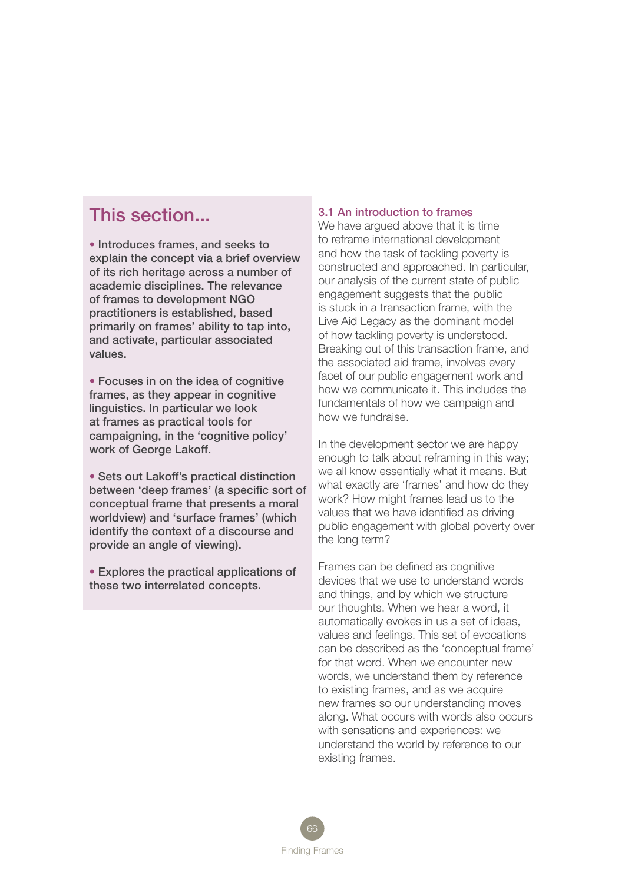## This section...

- Introduces frames, and seeks to explain the concept via a brief overview of its rich heritage across a number of academic disciplines. The relevance of frames to development NGO practitioners is established, based primarily on frames' ability to tap into, and activate, particular associated values.

- Focuses in on the idea of cognitive frames, as they appear in cognitive linguistics. In particular we look at frames as practical tools for campaigning, in the 'cognitive policy' work of George Lakoff.

- Sets out Lakoff's practical distinction between 'deep frames' (a specific sort of conceptual frame that presents a moral worldview) and 'surface frames' (which identify the context of a discourse and provide an angle of viewing).

- Explores the practical applications of these two interrelated concepts.

### 3.1 An introduction to frames

We have argued above that it is time to reframe international development and how the task of tackling poverty is constructed and approached. In particular, our analysis of the current state of public engagement suggests that the public is stuck in a transaction frame, with the Live Aid Legacy as the dominant model of how tackling poverty is understood. Breaking out of this transaction frame, and the associated aid frame, involves every facet of our public engagement work and how we communicate it. This includes the fundamentals of how we campaign and how we fundraise.

In the development sector we are happy enough to talk about reframing in this way; we all know essentially what it means. But what exactly are 'frames' and how do they work? How might frames lead us to the values that we have identified as driving public engagement with global poverty over the long term?

Frames can be defined as cognitive devices that we use to understand words and things, and by which we structure our thoughts. When we hear a word, it automatically evokes in us a set of ideas, values and feelings. This set of evocations can be described as the 'conceptual frame' for that word. When we encounter new words, we understand them by reference to existing frames, and as we acquire new frames so our understanding moves along. What occurs with words also occurs with sensations and experiences: we understand the world by reference to our existing frames.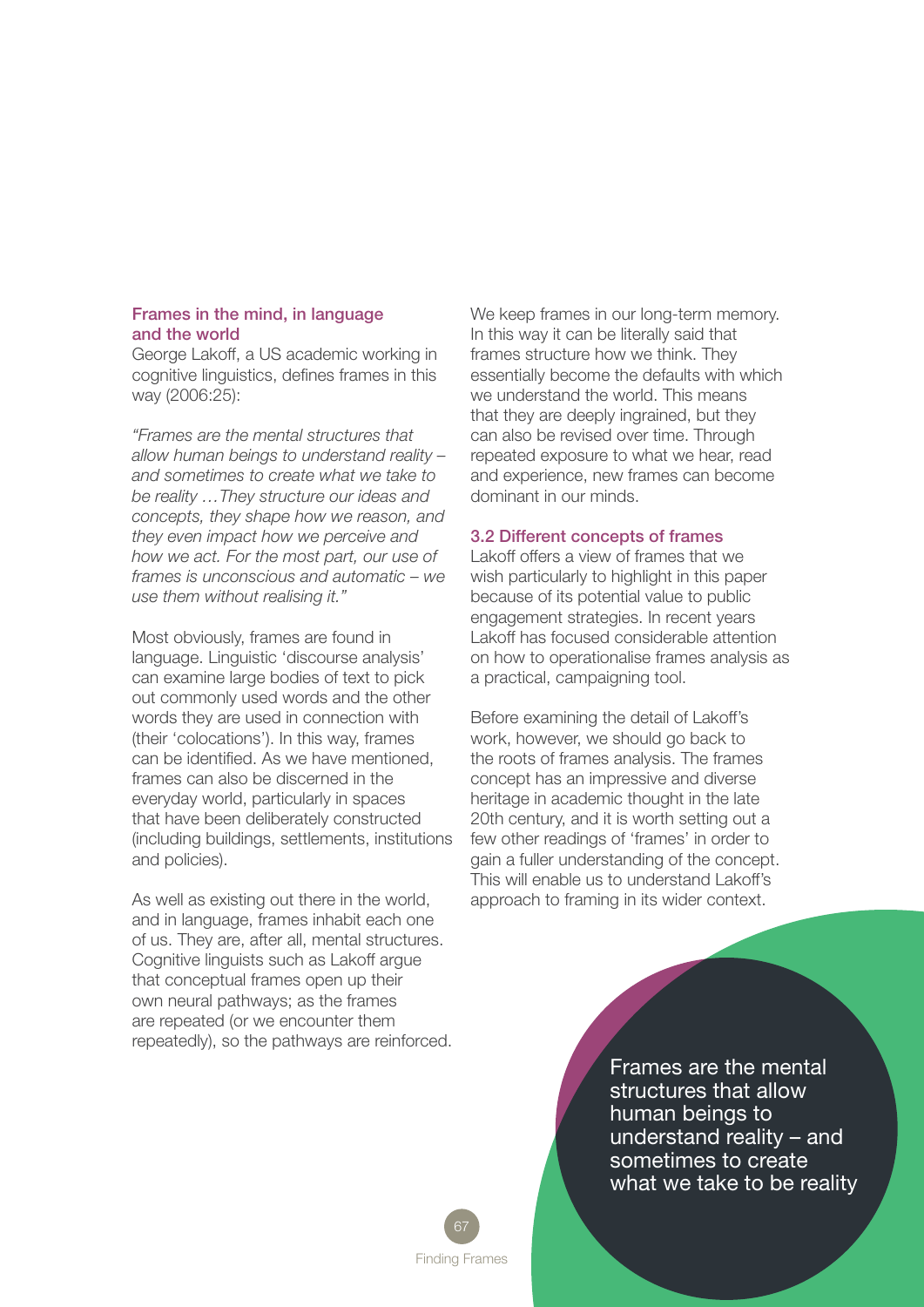### Frames in the mind, in language and the world

George Lakoff, a US academic working in cognitive linguistics, defines frames in this way (2006:25):

*"Frames are the mental structures that allow human beings to understand reality – and sometimes to create what we take to be reality …They structure our ideas and concepts, they shape how we reason, and they even impact how we perceive and how we act. For the most part, our use of frames is unconscious and automatic – we use them without realising it."*

Most obviously, frames are found in language. Linguistic 'discourse analysis' can examine large bodies of text to pick out commonly used words and the other words they are used in connection with (their 'colocations'). In this way, frames can be identified. As we have mentioned, frames can also be discerned in the everyday world, particularly in spaces that have been deliberately constructed (including buildings, settlements, institutions and policies).

As well as existing out there in the world, and in language, frames inhabit each one of us. They are, after all, mental structures. Cognitive linguists such as Lakoff argue that conceptual frames open up their own neural pathways; as the frames are repeated (or we encounter them repeatedly), so the pathways are reinforced. We keep frames in our long-term memory. In this way it can be literally said that frames structure how we think. They essentially become the defaults with which we understand the world. This means that they are deeply ingrained, but they can also be revised over time. Through repeated exposure to what we hear, read and experience, new frames can become dominant in our minds.

### 3.2 Different concepts of frames

Lakoff offers a view of frames that we wish particularly to highlight in this paper because of its potential value to public engagement strategies. In recent years Lakoff has focused considerable attention on how to operationalise frames analysis as a practical, campaigning tool.

Before examining the detail of Lakoff's work, however, we should go back to the roots of frames analysis. The frames concept has an impressive and diverse heritage in academic thought in the late 20th century, and it is worth setting out a few other readings of 'frames' in order to gain a fuller understanding of the concept. This will enable us to understand Lakoff's approach to framing in its wider context.

Frames are the mental structures that allow human beings to understand reality – and sometimes to create what we take to be reality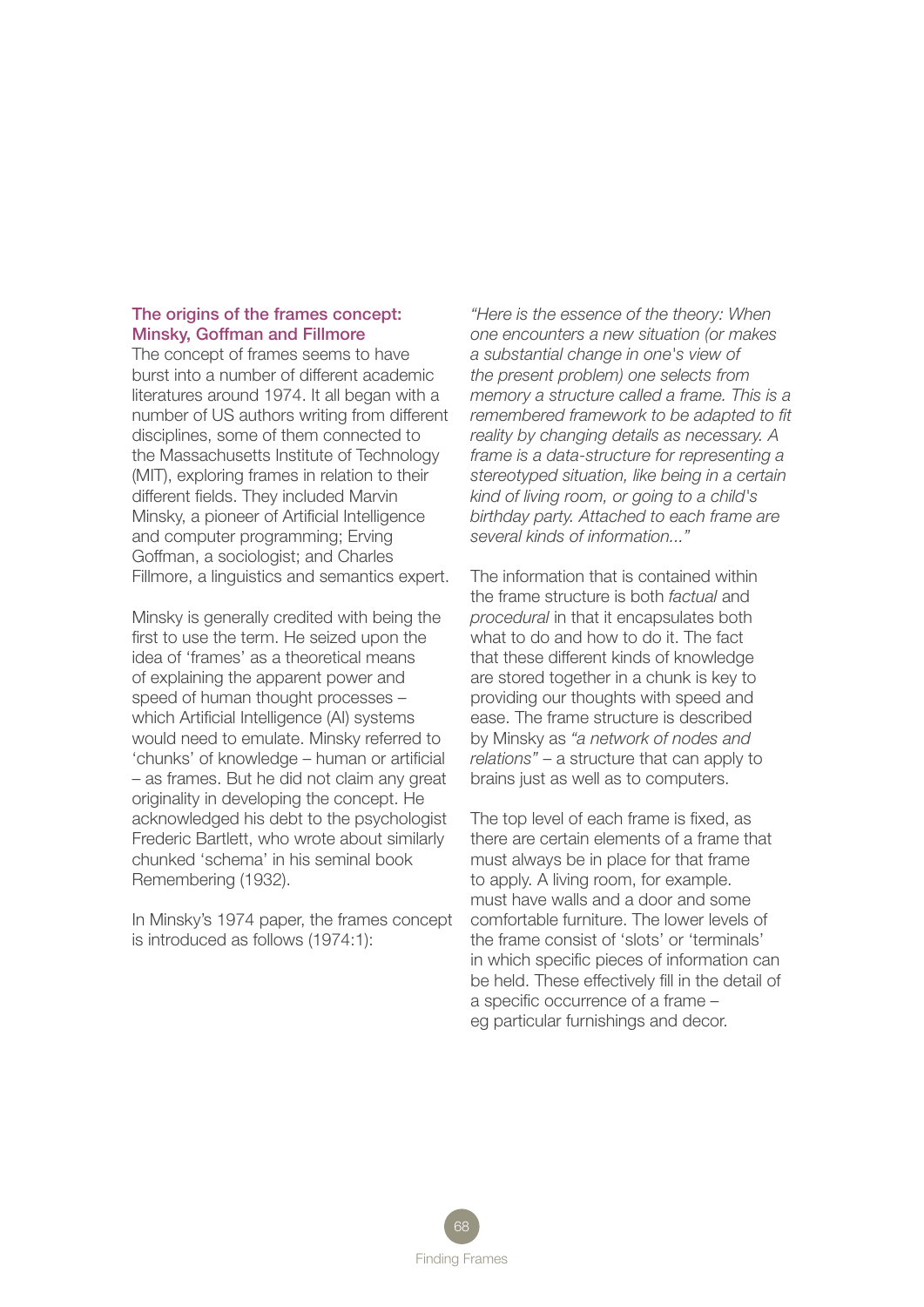## The origins of the frames concept: Minsky, Goffman and Fillmore

The concept of frames seems to have burst into a number of different academic literatures around 1974. It all began with a number of US authors writing from different disciplines, some of them connected to the Massachusetts Institute of Technology (MIT), exploring frames in relation to their different fields. They included Marvin Minsky, a pioneer of Artificial Intelligence and computer programming; Erving Goffman, a sociologist; and Charles Fillmore, a linguistics and semantics expert.

Minsky is generally credited with being the first to use the term. He seized upon the idea of 'frames' as a theoretical means of explaining the apparent power and speed of human thought processes – which Artificial Intelligence (AI) systems would need to emulate. Minsky referred to 'chunks' of knowledge – human or artificial – as frames. But he did not claim any great originality in developing the concept. He acknowledged his debt to the psychologist Frederic Bartlett, who wrote about similarly chunked 'schema' in his seminal book Remembering (1932).

In Minsky's 1974 paper, the frames concept is introduced as follows (1974:1):

*"Here is the essence of the theory: When one encounters a new situation (or makes a substantial change in one's view of the present problem) one selects from memory a structure called a frame. This is a remembered framework to be adapted to fit reality by changing details as necessary. A frame is a data-structure for representing a stereotyped situation, like being in a certain kind of living room, or going to a child's birthday party. Attached to each frame are several kinds of information..."*

The information that is contained within the frame structure is both *factual* and *procedural* in that it encapsulates both what to do and how to do it. The fact that these different kinds of knowledge are stored together in a chunk is key to providing our thoughts with speed and ease. The frame structure is described by Minsky as *"a network of nodes and relations"* – a structure that can apply to brains just as well as to computers.

The top level of each frame is fixed, as there are certain elements of a frame that must always be in place for that frame to apply. A living room, for example. must have walls and a door and some comfortable furniture. The lower levels of the frame consist of 'slots' or 'terminals' in which specific pieces of information can be held. These effectively fill in the detail of a specific occurrence of a frame – eg particular furnishings and decor.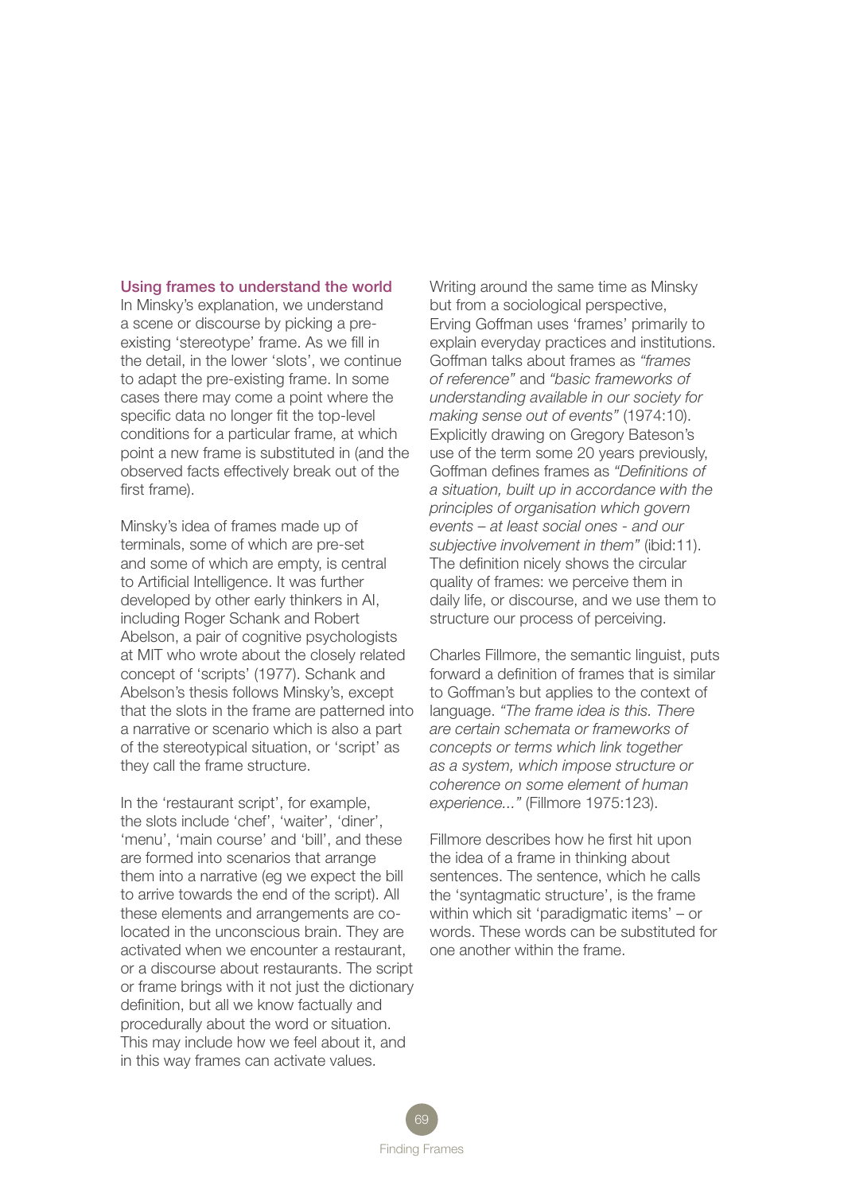## Using frames to understand the world

In Minsky's explanation, we understand a scene or discourse by picking a pre-existing 'stereotype' frame. As we fill in the detail, in the lower 'slots', we continue to adapt the pre-existing frame. In some cases there may come a point where the specific data no longer fit the top-level conditions for a particular frame, at which point a new frame is substituted in (and the observed facts effectively break out of the first frame).

Minsky's idea of frames made up of terminals, some of which are pre-set and some of which are empty, is central to Artificial Intelligence. It was further developed by other early thinkers in AI, including Roger Schank and Robert Abelson, a pair of cognitive psychologists at MIT who wrote about the closely related concept of 'scripts' (1977). Schank and Abelson's thesis follows Minsky's, except that the slots in the frame are patterned into a narrative or scenario which is also a part of the stereotypical situation, or 'script' as they call the frame structure.

In the 'restaurant script', for example, the slots include 'chef', 'waiter', 'diner', 'menu', 'main course' and 'bill', and these are formed into scenarios that arrange them into a narrative (eg we expect the bill to arrive towards the end of the script). All these elements and arrangements are co-located in the unconscious brain. They are activated when we encounter a restaurant, or a discourse about restaurants. The script or frame brings with it not just the dictionary definition, but all we know factually and procedurally about the word or situation. This may include how we feel about it, and in this way frames can activate values.

Writing around the same time as Minsky but from a sociological perspective, Erving Goffman uses 'frames' primarily to explain everyday practices and institutions. Goffman talks about frames as *"frames of reference"* and *"basic frameworks of understanding available in our society for making sense out of events"* (1974:10). Explicitly drawing on Gregory Bateson's use of the term some 20 years previously, Goffman defines frames as *"Definitions of a situation, built up in accordance with the principles of organisation which govern events – at least social ones - and our subjective involvement in them"* (ibid:11). The definition nicely shows the circular quality of frames: we perceive them in daily life, or discourse, and we use them to structure our process of perceiving.

Charles Fillmore, the semantic linguist, puts forward a definition of frames that is similar to Goffman's but applies to the context of language. *"The frame idea is this. There are certain schemata or frameworks of concepts or terms which link together as a system, which impose structure or coherence on some element of human experience..."* (Fillmore 1975:123).

Fillmore describes how he first hit upon the idea of a frame in thinking about sentences. The sentence, which he calls the 'syntagmatic structure', is the frame within which sit 'paradigmatic items' – or words. These words can be substituted for one another within the frame.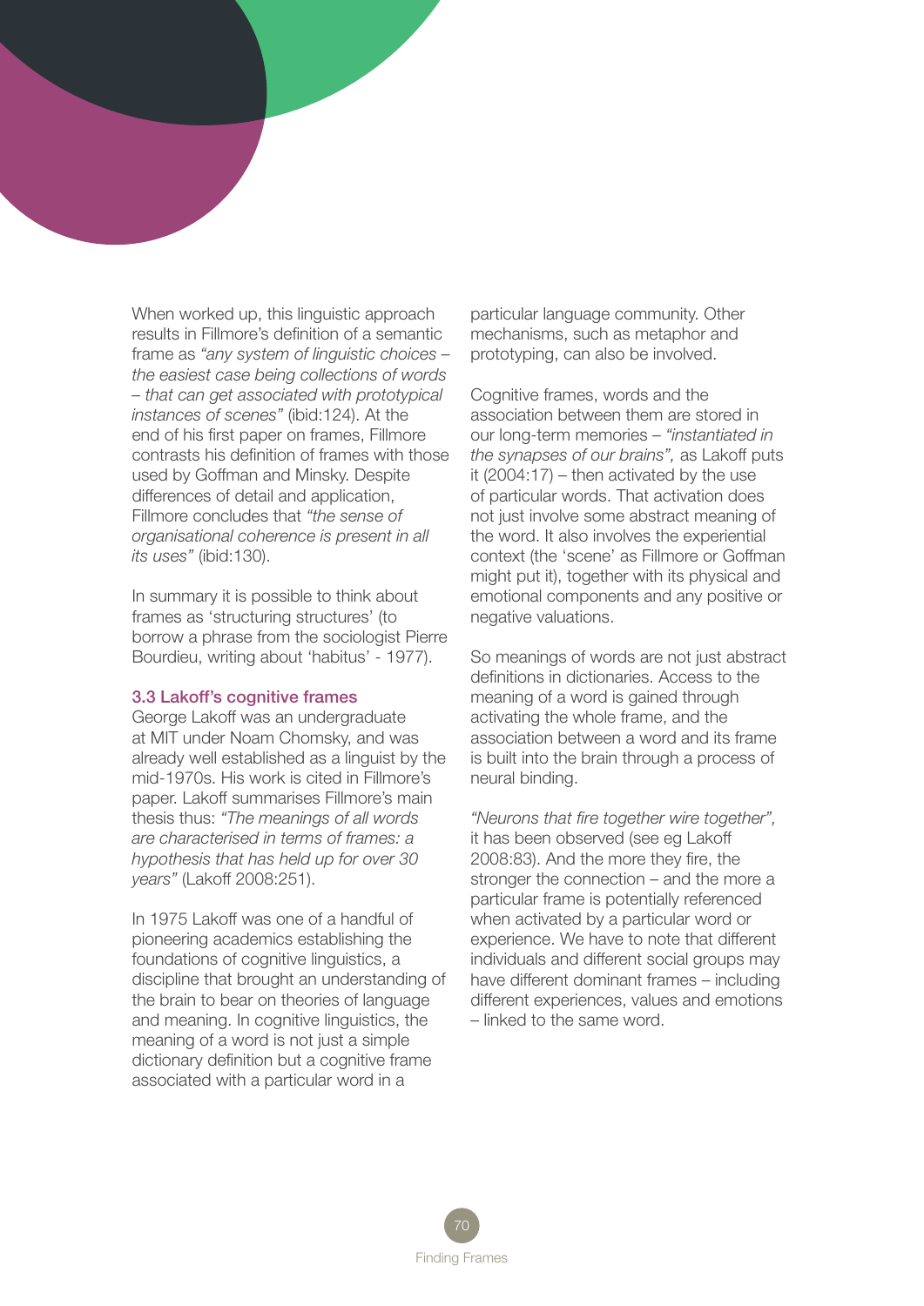When worked up, this linguistic approach results in Fillmore's definition of a semantic frame as *"any system of linguistic choices – the easiest case being collections of words – that can get associated with prototypical instances of scenes"* (ibid:124). At the end of his first paper on frames, Fillmore contrasts his definition of frames with those used by Goffman and Minsky. Despite differences of detail and application, Fillmore concludes that *"the sense of organisational coherence is present in all its uses"* (ibid:130).

In summary it is possible to think about frames as 'structuring structures' (to borrow a phrase from the sociologist Pierre Bourdieu, writing about 'habitus' - 1977).

### 3.3 Lakoff's cognitive frames

George Lakoff was an undergraduate at MIT under Noam Chomsky, and was already well established as a linguist by the mid-1970s. His work is cited in Fillmore's paper. Lakoff summarises Fillmore's main thesis thus: *"The meanings of all words are characterised in terms of frames: a hypothesis that has held up for over 30 years"* (Lakoff 2008:251).

In 1975 Lakoff was one of a handful of pioneering academics establishing the foundations of cognitive linguistics, a discipline that brought an understanding of the brain to bear on theories of language and meaning. In cognitive linguistics, the meaning of a word is not just a simple dictionary definition but a cognitive frame associated with a particular word in a particular language community. Other mechanisms, such as metaphor and prototyping, can also be involved.

Cognitive frames, words and the association between them are stored in our long-term memories – *"instantiated in the synapses of our brains",* as Lakoff puts it (2004:17) – then activated by the use of particular words. That activation does not just involve some abstract meaning of the word. It also involves the experiential context (the 'scene' as Fillmore or Goffman might put it), together with its physical and emotional components and any positive or negative valuations.

So meanings of words are not just abstract definitions in dictionaries. Access to the meaning of a word is gained through activating the whole frame, and the association between a word and its frame is built into the brain through a process of neural binding.

*"Neurons that fire together wire together",* it has been observed (see eg Lakoff 2008:83). And the more they fire, the stronger the connection – and the more a particular frame is potentially referenced when activated by a particular word or experience. We have to note that different individuals and different social groups may have different dominant frames – including different experiences, values and emotions – linked to the same word.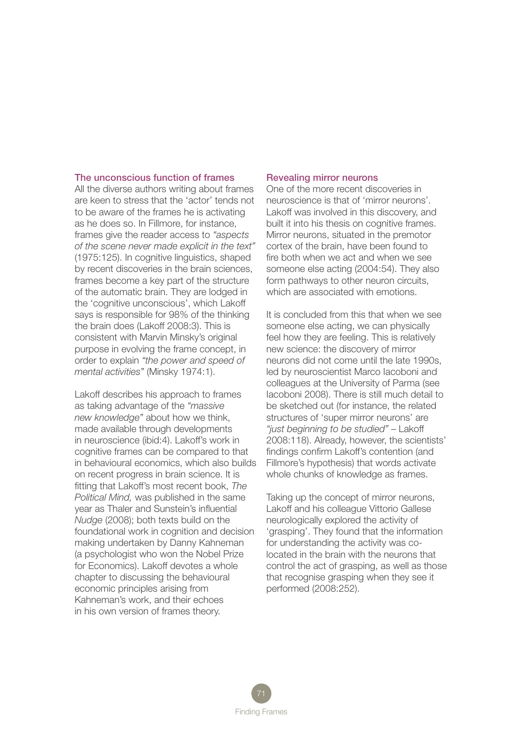### The unconscious function of frames

All the diverse authors writing about frames are keen to stress that the 'actor' tends not to be aware of the frames he is activating as he does so. In Fillmore, for instance, frames give the reader access to *"aspects of the scene never made explicit in the text"* (1975:125). In cognitive linguistics, shaped by recent discoveries in the brain sciences, frames become a key part of the structure of the automatic brain. They are lodged in the 'cognitive unconscious', which Lakoff says is responsible for 98% of the thinking the brain does (Lakoff 2008:3). This is consistent with Marvin Minsky's original purpose in evolving the frame concept, in order to explain *"the power and speed of mental activities"* (Minsky 1974:1).

Lakoff describes his approach to frames as taking advantage of the *"massive new knowledge"* about how we think, made available through developments in neuroscience (ibid:4). Lakoff's work in cognitive frames can be compared to that in behavioural economics, which also builds on recent progress in brain science. It is fitting that Lakoff's most recent book, *The Political Mind,* was published in the same year as Thaler and Sunstein's influential *Nudge* (2008); both texts build on the foundational work in cognition and decision making undertaken by Danny Kahneman (a psychologist who won the Nobel Prize for Economics). Lakoff devotes a whole chapter to discussing the behavioural economic principles arising from Kahneman's work, and their echoes in his own version of frames theory.

### Revealing mirror neurons

One of the more recent discoveries in neuroscience is that of 'mirror neurons'. Lakoff was involved in this discovery, and built it into his thesis on cognitive frames. Mirror neurons, situated in the premotor cortex of the brain, have been found to fire both when we act and when we see someone else acting (2004:54). They also form pathways to other neuron circuits, which are associated with emotions.

It is concluded from this that when we see someone else acting, we can physically feel how they are feeling. This is relatively new science: the discovery of mirror neurons did not come until the late 1990s, led by neuroscientist Marco Iacoboni and colleagues at the University of Parma (see Iacoboni 2008). There is still much detail to be sketched out (for instance, the related structures of 'super mirror neurons' are *"just beginning to be studied"* – Lakoff 2008:118). Already, however, the scientists' findings confirm Lakoff's contention (and Fillmore's hypothesis) that words activate whole chunks of knowledge as frames.

Taking up the concept of mirror neurons, Lakoff and his colleague Vittorio Gallese neurologically explored the activity of 'grasping'. They found that the information for understanding the activity was co-located in the brain with the neurons that control the act of grasping, as well as those that recognise grasping when they see it performed (2008:252).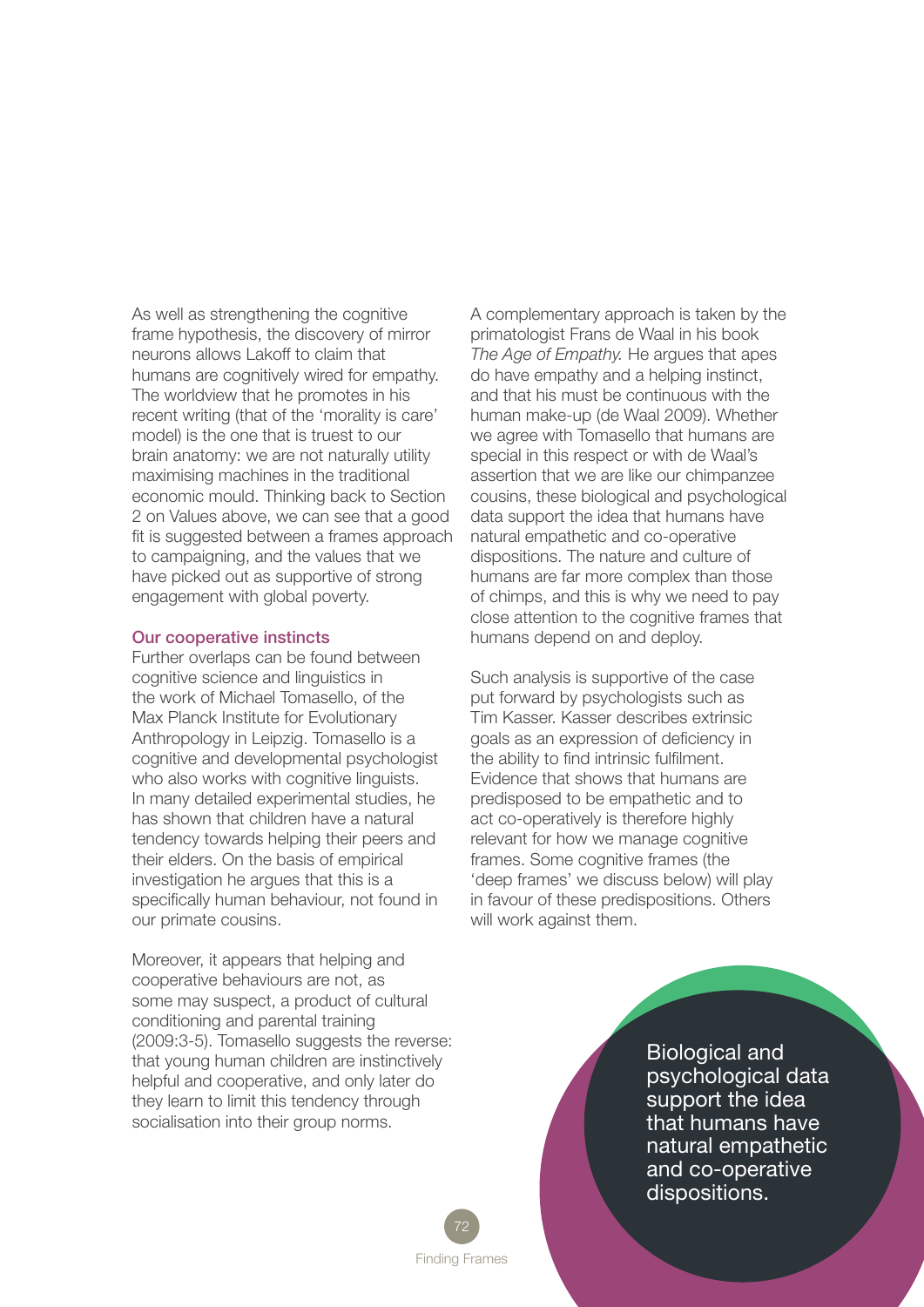As well as strengthening the cognitive frame hypothesis, the discovery of mirror neurons allows Lakoff to claim that humans are cognitively wired for empathy. The worldview that he promotes in his recent writing (that of the 'morality is care' model) is the one that is truest to our brain anatomy: we are not naturally utility maximising machines in the traditional economic mould. Thinking back to Section 2 on Values above, we can see that a good fit is suggested between a frames approach to campaigning, and the values that we have picked out as supportive of strong engagement with global poverty.

### Our cooperative instincts

Further overlaps can be found between cognitive science and linguistics in the work of Michael Tomasello, of the Max Planck Institute for Evolutionary Anthropology in Leipzig. Tomasello is a cognitive and developmental psychologist who also works with cognitive linguists. In many detailed experimental studies, he has shown that children have a natural tendency towards helping their peers and their elders. On the basis of empirical investigation he argues that this is a specifically human behaviour, not found in our primate cousins.

Moreover, it appears that helping and cooperative behaviours are not, as some may suspect, a product of cultural conditioning and parental training (2009:3-5). Tomasello suggests the reverse: that young human children are instinctively helpful and cooperative, and only later do they learn to limit this tendency through socialisation into their group norms.

A complementary approach is taken by the primatologist Frans de Waal in his book *The Age of Empathy.* He argues that apes do have empathy and a helping instinct, and that his must be continuous with the human make-up (de Waal 2009). Whether we agree with Tomasello that humans are special in this respect or with de Waal's assertion that we are like our chimpanzee cousins, these biological and psychological data support the idea that humans have natural empathetic and co-operative dispositions. The nature and culture of humans are far more complex than those of chimps, and this is why we need to pay close attention to the cognitive frames that humans depend on and deploy.

Such analysis is supportive of the case put forward by psychologists such as Tim Kasser. Kasser describes extrinsic goals as an expression of deficiency in the ability to find intrinsic fulfilment. Evidence that shows that humans are predisposed to be empathetic and to act co-operatively is therefore highly relevant for how we manage cognitive frames. Some cognitive frames (the 'deep frames' we discuss below) will play in favour of these predispositions. Others will work against them.

Biological and psychological data support the idea that humans have natural empathetic and co-operative dispositions.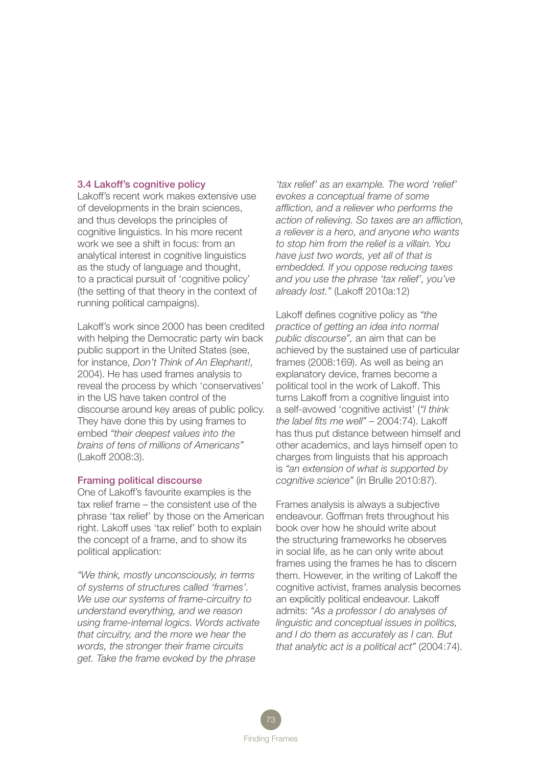### 3.4 Lakoff's cognitive policy

Lakoff's recent work makes extensive use of developments in the brain sciences, and thus develops the principles of cognitive linguistics. In his more recent work we see a shift in focus: from an analytical interest in cognitive linguistics as the study of language and thought, to a practical pursuit of 'cognitive policy' (the setting of that theory in the context of running political campaigns).

Lakoff's work since 2000 has been credited with helping the Democratic party win back public support in the United States (see, for instance, *Don't Think of An Elephant!,* 2004). He has used frames analysis to reveal the process by which 'conservatives' in the US have taken control of the discourse around key areas of public policy. They have done this by using frames to embed *"their deepest values into the brains of tens of millions of Americans"* (Lakoff 2008:3).

#### Framing political discourse

One of Lakoff's favourite examples is the tax relief frame – the consistent use of the phrase 'tax relief' by those on the American right. Lakoff uses 'tax relief' both to explain the concept of a frame, and to show its political application:

*"We think, mostly unconsciously, in terms of systems of structures called 'frames'. We use our systems of frame-circuitry to understand everything, and we reason using frame-internal logics. Words activate that circuitry, and the more we hear the words, the stronger their frame circuits get. Take the frame evoked by the phrase 'tax relief' as an example. The word 'relief' evokes a conceptual frame of some affliction, and a reliever who performs the action of relieving. So taxes are an affliction, a reliever is a hero, and anyone who wants to stop him from the relief is a villain. You have just two words, yet all of that is embedded. If you oppose reducing taxes and you use the phrase 'tax relief', you've already lost."* (Lakoff 2010a:12)

Lakoff defines cognitive policy as *"the practice of getting an idea into normal public discourse",* an aim that can be achieved by the sustained use of particular frames (2008:169). As well as being an explanatory device, frames become a political tool in the work of Lakoff. This turns Lakoff from a cognitive linguist into a self-avowed 'cognitive activist' (*"I think the label fits me well"* – 2004:74). Lakoff has thus put distance between himself and other academics, and lays himself open to charges from linguists that his approach is *"an extension of what is supported by cognitive science"* (in Brulle 2010:87).

Frames analysis is always a subjective endeavour. Goffman frets throughout his book over how he should write about the structuring frameworks he observes in social life, as he can only write about frames using the frames he has to discern them. However, in the writing of Lakoff the cognitive activist, frames analysis becomes an explicitly political endeavour. Lakoff admits: *"As a professor I do analyses of linguistic and conceptual issues in politics, and I do them as accurately as I can. But that analytic act is a political act"* (2004:74).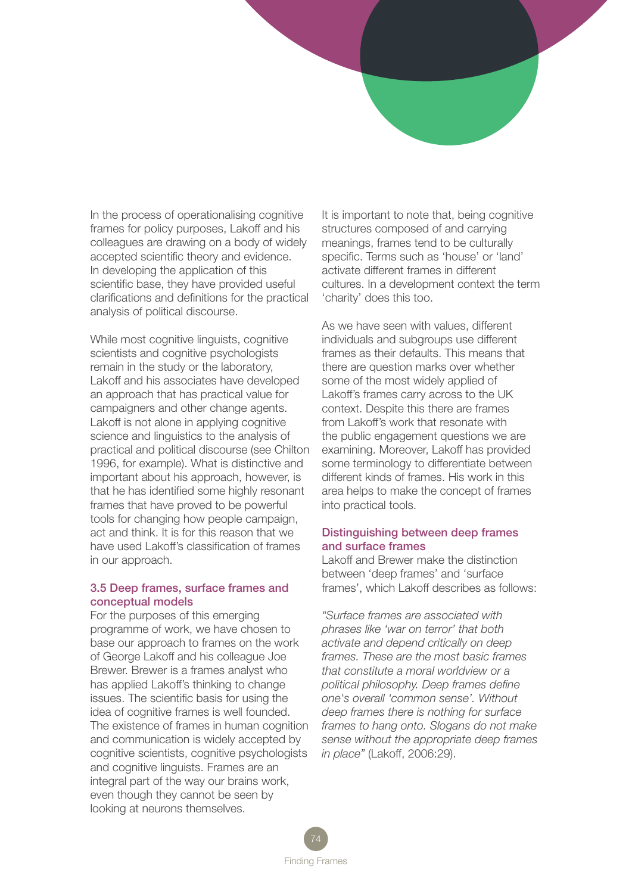In the process of operationalising cognitive frames for policy purposes, Lakoff and his colleagues are drawing on a body of widely accepted scientific theory and evidence. In developing the application of this scientific base, they have provided useful clarifications and definitions for the practical analysis of political discourse.

While most cognitive linguists, cognitive scientists and cognitive psychologists remain in the study or the laboratory, Lakoff and his associates have developed an approach that has practical value for campaigners and other change agents. Lakoff is not alone in applying cognitive science and linguistics to the analysis of practical and political discourse (see Chilton 1996, for example). What is distinctive and important about his approach, however, is that he has identified some highly resonant frames that have proved to be powerful tools for changing how people campaign, act and think. It is for this reason that we have used Lakoff's classification of frames in our approach.

### 3.5 Deep frames, surface frames and conceptual models

For the purposes of this emerging programme of work, we have chosen to base our approach to frames on the work of George Lakoff and his colleague Joe Brewer. Brewer is a frames analyst who has applied Lakoff's thinking to change issues. The scientific basis for using the idea of cognitive frames is well founded. The existence of frames in human cognition and communication is widely accepted by cognitive scientists, cognitive psychologists and cognitive linguists. Frames are an integral part of the way our brains work, even though they cannot be seen by looking at neurons themselves.

It is important to note that, being cognitive structures composed of and carrying meanings, frames tend to be culturally specific. Terms such as 'house' or 'land' activate different frames in different cultures. In a development context the term 'charity' does this too.

As we have seen with values, different individuals and subgroups use different frames as their defaults. This means that there are question marks over whether some of the most widely applied of Lakoff's frames carry across to the UK context. Despite this there are frames from Lakoff's work that resonate with the public engagement questions we are examining. Moreover, Lakoff has provided some terminology to differentiate between different kinds of frames. His work in this area helps to make the concept of frames into practical tools.

#### Distinguishing between deep frames and surface frames

Lakoff and Brewer make the distinction between 'deep frames' and 'surface frames', which Lakoff describes as follows:

*"Surface frames are associated with phrases like 'war on terror' that both activate and depend critically on deep frames. These are the most basic frames that constitute a moral worldview or a political philosophy. Deep frames define one's overall 'common sense'. Without deep frames there is nothing for surface frames to hang onto. Slogans do not make sense without the appropriate deep frames in place"* (Lakoff, 2006:29).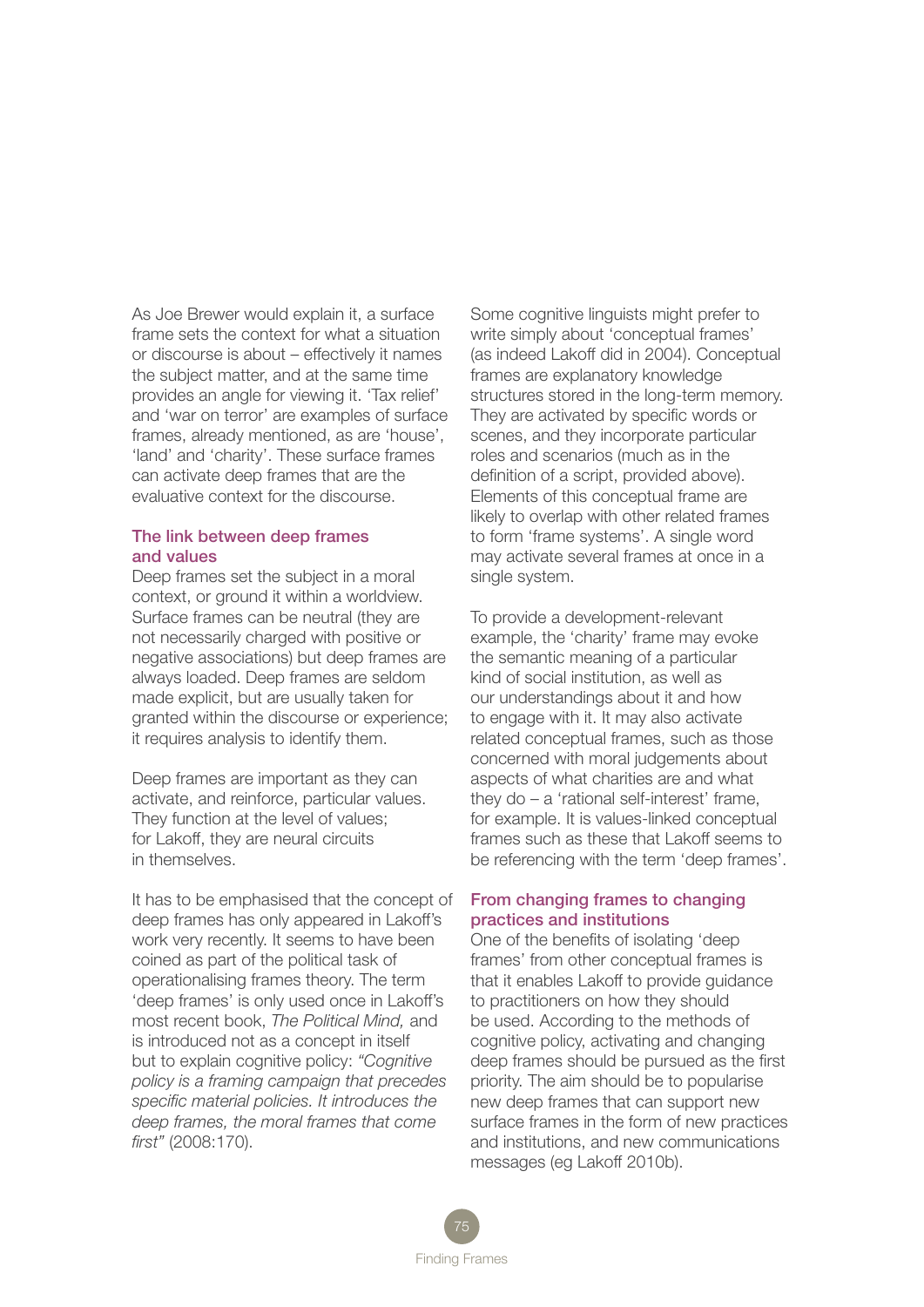As Joe Brewer would explain it, a surface frame sets the context for what a situation or discourse is about – effectively it names the subject matter, and at the same time provides an angle for viewing it. 'Tax relief' and 'war on terror' are examples of surface frames, already mentioned, as are 'house', 'land' and 'charity'. These surface frames can activate deep frames that are the evaluative context for the discourse.

### The link between deep frames and values

Deep frames set the subject in a moral context, or ground it within a worldview. Surface frames can be neutral (they are not necessarily charged with positive or negative associations) but deep frames are always loaded. Deep frames are seldom made explicit, but are usually taken for granted within the discourse or experience; it requires analysis to identify them.

Deep frames are important as they can activate, and reinforce, particular values. They function at the level of values; for Lakoff, they are neural circuits in themselves.

It has to be emphasised that the concept of deep frames has only appeared in Lakoff's work very recently. It seems to have been coined as part of the political task of operationalising frames theory. The term 'deep frames' is only used once in Lakoff's most recent book, *The Political Mind,* and is introduced not as a concept in itself but to explain cognitive policy: *"Cognitive policy is a framing campaign that precedes specific material policies. It introduces the deep frames, the moral frames that come first"* (2008:170).

Some cognitive linguists might prefer to write simply about 'conceptual frames' (as indeed Lakoff did in 2004). Conceptual frames are explanatory knowledge structures stored in the long-term memory. They are activated by specific words or scenes, and they incorporate particular roles and scenarios (much as in the definition of a script, provided above). Elements of this conceptual frame are likely to overlap with other related frames to form 'frame systems'. A single word may activate several frames at once in a single system.

To provide a development-relevant example, the 'charity' frame may evoke the semantic meaning of a particular kind of social institution, as well as our understandings about it and how to engage with it. It may also activate related conceptual frames, such as those concerned with moral judgements about aspects of what charities are and what they do – a 'rational self-interest' frame, for example. It is values-linked conceptual frames such as these that Lakoff seems to be referencing with the term 'deep frames'.

### From changing frames to changing practices and institutions

One of the benefits of isolating 'deep frames' from other conceptual frames is that it enables Lakoff to provide guidance to practitioners on how they should be used. According to the methods of cognitive policy, activating and changing deep frames should be pursued as the first priority. The aim should be to popularise new deep frames that can support new surface frames in the form of new practices and institutions, and new communications messages (eg Lakoff 2010b).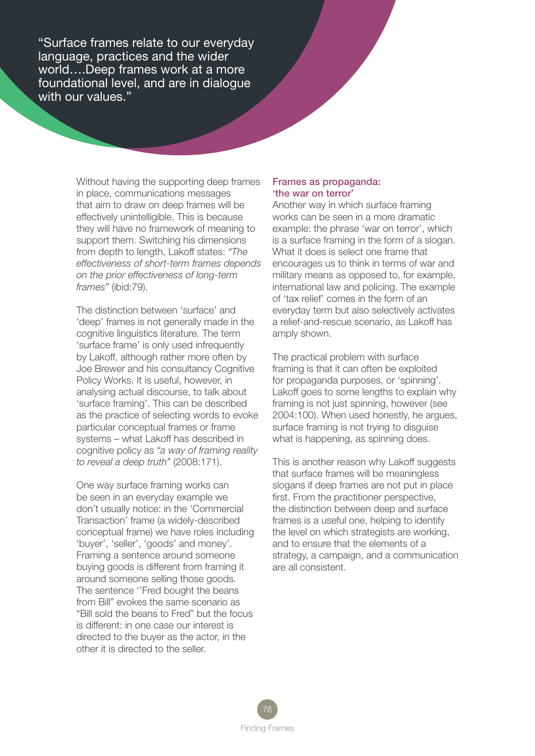> "Surface frames relate to our everyday language, practices and the wider world….Deep frames work at a more foundational level, and are in dialogue with our values."

Without having the supporting deep frames in place, communications messages that aim to draw on deep frames will be effectively unintelligible. This is because they will have no framework of meaning to support them. Switching his dimensions from depth to length, Lakoff states: *"The effectiveness of short-term frames depends on the prior effectiveness of long-term frames"* (ibid:79).

The distinction between 'surface' and 'deep' frames is not generally made in the cognitive linguistics literature. The term 'surface frame' is only used infrequently by Lakoff, although rather more often by Joe Brewer and his consultancy Cognitive Policy Works. It is useful, however, in analysing actual discourse, to talk about 'surface framing'. This can be described as the practice of selecting words to evoke particular conceptual frames or frame systems – what Lakoff has described in cognitive policy as *"a way of framing reality to reveal a deep truth"* (2008:171).

One way surface framing works can be seen in an everyday example we don't usually notice: in the 'Commercial Transaction' frame (a widely-described conceptual frame) we have roles including 'buyer', 'seller', 'goods' and money'. Framing a sentence around someone buying goods is different from framing it around someone selling those goods. The sentence ''Fred bought the beans from Bill" evokes the same scenario as "Bill sold the beans to Fred" but the focus is different: in one case our interest is directed to the buyer as the actor, in the other it is directed to the seller.

### Frames as propaganda: 'the war on terror'

Another way in which surface framing works can be seen in a more dramatic example: the phrase 'war on terror', which is a surface framing in the form of a slogan. What it does is select one frame that encourages us to think in terms of war and military means as opposed to, for example, international law and policing. The example of 'tax relief' comes in the form of an everyday term but also selectively activates a relief-and-rescue scenario, as Lakoff has amply shown.

The practical problem with surface framing is that it can often be exploited for propaganda purposes, or 'spinning'. Lakoff goes to some lengths to explain why framing is not just spinning, however (see 2004:100). When used honestly, he argues, surface framing is not trying to disguise what is happening, as spinning does.

This is another reason why Lakoff suggests that surface frames will be meaningless slogans if deep frames are not put in place first. From the practitioner perspective, the distinction between deep and surface frames is a useful one, helping to identify the level on which strategists are working, and to ensure that the elements of a strategy, a campaign, and a communication are all consistent.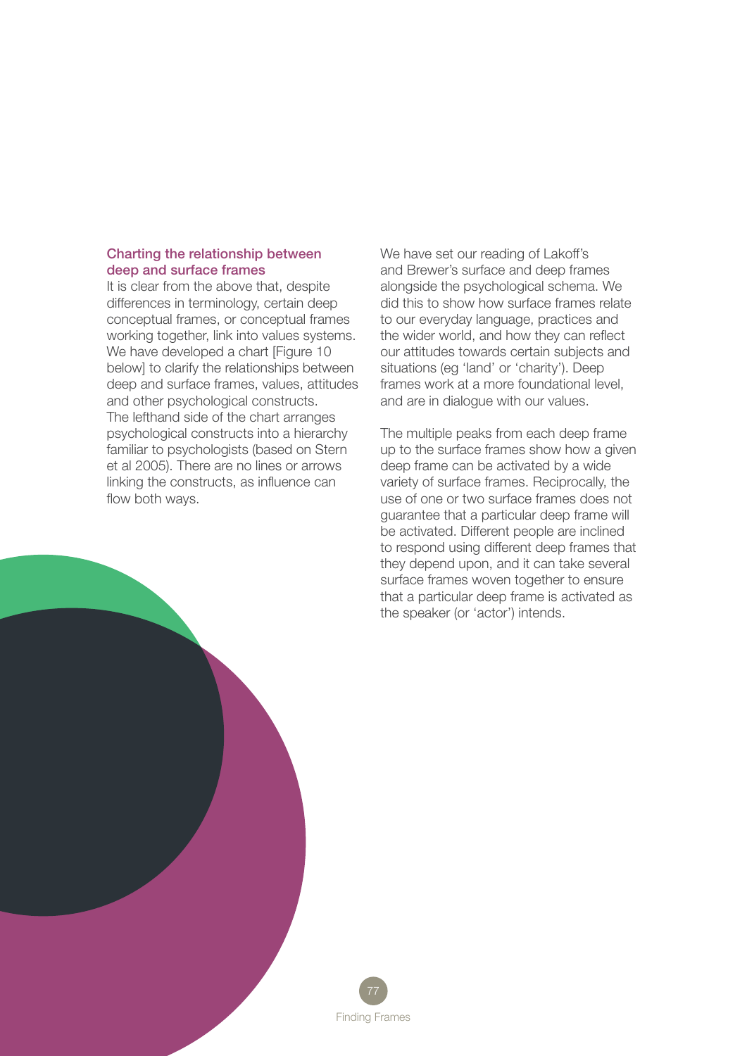### Charting the relationship between deep and surface frames

It is clear from the above that, despite differences in terminology, certain deep conceptual frames, or conceptual frames working together, link into values systems. We have developed a chart [Figure 10 below] to clarify the relationships between deep and surface frames, values, attitudes and other psychological constructs. The lefthand side of the chart arranges psychological constructs into a hierarchy familiar to psychologists (based on Stern et al 2005). There are no lines or arrows linking the constructs, as influence can flow both ways.

We have set our reading of Lakoff's and Brewer's surface and deep frames alongside the psychological schema. We did this to show how surface frames relate to our everyday language, practices and the wider world, and how they can reflect our attitudes towards certain subjects and situations (eg 'land' or 'charity'). Deep frames work at a more foundational level, and are in dialogue with our values.

The multiple peaks from each deep frame up to the surface frames show how a given deep frame can be activated by a wide variety of surface frames. Reciprocally, the use of one or two surface frames does not guarantee that a particular deep frame will be activated. Different people are inclined to respond using different deep frames that they depend upon, and it can take several surface frames woven together to ensure that a particular deep frame is activated as the speaker (or 'actor') intends.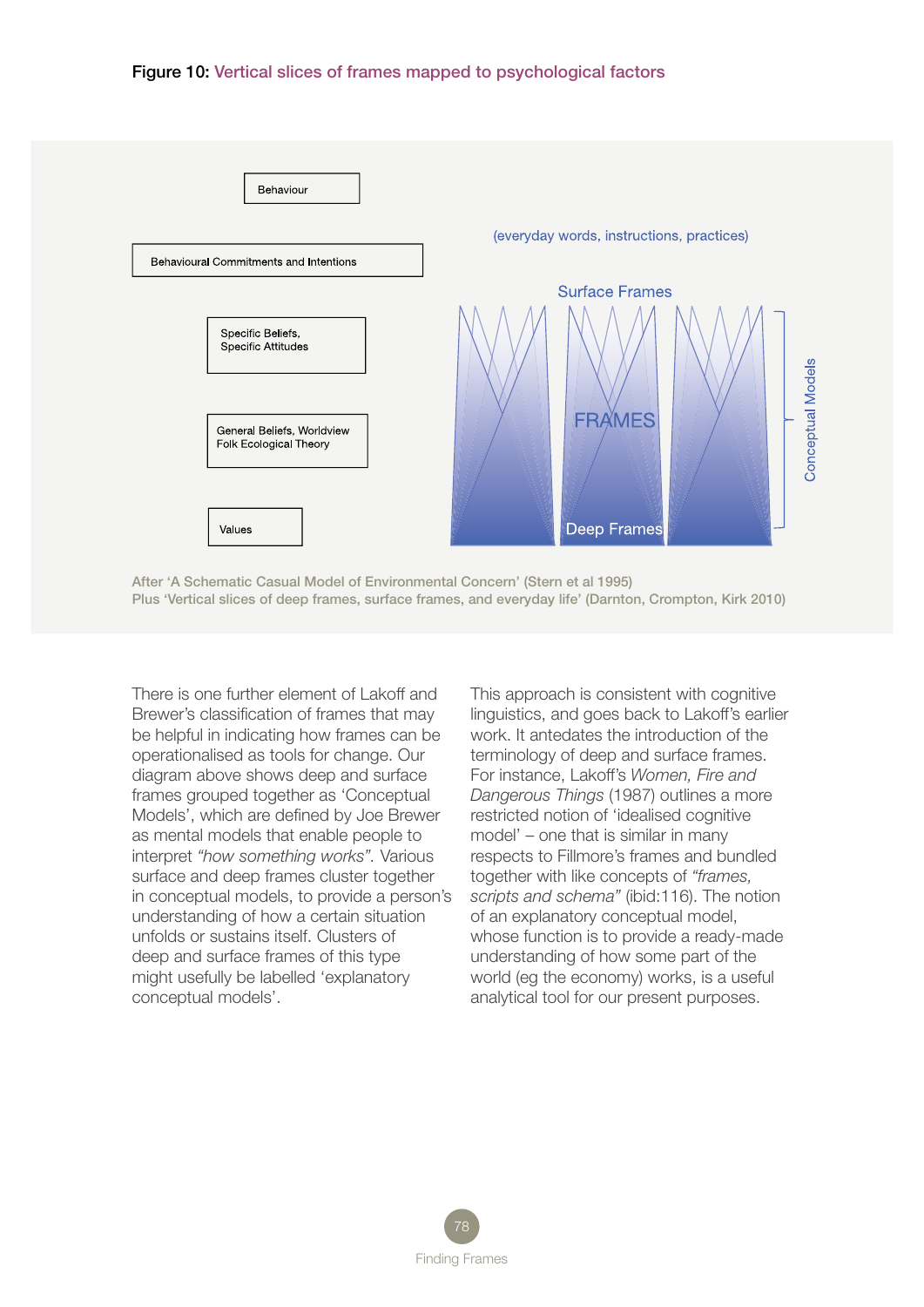**Figure 10:** Vertical slices of frames mapped to psychological factors

Behaviour

Behavioural Commitments and Intentions

Specific Beliefs, Specific Attitudes

General Beliefs, Worldview Folk Ecological Theory

Values

(everyday words, instructions, practices)

Surface Frames

FRAMES

Deep Frames

Conceptual Models

After 'A Schematic Casual Model of Environmental Concern' (Stern et al 1995)
Plus 'Vertical slices of deep frames, surface frames, and everyday life' (Darnton, Crompton, Kirk 2010)

There is one further element of Lakoff and Brewer's classification of frames that may be helpful in indicating how frames can be operationalised as tools for change. Our diagram above shows deep and surface frames grouped together as 'Conceptual Models', which are defined by Joe Brewer as mental models that enable people to interpret *"how something works"*. Various surface and deep frames cluster together in conceptual models, to provide a person's understanding of how a certain situation unfolds or sustains itself. Clusters of deep and surface frames of this type might usefully be labelled 'explanatory conceptual models'.

This approach is consistent with cognitive linguistics, and goes back to Lakoff's earlier work. It antedates the introduction of the terminology of deep and surface frames. For instance, Lakoff's *Women, Fire and Dangerous Things* (1987) outlines a more restricted notion of 'idealised cognitive model' – one that is similar in many respects to Fillmore's frames and bundled together with like concepts of *"frames, scripts and schema"* (ibid:116). The notion of an explanatory conceptual model, whose function is to provide a ready-made understanding of how some part of the world (eg the economy) works, is a useful analytical tool for our present purposes.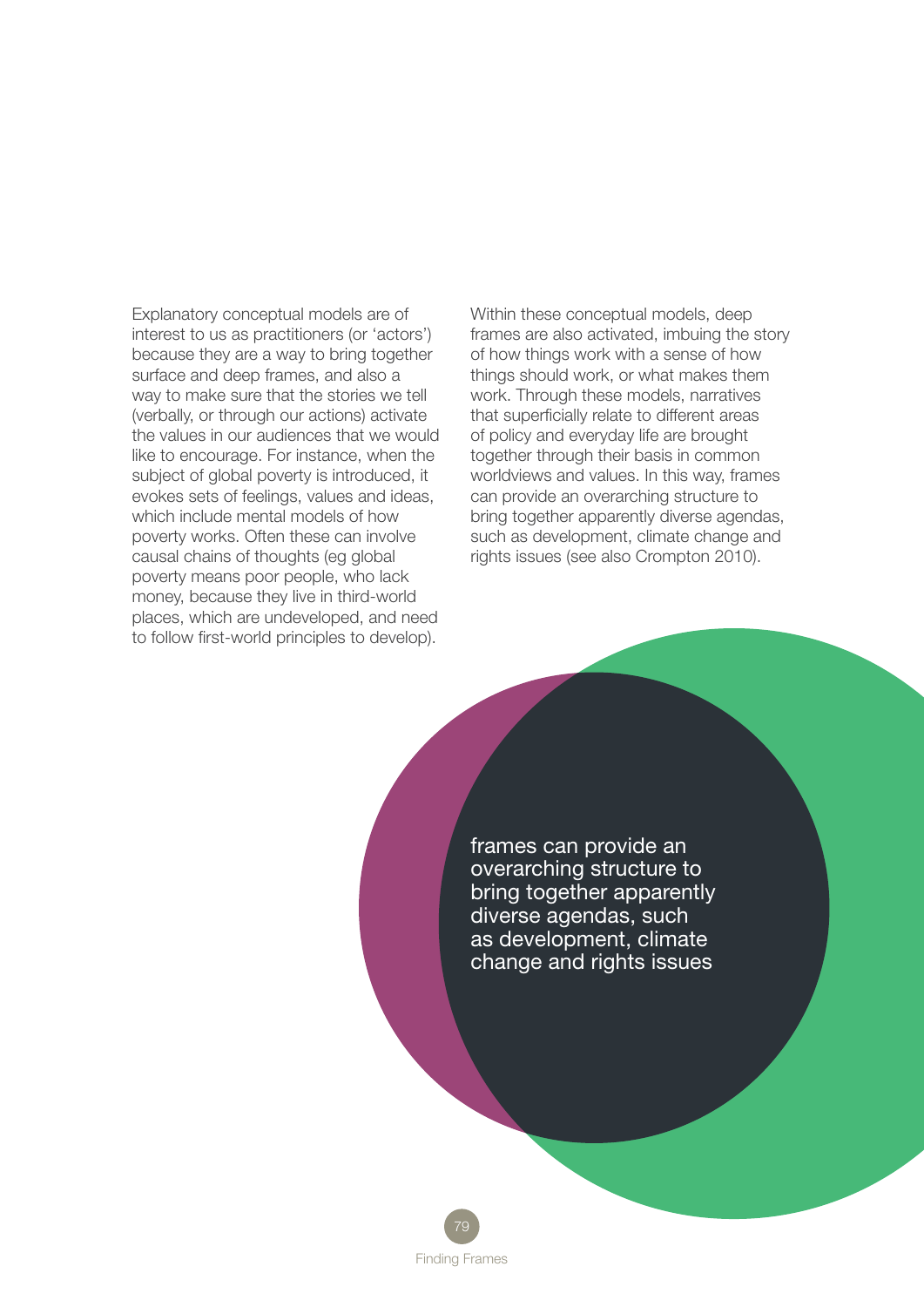Explanatory conceptual models are of interest to us as practitioners (or 'actors') because they are a way to bring together surface and deep frames, and also a way to make sure that the stories we tell (verbally, or through our actions) activate the values in our audiences that we would like to encourage. For instance, when the subject of global poverty is introduced, it evokes sets of feelings, values and ideas, which include mental models of how poverty works. Often these can involve causal chains of thoughts (eg global poverty means poor people, who lack money, because they live in third-world places, which are undeveloped, and need to follow first-world principles to develop).

Within these conceptual models, deep frames are also activated, imbuing the story of how things work with a sense of how things should work, or what makes them work. Through these models, narratives that superficially relate to different areas of policy and everyday life are brought together through their basis in common worldviews and values. In this way, frames can provide an overarching structure to bring together apparently diverse agendas, such as development, climate change and rights issues (see also Crompton 2010).

> frames can provide an overarching structure to bring together apparently diverse agendas, such as development, climate change and rights issues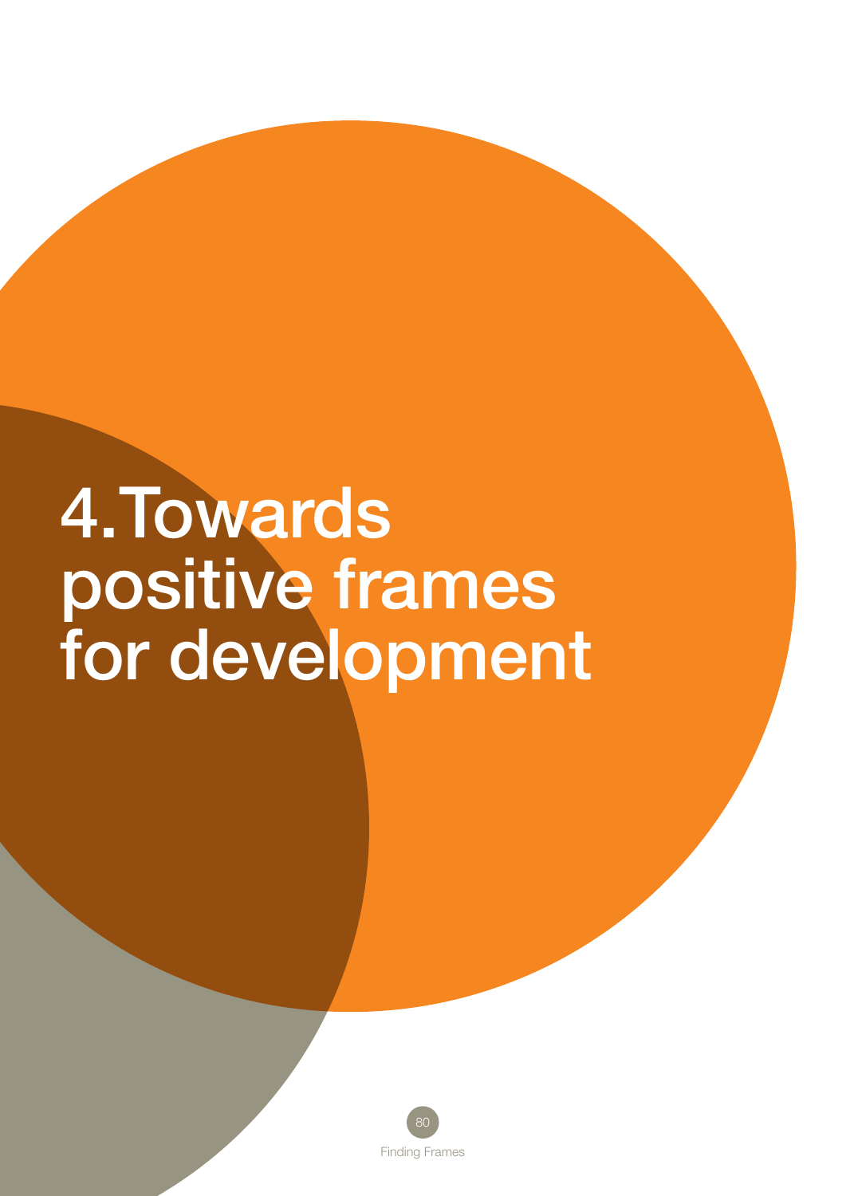# 4. Towards positive frames for development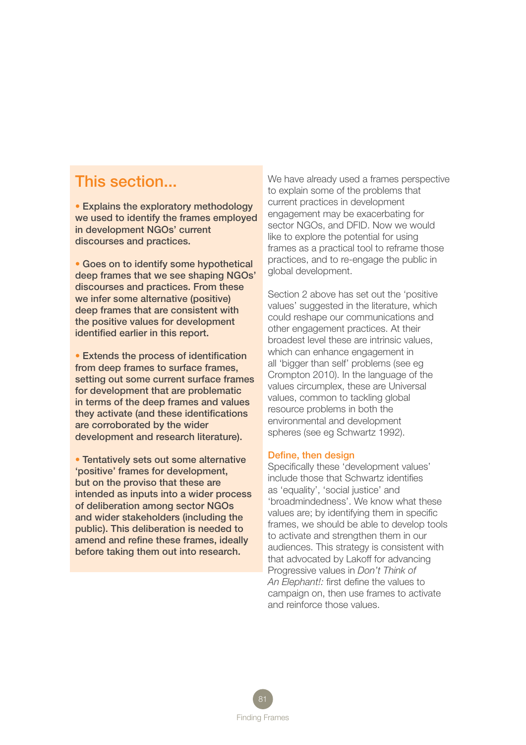## This section...

- **Explains the exploratory methodology we used to identify the frames employed in development NGOs' current discourses and practices.**

- **Goes on to identify some hypothetical deep frames that we see shaping NGOs' discourses and practices. From these we infer some alternative (positive) deep frames that are consistent with the positive values for development identified earlier in this report.**

- **Extends the process of identification from deep frames to surface frames, setting out some current surface frames for development that are problematic in terms of the deep frames and values they activate (and these identifications are corroborated by the wider development and research literature).**

- **Tentatively sets out some alternative 'positive' frames for development, but on the proviso that these are intended as inputs into a wider process of deliberation among sector NGOs and wider stakeholders (including the public). This deliberation is needed to amend and refine these frames, ideally before taking them out into research.**

We have already used a frames perspective to explain some of the problems that current practices in development engagement may be exacerbating for sector NGOs, and DFID. Now we would like to explore the potential for using frames as a practical tool to reframe those practices, and to re-engage the public in global development.

Section 2 above has set out the 'positive values' suggested in the literature, which could reshape our communications and other engagement practices. At their broadest level these are intrinsic values, which can enhance engagement in all 'bigger than self' problems (see eg Crompton 2010). In the language of the values circumplex, these are Universal values, common to tackling global resource problems in both the environmental and development spheres (see eg Schwartz 1992).

### Define, then design

Specifically these 'development values' include those that Schwartz identifies as 'equality', 'social justice' and 'broadmindedness'. We know what these values are; by identifying them in specific frames, we should be able to develop tools to activate and strengthen them in our audiences. This strategy is consistent with that advocated by Lakoff for advancing Progressive values in *Don't Think of An Elephant!:* first define the values to campaign on, then use frames to activate and reinforce those values.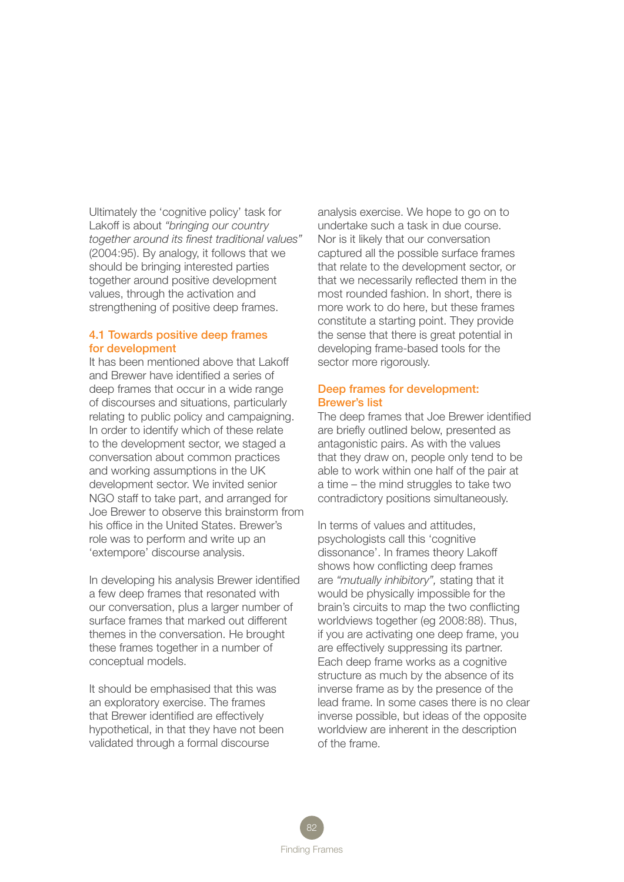Ultimately the 'cognitive policy' task for Lakoff is about *"bringing our country together around its finest traditional values"* (2004:95). By analogy, it follows that we should be bringing interested parties together around positive development values, through the activation and strengthening of positive deep frames.

## 4.1 Towards positive deep frames for development

It has been mentioned above that Lakoff and Brewer have identified a series of deep frames that occur in a wide range of discourses and situations, particularly relating to public policy and campaigning. In order to identify which of these relate to the development sector, we staged a conversation about common practices and working assumptions in the UK development sector. We invited senior NGO staff to take part, and arranged for Joe Brewer to observe this brainstorm from his office in the United States. Brewer's role was to perform and write up an 'extempore' discourse analysis.

In developing his analysis Brewer identified a few deep frames that resonated with our conversation, plus a larger number of surface frames that marked out different themes in the conversation. He brought these frames together in a number of conceptual models.

It should be emphasised that this was an exploratory exercise. The frames that Brewer identified are effectively hypothetical, in that they have not been validated through a formal discourse analysis exercise. We hope to go on to undertake such a task in due course. Nor is it likely that our conversation captured all the possible surface frames that relate to the development sector, or that we necessarily reflected them in the most rounded fashion. In short, there is more work to do here, but these frames constitute a starting point. They provide the sense that there is great potential in developing frame-based tools for the sector more rigorously.

### Deep frames for development: Brewer's list

The deep frames that Joe Brewer identified are briefly outlined below, presented as antagonistic pairs. As with the values that they draw on, people only tend to be able to work within one half of the pair at a time – the mind struggles to take two contradictory positions simultaneously.

In terms of values and attitudes, psychologists call this 'cognitive dissonance'. In frames theory Lakoff shows how conflicting deep frames are *"mutually inhibitory",* stating that it would be physically impossible for the brain's circuits to map the two conflicting worldviews together (eg 2008:88). Thus, if you are activating one deep frame, you are effectively suppressing its partner. Each deep frame works as a cognitive structure as much by the absence of its inverse frame as by the presence of the lead frame. In some cases there is no clear inverse possible, but ideas of the opposite worldview are inherent in the description of the frame.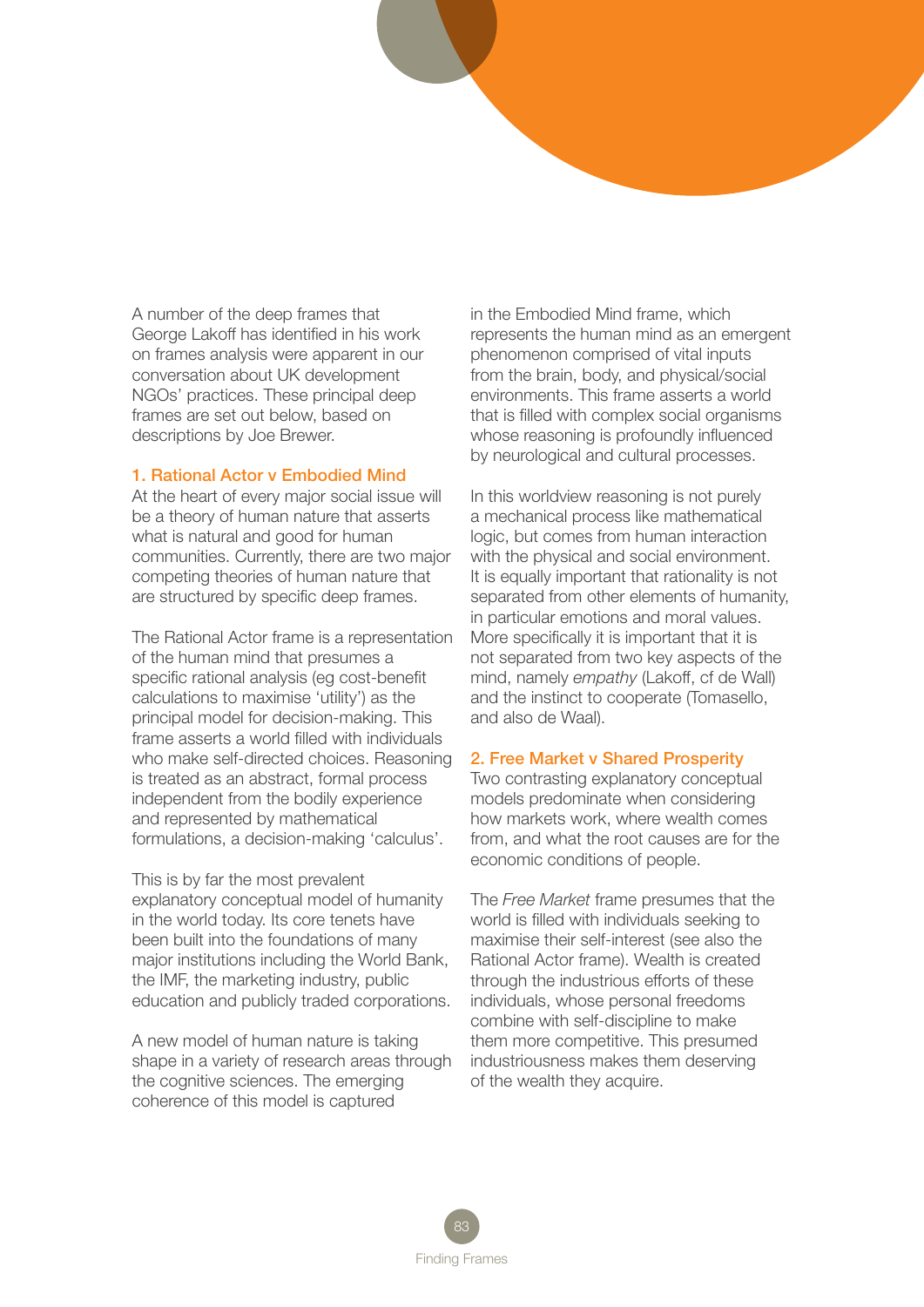A number of the deep frames that George Lakoff has identified in his work on frames analysis were apparent in our conversation about UK development NGOs' practices. These principal deep frames are set out below, based on descriptions by Joe Brewer.

### 1. Rational Actor v Embodied Mind

At the heart of every major social issue will be a theory of human nature that asserts what is natural and good for human communities. Currently, there are two major competing theories of human nature that are structured by specific deep frames.

The Rational Actor frame is a representation of the human mind that presumes a specific rational analysis (eg cost-benefit calculations to maximise 'utility') as the principal model for decision-making. This frame asserts a world filled with individuals who make self-directed choices. Reasoning is treated as an abstract, formal process independent from the bodily experience and represented by mathematical formulations, a decision-making 'calculus'.

This is by far the most prevalent explanatory conceptual model of humanity in the world today. Its core tenets have been built into the foundations of many major institutions including the World Bank, the IMF, the marketing industry, public education and publicly traded corporations.

A new model of human nature is taking shape in a variety of research areas through the cognitive sciences. The emerging coherence of this model is captured in the Embodied Mind frame, which represents the human mind as an emergent phenomenon comprised of vital inputs from the brain, body, and physical/social environments. This frame asserts a world that is filled with complex social organisms whose reasoning is profoundly influenced by neurological and cultural processes.

In this worldview reasoning is not purely a mechanical process like mathematical logic, but comes from human interaction with the physical and social environment. It is equally important that rationality is not separated from other elements of humanity, in particular emotions and moral values. More specifically it is important that it is not separated from two key aspects of the mind, namely *empathy* (Lakoff, cf de Wall) and the instinct to cooperate (Tomasello, and also de Waal).

### 2. Free Market v Shared Prosperity

Two contrasting explanatory conceptual models predominate when considering how markets work, where wealth comes from, and what the root causes are for the economic conditions of people.

The *Free Market* frame presumes that the world is filled with individuals seeking to maximise their self-interest (see also the Rational Actor frame). Wealth is created through the industrious efforts of these individuals, whose personal freedoms combine with self-discipline to make them more competitive. This presumed industriousness makes them deserving of the wealth they acquire.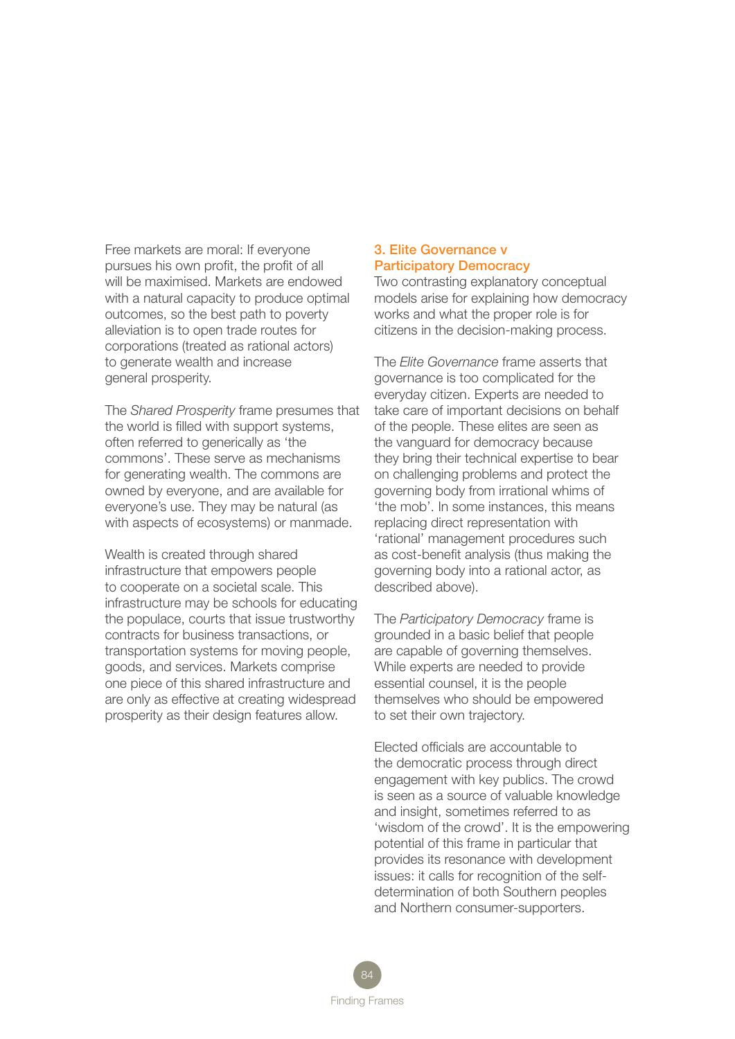Free markets are moral: If everyone pursues his own profit, the profit of all will be maximised. Markets are endowed with a natural capacity to produce optimal outcomes, so the best path to poverty alleviation is to open trade routes for corporations (treated as rational actors) to generate wealth and increase general prosperity.

The *Shared Prosperity* frame presumes that the world is filled with support systems, often referred to generically as 'the commons'. These serve as mechanisms for generating wealth. The commons are owned by everyone, and are available for everyone's use. They may be natural (as with aspects of ecosystems) or manmade.

Wealth is created through shared infrastructure that empowers people to cooperate on a societal scale. This infrastructure may be schools for educating the populace, courts that issue trustworthy contracts for business transactions, or transportation systems for moving people, goods, and services. Markets comprise one piece of this shared infrastructure and are only as effective at creating widespread prosperity as their design features allow.

### 3. Elite Governance v Participatory Democracy

Two contrasting explanatory conceptual models arise for explaining how democracy works and what the proper role is for citizens in the decision-making process.

The *Elite Governance* frame asserts that governance is too complicated for the everyday citizen. Experts are needed to take care of important decisions on behalf of the people. These elites are seen as the vanguard for democracy because they bring their technical expertise to bear on challenging problems and protect the governing body from irrational whims of 'the mob'. In some instances, this means replacing direct representation with 'rational' management procedures such as cost-benefit analysis (thus making the governing body into a rational actor, as described above).

The *Participatory Democracy* frame is grounded in a basic belief that people are capable of governing themselves. While experts are needed to provide essential counsel, it is the people themselves who should be empowered to set their own trajectory.

Elected officials are accountable to the democratic process through direct engagement with key publics. The crowd is seen as a source of valuable knowledge and insight, sometimes referred to as 'wisdom of the crowd'. It is the empowering potential of this frame in particular that provides its resonance with development issues: it calls for recognition of the self-determination of both Southern peoples and Northern consumer-supporters.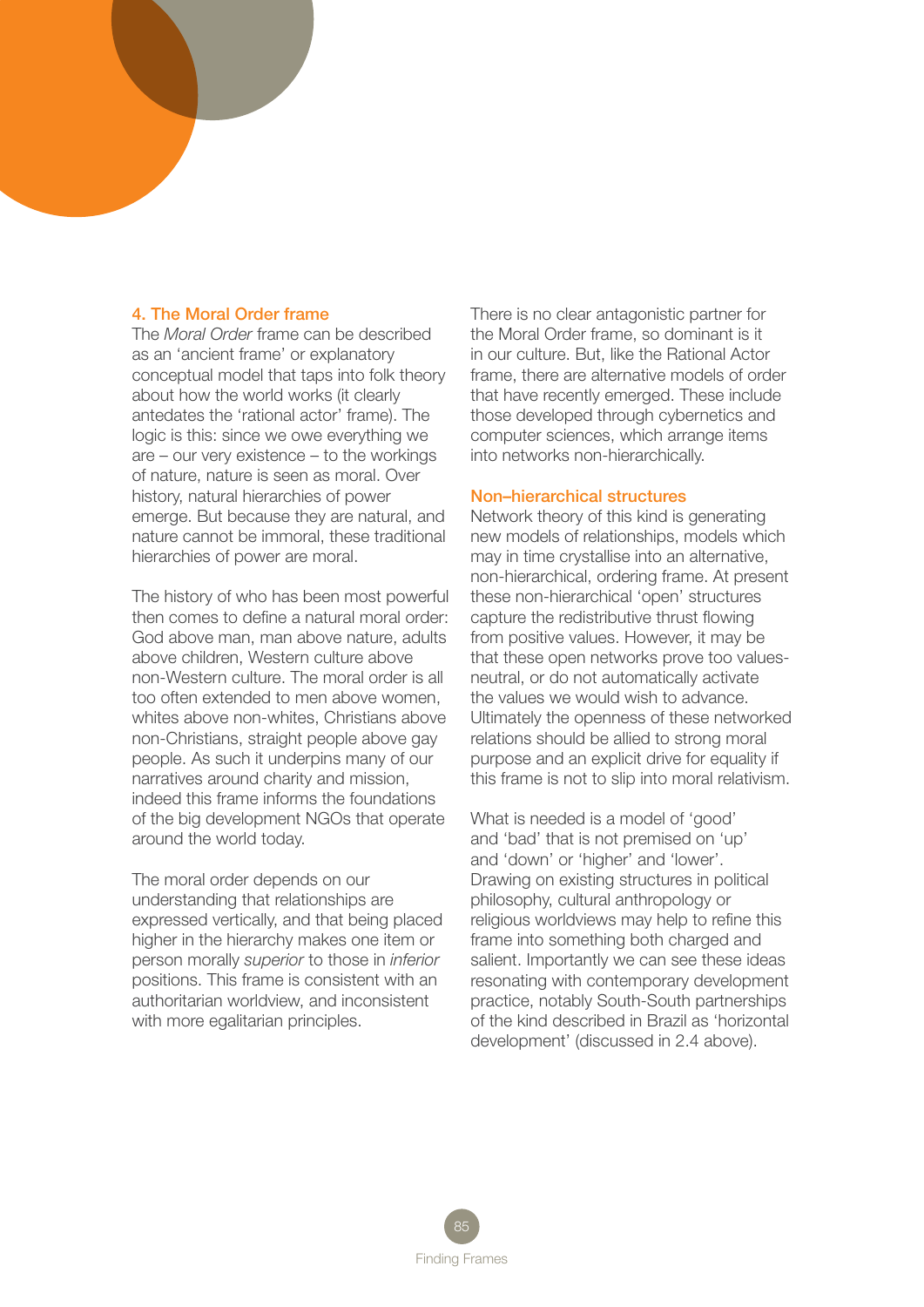### 4. The Moral Order frame

The *Moral Order* frame can be described as an 'ancient frame' or explanatory conceptual model that taps into folk theory about how the world works (it clearly antedates the 'rational actor' frame). The logic is this: since we owe everything we are – our very existence – to the workings of nature, nature is seen as moral. Over history, natural hierarchies of power emerge. But because they are natural, and nature cannot be immoral, these traditional hierarchies of power are moral.

The history of who has been most powerful then comes to define a natural moral order: God above man, man above nature, adults above children, Western culture above non-Western culture. The moral order is all too often extended to men above women, whites above non-whites, Christians above non-Christians, straight people above gay people. As such it underpins many of our narratives around charity and mission, indeed this frame informs the foundations of the big development NGOs that operate around the world today.

The moral order depends on our understanding that relationships are expressed vertically, and that being placed higher in the hierarchy makes one item or person morally *superior* to those in *inferior* positions. This frame is consistent with an authoritarian worldview, and inconsistent with more egalitarian principles.

There is no clear antagonistic partner for the Moral Order frame, so dominant is it in our culture. But, like the Rational Actor frame, there are alternative models of order that have recently emerged. These include those developed through cybernetics and computer sciences, which arrange items into networks non-hierarchically.

### Non–hierarchical structures

Network theory of this kind is generating new models of relationships, models which may in time crystallise into an alternative, non-hierarchical, ordering frame. At present these non-hierarchical 'open' structures capture the redistributive thrust flowing from positive values. However, it may be that these open networks prove too values-neutral, or do not automatically activate the values we would wish to advance. Ultimately the openness of these networked relations should be allied to strong moral purpose and an explicit drive for equality if this frame is not to slip into moral relativism.

What is needed is a model of 'good' and 'bad' that is not premised on 'up' and 'down' or 'higher' and 'lower'. Drawing on existing structures in political philosophy, cultural anthropology or religious worldviews may help to refine this frame into something both charged and salient. Importantly we can see these ideas resonating with contemporary development practice, notably South-South partnerships of the kind described in Brazil as 'horizontal development' (discussed in 2.4 above).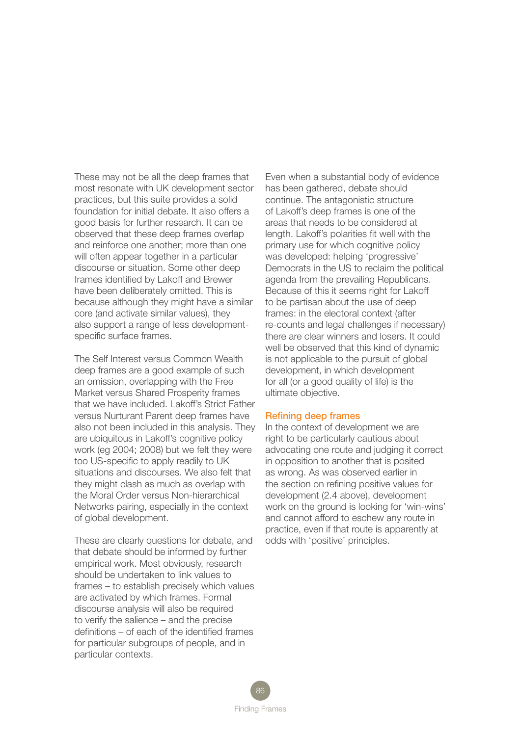These may not be all the deep frames that most resonate with UK development sector practices, but this suite provides a solid foundation for initial debate. It also offers a good basis for further research. It can be observed that these deep frames overlap and reinforce one another; more than one will often appear together in a particular discourse or situation. Some other deep frames identified by Lakoff and Brewer have been deliberately omitted. This is because although they might have a similar core (and activate similar values), they also support a range of less development-specific surface frames.

The Self Interest versus Common Wealth deep frames are a good example of such an omission, overlapping with the Free Market versus Shared Prosperity frames that we have included. Lakoff's Strict Father versus Nurturant Parent deep frames have also not been included in this analysis. They are ubiquitous in Lakoff's cognitive policy work (eg 2004; 2008) but we felt they were too US-specific to apply readily to UK situations and discourses. We also felt that they might clash as much as overlap with the Moral Order versus Non-hierarchical Networks pairing, especially in the context of global development.

These are clearly questions for debate, and that debate should be informed by further empirical work. Most obviously, research should be undertaken to link values to frames – to establish precisely which values are activated by which frames. Formal discourse analysis will also be required to verify the salience – and the precise definitions – of each of the identified frames for particular subgroups of people, and in particular contexts.

Even when a substantial body of evidence has been gathered, debate should continue. The antagonistic structure of Lakoff's deep frames is one of the areas that needs to be considered at length. Lakoff's polarities fit well with the primary use for which cognitive policy was developed: helping 'progressive' Democrats in the US to reclaim the political agenda from the prevailing Republicans. Because of this it seems right for Lakoff to be partisan about the use of deep frames: in the electoral context (after re-counts and legal challenges if necessary) there are clear winners and losers. It could well be observed that this kind of dynamic is not applicable to the pursuit of global development, in which development for all (or a good quality of life) is the ultimate objective.

### Refining deep frames

In the context of development we are right to be particularly cautious about advocating one route and judging it correct in opposition to another that is posited as wrong. As was observed earlier in the section on refining positive values for development (2.4 above), development work on the ground is looking for 'win-wins' and cannot afford to eschew any route in practice, even if that route is apparently at odds with 'positive' principles.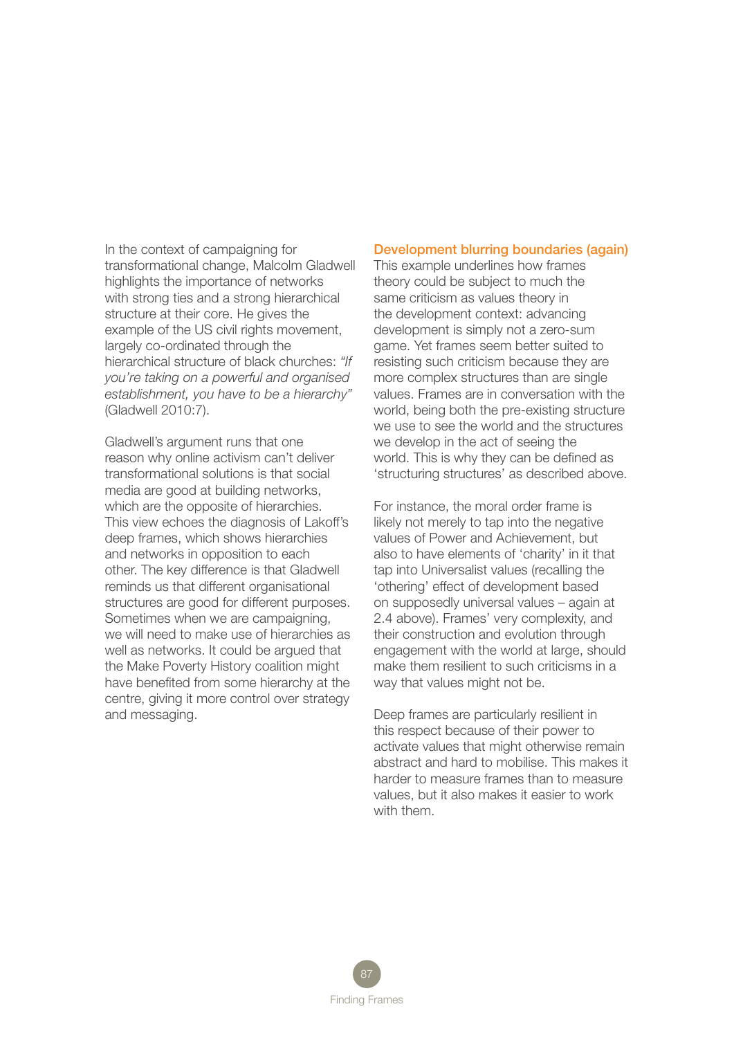In the context of campaigning for transformational change, Malcolm Gladwell highlights the importance of networks with strong ties and a strong hierarchical structure at their core. He gives the example of the US civil rights movement, largely co-ordinated through the hierarchical structure of black churches: *"If you're taking on a powerful and organised establishment, you have to be a hierarchy"* (Gladwell 2010:7).

Gladwell's argument runs that one reason why online activism can't deliver transformational solutions is that social media are good at building networks, which are the opposite of hierarchies. This view echoes the diagnosis of Lakoff's deep frames, which shows hierarchies and networks in opposition to each other. The key difference is that Gladwell reminds us that different organisational structures are good for different purposes. Sometimes when we are campaigning, we will need to make use of hierarchies as well as networks. It could be argued that the Make Poverty History coalition might have benefited from some hierarchy at the centre, giving it more control over strategy and messaging.

### Development blurring boundaries (again)

This example underlines how frames theory could be subject to much the same criticism as values theory in the development context: advancing development is simply not a zero-sum game. Yet frames seem better suited to resisting such criticism because they are more complex structures than are single values. Frames are in conversation with the world, being both the pre-existing structure we use to see the world and the structures we develop in the act of seeing the world. This is why they can be defined as 'structuring structures' as described above.

For instance, the moral order frame is likely not merely to tap into the negative values of Power and Achievement, but also to have elements of 'charity' in it that tap into Universalist values (recalling the 'othering' effect of development based on supposedly universal values – again at 2.4 above). Frames' very complexity, and their construction and evolution through engagement with the world at large, should make them resilient to such criticisms in a way that values might not be.

Deep frames are particularly resilient in this respect because of their power to activate values that might otherwise remain abstract and hard to mobilise. This makes it harder to measure frames than to measure values, but it also makes it easier to work with them.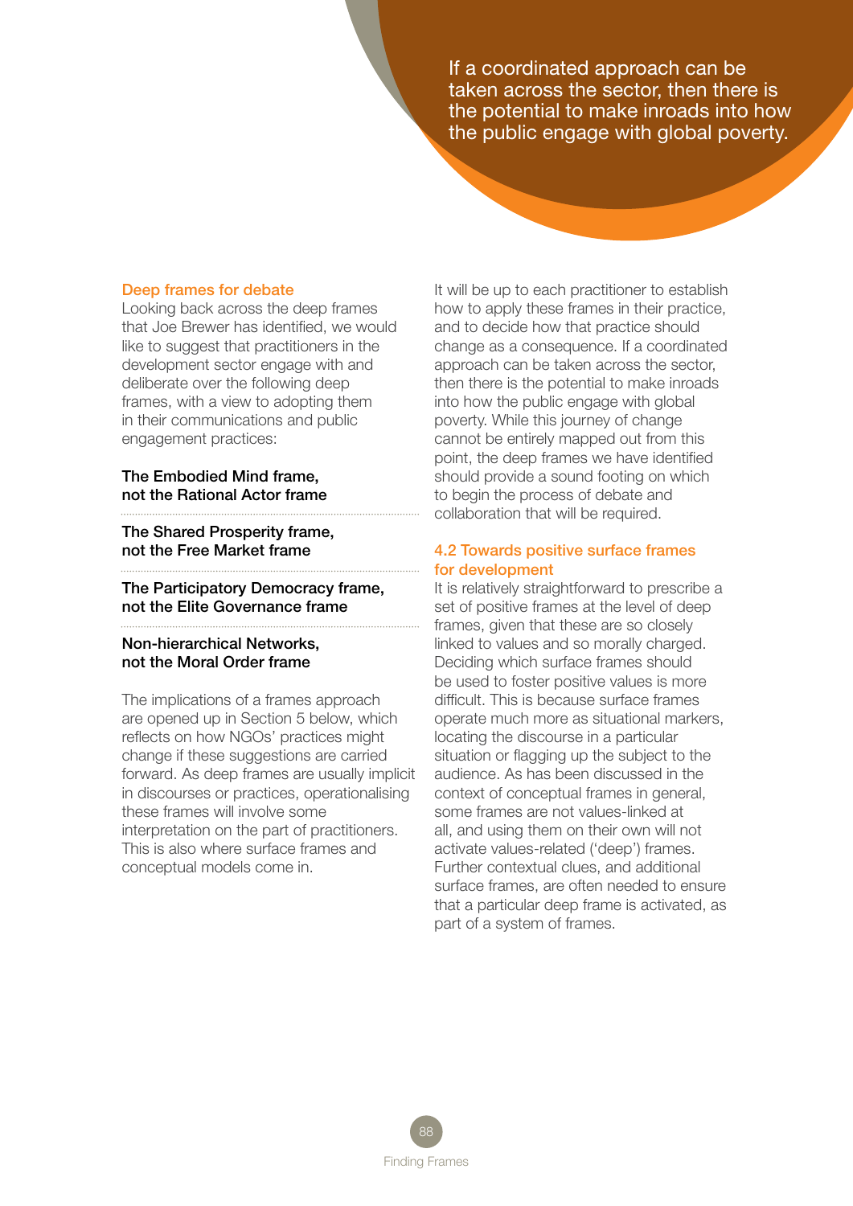> If a coordinated approach can be taken across the sector, then there is the potential to make inroads into how the public engage with global poverty.

### Deep frames for debate

Looking back across the deep frames that Joe Brewer has identified, we would like to suggest that practitioners in the development sector engage with and deliberate over the following deep frames, with a view to adopting them in their communications and public engagement practices:

**The Embodied Mind frame, not the Rational Actor frame**

**The Shared Prosperity frame, not the Free Market frame**

**The Participatory Democracy frame, not the Elite Governance frame**

**Non-hierarchical Networks, not the Moral Order frame**

The implications of a frames approach are opened up in Section 5 below, which reflects on how NGOs' practices might change if these suggestions are carried forward. As deep frames are usually implicit in discourses or practices, operationalising these frames will involve some interpretation on the part of practitioners. This is also where surface frames and conceptual models come in.

It will be up to each practitioner to establish how to apply these frames in their practice, and to decide how that practice should change as a consequence. If a coordinated approach can be taken across the sector, then there is the potential to make inroads into how the public engage with global poverty. While this journey of change cannot be entirely mapped out from this point, the deep frames we have identified should provide a sound footing on which to begin the process of debate and collaboration that will be required.

## 4.2 Towards positive surface frames for development

It is relatively straightforward to prescribe a set of positive frames at the level of deep frames, given that these are so closely linked to values and so morally charged. Deciding which surface frames should be used to foster positive values is more difficult. This is because surface frames operate much more as situational markers, locating the discourse in a particular situation or flagging up the subject to the audience. As has been discussed in the context of conceptual frames in general, some frames are not values-linked at all, and using them on their own will not activate values-related ('deep') frames. Further contextual clues, and additional surface frames, are often needed to ensure that a particular deep frame is activated, as part of a system of frames.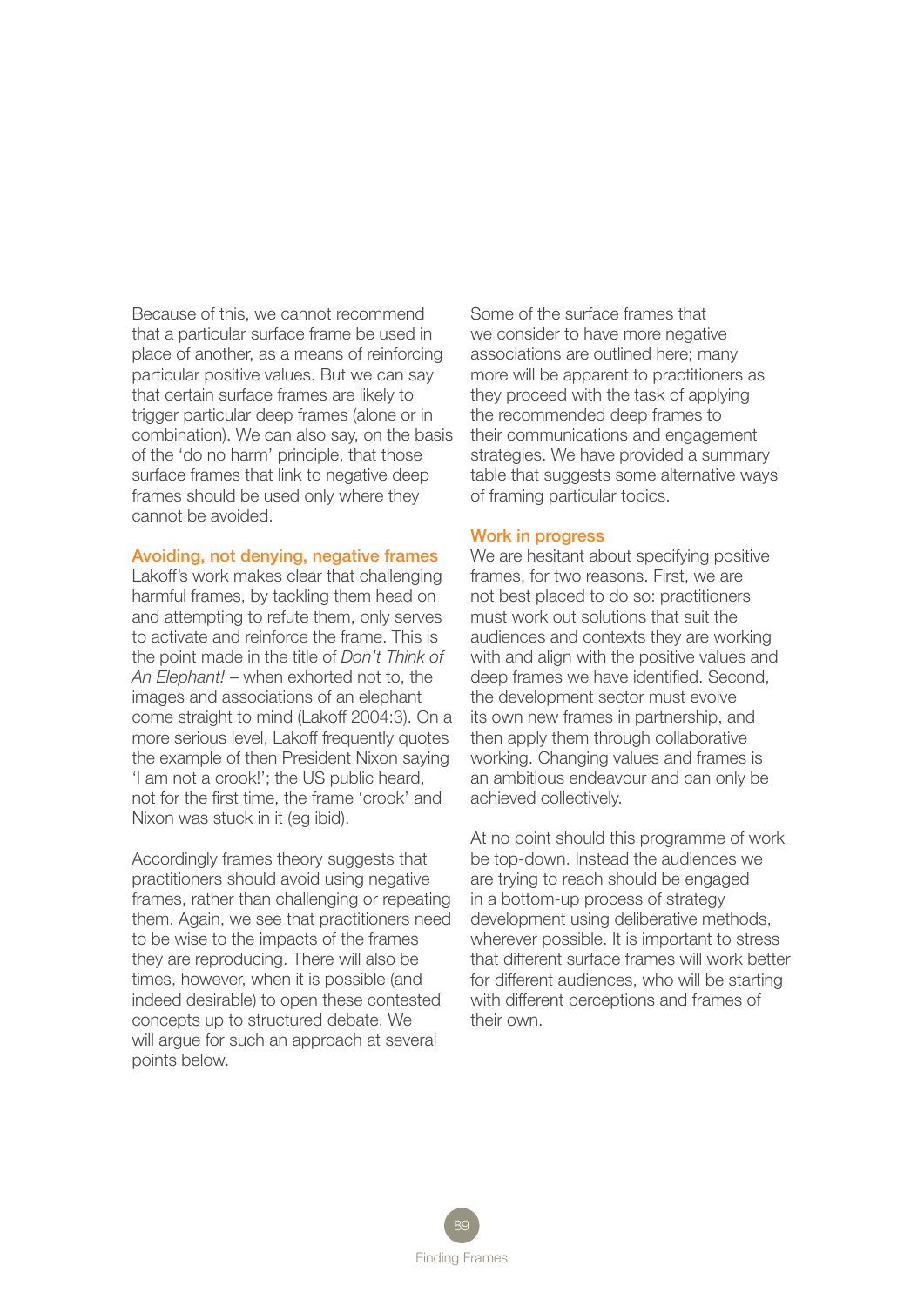Because of this, we cannot recommend that a particular surface frame be used in place of another, as a means of reinforcing particular positive values. But we can say that certain surface frames are likely to trigger particular deep frames (alone or in combination). We can also say, on the basis of the 'do no harm' principle, that those surface frames that link to negative deep frames should be used only where they cannot be avoided.

### Avoiding, not denying, negative frames

Lakoff's work makes clear that challenging harmful frames, by tackling them head on and attempting to refute them, only serves to activate and reinforce the frame. This is the point made in the title of *Don't Think of An Elephant!* – when exhorted not to, the images and associations of an elephant come straight to mind (Lakoff 2004:3). On a more serious level, Lakoff frequently quotes the example of then President Nixon saying 'I am not a crook!'; the US public heard, not for the first time, the frame 'crook' and Nixon was stuck in it (eg ibid).

Accordingly frames theory suggests that practitioners should avoid using negative frames, rather than challenging or repeating them. Again, we see that practitioners need to be wise to the impacts of the frames they are reproducing. There will also be times, however, when it is possible (and indeed desirable) to open these contested concepts up to structured debate. We will argue for such an approach at several points below.

Some of the surface frames that we consider to have more negative associations are outlined here; many more will be apparent to practitioners as they proceed with the task of applying the recommended deep frames to their communications and engagement strategies. We have provided a summary table that suggests some alternative ways of framing particular topics.

### Work in progress

We are hesitant about specifying positive frames, for two reasons. First, we are not best placed to do so: practitioners must work out solutions that suit the audiences and contexts they are working with and align with the positive values and deep frames we have identified. Second, the development sector must evolve its own new frames in partnership, and then apply them through collaborative working. Changing values and frames is an ambitious endeavour and can only be achieved collectively.

At no point should this programme of work be top-down. Instead the audiences we are trying to reach should be engaged in a bottom-up process of strategy development using deliberative methods, wherever possible. It is important to stress that different surface frames will work better for different audiences, who will be starting with different perceptions and frames of their own.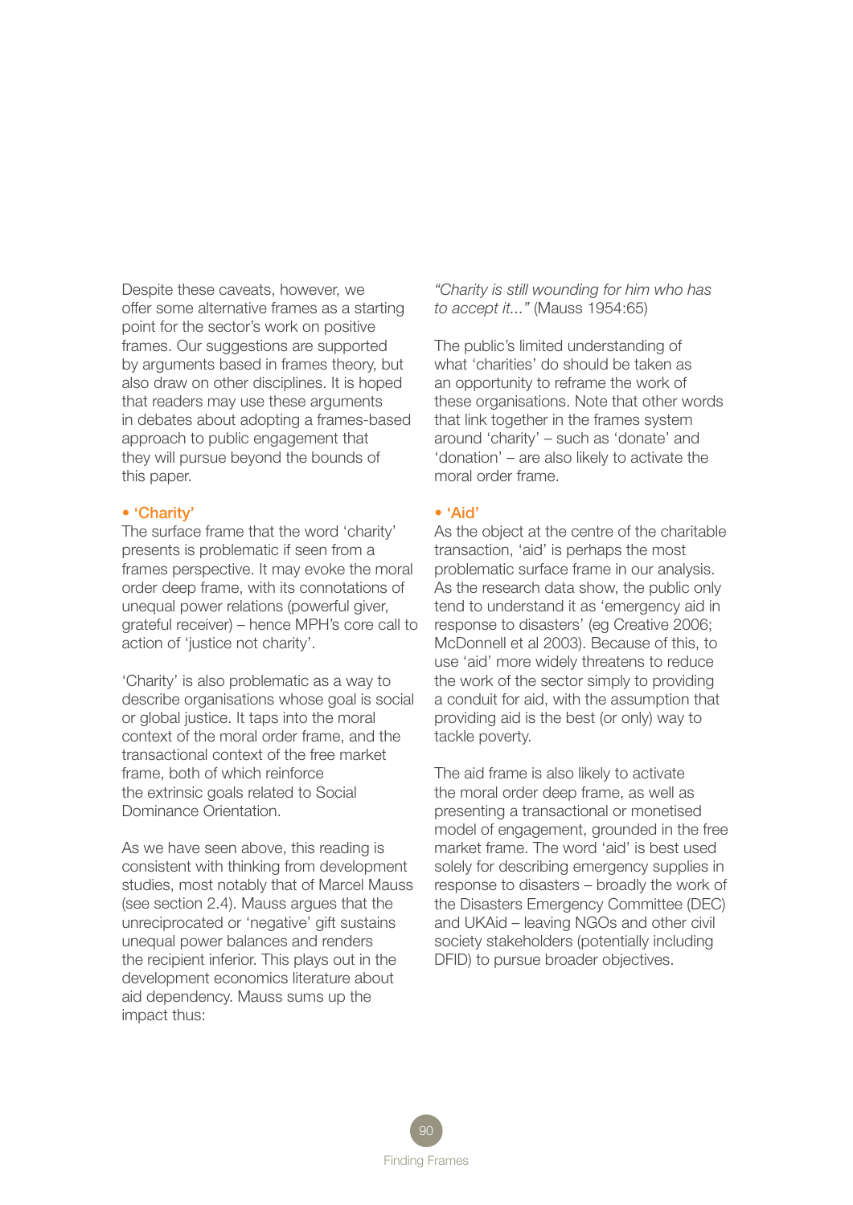Despite these caveats, however, we offer some alternative frames as a starting point for the sector's work on positive frames. Our suggestions are supported by arguments based in frames theory, but also draw on other disciplines. It is hoped that readers may use these arguments in debates about adopting a frames-based approach to public engagement that they will pursue beyond the bounds of this paper.

- **'Charity'**

The surface frame that the word 'charity' presents is problematic if seen from a frames perspective. It may evoke the moral order deep frame, with its connotations of unequal power relations (powerful giver, grateful receiver) – hence MPH's core call to action of 'justice not charity'.

'Charity' is also problematic as a way to describe organisations whose goal is social or global justice. It taps into the moral context of the moral order frame, and the transactional context of the free market frame, both of which reinforce the extrinsic goals related to Social Dominance Orientation.

As we have seen above, this reading is consistent with thinking from development studies, most notably that of Marcel Mauss (see section 2.4). Mauss argues that the unreciprocated or 'negative' gift sustains unequal power balances and renders the recipient inferior. This plays out in the development economics literature about aid dependency. Mauss sums up the impact thus:

*"Charity is still wounding for him who has to accept it..."* (Mauss 1954:65)

The public's limited understanding of what 'charities' do should be taken as an opportunity to reframe the work of these organisations. Note that other words that link together in the frames system around 'charity' – such as 'donate' and 'donation' – are also likely to activate the moral order frame.

- **'Aid'**

As the object at the centre of the charitable transaction, 'aid' is perhaps the most problematic surface frame in our analysis. As the research data show, the public only tend to understand it as 'emergency aid in response to disasters' (eg Creative 2006; McDonnell et al 2003). Because of this, to use 'aid' more widely threatens to reduce the work of the sector simply to providing a conduit for aid, with the assumption that providing aid is the best (or only) way to tackle poverty.

The aid frame is also likely to activate the moral order deep frame, as well as presenting a transactional or monetised model of engagement, grounded in the free market frame. The word 'aid' is best used solely for describing emergency supplies in response to disasters – broadly the work of the Disasters Emergency Committee (DEC) and UKAid – leaving NGOs and other civil society stakeholders (potentially including DFID) to pursue broader objectives.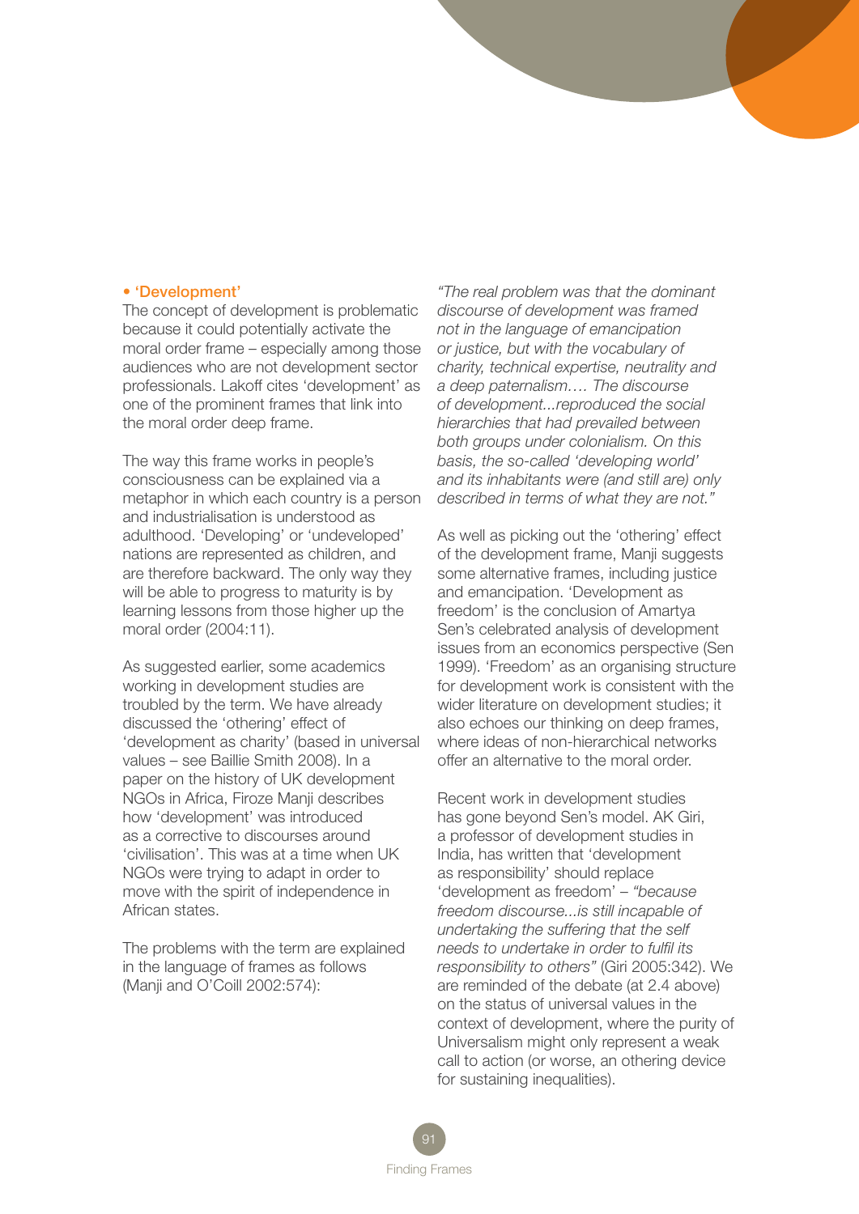- **'Development'**

The concept of development is problematic because it could potentially activate the moral order frame – especially among those audiences who are not development sector professionals. Lakoff cites 'development' as one of the prominent frames that link into the moral order deep frame.

The way this frame works in people's consciousness can be explained via a metaphor in which each country is a person and industrialisation is understood as adulthood. 'Developing' or 'undeveloped' nations are represented as children, and are therefore backward. The only way they will be able to progress to maturity is by learning lessons from those higher up the moral order (2004:11).

As suggested earlier, some academics working in development studies are troubled by the term. We have already discussed the 'othering' effect of 'development as charity' (based in universal values – see Baillie Smith 2008). In a paper on the history of UK development NGOs in Africa, Firoze Manji describes how 'development' was introduced as a corrective to discourses around 'civilisation'. This was at a time when UK NGOs were trying to adapt in order to move with the spirit of independence in African states.

The problems with the term are explained in the language of frames as follows (Manji and O'Coill 2002:574):

*"The real problem was that the dominant discourse of development was framed not in the language of emancipation or justice, but with the vocabulary of charity, technical expertise, neutrality and a deep paternalism…. The discourse of development...reproduced the social hierarchies that had prevailed between both groups under colonialism. On this basis, the so-called 'developing world' and its inhabitants were (and still are) only described in terms of what they are not."*

As well as picking out the 'othering' effect of the development frame, Manji suggests some alternative frames, including justice and emancipation. 'Development as freedom' is the conclusion of Amartya Sen's celebrated analysis of development issues from an economics perspective (Sen 1999). 'Freedom' as an organising structure for development work is consistent with the wider literature on development studies; it also echoes our thinking on deep frames, where ideas of non-hierarchical networks offer an alternative to the moral order.

Recent work in development studies has gone beyond Sen's model. AK Giri, a professor of development studies in India, has written that 'development as responsibility' should replace 'development as freedom' – *"because freedom discourse...is still incapable of undertaking the suffering that the self needs to undertake in order to fulfil its responsibility to others"* (Giri 2005:342). We are reminded of the debate (at 2.4 above) on the status of universal values in the context of development, where the purity of Universalism might only represent a weak call to action (or worse, an othering device for sustaining inequalities).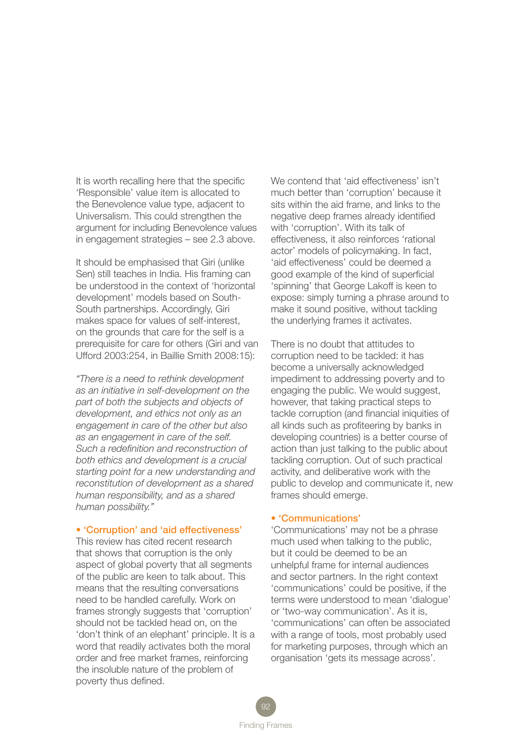It is worth recalling here that the specific 'Responsible' value item is allocated to the Benevolence value type, adjacent to Universalism. This could strengthen the argument for including Benevolence values in engagement strategies – see 2.3 above.

It should be emphasised that Giri (unlike Sen) still teaches in India. His framing can be understood in the context of 'horizontal development' models based on South-South partnerships. Accordingly, Giri makes space for values of self-interest, on the grounds that care for the self is a prerequisite for care for others (Giri and van Ufford 2003:254, in Baillie Smith 2008:15):

*"There is a need to rethink development as an initiative in self-development on the part of both the subjects and objects of development, and ethics not only as an engagement in care of the other but also as an engagement in care of the self. Such a redefinition and reconstruction of both ethics and development is a crucial starting point for a new understanding and reconstitution of development as a shared human responsibility, and as a shared human possibility."*

### • 'Corruption' and 'aid effectiveness'

This review has cited recent research that shows that corruption is the only aspect of global poverty that all segments of the public are keen to talk about. This means that the resulting conversations need to be handled carefully. Work on frames strongly suggests that 'corruption' should not be tackled head on, on the 'don't think of an elephant' principle. It is a word that readily activates both the moral order and free market frames, reinforcing the insoluble nature of the problem of poverty thus defined.

We contend that 'aid effectiveness' isn't much better than 'corruption' because it sits within the aid frame, and links to the negative deep frames already identified with 'corruption'. With its talk of effectiveness, it also reinforces 'rational actor' models of policymaking. In fact, 'aid effectiveness' could be deemed a good example of the kind of superficial 'spinning' that George Lakoff is keen to expose: simply turning a phrase around to make it sound positive, without tackling the underlying frames it activates.

There is no doubt that attitudes to corruption need to be tackled: it has become a universally acknowledged impediment to addressing poverty and to engaging the public. We would suggest, however, that taking practical steps to tackle corruption (and financial iniquities of all kinds such as profiteering by banks in developing countries) is a better course of action than just talking to the public about tackling corruption. Out of such practical activity, and deliberative work with the public to develop and communicate it, new frames should emerge.

### • 'Communications'

'Communications' may not be a phrase much used when talking to the public, but it could be deemed to be an unhelpful frame for internal audiences and sector partners. In the right context 'communications' could be positive, if the terms were understood to mean 'dialogue' or 'two-way communication'. As it is, 'communications' can often be associated with a range of tools, most probably used for marketing purposes, through which an organisation 'gets its message across'.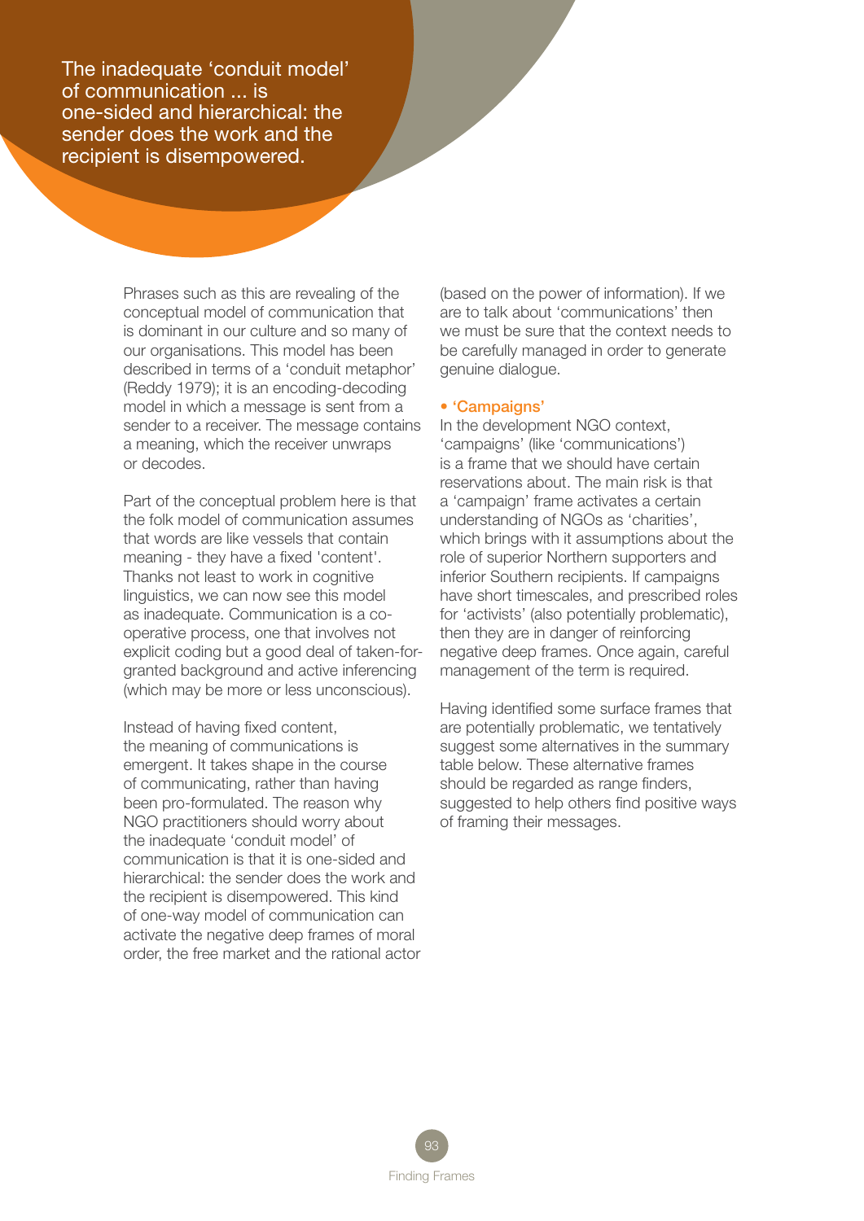> The inadequate 'conduit model' of communication ... is one-sided and hierarchical: the sender does the work and the recipient is disempowered.

Phrases such as this are revealing of the conceptual model of communication that is dominant in our culture and so many of our organisations. This model has been described in terms of a 'conduit metaphor' (Reddy 1979); it is an encoding-decoding model in which a message is sent from a sender to a receiver. The message contains a meaning, which the receiver unwraps or decodes.

Part of the conceptual problem here is that the folk model of communication assumes that words are like vessels that contain meaning - they have a fixed 'content'. Thanks not least to work in cognitive linguistics, we can now see this model as inadequate. Communication is a co-operative process, one that involves not explicit coding but a good deal of taken-for-granted background and active inferencing (which may be more or less unconscious).

Instead of having fixed content, the meaning of communications is emergent. It takes shape in the course of communicating, rather than having been pro-formulated. The reason why NGO practitioners should worry about the inadequate 'conduit model' of communication is that it is one-sided and hierarchical: the sender does the work and the recipient is disempowered. This kind of one-way model of communication can activate the negative deep frames of moral order, the free market and the rational actor (based on the power of information). If we are to talk about 'communications' then we must be sure that the context needs to be carefully managed in order to generate genuine dialogue.

- **'Campaigns'**

In the development NGO context, 'campaigns' (like 'communications') is a frame that we should have certain reservations about. The main risk is that a 'campaign' frame activates a certain understanding of NGOs as 'charities', which brings with it assumptions about the role of superior Northern supporters and inferior Southern recipients. If campaigns have short timescales, and prescribed roles for 'activists' (also potentially problematic), then they are in danger of reinforcing negative deep frames. Once again, careful management of the term is required.

Having identified some surface frames that are potentially problematic, we tentatively suggest some alternatives in the summary table below. These alternative frames should be regarded as range finders, suggested to help others find positive ways of framing their messages.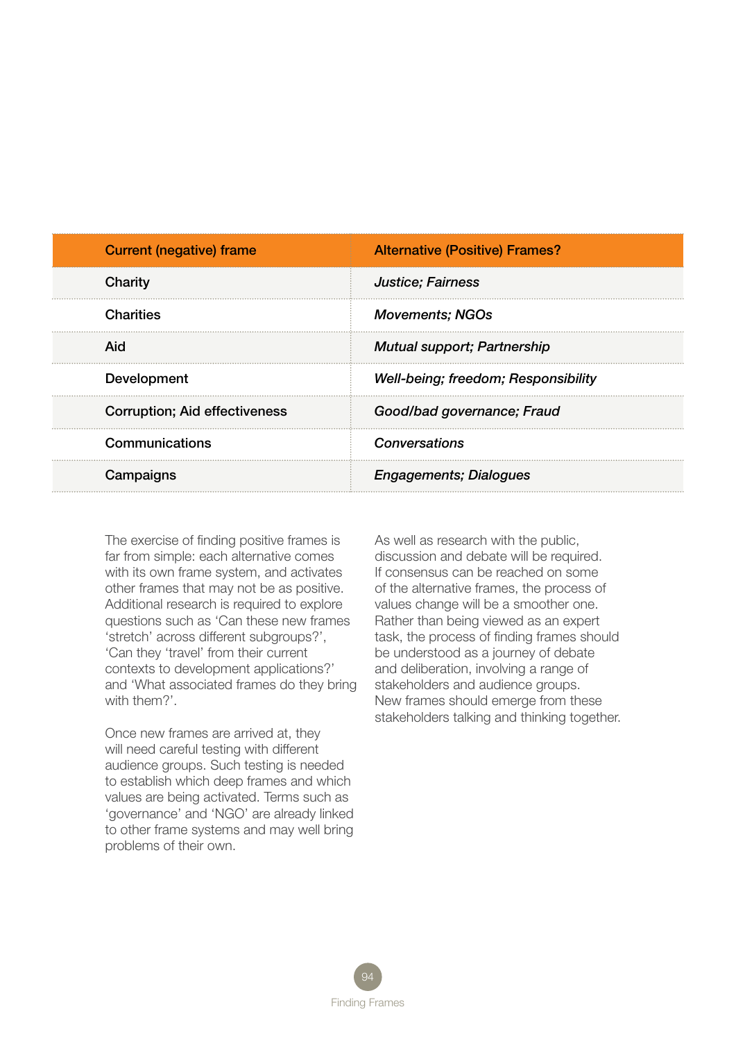| Current (negative) frame | Alternative (Positive) Frames? |
| --- | --- |
| Charity | *Justice; Fairness* |
| Charities | *Movements; NGOs* |
| Aid | *Mutual support; Partnership* |
| Development | *Well-being; freedom; Responsibility* |
| Corruption; Aid effectiveness | *Good/bad governance; Fraud* |
| Communications | *Conversations* |
| Campaigns | *Engagements; Dialogues* |

The exercise of finding positive frames is far from simple: each alternative comes with its own frame system, and activates other frames that may not be as positive. Additional research is required to explore questions such as 'Can these new frames 'stretch' across different subgroups?', 'Can they 'travel' from their current contexts to development applications?' and 'What associated frames do they bring with them?'.

Once new frames are arrived at, they will need careful testing with different audience groups. Such testing is needed to establish which deep frames and which values are being activated. Terms such as 'governance' and 'NGO' are already linked to other frame systems and may well bring problems of their own.

As well as research with the public, discussion and debate will be required. If consensus can be reached on some of the alternative frames, the process of values change will be a smoother one. Rather than being viewed as an expert task, the process of finding frames should be understood as a journey of debate and deliberation, involving a range of stakeholders and audience groups. New frames should emerge from these stakeholders talking and thinking together.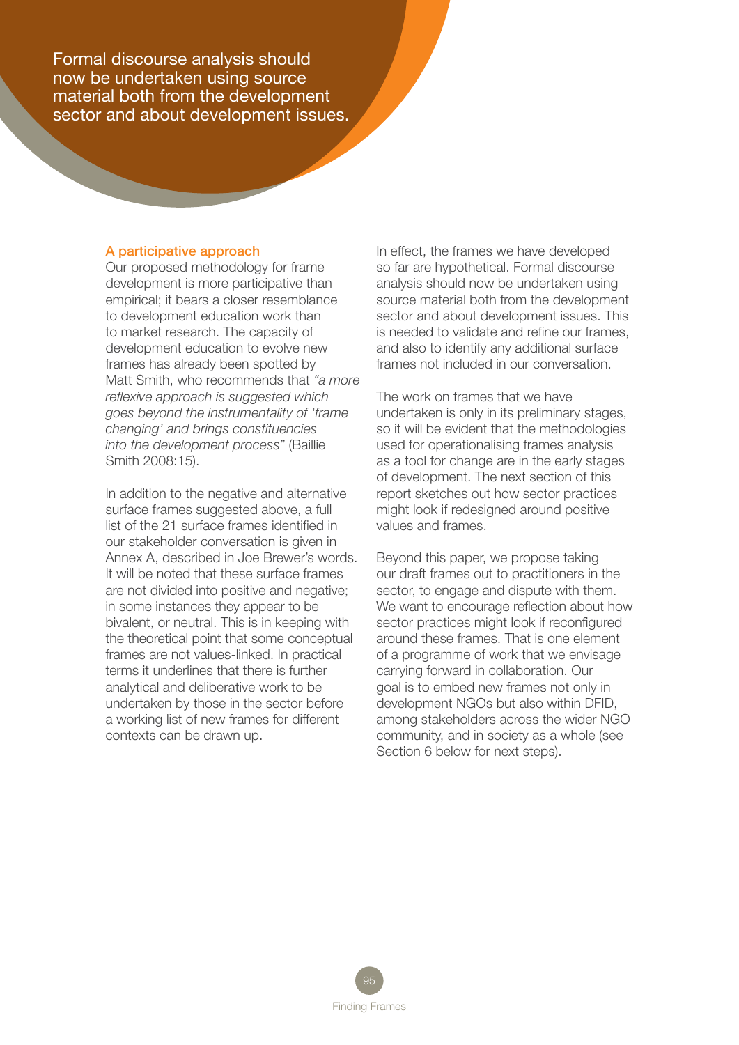> Formal discourse analysis should now be undertaken using source material both from the development sector and about development issues.

### A participative approach

Our proposed methodology for frame development is more participative than empirical; it bears a closer resemblance to development education work than to market research. The capacity of development education to evolve new frames has already been spotted by Matt Smith, who recommends that *"a more reflexive approach is suggested which goes beyond the instrumentality of 'frame changing' and brings constituencies into the development process"* (Baillie Smith 2008:15).

In addition to the negative and alternative surface frames suggested above, a full list of the 21 surface frames identified in our stakeholder conversation is given in Annex A, described in Joe Brewer's words. It will be noted that these surface frames are not divided into positive and negative; in some instances they appear to be bivalent, or neutral. This is in keeping with the theoretical point that some conceptual frames are not values-linked. In practical terms it underlines that there is further analytical and deliberative work to be undertaken by those in the sector before a working list of new frames for different contexts can be drawn up.

In effect, the frames we have developed so far are hypothetical. Formal discourse analysis should now be undertaken using source material both from the development sector and about development issues. This is needed to validate and refine our frames, and also to identify any additional surface frames not included in our conversation.

The work on frames that we have undertaken is only in its preliminary stages, so it will be evident that the methodologies used for operationalising frames analysis as a tool for change are in the early stages of development. The next section of this report sketches out how sector practices might look if redesigned around positive values and frames.

Beyond this paper, we propose taking our draft frames out to practitioners in the sector, to engage and dispute with them. We want to encourage reflection about how sector practices might look if reconfigured around these frames. That is one element of a programme of work that we envisage carrying forward in collaboration. Our goal is to embed new frames not only in development NGOs but also within DFID, among stakeholders across the wider NGO community, and in society as a whole (see Section 6 below for next steps).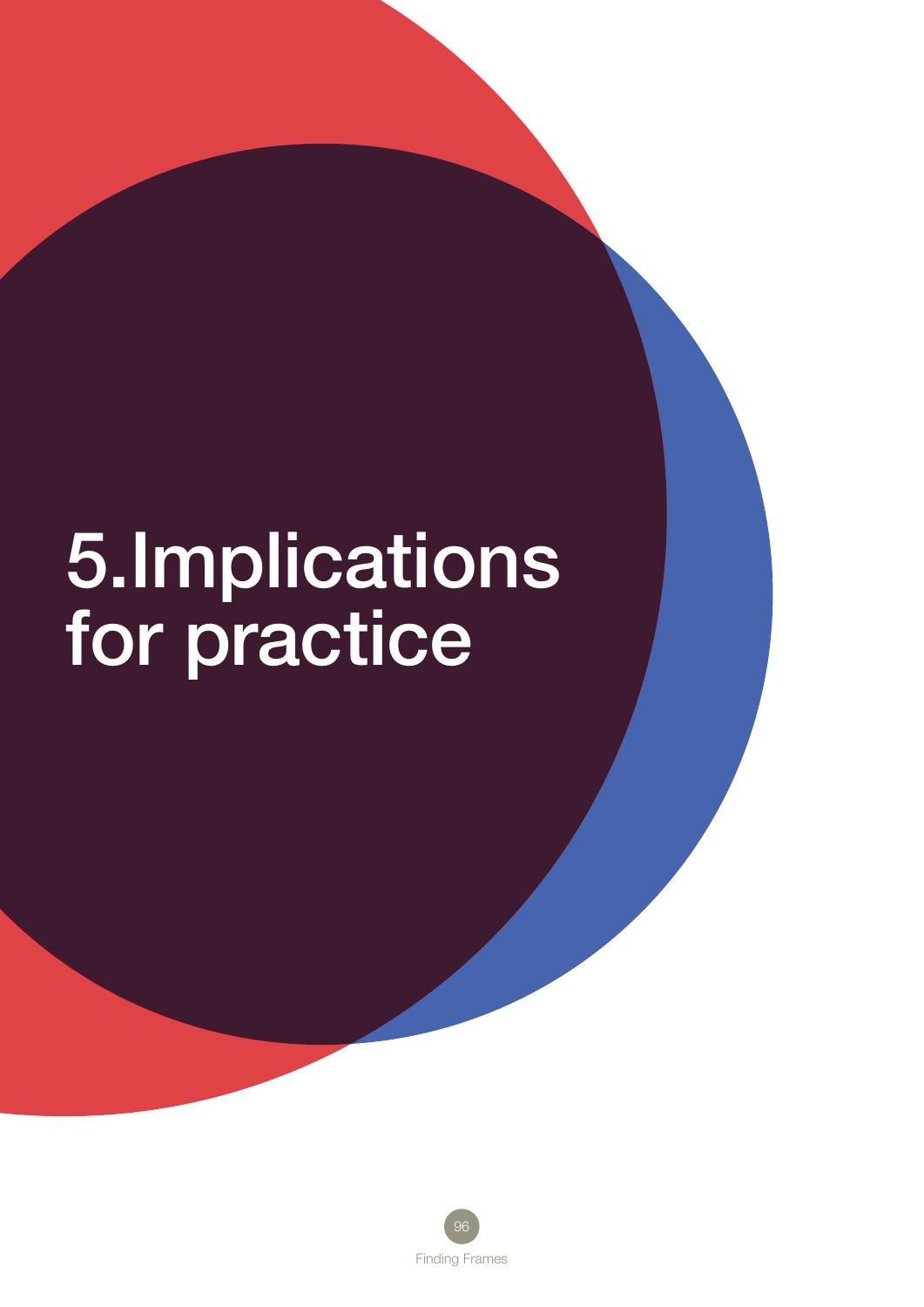# 5. Implications for practice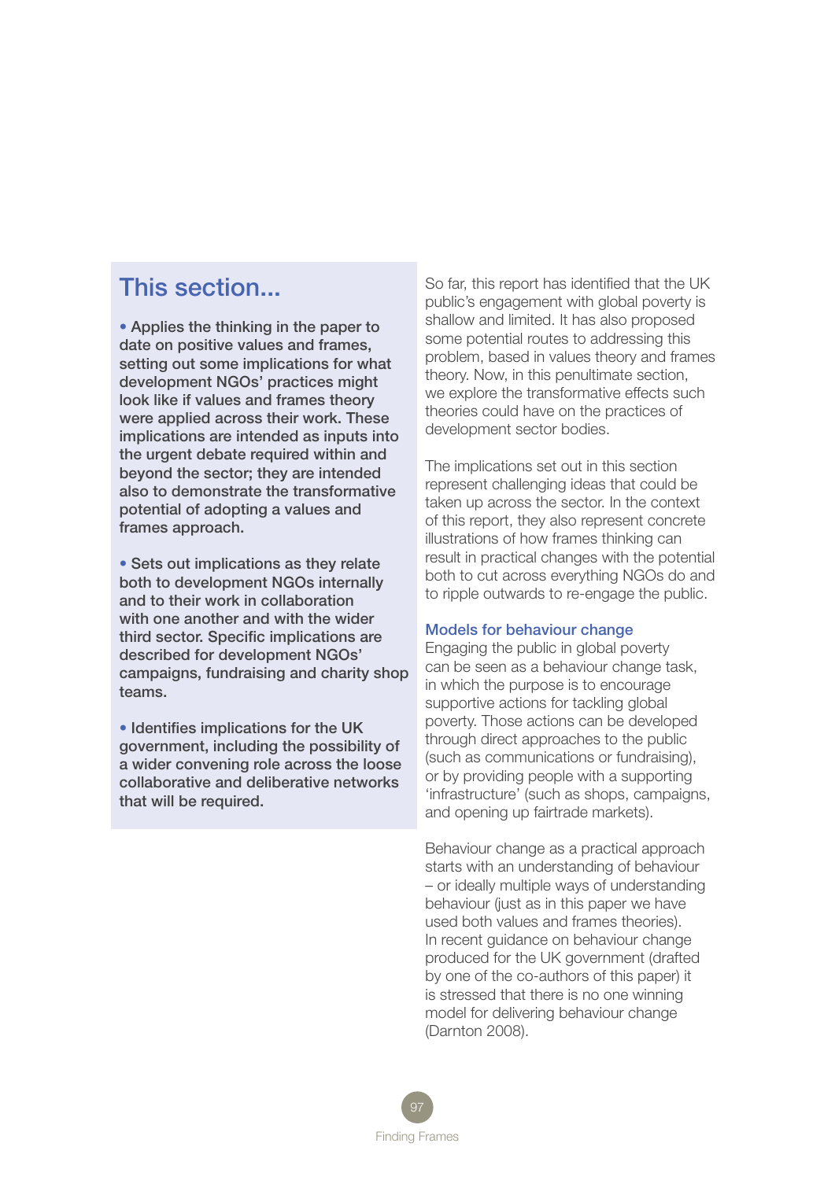## This section...

- Applies the thinking in the paper to date on positive values and frames, setting out some implications for what development NGOs' practices might look like if values and frames theory were applied across their work. These implications are intended as inputs into the urgent debate required within and beyond the sector; they are intended also to demonstrate the transformative potential of adopting a values and frames approach.

- Sets out implications as they relate both to development NGOs internally and to their work in collaboration with one another and with the wider third sector. Specific implications are described for development NGOs' campaigns, fundraising and charity shop teams.

- Identifies implications for the UK government, including the possibility of a wider convening role across the loose collaborative and deliberative networks that will be required.

So far, this report has identified that the UK public's engagement with global poverty is shallow and limited. It has also proposed some potential routes to addressing this problem, based in values theory and frames theory. Now, in this penultimate section, we explore the transformative effects such theories could have on the practices of development sector bodies.

The implications set out in this section represent challenging ideas that could be taken up across the sector. In the context of this report, they also represent concrete illustrations of how frames thinking can result in practical changes with the potential both to cut across everything NGOs do and to ripple outwards to re-engage the public.

### Models for behaviour change

Engaging the public in global poverty can be seen as a behaviour change task, in which the purpose is to encourage supportive actions for tackling global poverty. Those actions can be developed through direct approaches to the public (such as communications or fundraising), or by providing people with a supporting 'infrastructure' (such as shops, campaigns, and opening up fairtrade markets).

Behaviour change as a practical approach starts with an understanding of behaviour – or ideally multiple ways of understanding behaviour (just as in this paper we have used both values and frames theories). In recent guidance on behaviour change produced for the UK government (drafted by one of the co-authors of this paper) it is stressed that there is no one winning model for delivering behaviour change (Darnton 2008).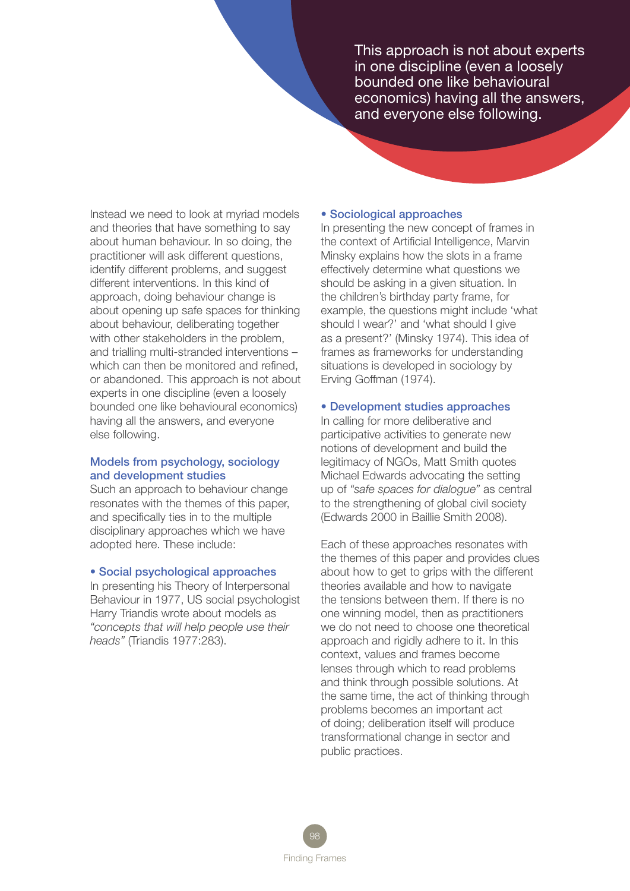> This approach is not about experts in one discipline (even a loosely bounded one like behavioural economics) having all the answers, and everyone else following.

Instead we need to look at myriad models and theories that have something to say about human behaviour. In so doing, the practitioner will ask different questions, identify different problems, and suggest different interventions. In this kind of approach, doing behaviour change is about opening up safe spaces for thinking about behaviour, deliberating together with other stakeholders in the problem, and trialling multi-stranded interventions – which can then be monitored and refined, or abandoned. This approach is not about experts in one discipline (even a loosely bounded one like behavioural economics) having all the answers, and everyone else following.

### Models from psychology, sociology and development studies

Such an approach to behaviour change resonates with the themes of this paper, and specifically ties in to the multiple disciplinary approaches which we have adopted here. These include:

- **Social psychological approaches**
  In presenting his Theory of Interpersonal Behaviour in 1977, US social psychologist Harry Triandis wrote about models as *"concepts that will help people use their heads"* (Triandis 1977:283).

- **Sociological approaches**
  In presenting the new concept of frames in the context of Artificial Intelligence, Marvin Minsky explains how the slots in a frame effectively determine what questions we should be asking in a given situation. In the children's birthday party frame, for example, the questions might include 'what should I wear?' and 'what should I give as a present?' (Minsky 1974). This idea of frames as frameworks for understanding situations is developed in sociology by Erving Goffman (1974).

- **Development studies approaches**
  In calling for more deliberative and participative activities to generate new notions of development and build the legitimacy of NGOs, Matt Smith quotes Michael Edwards advocating the setting up of *"safe spaces for dialogue"* as central to the strengthening of global civil society (Edwards 2000 in Baillie Smith 2008).

Each of these approaches resonates with the themes of this paper and provides clues about how to get to grips with the different theories available and how to navigate the tensions between them. If there is no one winning model, then as practitioners we do not need to choose one theoretical approach and rigidly adhere to it. In this context, values and frames become lenses through which to read problems and think through possible solutions. At the same time, the act of thinking through problems becomes an important act of doing; deliberation itself will produce transformational change in sector and public practices.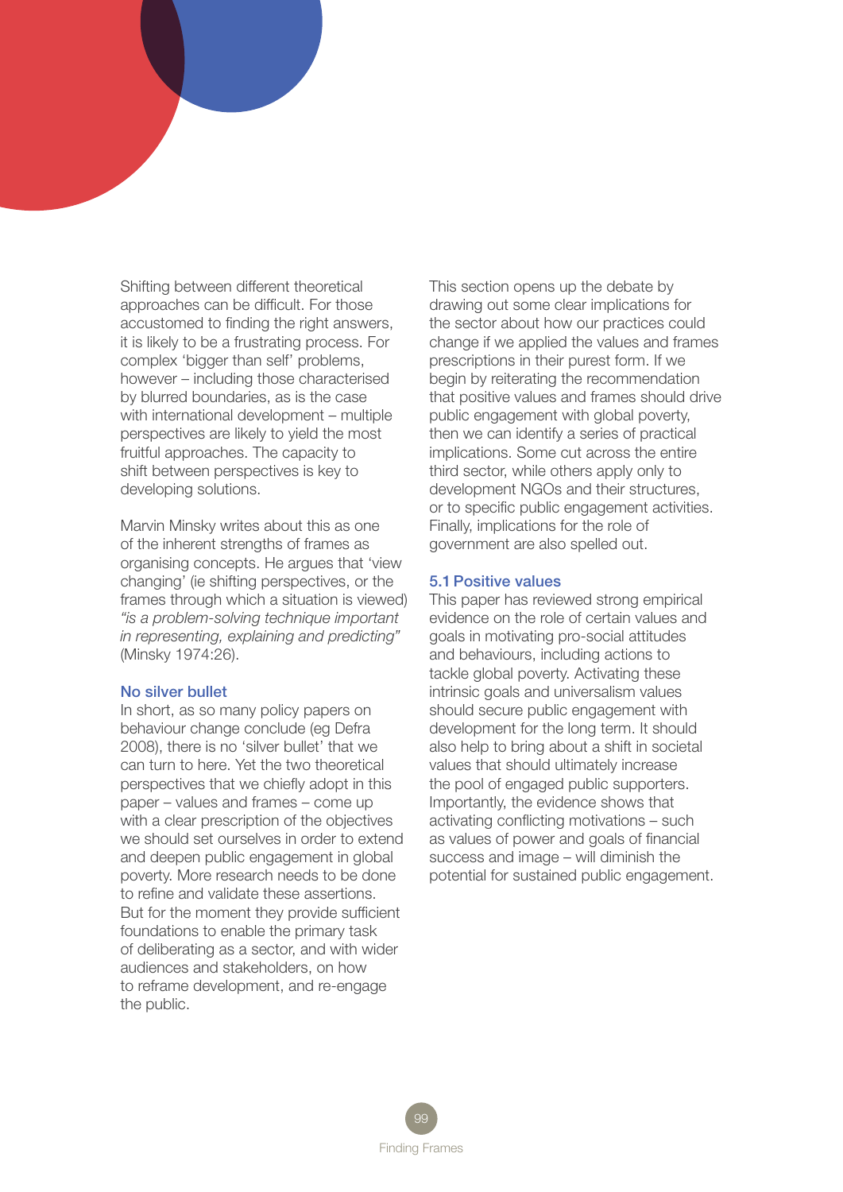Shifting between different theoretical approaches can be difficult. For those accustomed to finding the right answers, it is likely to be a frustrating process. For complex 'bigger than self' problems, however – including those characterised by blurred boundaries, as is the case with international development – multiple perspectives are likely to yield the most fruitful approaches. The capacity to shift between perspectives is key to developing solutions.

Marvin Minsky writes about this as one of the inherent strengths of frames as organising concepts. He argues that 'view changing' (ie shifting perspectives, or the frames through which a situation is viewed) *"is a problem-solving technique important in representing, explaining and predicting"* (Minsky 1974:26).

### No silver bullet

In short, as so many policy papers on behaviour change conclude (eg Defra 2008), there is no 'silver bullet' that we can turn to here. Yet the two theoretical perspectives that we chiefly adopt in this paper – values and frames – come up with a clear prescription of the objectives we should set ourselves in order to extend and deepen public engagement in global poverty. More research needs to be done to refine and validate these assertions. But for the moment they provide sufficient foundations to enable the primary task of deliberating as a sector, and with wider audiences and stakeholders, on how to reframe development, and re-engage the public.

This section opens up the debate by drawing out some clear implications for the sector about how our practices could change if we applied the values and frames prescriptions in their purest form. If we begin by reiterating the recommendation that positive values and frames should drive public engagement with global poverty, then we can identify a series of practical implications. Some cut across the entire third sector, while others apply only to development NGOs and their structures, or to specific public engagement activities. Finally, implications for the role of government are also spelled out.

### 5.1 Positive values

This paper has reviewed strong empirical evidence on the role of certain values and goals in motivating pro-social attitudes and behaviours, including actions to tackle global poverty. Activating these intrinsic goals and universalism values should secure public engagement with development for the long term. It should also help to bring about a shift in societal values that should ultimately increase the pool of engaged public supporters. Importantly, the evidence shows that activating conflicting motivations – such as values of power and goals of financial success and image – will diminish the potential for sustained public engagement.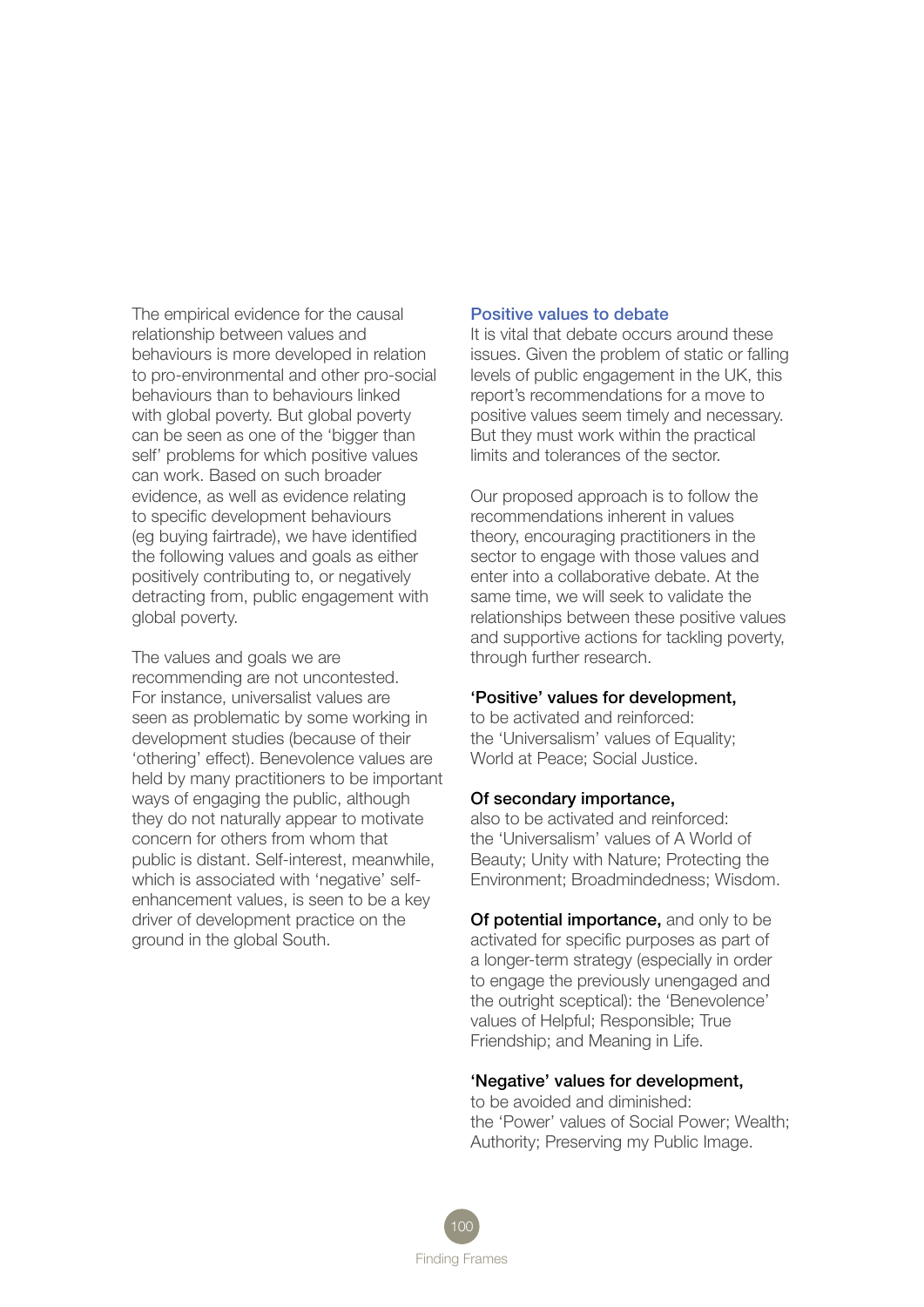The empirical evidence for the causal relationship between values and behaviours is more developed in relation to pro-environmental and other pro-social behaviours than to behaviours linked with global poverty. But global poverty can be seen as one of the 'bigger than self' problems for which positive values can work. Based on such broader evidence, as well as evidence relating to specific development behaviours (eg buying fairtrade), we have identified the following values and goals as either positively contributing to, or negatively detracting from, public engagement with global poverty.

The values and goals we are recommending are not uncontested. For instance, universalist values are seen as problematic by some working in development studies (because of their 'othering' effect). Benevolence values are held by many practitioners to be important ways of engaging the public, although they do not naturally appear to motivate concern for others from whom that public is distant. Self-interest, meanwhile, which is associated with 'negative' self-enhancement values, is seen to be a key driver of development practice on the ground in the global South.

### Positive values to debate

It is vital that debate occurs around these issues. Given the problem of static or falling levels of public engagement in the UK, this report's recommendations for a move to positive values seem timely and necessary. But they must work within the practical limits and tolerances of the sector.

Our proposed approach is to follow the recommendations inherent in values theory, encouraging practitioners in the sector to engage with those values and enter into a collaborative debate. At the same time, we will seek to validate the relationships between these positive values and supportive actions for tackling poverty, through further research.

**'Positive' values for development,** to be activated and reinforced: the 'Universalism' values of Equality; World at Peace; Social Justice.

**Of secondary importance,** also to be activated and reinforced: the 'Universalism' values of A World of Beauty; Unity with Nature; Protecting the Environment; Broadmindedness; Wisdom.

**Of potential importance,** and only to be activated for specific purposes as part of a longer-term strategy (especially in order to engage the previously unengaged and the outright sceptical): the 'Benevolence' values of Helpful; Responsible; True Friendship; and Meaning in Life.

**'Negative' values for development,** to be avoided and diminished: the 'Power' values of Social Power; Wealth; Authority; Preserving my Public Image.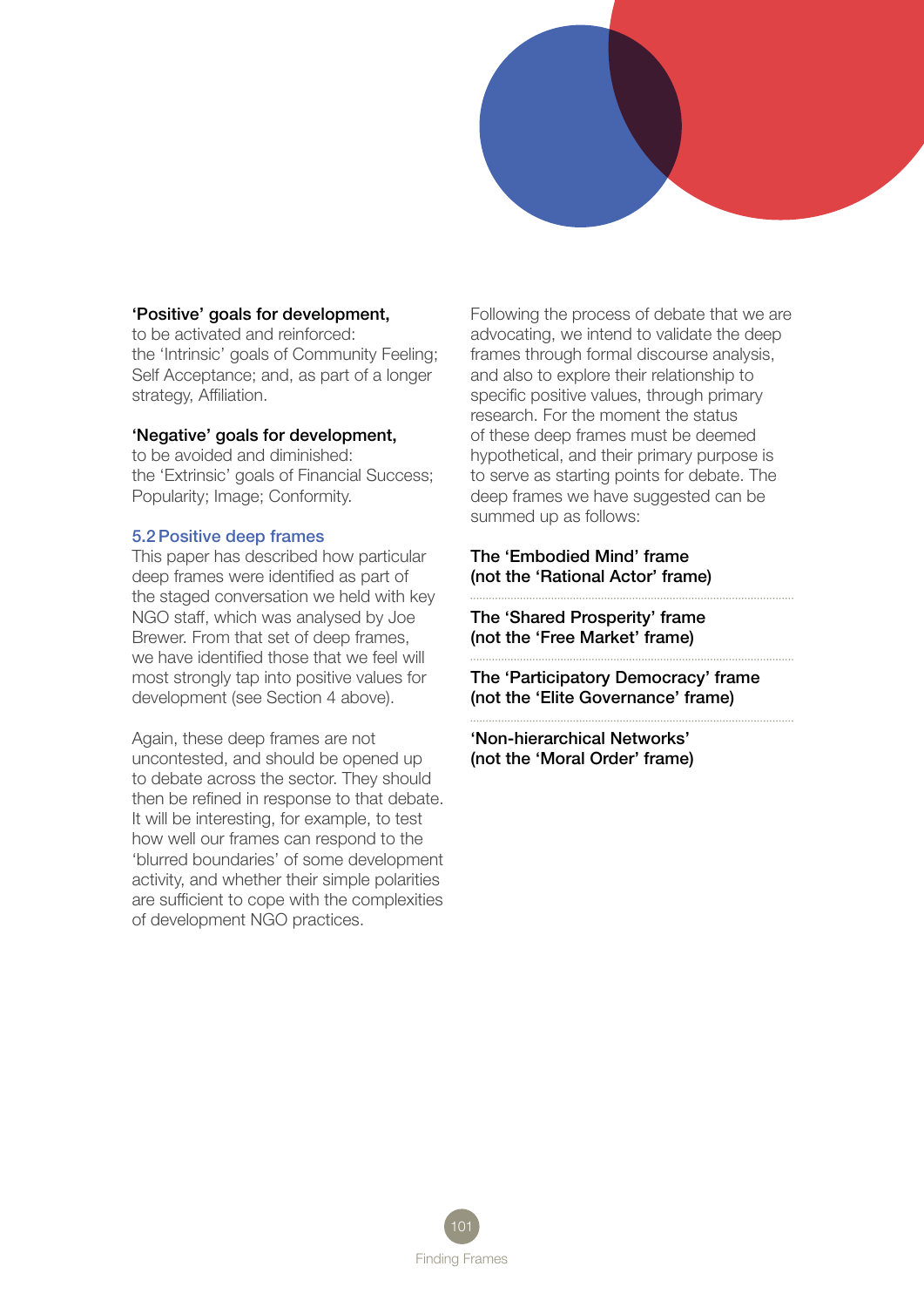**'Positive' goals for development,**
to be activated and reinforced:
the 'Intrinsic' goals of Community Feeling; Self Acceptance; and, as part of a longer strategy, Affiliation.

**'Negative' goals for development,**
to be avoided and diminished:
the 'Extrinsic' goals of Financial Success; Popularity; Image; Conformity.

## 5.2 Positive deep frames

This paper has described how particular deep frames were identified as part of the staged conversation we held with key NGO staff, which was analysed by Joe Brewer. From that set of deep frames, we have identified those that we feel will most strongly tap into positive values for development (see Section 4 above).

Again, these deep frames are not uncontested, and should be opened up to debate across the sector. They should then be refined in response to that debate. It will be interesting, for example, to test how well our frames can respond to the 'blurred boundaries' of some development activity, and whether their simple polarities are sufficient to cope with the complexities of development NGO practices.

Following the process of debate that we are advocating, we intend to validate the deep frames through formal discourse analysis, and also to explore their relationship to specific positive values, through primary research. For the moment the status of these deep frames must be deemed hypothetical, and their primary purpose is to serve as starting points for debate. The deep frames we have suggested can be summed up as follows:

**The 'Embodied Mind' frame**
**(not the 'Rational Actor' frame)**

**The 'Shared Prosperity' frame**
**(not the 'Free Market' frame)**

**The 'Participatory Democracy' frame**
**(not the 'Elite Governance' frame)**

**'Non-hierarchical Networks'**
**(not the 'Moral Order' frame)**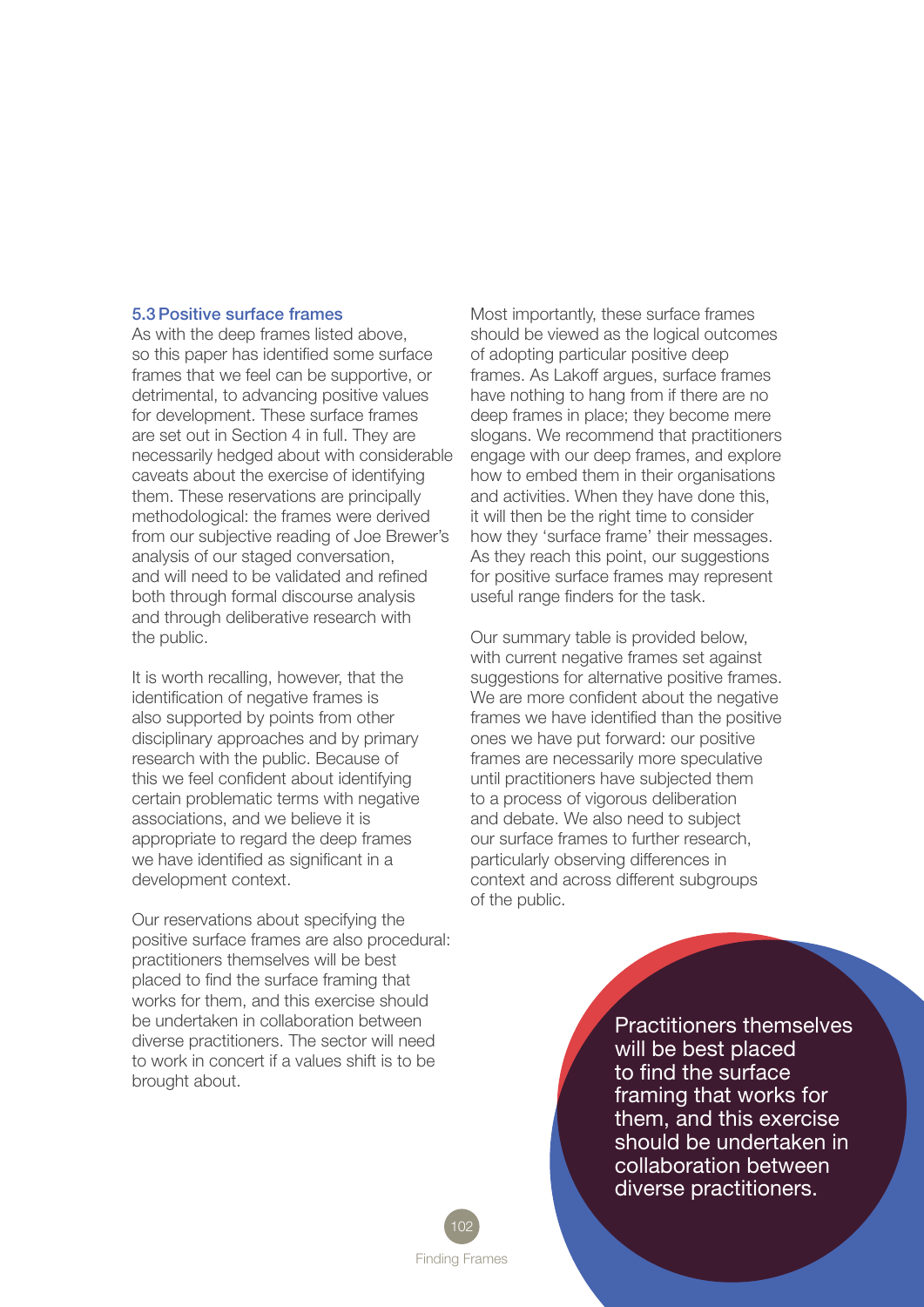### 5.3 Positive surface frames

As with the deep frames listed above, so this paper has identified some surface frames that we feel can be supportive, or detrimental, to advancing positive values for development. These surface frames are set out in Section 4 in full. They are necessarily hedged about with considerable caveats about the exercise of identifying them. These reservations are principally methodological: the frames were derived from our subjective reading of Joe Brewer's analysis of our staged conversation, and will need to be validated and refined both through formal discourse analysis and through deliberative research with the public.

It is worth recalling, however, that the identification of negative frames is also supported by points from other disciplinary approaches and by primary research with the public. Because of this we feel confident about identifying certain problematic terms with negative associations, and we believe it is appropriate to regard the deep frames we have identified as significant in a development context.

Our reservations about specifying the positive surface frames are also procedural: practitioners themselves will be best placed to find the surface framing that works for them, and this exercise should be undertaken in collaboration between diverse practitioners. The sector will need to work in concert if a values shift is to be brought about.

Most importantly, these surface frames should be viewed as the logical outcomes of adopting particular positive deep frames. As Lakoff argues, surface frames have nothing to hang from if there are no deep frames in place; they become mere slogans. We recommend that practitioners engage with our deep frames, and explore how to embed them in their organisations and activities. When they have done this, it will then be the right time to consider how they 'surface frame' their messages. As they reach this point, our suggestions for positive surface frames may represent useful range finders for the task.

Our summary table is provided below, with current negative frames set against suggestions for alternative positive frames. We are more confident about the negative frames we have identified than the positive ones we have put forward: our positive frames are necessarily more speculative until practitioners have subjected them to a process of vigorous deliberation and debate. We also need to subject our surface frames to further research, particularly observing differences in context and across different subgroups of the public.

Practitioners themselves will be best placed to find the surface framing that works for them, and this exercise should be undertaken in collaboration between diverse practitioners.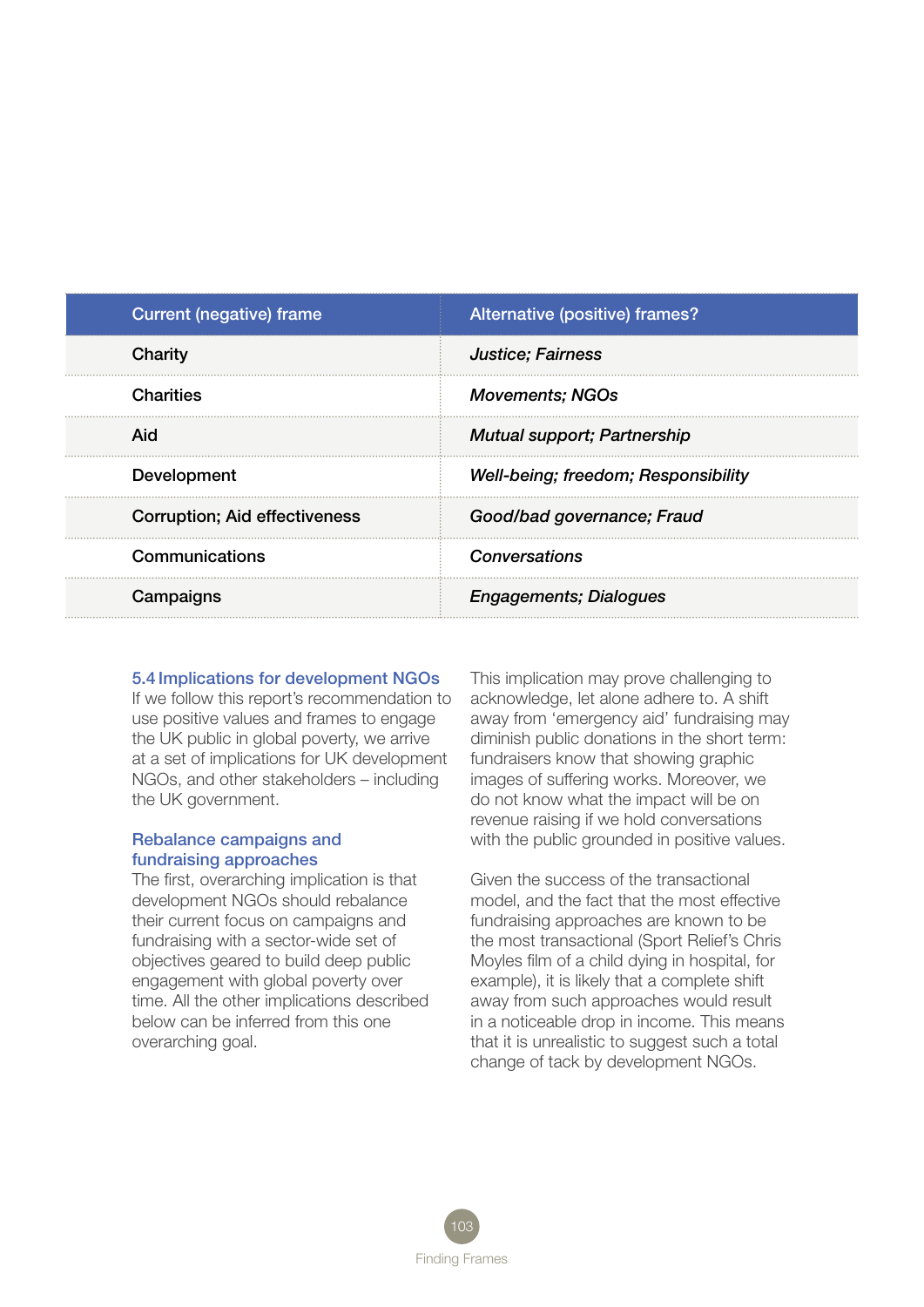| Current (negative) frame | Alternative (positive) frames? |
|---|---|
| Charity | *Justice; Fairness* |
| Charities | *Movements; NGOs* |
| Aid | *Mutual support; Partnership* |
| Development | *Well-being; freedom; Responsibility* |
| Corruption; Aid effectiveness | *Good/bad governance; Fraud* |
| Communications | *Conversations* |
| Campaigns | *Engagements; Dialogues* |

### 5.4 Implications for development NGOs

If we follow this report's recommendation to use positive values and frames to engage the UK public in global poverty, we arrive at a set of implications for UK development NGOs, and other stakeholders – including the UK government.

### Rebalance campaigns and fundraising approaches

The first, overarching implication is that development NGOs should rebalance their current focus on campaigns and fundraising with a sector-wide set of objectives geared to build deep public engagement with global poverty over time. All the other implications described below can be inferred from this one overarching goal.

This implication may prove challenging to acknowledge, let alone adhere to. A shift away from 'emergency aid' fundraising may diminish public donations in the short term: fundraisers know that showing graphic images of suffering works. Moreover, we do not know what the impact will be on revenue raising if we hold conversations with the public grounded in positive values.

Given the success of the transactional model, and the fact that the most effective fundraising approaches are known to be the most transactional (Sport Relief's Chris Moyles film of a child dying in hospital, for example), it is likely that a complete shift away from such approaches would result in a noticeable drop in income. This means that it is unrealistic to suggest such a total change of tack by development NGOs.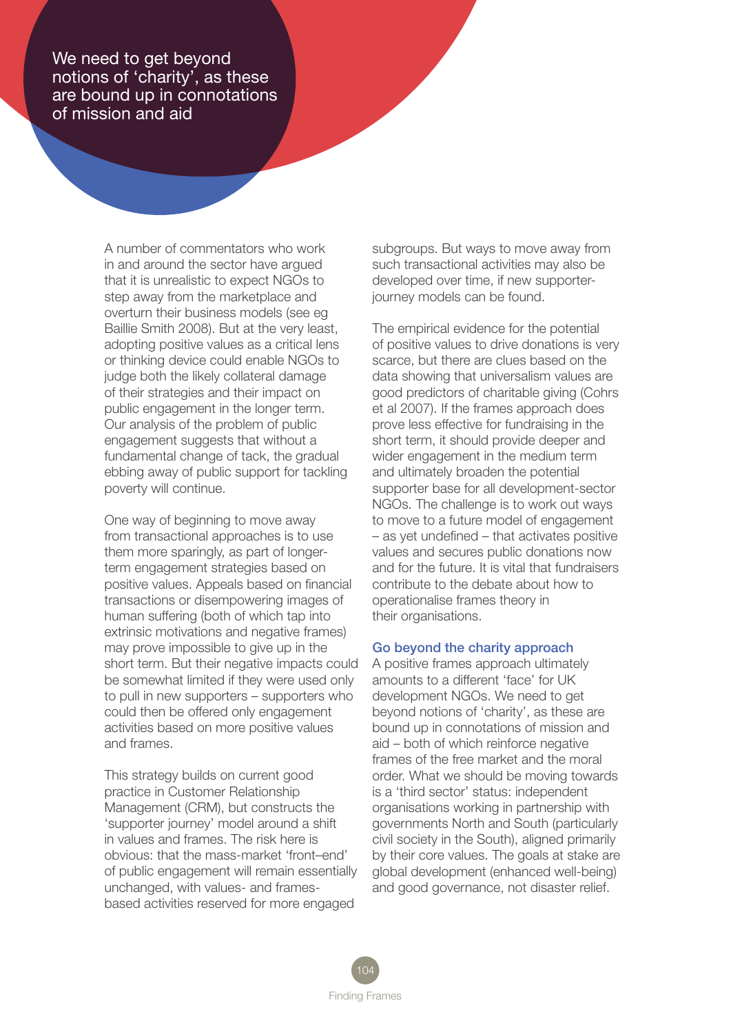> We need to get beyond notions of 'charity', as these are bound up in connotations of mission and aid

A number of commentators who work in and around the sector have argued that it is unrealistic to expect NGOs to step away from the marketplace and overturn their business models (see eg Baillie Smith 2008). But at the very least, adopting positive values as a critical lens or thinking device could enable NGOs to judge both the likely collateral damage of their strategies and their impact on public engagement in the longer term. Our analysis of the problem of public engagement suggests that without a fundamental change of tack, the gradual ebbing away of public support for tackling poverty will continue.

One way of beginning to move away from transactional approaches is to use them more sparingly, as part of longer-term engagement strategies based on positive values. Appeals based on financial transactions or disempowering images of human suffering (both of which tap into extrinsic motivations and negative frames) may prove impossible to give up in the short term. But their negative impacts could be somewhat limited if they were used only to pull in new supporters – supporters who could then be offered only engagement activities based on more positive values and frames.

This strategy builds on current good practice in Customer Relationship Management (CRM), but constructs the 'supporter journey' model around a shift in values and frames. The risk here is obvious: that the mass-market 'front–end' of public engagement will remain essentially unchanged, with values- and frames-based activities reserved for more engaged subgroups. But ways to move away from such transactional activities may also be developed over time, if new supporter-journey models can be found.

The empirical evidence for the potential of positive values to drive donations is very scarce, but there are clues based on the data showing that universalism values are good predictors of charitable giving (Cohrs et al 2007). If the frames approach does prove less effective for fundraising in the short term, it should provide deeper and wider engagement in the medium term and ultimately broaden the potential supporter base for all development-sector NGOs. The challenge is to work out ways to move to a future model of engagement – as yet undefined – that activates positive values and secures public donations now and for the future. It is vital that fundraisers contribute to the debate about how to operationalise frames theory in their organisations.

### Go beyond the charity approach

A positive frames approach ultimately amounts to a different 'face' for UK development NGOs. We need to get beyond notions of 'charity', as these are bound up in connotations of mission and aid – both of which reinforce negative frames of the free market and the moral order. What we should be moving towards is a 'third sector' status: independent organisations working in partnership with governments North and South (particularly civil society in the South), aligned primarily by their core values. The goals at stake are global development (enhanced well-being) and good governance, not disaster relief.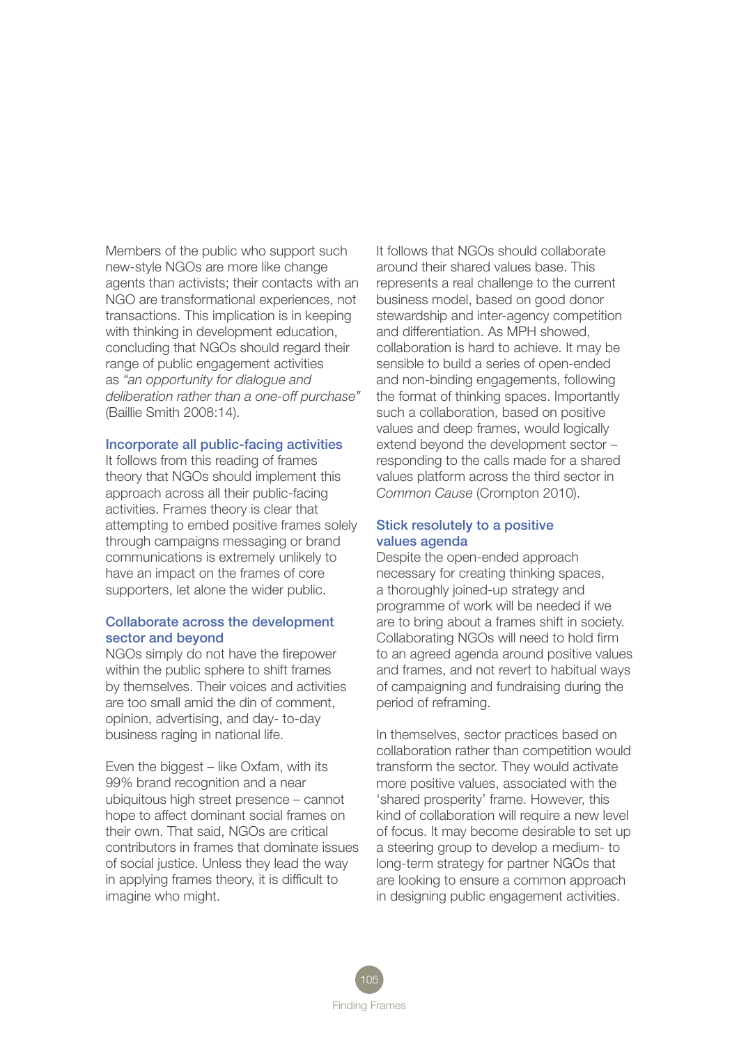Members of the public who support such new-style NGOs are more like change agents than activists; their contacts with an NGO are transformational experiences, not transactions. This implication is in keeping with thinking in development education, concluding that NGOs should regard their range of public engagement activities as *"an opportunity for dialogue and deliberation rather than a one-off purchase"* (Baillie Smith 2008:14).

### Incorporate all public-facing activities

It follows from this reading of frames theory that NGOs should implement this approach across all their public-facing activities. Frames theory is clear that attempting to embed positive frames solely through campaigns messaging or brand communications is extremely unlikely to have an impact on the frames of core supporters, let alone the wider public.

### Collaborate across the development sector and beyond

NGOs simply do not have the firepower within the public sphere to shift frames by themselves. Their voices and activities are too small amid the din of comment, opinion, advertising, and day- to-day business raging in national life.

Even the biggest – like Oxfam, with its 99% brand recognition and a near ubiquitous high street presence – cannot hope to affect dominant social frames on their own. That said, NGOs are critical contributors in frames that dominate issues of social justice. Unless they lead the way in applying frames theory, it is difficult to imagine who might.

It follows that NGOs should collaborate around their shared values base. This represents a real challenge to the current business model, based on good donor stewardship and inter-agency competition and differentiation. As MPH showed, collaboration is hard to achieve. It may be sensible to build a series of open-ended and non-binding engagements, following the format of thinking spaces. Importantly such a collaboration, based on positive values and deep frames, would logically extend beyond the development sector – responding to the calls made for a shared values platform across the third sector in *Common Cause* (Crompton 2010).

### Stick resolutely to a positive values agenda

Despite the open-ended approach necessary for creating thinking spaces, a thoroughly joined-up strategy and programme of work will be needed if we are to bring about a frames shift in society. Collaborating NGOs will need to hold firm to an agreed agenda around positive values and frames, and not revert to habitual ways of campaigning and fundraising during the period of reframing.

In themselves, sector practices based on collaboration rather than competition would transform the sector. They would activate more positive values, associated with the 'shared prosperity' frame. However, this kind of collaboration will require a new level of focus. It may become desirable to set up a steering group to develop a medium- to long-term strategy for partner NGOs that are looking to ensure a common approach in designing public engagement activities.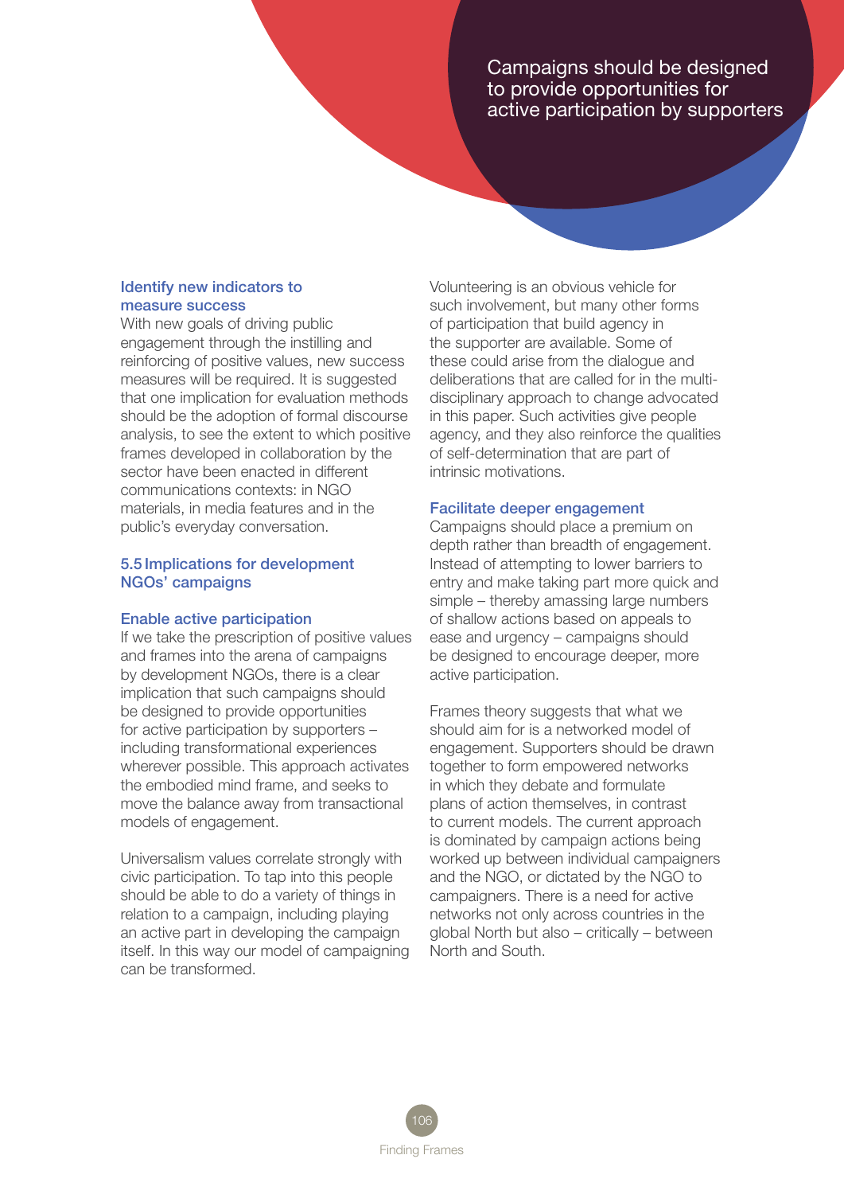> Campaigns should be designed to provide opportunities for active participation by supporters

### Identify new indicators to measure success

With new goals of driving public engagement through the instilling and reinforcing of positive values, new success measures will be required. It is suggested that one implication for evaluation methods should be the adoption of formal discourse analysis, to see the extent to which positive frames developed in collaboration by the sector have been enacted in different communications contexts: in NGO materials, in media features and in the public's everyday conversation.

## 5.5 Implications for development NGOs' campaigns

### Enable active participation

If we take the prescription of positive values and frames into the arena of campaigns by development NGOs, there is a clear implication that such campaigns should be designed to provide opportunities for active participation by supporters – including transformational experiences wherever possible. This approach activates the embodied mind frame, and seeks to move the balance away from transactional models of engagement.

Universalism values correlate strongly with civic participation. To tap into this people should be able to do a variety of things in relation to a campaign, including playing an active part in developing the campaign itself. In this way our model of campaigning can be transformed.

Volunteering is an obvious vehicle for such involvement, but many other forms of participation that build agency in the supporter are available. Some of these could arise from the dialogue and deliberations that are called for in the multi-disciplinary approach to change advocated in this paper. Such activities give people agency, and they also reinforce the qualities of self-determination that are part of intrinsic motivations.

### Facilitate deeper engagement

Campaigns should place a premium on depth rather than breadth of engagement. Instead of attempting to lower barriers to entry and make taking part more quick and simple – thereby amassing large numbers of shallow actions based on appeals to ease and urgency – campaigns should be designed to encourage deeper, more active participation.

Frames theory suggests that what we should aim for is a networked model of engagement. Supporters should be drawn together to form empowered networks in which they debate and formulate plans of action themselves, in contrast to current models. The current approach is dominated by campaign actions being worked up between individual campaigners and the NGO, or dictated by the NGO to campaigners. There is a need for active networks not only across countries in the global North but also – critically – between North and South.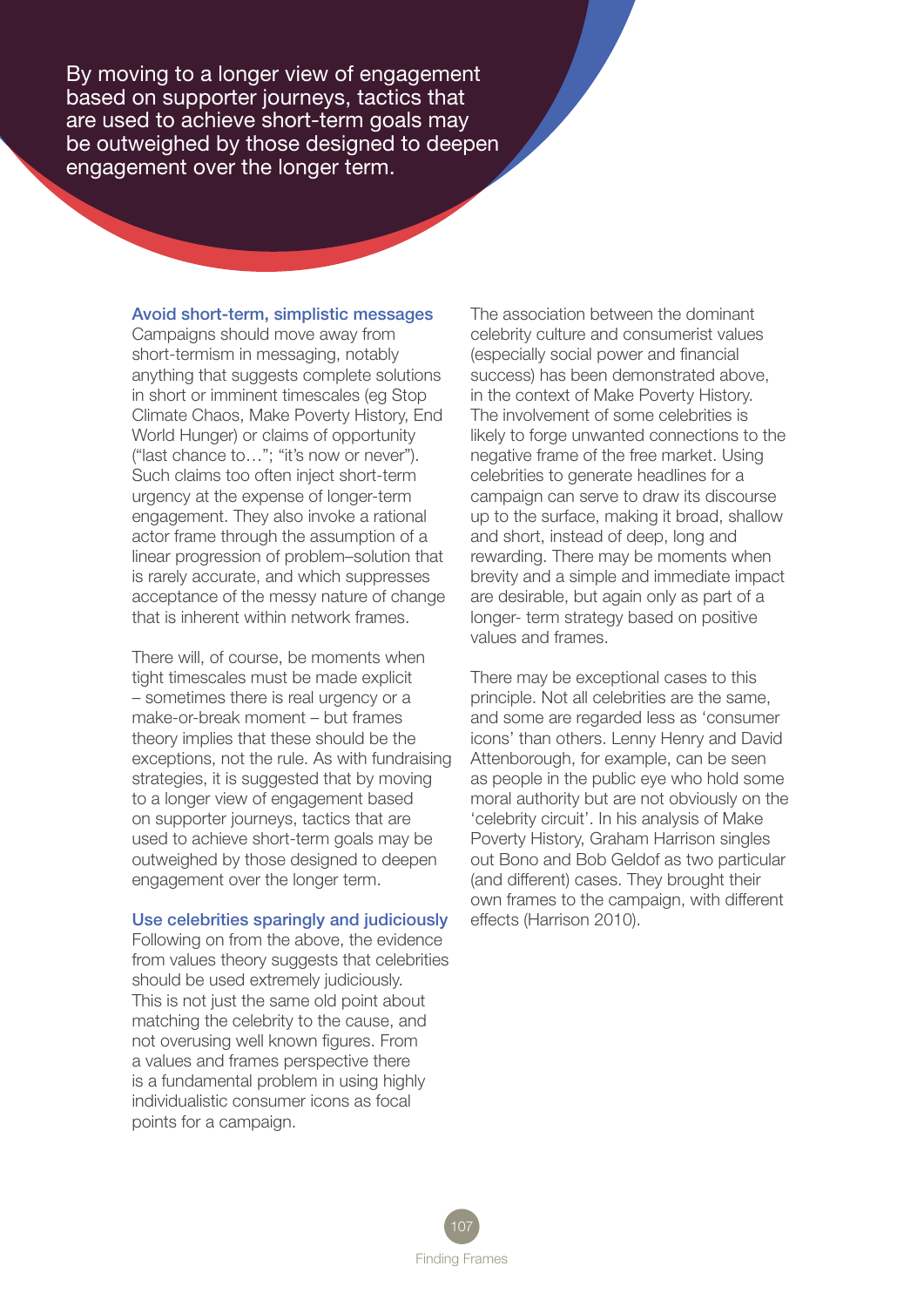By moving to a longer view of engagement based on supporter journeys, tactics that are used to achieve short-term goals may be outweighed by those designed to deepen engagement over the longer term.

### Avoid short-term, simplistic messages

Campaigns should move away from short-termism in messaging, notably anything that suggests complete solutions in short or imminent timescales (eg Stop Climate Chaos, Make Poverty History, End World Hunger) or claims of opportunity ("last chance to…"; "it's now or never"). Such claims too often inject short-term urgency at the expense of longer-term engagement. They also invoke a rational actor frame through the assumption of a linear progression of problem–solution that is rarely accurate, and which suppresses acceptance of the messy nature of change that is inherent within network frames.

There will, of course, be moments when tight timescales must be made explicit – sometimes there is real urgency or a make-or-break moment – but frames theory implies that these should be the exceptions, not the rule. As with fundraising strategies, it is suggested that by moving to a longer view of engagement based on supporter journeys, tactics that are used to achieve short-term goals may be outweighed by those designed to deepen engagement over the longer term.

### Use celebrities sparingly and judiciously

Following on from the above, the evidence from values theory suggests that celebrities should be used extremely judiciously. This is not just the same old point about matching the celebrity to the cause, and not overusing well known figures. From a values and frames perspective there is a fundamental problem in using highly individualistic consumer icons as focal points for a campaign.

The association between the dominant celebrity culture and consumerist values (especially social power and financial success) has been demonstrated above, in the context of Make Poverty History. The involvement of some celebrities is likely to forge unwanted connections to the negative frame of the free market. Using celebrities to generate headlines for a campaign can serve to draw its discourse up to the surface, making it broad, shallow and short, instead of deep, long and rewarding. There may be moments when brevity and a simple and immediate impact are desirable, but again only as part of a longer- term strategy based on positive values and frames.

There may be exceptional cases to this principle. Not all celebrities are the same, and some are regarded less as 'consumer icons' than others. Lenny Henry and David Attenborough, for example, can be seen as people in the public eye who hold some moral authority but are not obviously on the 'celebrity circuit'. In his analysis of Make Poverty History, Graham Harrison singles out Bono and Bob Geldof as two particular (and different) cases. They brought their own frames to the campaign, with different effects (Harrison 2010).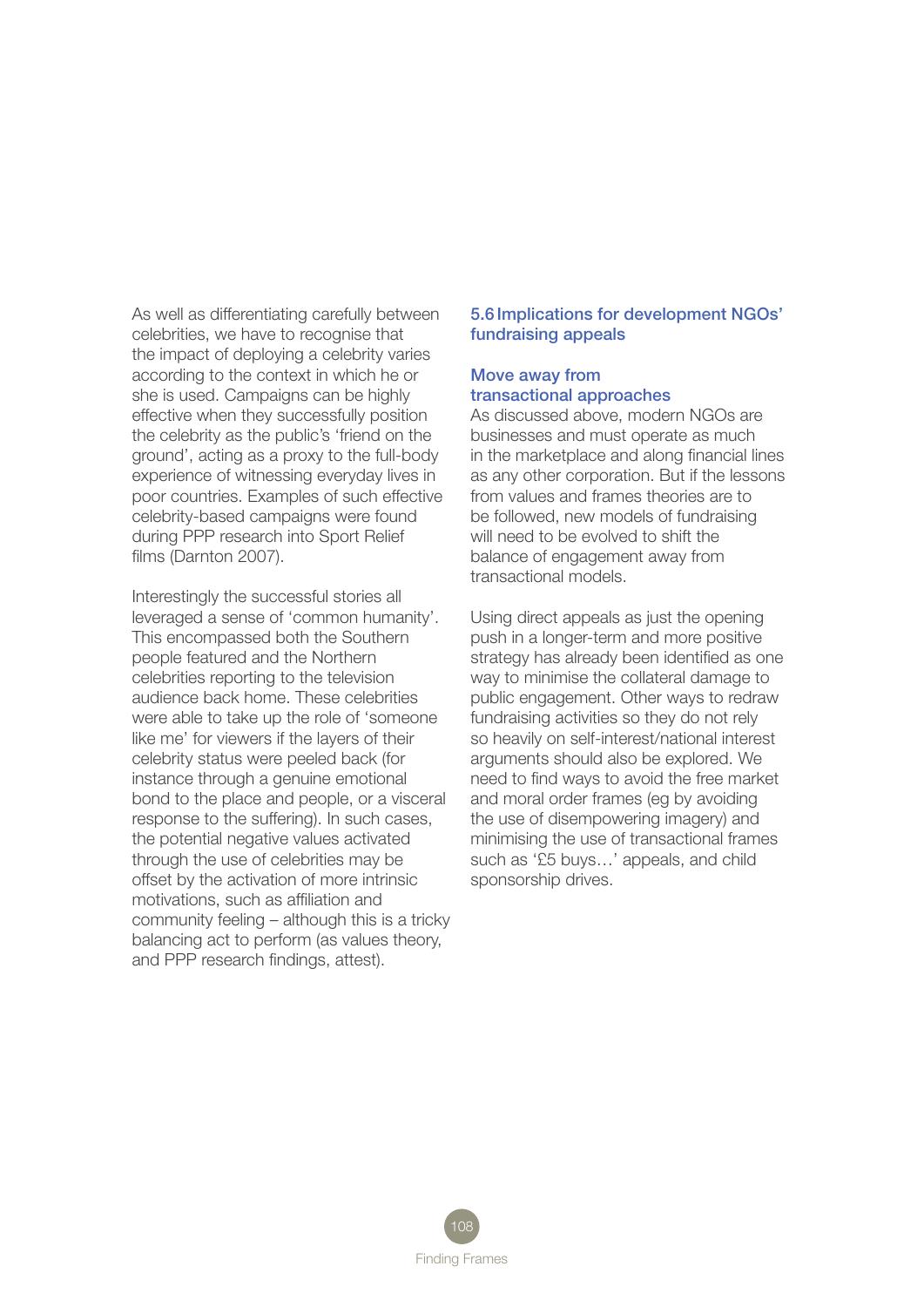As well as differentiating carefully between celebrities, we have to recognise that the impact of deploying a celebrity varies according to the context in which he or she is used. Campaigns can be highly effective when they successfully position the celebrity as the public's 'friend on the ground', acting as a proxy to the full-body experience of witnessing everyday lives in poor countries. Examples of such effective celebrity-based campaigns were found during PPP research into Sport Relief films (Darnton 2007).

Interestingly the successful stories all leveraged a sense of 'common humanity'. This encompassed both the Southern people featured and the Northern celebrities reporting to the television audience back home. These celebrities were able to take up the role of 'someone like me' for viewers if the layers of their celebrity status were peeled back (for instance through a genuine emotional bond to the place and people, or a visceral response to the suffering). In such cases, the potential negative values activated through the use of celebrities may be offset by the activation of more intrinsic motivations, such as affiliation and community feeling – although this is a tricky balancing act to perform (as values theory, and PPP research findings, attest).

## 5.6 Implications for development NGOs' fundraising appeals

### Move away from transactional approaches

As discussed above, modern NGOs are businesses and must operate as much in the marketplace and along financial lines as any other corporation. But if the lessons from values and frames theories are to be followed, new models of fundraising will need to be evolved to shift the balance of engagement away from transactional models.

Using direct appeals as just the opening push in a longer-term and more positive strategy has already been identified as one way to minimise the collateral damage to public engagement. Other ways to redraw fundraising activities so they do not rely so heavily on self-interest/national interest arguments should also be explored. We need to find ways to avoid the free market and moral order frames (eg by avoiding the use of disempowering imagery) and minimising the use of transactional frames such as '£5 buys…' appeals, and child sponsorship drives.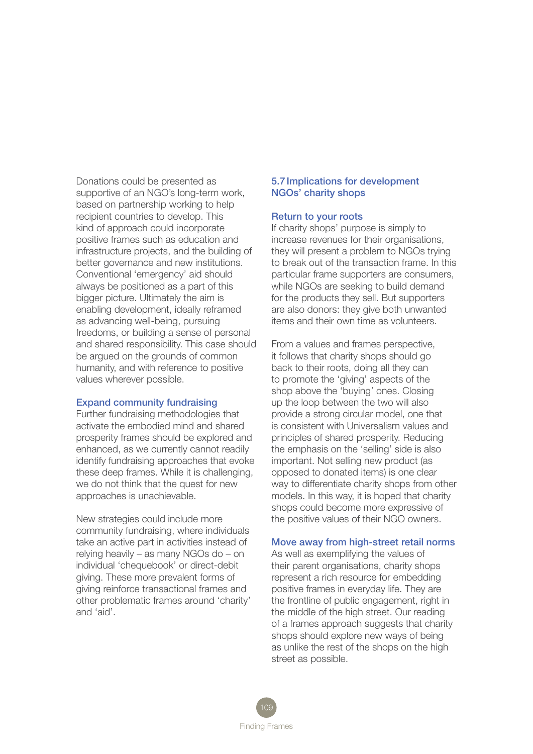Donations could be presented as supportive of an NGO's long-term work, based on partnership working to help recipient countries to develop. This kind of approach could incorporate positive frames such as education and infrastructure projects, and the building of better governance and new institutions. Conventional 'emergency' aid should always be positioned as a part of this bigger picture. Ultimately the aim is enabling development, ideally reframed as advancing well-being, pursuing freedoms, or building a sense of personal and shared responsibility. This case should be argued on the grounds of common humanity, and with reference to positive values wherever possible.

### Expand community fundraising

Further fundraising methodologies that activate the embodied mind and shared prosperity frames should be explored and enhanced, as we currently cannot readily identify fundraising approaches that evoke these deep frames. While it is challenging, we do not think that the quest for new approaches is unachievable.

New strategies could include more community fundraising, where individuals take an active part in activities instead of relying heavily – as many NGOs do – on individual 'chequebook' or direct-debit giving. These more prevalent forms of giving reinforce transactional frames and other problematic frames around 'charity' and 'aid'.

## 5.7 Implications for development NGOs' charity shops

### Return to your roots

If charity shops' purpose is simply to increase revenues for their organisations, they will present a problem to NGOs trying to break out of the transaction frame. In this particular frame supporters are consumers, while NGOs are seeking to build demand for the products they sell. But supporters are also donors: they give both unwanted items and their own time as volunteers.

From a values and frames perspective, it follows that charity shops should go back to their roots, doing all they can to promote the 'giving' aspects of the shop above the 'buying' ones. Closing up the loop between the two will also provide a strong circular model, one that is consistent with Universalism values and principles of shared prosperity. Reducing the emphasis on the 'selling' side is also important. Not selling new product (as opposed to donated items) is one clear way to differentiate charity shops from other models. In this way, it is hoped that charity shops could become more expressive of the positive values of their NGO owners.

### Move away from high-street retail norms

As well as exemplifying the values of their parent organisations, charity shops represent a rich resource for embedding positive frames in everyday life. They are the frontline of public engagement, right in the middle of the high street. Our reading of a frames approach suggests that charity shops should explore new ways of being as unlike the rest of the shops on the high street as possible.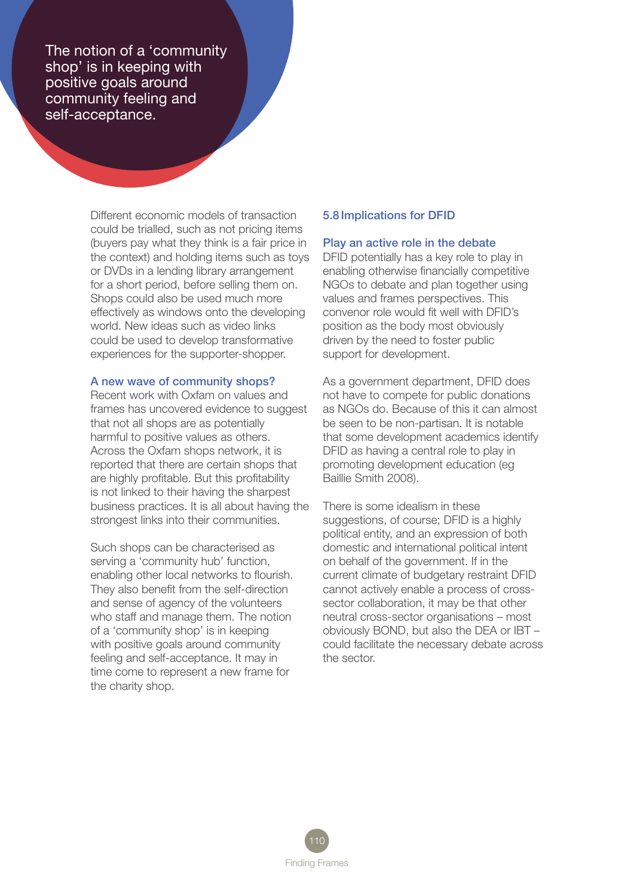The notion of a 'community shop' is in keeping with positive goals around community feeling and self-acceptance.

Different economic models of transaction could be trialled, such as not pricing items (buyers pay what they think is a fair price in the context) and holding items such as toys or DVDs in a lending library arrangement for a short period, before selling them on. Shops could also be used much more effectively as windows onto the developing world. New ideas such as video links could be used to develop transformative experiences for the supporter-shopper.

### A new wave of community shops?

Recent work with Oxfam on values and frames has uncovered evidence to suggest that not all shops are as potentially harmful to positive values as others. Across the Oxfam shops network, it is reported that there are certain shops that are highly profitable. But this profitability is not linked to their having the sharpest business practices. It is all about having the strongest links into their communities.

Such shops can be characterised as serving a 'community hub' function, enabling other local networks to flourish. They also benefit from the self-direction and sense of agency of the volunteers who staff and manage them. The notion of a 'community shop' is in keeping with positive goals around community feeling and self-acceptance. It may in time come to represent a new frame for the charity shop.

## 5.8 Implications for DFID

### Play an active role in the debate

DFID potentially has a key role to play in enabling otherwise financially competitive NGOs to debate and plan together using values and frames perspectives. This convenor role would fit well with DFID's position as the body most obviously driven by the need to foster public support for development.

As a government department, DFID does not have to compete for public donations as NGOs do. Because of this it can almost be seen to be non-partisan. It is notable that some development academics identify DFID as having a central role to play in promoting development education (eg Baillie Smith 2008).

There is some idealism in these suggestions, of course; DFID is a highly political entity, and an expression of both domestic and international political intent on behalf of the government. If in the current climate of budgetary restraint DFID cannot actively enable a process of cross-sector collaboration, it may be that other neutral cross-sector organisations – most obviously BOND, but also the DEA or IBT – could facilitate the necessary debate across the sector.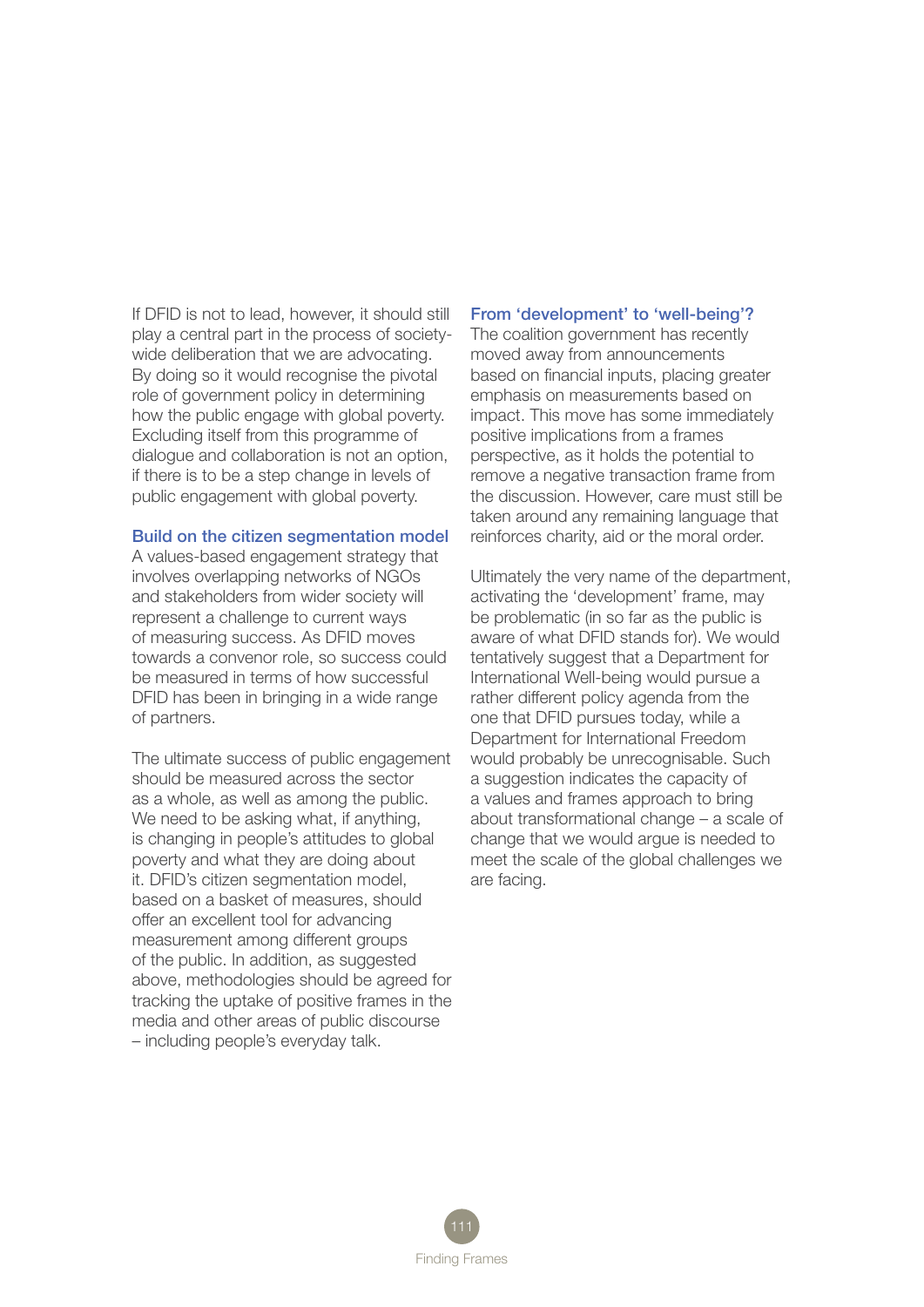If DFID is not to lead, however, it should still play a central part in the process of society-wide deliberation that we are advocating. By doing so it would recognise the pivotal role of government policy in determining how the public engage with global poverty. Excluding itself from this programme of dialogue and collaboration is not an option, if there is to be a step change in levels of public engagement with global poverty.

### Build on the citizen segmentation model

A values-based engagement strategy that involves overlapping networks of NGOs and stakeholders from wider society will represent a challenge to current ways of measuring success. As DFID moves towards a convenor role, so success could be measured in terms of how successful DFID has been in bringing in a wide range of partners.

The ultimate success of public engagement should be measured across the sector as a whole, as well as among the public. We need to be asking what, if anything, is changing in people's attitudes to global poverty and what they are doing about it. DFID's citizen segmentation model, based on a basket of measures, should offer an excellent tool for advancing measurement among different groups of the public. In addition, as suggested above, methodologies should be agreed for tracking the uptake of positive frames in the media and other areas of public discourse – including people's everyday talk.

### From 'development' to 'well-being'?

The coalition government has recently moved away from announcements based on financial inputs, placing greater emphasis on measurements based on impact. This move has some immediately positive implications from a frames perspective, as it holds the potential to remove a negative transaction frame from the discussion. However, care must still be taken around any remaining language that reinforces charity, aid or the moral order.

Ultimately the very name of the department, activating the 'development' frame, may be problematic (in so far as the public is aware of what DFID stands for). We would tentatively suggest that a Department for International Well-being would pursue a rather different policy agenda from the one that DFID pursues today, while a Department for International Freedom would probably be unrecognisable. Such a suggestion indicates the capacity of a values and frames approach to bring about transformational change – a scale of change that we would argue is needed to meet the scale of the global challenges we are facing.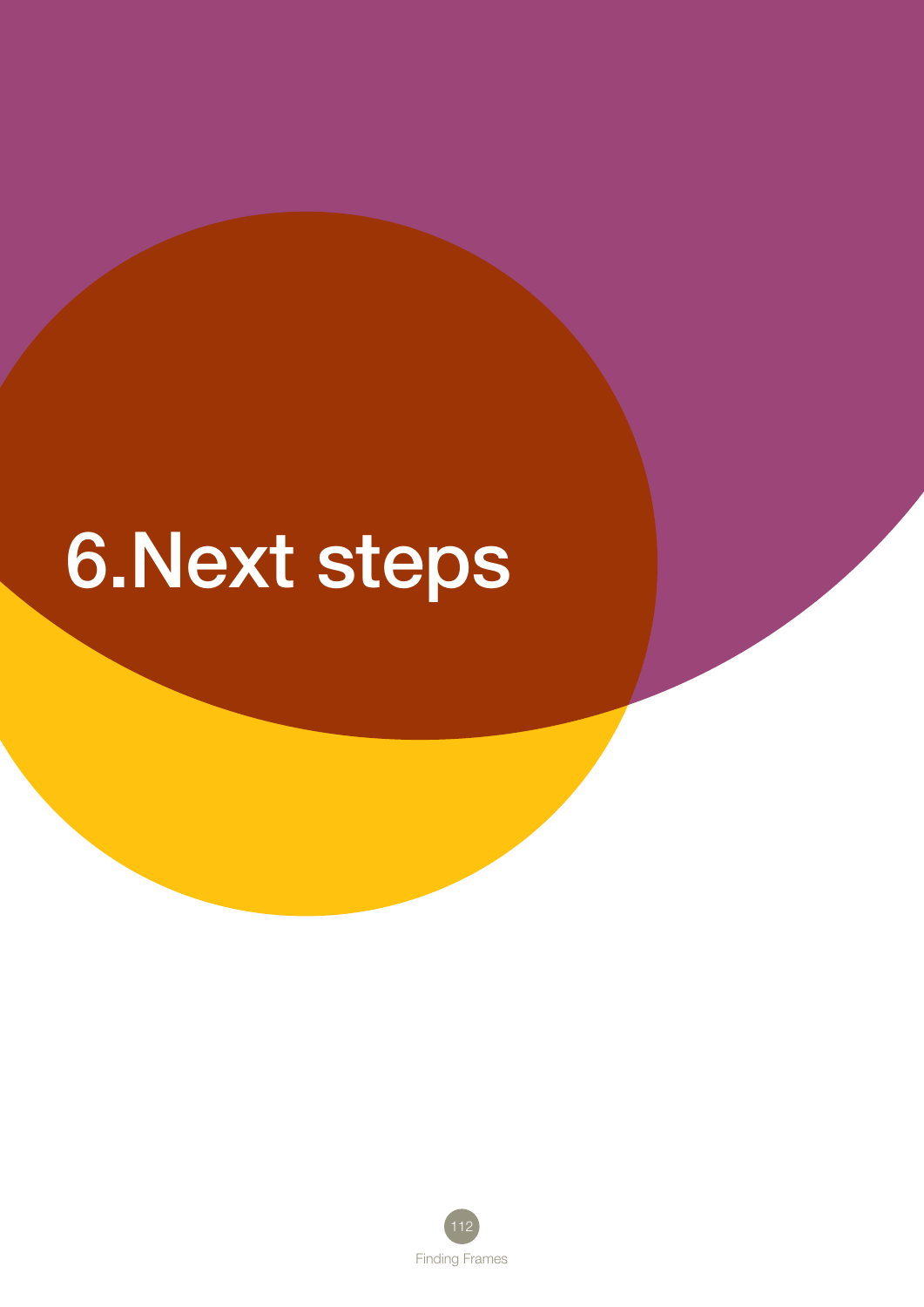# 6. Next steps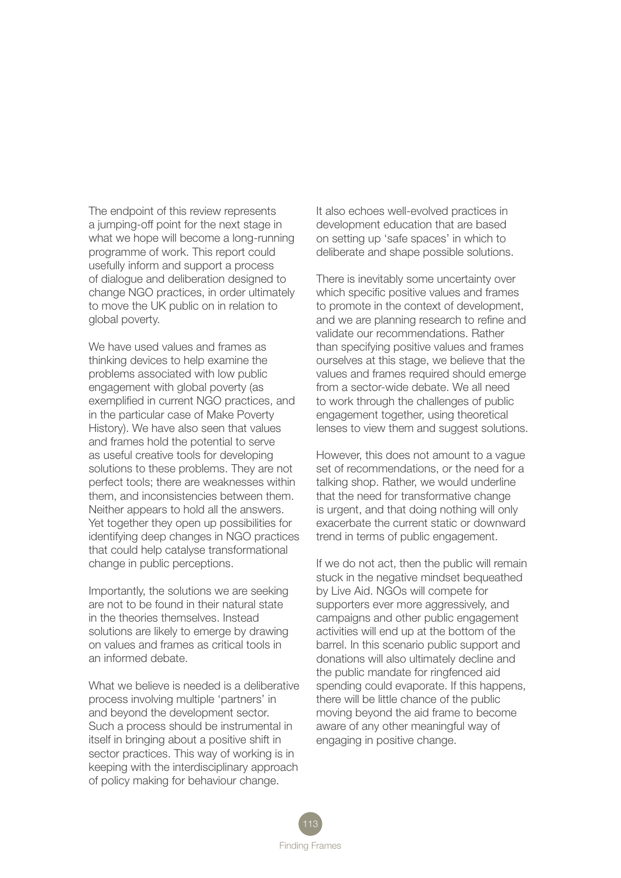The endpoint of this review represents a jumping-off point for the next stage in what we hope will become a long-running programme of work. This report could usefully inform and support a process of dialogue and deliberation designed to change NGO practices, in order ultimately to move the UK public on in relation to global poverty.

We have used values and frames as thinking devices to help examine the problems associated with low public engagement with global poverty (as exemplified in current NGO practices, and in the particular case of Make Poverty History). We have also seen that values and frames hold the potential to serve as useful creative tools for developing solutions to these problems. They are not perfect tools; there are weaknesses within them, and inconsistencies between them. Neither appears to hold all the answers. Yet together they open up possibilities for identifying deep changes in NGO practices that could help catalyse transformational change in public perceptions.

Importantly, the solutions we are seeking are not to be found in their natural state in the theories themselves. Instead solutions are likely to emerge by drawing on values and frames as critical tools in an informed debate.

What we believe is needed is a deliberative process involving multiple 'partners' in and beyond the development sector. Such a process should be instrumental in itself in bringing about a positive shift in sector practices. This way of working is in keeping with the interdisciplinary approach of policy making for behaviour change.

It also echoes well-evolved practices in development education that are based on setting up 'safe spaces' in which to deliberate and shape possible solutions.

There is inevitably some uncertainty over which specific positive values and frames to promote in the context of development, and we are planning research to refine and validate our recommendations. Rather than specifying positive values and frames ourselves at this stage, we believe that the values and frames required should emerge from a sector-wide debate. We all need to work through the challenges of public engagement together, using theoretical lenses to view them and suggest solutions.

However, this does not amount to a vague set of recommendations, or the need for a talking shop. Rather, we would underline that the need for transformative change is urgent, and that doing nothing will only exacerbate the current static or downward trend in terms of public engagement.

If we do not act, then the public will remain stuck in the negative mindset bequeathed by Live Aid. NGOs will compete for supporters ever more aggressively, and campaigns and other public engagement activities will end up at the bottom of the barrel. In this scenario public support and donations will also ultimately decline and the public mandate for ringfenced aid spending could evaporate. If this happens, there will be little chance of the public moving beyond the aid frame to become aware of any other meaningful way of engaging in positive change.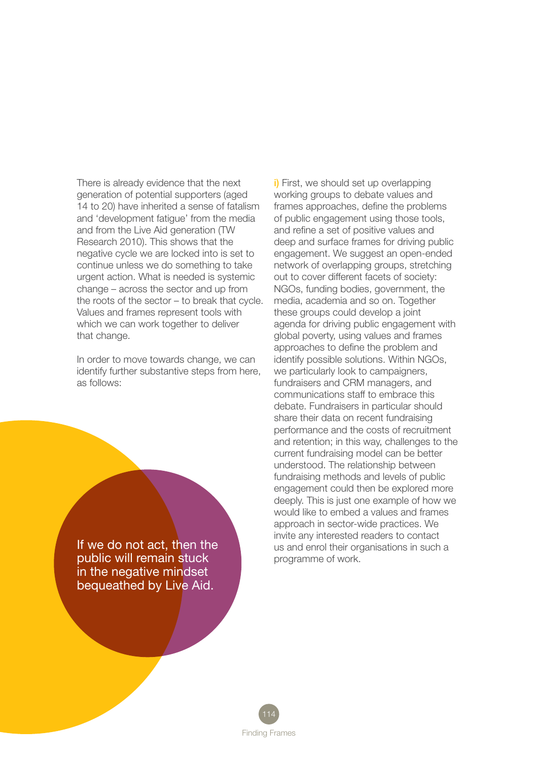There is already evidence that the next generation of potential supporters (aged 14 to 20) have inherited a sense of fatalism and 'development fatigue' from the media and from the Live Aid generation (TW Research 2010). This shows that the negative cycle we are locked into is set to continue unless we do something to take urgent action. What is needed is systemic change – across the sector and up from the roots of the sector – to break that cycle. Values and frames represent tools with which we can work together to deliver that change.

In order to move towards change, we can identify further substantive steps from here, as follows:

> If we do not act, then the public will remain stuck in the negative mindset bequeathed by Live Aid.

i) First, we should set up overlapping working groups to debate values and frames approaches, define the problems of public engagement using those tools, and refine a set of positive values and deep and surface frames for driving public engagement. We suggest an open-ended network of overlapping groups, stretching out to cover different facets of society: NGOs, funding bodies, government, the media, academia and so on. Together these groups could develop a joint agenda for driving public engagement with global poverty, using values and frames approaches to define the problem and identify possible solutions. Within NGOs, we particularly look to campaigners, fundraisers and CRM managers, and communications staff to embrace this debate. Fundraisers in particular should share their data on recent fundraising performance and the costs of recruitment and retention; in this way, challenges to the current fundraising model can be better understood. The relationship between fundraising methods and levels of public engagement could then be explored more deeply. This is just one example of how we would like to embed a values and frames approach in sector-wide practices. We invite any interested readers to contact us and enrol their organisations in such a programme of work.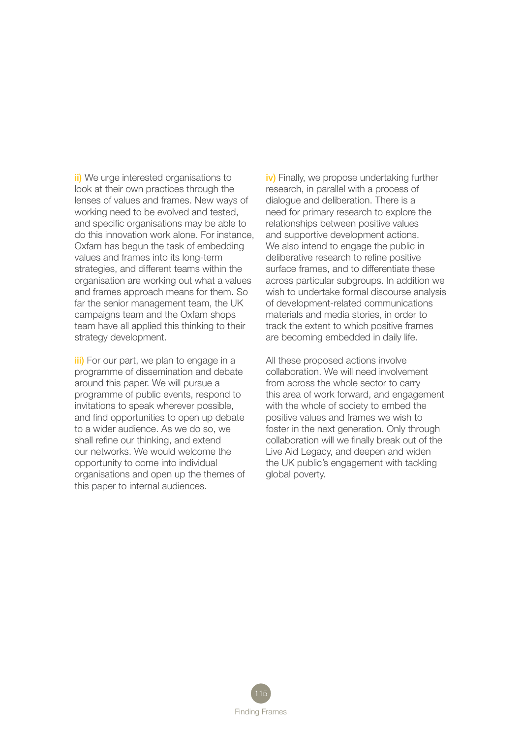ii) We urge interested organisations to look at their own practices through the lenses of values and frames. New ways of working need to be evolved and tested, and specific organisations may be able to do this innovation work alone. For instance, Oxfam has begun the task of embedding values and frames into its long-term strategies, and different teams within the organisation are working out what a values and frames approach means for them. So far the senior management team, the UK campaigns team and the Oxfam shops team have all applied this thinking to their strategy development.

iii) For our part, we plan to engage in a programme of dissemination and debate around this paper. We will pursue a programme of public events, respond to invitations to speak wherever possible, and find opportunities to open up debate to a wider audience. As we do so, we shall refine our thinking, and extend our networks. We would welcome the opportunity to come into individual organisations and open up the themes of this paper to internal audiences.

iv) Finally, we propose undertaking further research, in parallel with a process of dialogue and deliberation. There is a need for primary research to explore the relationships between positive values and supportive development actions. We also intend to engage the public in deliberative research to refine positive surface frames, and to differentiate these across particular subgroups. In addition we wish to undertake formal discourse analysis of development-related communications materials and media stories, in order to track the extent to which positive frames are becoming embedded in daily life.

All these proposed actions involve collaboration. We will need involvement from across the whole sector to carry this area of work forward, and engagement with the whole of society to embed the positive values and frames we wish to foster in the next generation. Only through collaboration will we finally break out of the Live Aid Legacy, and deepen and widen the UK public's engagement with tackling global poverty.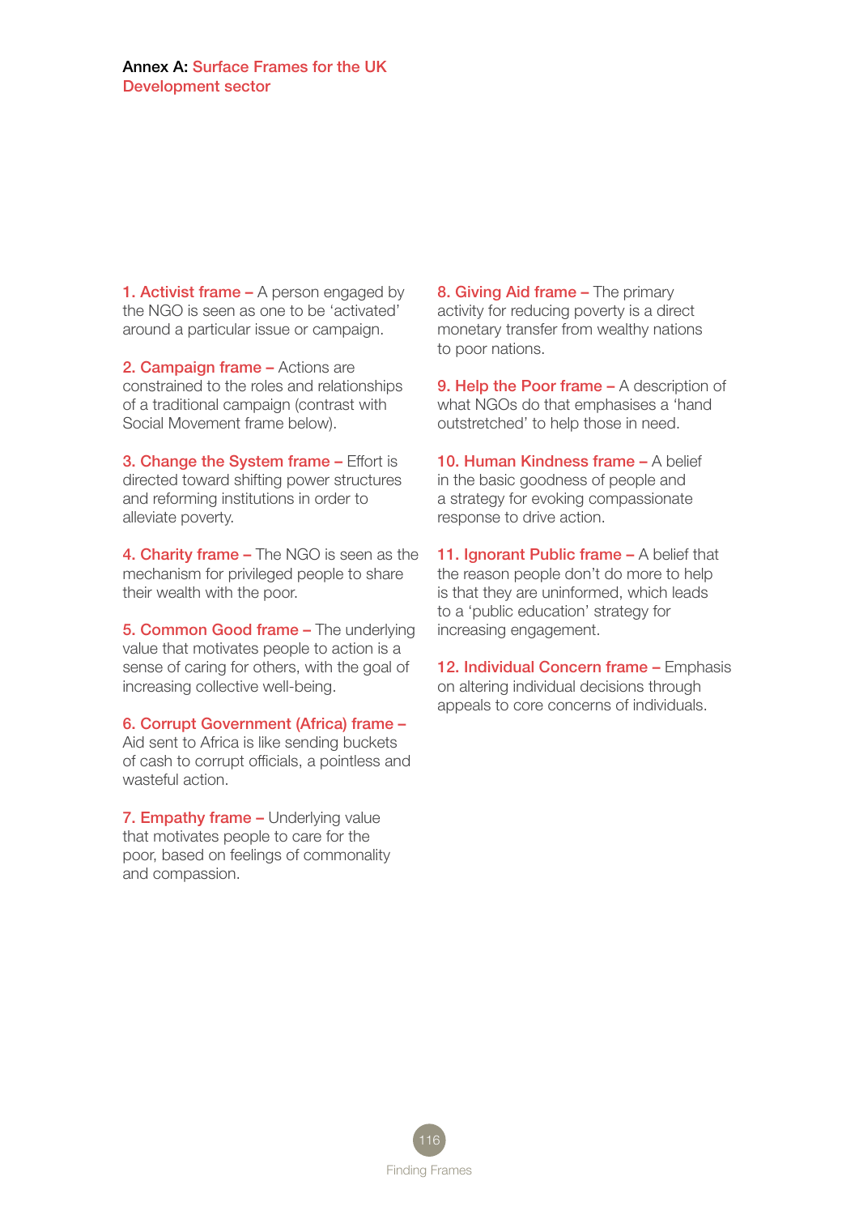# Annex A: Surface Frames for the UK Development sector

**1. Activist frame –** A person engaged by the NGO is seen as one to be 'activated' around a particular issue or campaign.

**2. Campaign frame –** Actions are constrained to the roles and relationships of a traditional campaign (contrast with Social Movement frame below).

**3. Change the System frame –** Effort is directed toward shifting power structures and reforming institutions in order to alleviate poverty.

**4. Charity frame –** The NGO is seen as the mechanism for privileged people to share their wealth with the poor.

**5. Common Good frame –** The underlying value that motivates people to action is a sense of caring for others, with the goal of increasing collective well-being.

**6. Corrupt Government (Africa) frame –** Aid sent to Africa is like sending buckets of cash to corrupt officials, a pointless and wasteful action.

**7. Empathy frame –** Underlying value that motivates people to care for the poor, based on feelings of commonality and compassion.

**8. Giving Aid frame –** The primary activity for reducing poverty is a direct monetary transfer from wealthy nations to poor nations.

**9. Help the Poor frame –** A description of what NGOs do that emphasises a 'hand outstretched' to help those in need.

**10. Human Kindness frame –** A belief in the basic goodness of people and a strategy for evoking compassionate response to drive action.

**11. Ignorant Public frame –** A belief that the reason people don't do more to help is that they are uninformed, which leads to a 'public education' strategy for increasing engagement.

**12. Individual Concern frame –** Emphasis on altering individual decisions through appeals to core concerns of individuals.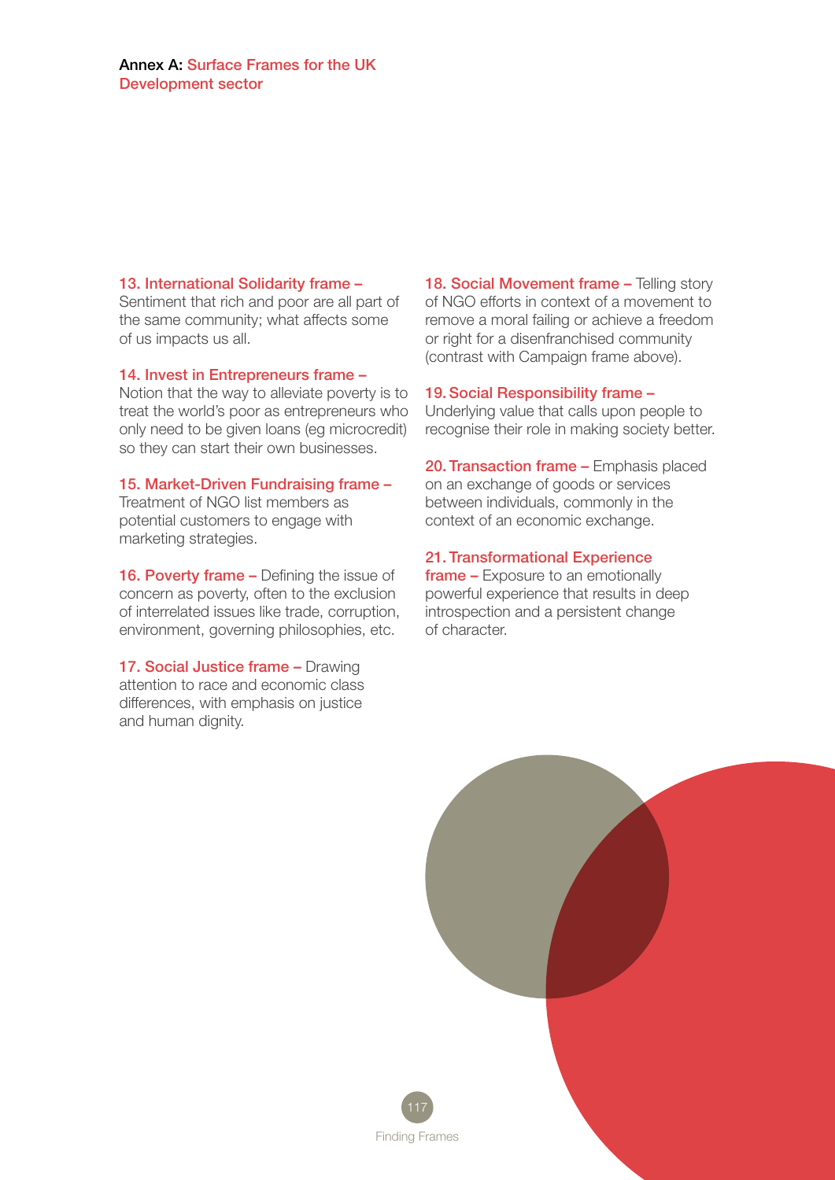## Annex A: Surface Frames for the UK Development sector

**13. International Solidarity frame –** Sentiment that rich and poor are all part of the same community; what affects some of us impacts us all.

**14. Invest in Entrepreneurs frame –** Notion that the way to alleviate poverty is to treat the world's poor as entrepreneurs who only need to be given loans (eg microcredit) so they can start their own businesses.

**15. Market-Driven Fundraising frame –** Treatment of NGO list members as potential customers to engage with marketing strategies.

**16. Poverty frame –** Defining the issue of concern as poverty, often to the exclusion of interrelated issues like trade, corruption, environment, governing philosophies, etc.

**17. Social Justice frame –** Drawing attention to race and economic class differences, with emphasis on justice and human dignity.

**18. Social Movement frame –** Telling story of NGO efforts in context of a movement to remove a moral failing or achieve a freedom or right for a disenfranchised community (contrast with Campaign frame above).

**19. Social Responsibility frame –** Underlying value that calls upon people to recognise their role in making society better.

**20. Transaction frame –** Emphasis placed on an exchange of goods or services between individuals, commonly in the context of an economic exchange.

**21. Transformational Experience frame –** Exposure to an emotionally powerful experience that results in deep introspection and a persistent change of character.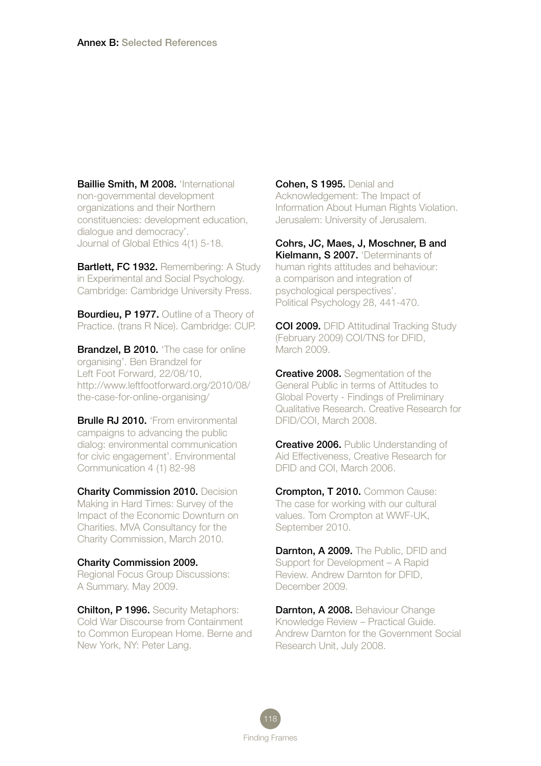## Annex B: Selected References

**Baillie Smith, M 2008.** 'International non-governmental development organizations and their Northern constituencies: development education, dialogue and democracy'. Journal of Global Ethics 4(1) 5-18.

**Bartlett, FC 1932.** Remembering: A Study in Experimental and Social Psychology. Cambridge: Cambridge University Press.

**Bourdieu, P 1977.** Outline of a Theory of Practice. (trans R Nice). Cambridge: CUP.

**Brandzel, B 2010.** 'The case for online organising'. Ben Brandzel for Left Foot Forward, 22/08/10, http://www.leftfootforward.org/2010/08/the-case-for-online-organising/

**Brulle RJ 2010.** 'From environmental campaigns to advancing the public dialog: environmental communication for civic engagement'. Environmental Communication 4 (1) 82-98

**Charity Commission 2010.** Decision Making in Hard Times: Survey of the Impact of the Economic Downturn on Charities. MVA Consultancy for the Charity Commission, March 2010.

**Charity Commission 2009.** Regional Focus Group Discussions: A Summary. May 2009.

**Chilton, P 1996.** Security Metaphors: Cold War Discourse from Containment to Common European Home. Berne and New York, NY: Peter Lang.

**Cohen, S 1995.** Denial and Acknowledgement: The Impact of Information About Human Rights Violation. Jerusalem: University of Jerusalem.

**Cohrs, JC, Maes, J, Moschner, B and Kielmann, S 2007.** 'Determinants of human rights attitudes and behaviour: a comparison and integration of psychological perspectives'. Political Psychology 28, 441-470.

**COI 2009.** DFID Attitudinal Tracking Study (February 2009) COI/TNS for DFID, March 2009.

**Creative 2008.** Segmentation of the General Public in terms of Attitudes to Global Poverty - Findings of Preliminary Qualitative Research. Creative Research for DFID/COI, March 2008.

**Creative 2006.** Public Understanding of Aid Effectiveness, Creative Research for DFID and COI, March 2006.

**Crompton, T 2010.** Common Cause: The case for working with our cultural values. Tom Crompton at WWF-UK, September 2010.

**Darnton, A 2009.** The Public, DFID and Support for Development – A Rapid Review. Andrew Darnton for DFID, December 2009.

**Darnton, A 2008.** Behaviour Change Knowledge Review – Practical Guide. Andrew Darnton for the Government Social Research Unit, July 2008.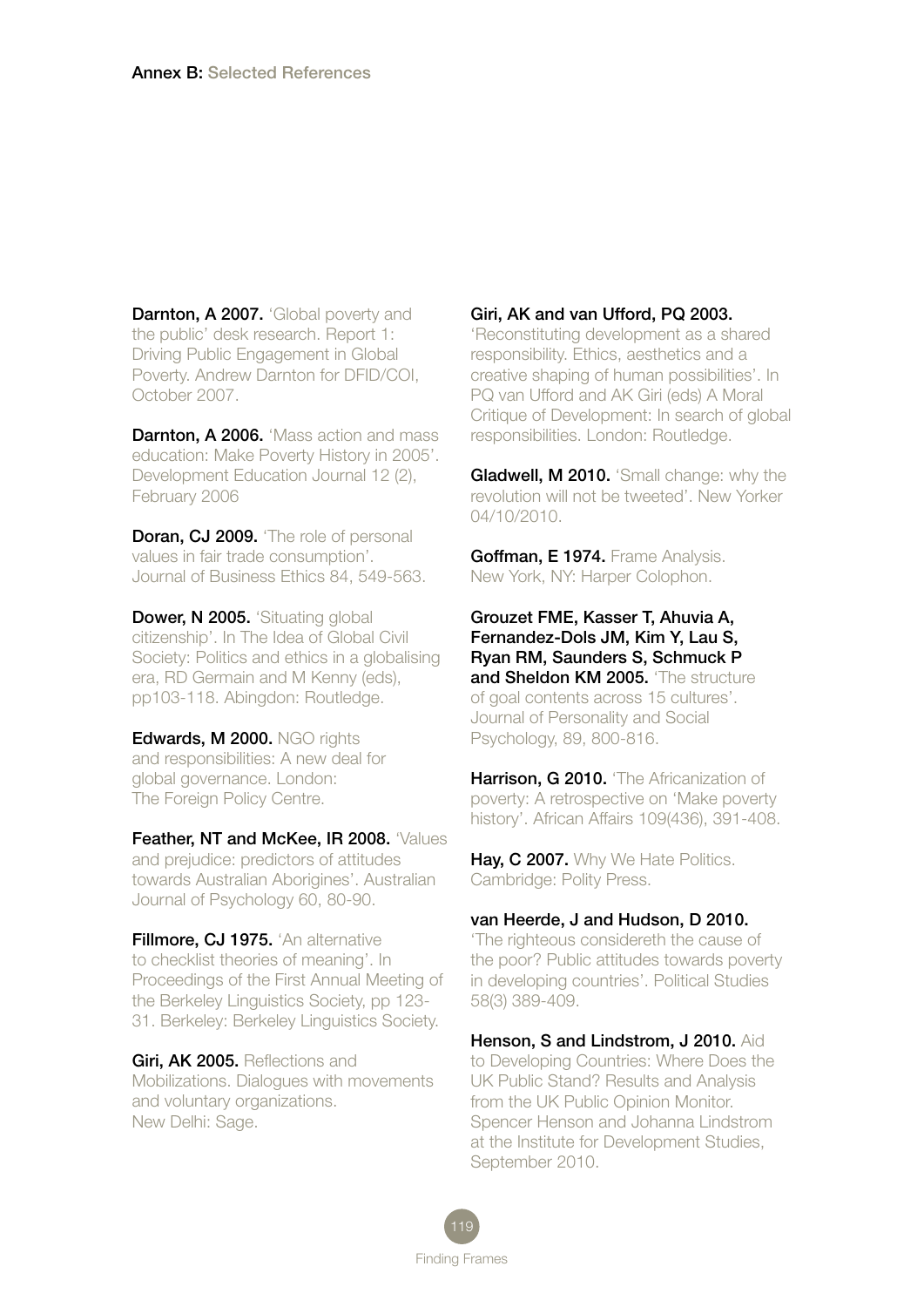## Annex B: Selected References

**Darnton, A 2007.** 'Global poverty and the public' desk research. Report 1: Driving Public Engagement in Global Poverty. Andrew Darnton for DFID/COI, October 2007.

**Darnton, A 2006.** 'Mass action and mass education: Make Poverty History in 2005'. Development Education Journal 12 (2), February 2006

**Doran, CJ 2009.** 'The role of personal values in fair trade consumption'. Journal of Business Ethics 84, 549-563.

**Dower, N 2005.** 'Situating global citizenship'. In The Idea of Global Civil Society: Politics and ethics in a globalising era, RD Germain and M Kenny (eds), pp103-118. Abingdon: Routledge.

**Edwards, M 2000.** NGO rights and responsibilities: A new deal for global governance. London: The Foreign Policy Centre.

**Feather, NT and McKee, IR 2008.** 'Values and prejudice: predictors of attitudes towards Australian Aborigines'. Australian Journal of Psychology 60, 80-90.

**Fillmore, CJ 1975.** 'An alternative to checklist theories of meaning'. In Proceedings of the First Annual Meeting of the Berkeley Linguistics Society, pp 123-31. Berkeley: Berkeley Linguistics Society.

**Giri, AK 2005.** Reflections and Mobilizations. Dialogues with movements and voluntary organizations. New Delhi: Sage.

**Giri, AK and van Ufford, PQ 2003.** 'Reconstituting development as a shared responsibility. Ethics, aesthetics and a creative shaping of human possibilities'. In PQ van Ufford and AK Giri (eds) A Moral Critique of Development: In search of global responsibilities. London: Routledge.

**Gladwell, M 2010.** 'Small change: why the revolution will not be tweeted'. New Yorker 04/10/2010.

**Goffman, E 1974.** Frame Analysis. New York, NY: Harper Colophon.

**Grouzet FME, Kasser T, Ahuvia A, Fernandez-Dols JM, Kim Y, Lau S, Ryan RM, Saunders S, Schmuck P and Sheldon KM 2005.** 'The structure of goal contents across 15 cultures'. Journal of Personality and Social Psychology, 89, 800-816.

**Harrison, G 2010.** 'The Africanization of poverty: A retrospective on 'Make poverty history'. African Affairs 109(436), 391-408.

**Hay, C 2007.** Why We Hate Politics. Cambridge: Polity Press.

**van Heerde, J and Hudson, D 2010.** 'The righteous considereth the cause of the poor? Public attitudes towards poverty in developing countries'. Political Studies 58(3) 389-409.

**Henson, S and Lindstrom, J 2010.** Aid to Developing Countries: Where Does the UK Public Stand? Results and Analysis from the UK Public Opinion Monitor. Spencer Henson and Johanna Lindstrom at the Institute for Development Studies, September 2010.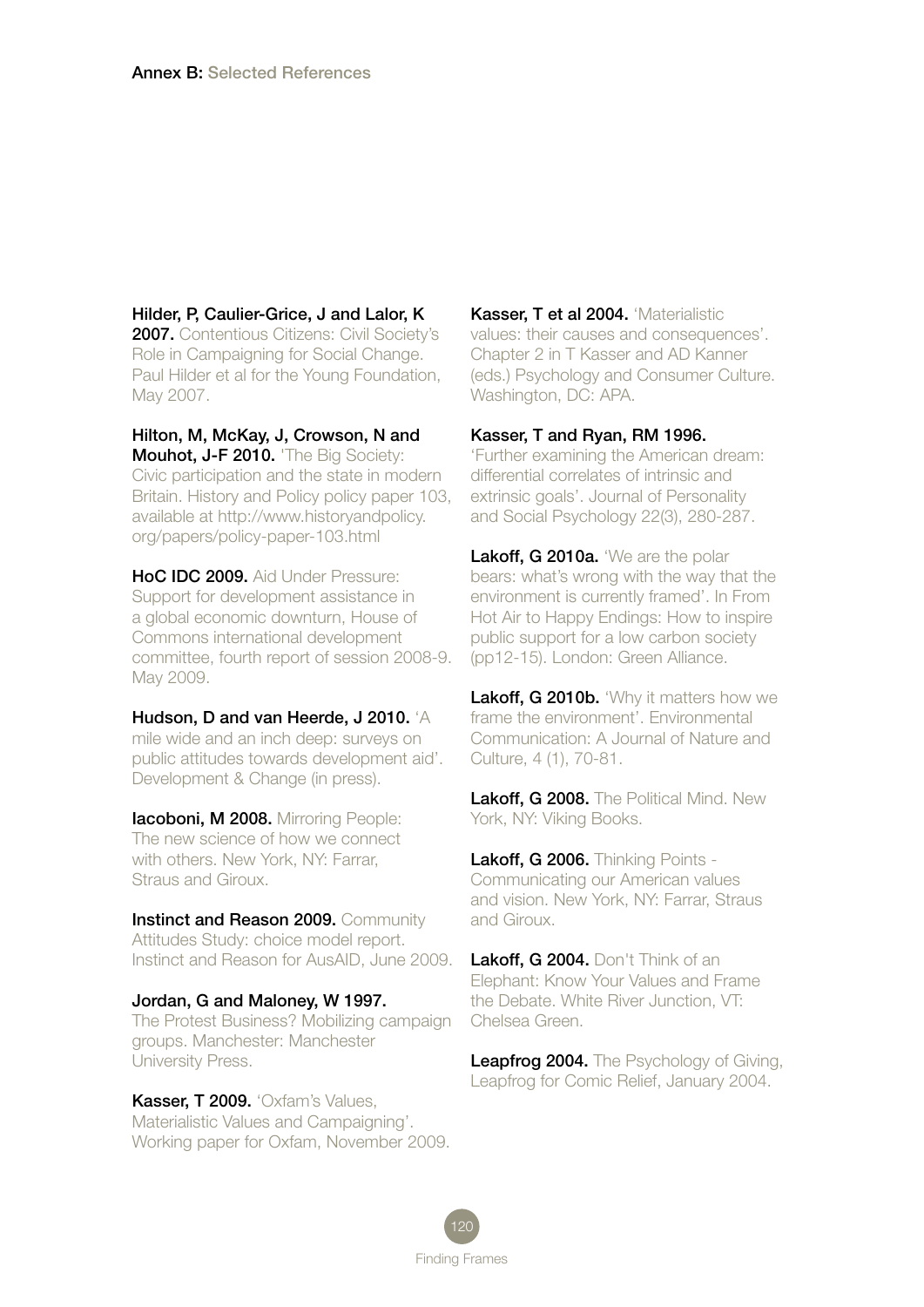## Annex B: Selected References

**Hilder, P, Caulier-Grice, J and Lalor, K 2007.** Contentious Citizens: Civil Society's Role in Campaigning for Social Change. Paul Hilder et al for the Young Foundation, May 2007.

**Hilton, M, McKay, J, Crowson, N and Mouhot, J-F 2010.** 'The Big Society: Civic participation and the state in modern Britain. History and Policy policy paper 103, available at http://www.historyandpolicy.org/papers/policy-paper-103.html

**HoC IDC 2009.** Aid Under Pressure: Support for development assistance in a global economic downturn, House of Commons international development committee, fourth report of session 2008-9. May 2009.

**Hudson, D and van Heerde, J 2010.** 'A mile wide and an inch deep: surveys on public attitudes towards development aid'. Development & Change (in press).

**Iacoboni, M 2008.** Mirroring People: The new science of how we connect with others. New York, NY: Farrar, Straus and Giroux.

**Instinct and Reason 2009.** Community Attitudes Study: choice model report. Instinct and Reason for AusAID, June 2009.

**Jordan, G and Maloney, W 1997.** The Protest Business? Mobilizing campaign groups. Manchester: Manchester University Press.

**Kasser, T 2009.** 'Oxfam's Values, Materialistic Values and Campaigning'. Working paper for Oxfam, November 2009.

**Kasser, T et al 2004.** 'Materialistic values: their causes and consequences'. Chapter 2 in T Kasser and AD Kanner (eds.) Psychology and Consumer Culture. Washington, DC: APA.

**Kasser, T and Ryan, RM 1996.** 'Further examining the American dream: differential correlates of intrinsic and extrinsic goals'. Journal of Personality and Social Psychology 22(3), 280-287.

**Lakoff, G 2010a.** 'We are the polar bears: what's wrong with the way that the environment is currently framed'. In From Hot Air to Happy Endings: How to inspire public support for a low carbon society (pp12-15). London: Green Alliance.

**Lakoff, G 2010b.** 'Why it matters how we frame the environment'. Environmental Communication: A Journal of Nature and Culture, 4 (1), 70-81.

**Lakoff, G 2008.** The Political Mind. New York, NY: Viking Books.

**Lakoff, G 2006.** Thinking Points - Communicating our American values and vision. New York, NY: Farrar, Straus and Giroux.

**Lakoff, G 2004.** Don't Think of an Elephant: Know Your Values and Frame the Debate. White River Junction, VT: Chelsea Green.

**Leapfrog 2004.** The Psychology of Giving, Leapfrog for Comic Relief, January 2004.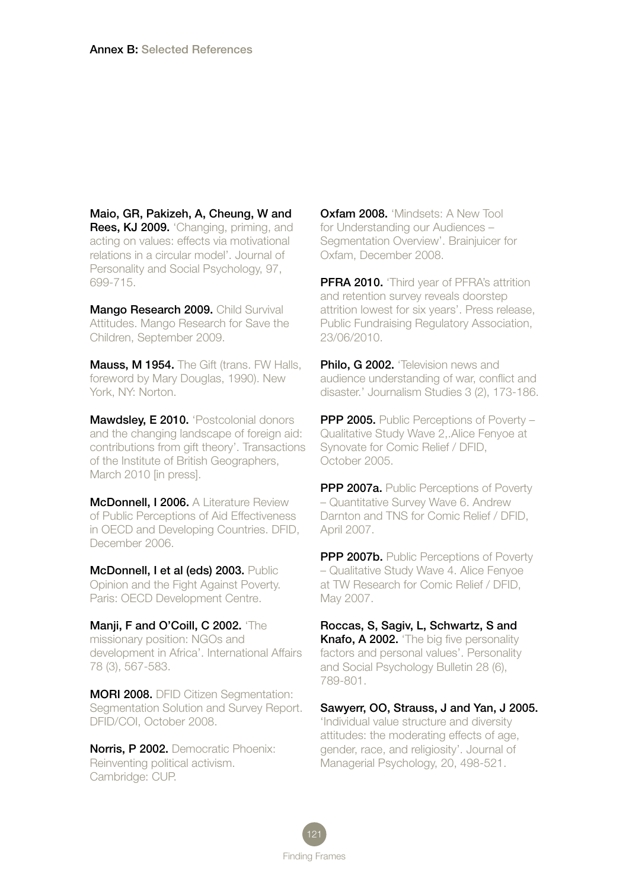**Annex B:** Selected References

**Maio, GR, Pakizeh, A, Cheung, W and Rees, KJ 2009.** 'Changing, priming, and acting on values: effects via motivational relations in a circular model'. Journal of Personality and Social Psychology, 97, 699-715.

**Mango Research 2009.** Child Survival Attitudes. Mango Research for Save the Children, September 2009.

**Mauss, M 1954.** The Gift (trans. FW Halls, foreword by Mary Douglas, 1990). New York, NY: Norton.

**Mawdsley, E 2010.** 'Postcolonial donors and the changing landscape of foreign aid: contributions from gift theory'. Transactions of the Institute of British Geographers, March 2010 [in press].

**McDonnell, I 2006.** A Literature Review of Public Perceptions of Aid Effectiveness in OECD and Developing Countries. DFID, December 2006.

**McDonnell, I et al (eds) 2003.** Public Opinion and the Fight Against Poverty. Paris: OECD Development Centre.

**Manji, F and O'Coill, C 2002.** 'The missionary position: NGOs and development in Africa'. International Affairs 78 (3), 567-583.

**MORI 2008.** DFID Citizen Segmentation: Segmentation Solution and Survey Report. DFID/COI, October 2008.

**Norris, P 2002.** Democratic Phoenix: Reinventing political activism. Cambridge: CUP.

**Oxfam 2008.** 'Mindsets: A New Tool for Understanding our Audiences – Segmentation Overview'. Brainjuicer for Oxfam, December 2008.

**PFRA 2010.** 'Third year of PFRA's attrition and retention survey reveals doorstep attrition lowest for six years'. Press release, Public Fundraising Regulatory Association, 23/06/2010.

**Philo, G 2002.** 'Television news and audience understanding of war, conflict and disaster.' Journalism Studies 3 (2), 173-186.

**PPP 2005.** Public Perceptions of Poverty – Qualitative Study Wave 2,.Alice Fenyoe at Synovate for Comic Relief / DFID, October 2005.

**PPP 2007a.** Public Perceptions of Poverty – Quantitative Survey Wave 6. Andrew Darnton and TNS for Comic Relief / DFID, April 2007.

**PPP 2007b.** Public Perceptions of Poverty – Qualitative Study Wave 4. Alice Fenyoe at TW Research for Comic Relief / DFID, May 2007.

**Roccas, S, Sagiv, L, Schwartz, S and Knafo, A 2002.** 'The big five personality factors and personal values'. Personality and Social Psychology Bulletin 28 (6), 789-801.

**Sawyerr, OO, Strauss, J and Yan, J 2005.** 'Individual value structure and diversity attitudes: the moderating effects of age, gender, race, and religiosity'. Journal of Managerial Psychology, 20, 498-521.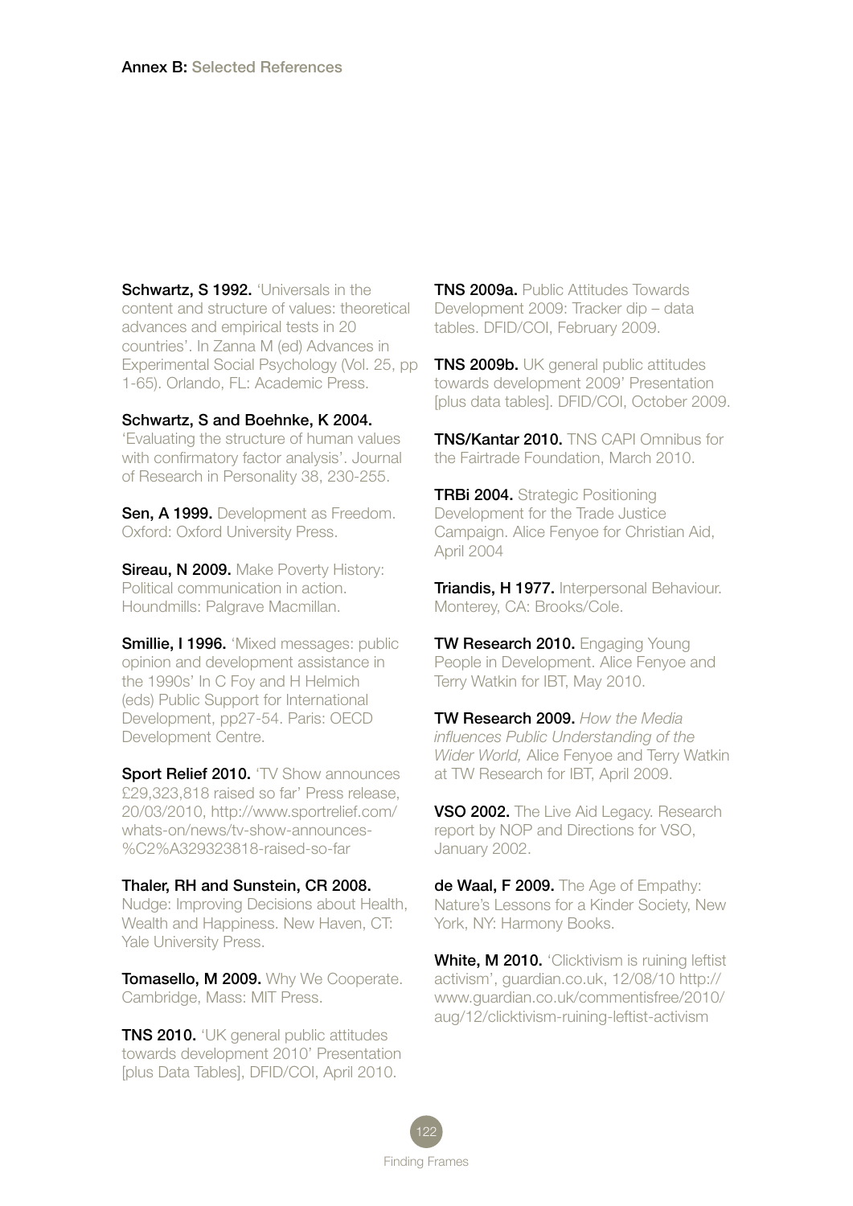## Annex B: Selected References

**Schwartz, S 1992.** 'Universals in the content and structure of values: theoretical advances and empirical tests in 20 countries'. In Zanna M (ed) Advances in Experimental Social Psychology (Vol. 25, pp 1-65). Orlando, FL: Academic Press.

**Schwartz, S and Boehnke, K 2004.** 'Evaluating the structure of human values with confirmatory factor analysis'. Journal of Research in Personality 38, 230-255.

**Sen, A 1999.** Development as Freedom. Oxford: Oxford University Press.

**Sireau, N 2009.** Make Poverty History: Political communication in action. Houndmills: Palgrave Macmillan.

**Smillie, I 1996.** 'Mixed messages: public opinion and development assistance in the 1990s' In C Foy and H Helmich (eds) Public Support for International Development, pp27-54. Paris: OECD Development Centre.

**Sport Relief 2010.** 'TV Show announces £29,323,818 raised so far' Press release, 20/03/2010, http://www.sportrelief.com/whats-on/news/tv-show-announces-%C2%A329323818-raised-so-far

**Thaler, RH and Sunstein, CR 2008.** Nudge: Improving Decisions about Health, Wealth and Happiness. New Haven, CT: Yale University Press.

**Tomasello, M 2009.** Why We Cooperate. Cambridge, Mass: MIT Press.

**TNS 2010.** 'UK general public attitudes towards development 2010' Presentation [plus Data Tables], DFID/COI, April 2010.

**TNS 2009a.** Public Attitudes Towards Development 2009: Tracker dip – data tables. DFID/COI, February 2009.

**TNS 2009b.** UK general public attitudes towards development 2009' Presentation [plus data tables]. DFID/COI, October 2009.

**TNS/Kantar 2010.** TNS CAPI Omnibus for the Fairtrade Foundation, March 2010.

**TRBi 2004.** Strategic Positioning Development for the Trade Justice Campaign. Alice Fenyoe for Christian Aid, April 2004

**Triandis, H 1977.** Interpersonal Behaviour. Monterey, CA: Brooks/Cole.

**TW Research 2010.** Engaging Young People in Development. Alice Fenyoe and Terry Watkin for IBT, May 2010.

**TW Research 2009.** *How the Media influences Public Understanding of the Wider World,* Alice Fenyoe and Terry Watkin at TW Research for IBT, April 2009.

**VSO 2002.** The Live Aid Legacy. Research report by NOP and Directions for VSO, January 2002.

**de Waal, F 2009.** The Age of Empathy: Nature's Lessons for a Kinder Society, New York, NY: Harmony Books.

**White, M 2010.** 'Clicktivism is ruining leftist activism', guardian.co.uk, 12/08/10 http://www.guardian.co.uk/commentisfree/2010/aug/12/clicktivism-ruining-leftist-activism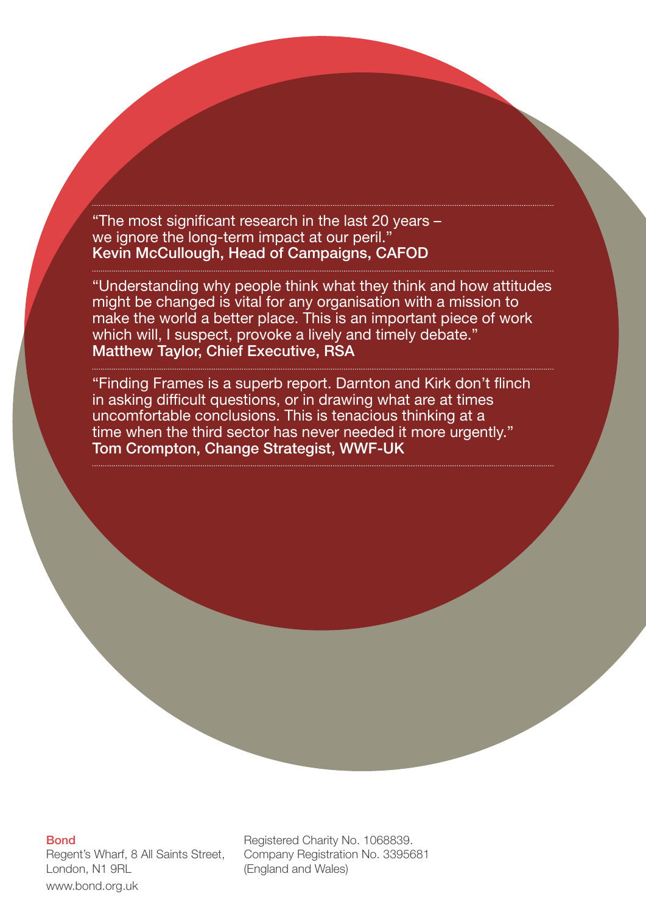---

"The most significant research in the last 20 years – we ignore the long-term impact at our peril."
**Kevin McCullough, Head of Campaigns, CAFOD**

---

"Understanding why people think what they think and how attitudes might be changed is vital for any organisation with a mission to make the world a better place. This is an important piece of work which will, I suspect, provoke a lively and timely debate."
**Matthew Taylor, Chief Executive, RSA**

---

"Finding Frames is a superb report. Darnton and Kirk don't flinch in asking difficult questions, or in drawing what are at times uncomfortable conclusions. This is tenacious thinking at a time when the third sector has never needed it more urgently."
**Tom Crompton, Change Strategist, WWF-UK**

---

**Bond**
Regent's Wharf, 8 All Saints Street,
London, N1 9RL
www.bond.org.uk

Registered Charity No. 1068839.
Company Registration No. 3395681
(England and Wales)